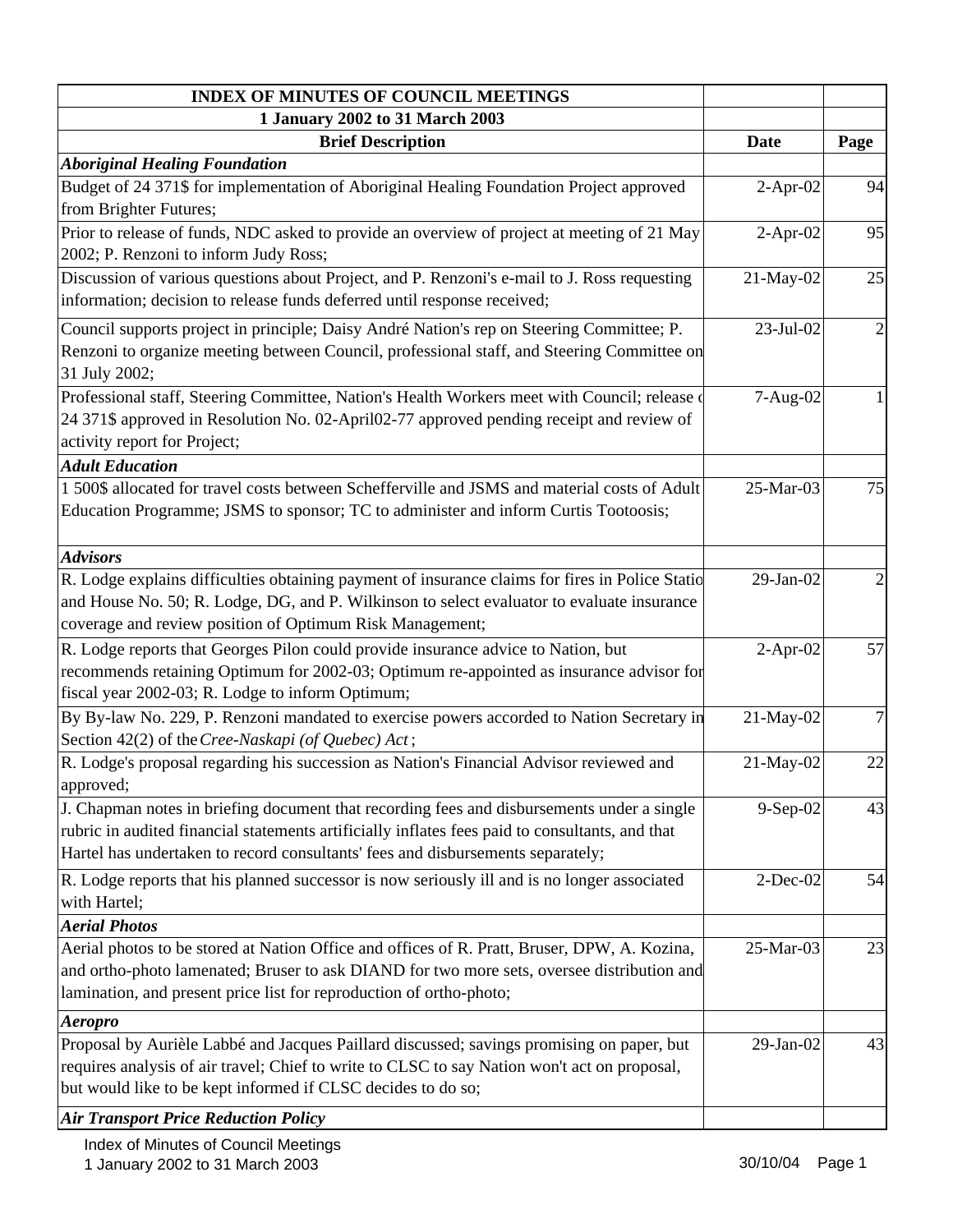| INDEX OF MINUTES OF COUNCIL MEETINGS | | |
|---|---|---|
| 1 January 2002 to 31 March 2003 | | |
| **Brief Description** | **Date** | **Page** |
| ***Aboriginal Healing Foundation*** | | |
| Budget of 24 371$ for implementation of Aboriginal Healing Foundation Project approved from Brighter Futures; | 2-Apr-02 | 94 |
| Prior to release of funds, NDC asked to provide an overview of project at meeting of 21 May 2002; P. Renzoni to inform Judy Ross; | 2-Apr-02 | 95 |
| Discussion of various questions about Project, and P. Renzoni's e-mail to J. Ross requesting information; decision to release funds deferred until response received; | 21-May-02 | 25 |
| Council supports project in principle; Daisy André Nation's rep on Steering Committee; P. Renzoni to organize meeting between Council, professional staff, and Steering Committee on 31 July 2002; | 23-Jul-02 | 2 |
| Professional staff, Steering Committee, Nation's Health Workers meet with Council; release of 24 371$ approved in Resolution No. 02-April02-77 approved pending receipt and review of activity report for Project; | 7-Aug-02 | 1 |
| ***Adult Education*** | | |
| 1 500$ allocated for travel costs between Schefferville and JSMS and material costs of Adult Education Programme; JSMS to sponsor; TC to administer and inform Curtis Tootoosis; | 25-Mar-03 | 75 |
| ***Advisors*** | | |
| R. Lodge explains difficulties obtaining payment of insurance claims for fires in Police Station and House No. 50; R. Lodge, DG, and P. Wilkinson to select evaluator to evaluate insurance coverage and review position of Optimum Risk Management; | 29-Jan-02 | 2 |
| R. Lodge reports that Georges Pilon could provide insurance advice to Nation, but recommends retaining Optimum for 2002-03; Optimum re-appointed as insurance advisor for fiscal year 2002-03; R. Lodge to inform Optimum; | 2-Apr-02 | 57 |
| By By-law No. 229, P. Renzoni mandated to exercise powers accorded to Nation Secretary in Section 42(2) of the *Cree-Naskapi (of Quebec) Act*; | 21-May-02 | 7 |
| R. Lodge's proposal regarding his succession as Nation's Financial Advisor reviewed and approved; | 21-May-02 | 22 |
| J. Chapman notes in briefing document that recording fees and disbursements under a single rubric in audited financial statements artificially inflates fees paid to consultants, and that Hartel has undertaken to record consultants' fees and disbursements separately; | 9-Sep-02 | 43 |
| R. Lodge reports that his planned successor is now seriously ill and is no longer associated with Hartel; | 2-Dec-02 | 54 |
| ***Aerial Photos*** | | |
| Aerial photos to be stored at Nation Office and offices of R. Pratt, Bruser, DPW, A. Kozina, and ortho-photo lamenated; Bruser to ask DIAND for two more sets, oversee distribution and lamination, and present price list for reproduction of ortho-photo; | 25-Mar-03 | 23 |
| ***Aeropro*** | | |
| Proposal by Aurièle Labbé and Jacques Paillard discussed; savings promising on paper, but requires analysis of air travel; Chief to write to CLSC to say Nation won't act on proposal, but would like to be kept informed if CLSC decides to do so; | 29-Jan-02 | 43 |
| ***Air Transport Price Reduction Policy*** | | |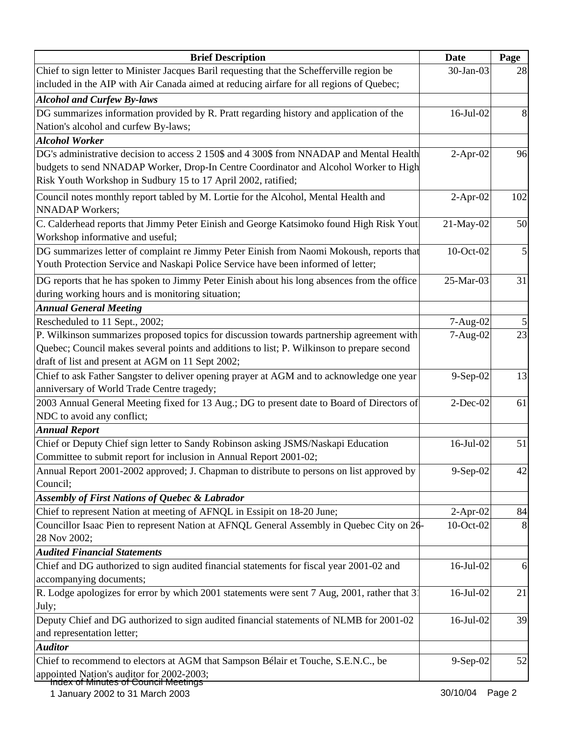| Brief Description | Date | Page |
|---|---|---|
| Chief to sign letter to Minister Jacques Baril requesting that the Schefferville region be included in the AIP with Air Canada aimed at reducing airfare for all regions of Quebec; | 30-Jan-03 | 28 |
| ***Alcohol and Curfew By-laws*** | | |
| DG summarizes information provided by R. Pratt regarding history and application of the Nation's alcohol and curfew By-laws; | 16-Jul-02 | 8 |
| ***Alcohol Worker*** | | |
| DG's administrative decision to access 2 150$ and 4 300$ from NNADAP and Mental Health budgets to send NNADAP Worker, Drop-In Centre Coordinator and Alcohol Worker to High Risk Youth Workshop in Sudbury 15 to 17 April 2002, ratified; | 2-Apr-02 | 96 |
| Council notes monthly report tabled by M. Lortie for the Alcohol, Mental Health and NNADAP Workers; | 2-Apr-02 | 102 |
| C. Calderhead reports that Jimmy Peter Einish and George Katsimoko found High Risk Yout Workshop informative and useful; | 21-May-02 | 50 |
| DG summarizes letter of complaint re Jimmy Peter Einish from Naomi Mokoush, reports that Youth Protection Service and Naskapi Police Service have been informed of letter; | 10-Oct-02 | 5 |
| DG reports that he has spoken to Jimmy Peter Einish about his long absences from the office during working hours and is monitoring situation; | 25-Mar-03 | 31 |
| ***Annual General Meeting*** | | |
| Rescheduled to 11 Sept., 2002; | 7-Aug-02 | 5 |
| P. Wilkinson summarizes proposed topics for discussion towards partnership agreement with Quebec; Council makes several points and additions to list; P. Wilkinson to prepare second draft of list and present at AGM on 11 Sept 2002; | 7-Aug-02 | 23 |
| Chief to ask Father Sangster to deliver opening prayer at AGM and to acknowledge one year anniversary of World Trade Centre tragedy; | 9-Sep-02 | 13 |
| 2003 Annual General Meeting fixed for 13 Aug.; DG to present date to Board of Directors of NDC to avoid any conflict; | 2-Dec-02 | 61 |
| ***Annual Report*** | | |
| Chief or Deputy Chief sign letter to Sandy Robinson asking JSMS/Naskapi Education Committee to submit report for inclusion in Annual Report 2001-02; | 16-Jul-02 | 51 |
| Annual Report 2001-2002 approved; J. Chapman to distribute to persons on list approved by Council; | 9-Sep-02 | 42 |
| ***Assembly of First Nations of Quebec & Labrador*** | | |
| Chief to represent Nation at meeting of AFNQL in Essipit on 18-20 June; | 2-Apr-02 | 84 |
| Councillor Isaac Pien to represent Nation at AFNQL General Assembly in Quebec City on 26-28 Nov 2002; | 10-Oct-02 | 8 |
| ***Audited Financial Statements*** | | |
| Chief and DG authorized to sign audited financial statements for fiscal year 2001-02 and accompanying documents; | 16-Jul-02 | 6 |
| R. Lodge apologizes for error by which 2001 statements were sent 7 Aug, 2001, rather that 31 July; | 16-Jul-02 | 21 |
| Deputy Chief and DG authorized to sign audited financial statements of NLMB for 2001-02 and representation letter; | 16-Jul-02 | 39 |
| ***Auditor*** | | |
| Chief to recommend to electors at AGM that Sampson Bélair et Touche, S.E.N.C., be appointed Nation's auditor for 2002-2003; | 9-Sep-02 | 52 |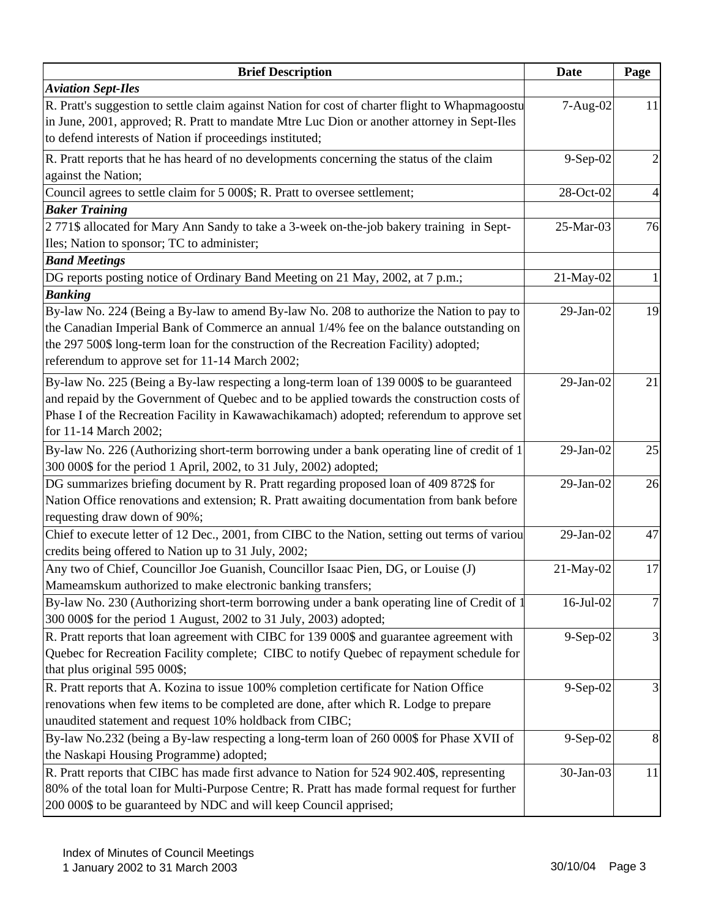| Brief Description | Date | Page |
|---|---|---|
| ***Aviation Sept-Iles*** | | |
| R. Pratt's suggestion to settle claim against Nation for cost of charter flight to Whapmagoostu in June, 2001, approved; R. Pratt to mandate Mtre Luc Dion or another attorney in Sept-Iles to defend interests of Nation if proceedings instituted; | 7-Aug-02 | 11 |
| R. Pratt reports that he has heard of no developments concerning the status of the claim against the Nation; | 9-Sep-02 | 2 |
| Council agrees to settle claim for 5 000$; R. Pratt to oversee settlement; | 28-Oct-02 | 4 |
| ***Baker Training*** | | |
| 2 771$ allocated for Mary Ann Sandy to take a 3-week on-the-job bakery training in Sept-Iles; Nation to sponsor; TC to administer; | 25-Mar-03 | 76 |
| ***Band Meetings*** | | |
| DG reports posting notice of Ordinary Band Meeting on 21 May, 2002, at 7 p.m.; | 21-May-02 | 1 |
| ***Banking*** | | |
| By-law No. 224 (Being a By-law to amend By-law No. 208 to authorize the Nation to pay to the Canadian Imperial Bank of Commerce an annual 1/4% fee on the balance outstanding on the 297 500$ long-term loan for the construction of the Recreation Facility) adopted; referendum to approve set for 11-14 March 2002; | 29-Jan-02 | 19 |
| By-law No. 225 (Being a By-law respecting a long-term loan of 139 000$ to be guaranteed and repaid by the Government of Quebec and to be applied towards the construction costs of Phase I of the Recreation Facility in Kawawachikamach) adopted; referendum to approve set for 11-14 March 2002; | 29-Jan-02 | 21 |
| By-law No. 226 (Authorizing short-term borrowing under a bank operating line of credit of 1 300 000$ for the period 1 April, 2002, to 31 July, 2002) adopted; | 29-Jan-02 | 25 |
| DG summarizes briefing document by R. Pratt regarding proposed loan of 409 872$ for Nation Office renovations and extension; R. Pratt awaiting documentation from bank before requesting draw down of 90%; | 29-Jan-02 | 26 |
| Chief to execute letter of 12 Dec., 2001, from CIBC to the Nation, setting out terms of variou credits being offered to Nation up to 31 July, 2002; | 29-Jan-02 | 47 |
| Any two of Chief, Councillor Joe Guanish, Councillor Isaac Pien, DG, or Louise (J) Mameamskum authorized to make electronic banking transfers; | 21-May-02 | 17 |
| By-law No. 230 (Authorizing short-term borrowing under a bank operating line of Credit of 1 300 000$ for the period 1 August, 2002 to 31 July, 2003) adopted; | 16-Jul-02 | 7 |
| R. Pratt reports that loan agreement with CIBC for 139 000$ and guarantee agreement with Quebec for Recreation Facility complete; CIBC to notify Quebec of repayment schedule for that plus original 595 000$; | 9-Sep-02 | 3 |
| R. Pratt reports that A. Kozina to issue 100% completion certificate for Nation Office renovations when few items to be completed are done, after which R. Lodge to prepare unaudited statement and request 10% holdback from CIBC; | 9-Sep-02 | 3 |
| By-law No.232 (being a By-law respecting a long-term loan of 260 000$ for Phase XVII of the Naskapi Housing Programme) adopted; | 9-Sep-02 | 8 |
| R. Pratt reports that CIBC has made first advance to Nation for 524 902.40$, representing 80% of the total loan for Multi-Purpose Centre; R. Pratt has made formal request for further 200 000$ to be guaranteed by NDC and will keep Council apprised; | 30-Jan-03 | 11 |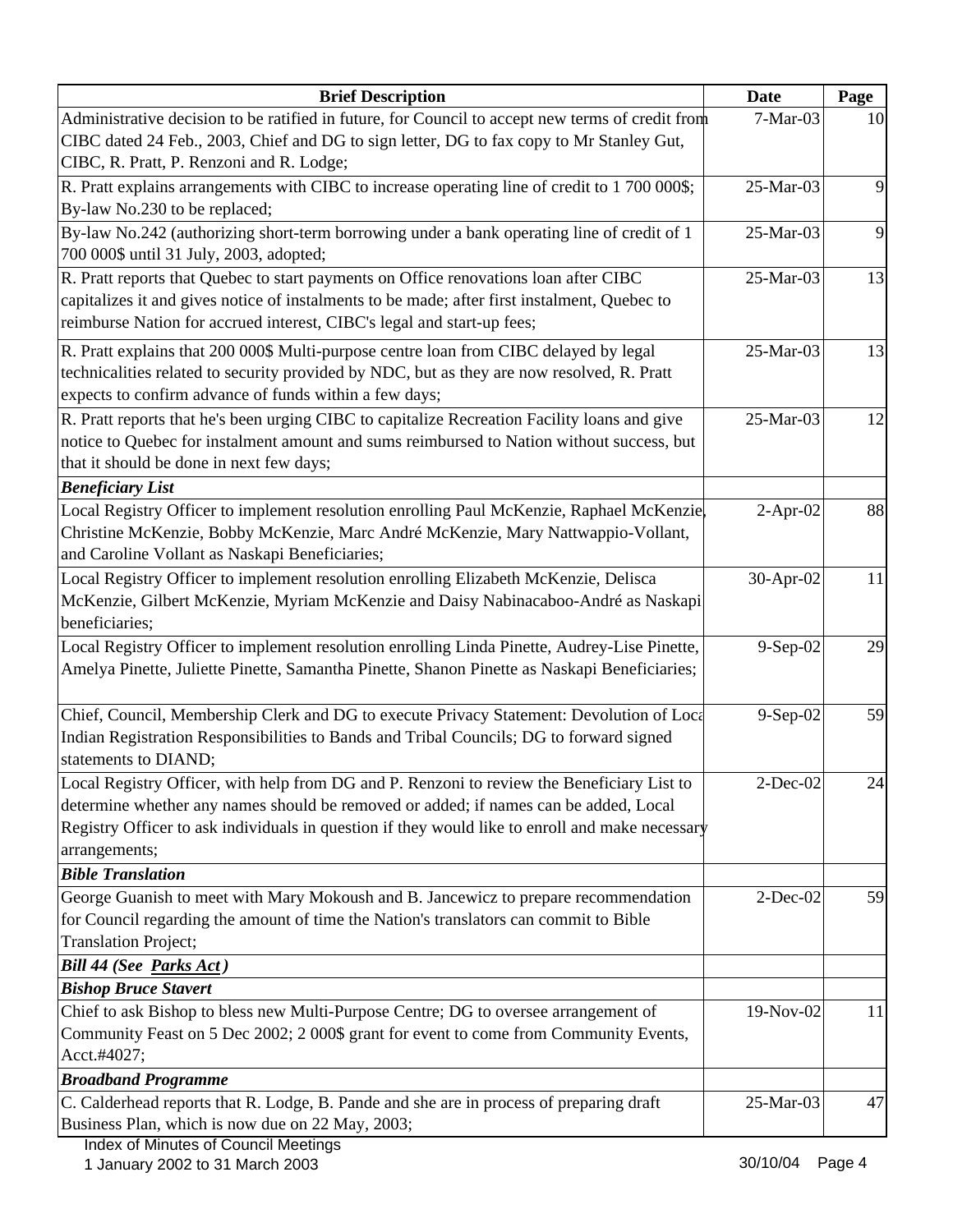| Brief Description | Date | Page |
|---|---|---|
| Administrative decision to be ratified in future, for Council to accept new terms of credit from CIBC dated 24 Feb., 2003, Chief and DG to sign letter, DG to fax copy to Mr Stanley Gut, CIBC, R. Pratt, P. Renzoni and R. Lodge; | 7-Mar-03 | 10 |
| R. Pratt explains arrangements with CIBC to increase operating line of credit to 1 700 000$; By-law No.230 to be replaced; | 25-Mar-03 | 9 |
| By-law No.242 (authorizing short-term borrowing under a bank operating line of credit of 1 700 000$ until 31 July, 2003, adopted; | 25-Mar-03 | 9 |
| R. Pratt reports that Quebec to start payments on Office renovations loan after CIBC capitalizes it and gives notice of instalments to be made; after first instalment, Quebec to reimburse Nation for accrued interest, CIBC's legal and start-up fees; | 25-Mar-03 | 13 |
| R. Pratt explains that 200 000$ Multi-purpose centre loan from CIBC delayed by legal technicalities related to security provided by NDC, but as they are now resolved, R. Pratt expects to confirm advance of funds within a few days; | 25-Mar-03 | 13 |
| R. Pratt reports that he's been urging CIBC to capitalize Recreation Facility loans and give notice to Quebec for instalment amount and sums reimbursed to Nation without success, but that it should be done in next few days; | 25-Mar-03 | 12 |
| ***Beneficiary List*** | | |
| Local Registry Officer to implement resolution enrolling Paul McKenzie, Raphael McKenzie, Christine McKenzie, Bobby McKenzie, Marc André McKenzie, Mary Nattwappio-Vollant, and Caroline Vollant as Naskapi Beneficiaries; | 2-Apr-02 | 88 |
| Local Registry Officer to implement resolution enrolling Elizabeth McKenzie, Delisca McKenzie, Gilbert McKenzie, Myriam McKenzie and Daisy Nabinacaboo-André as Naskapi beneficiaries; | 30-Apr-02 | 11 |
| Local Registry Officer to implement resolution enrolling Linda Pinette, Audrey-Lise Pinette, Amelya Pinette, Juliette Pinette, Samantha Pinette, Shanon Pinette as Naskapi Beneficiaries; | 9-Sep-02 | 29 |
| Chief, Council, Membership Clerk and DG to execute Privacy Statement: Devolution of Local Indian Registration Responsibilities to Bands and Tribal Councils; DG to forward signed statements to DIAND; | 9-Sep-02 | 59 |
| Local Registry Officer, with help from DG and P. Renzoni to review the Beneficiary List to determine whether any names should be removed or added; if names can be added, Local Registry Officer to ask individuals in question if they would like to enroll and make necessary arrangements; | 2-Dec-02 | 24 |
| ***Bible Translation*** | | |
| George Guanish to meet with Mary Mokoush and B. Jancewicz to prepare recommendation for Council regarding the amount of time the Nation's translators can commit to Bible Translation Project; | 2-Dec-02 | 59 |
| ***Bill 44 (See Parks Act)*** | | |
| ***Bishop Bruce Stavert*** | | |
| Chief to ask Bishop to bless new Multi-Purpose Centre; DG to oversee arrangement of Community Feast on 5 Dec 2002; 2 000$ grant for event to come from Community Events, Acct.#4027; | 19-Nov-02 | 11 |
| ***Broadband Programme*** | | |
| C. Calderhead reports that R. Lodge, B. Pande and she are in process of preparing draft Business Plan, which is now due on 22 May, 2003; | 25-Mar-03 | 47 |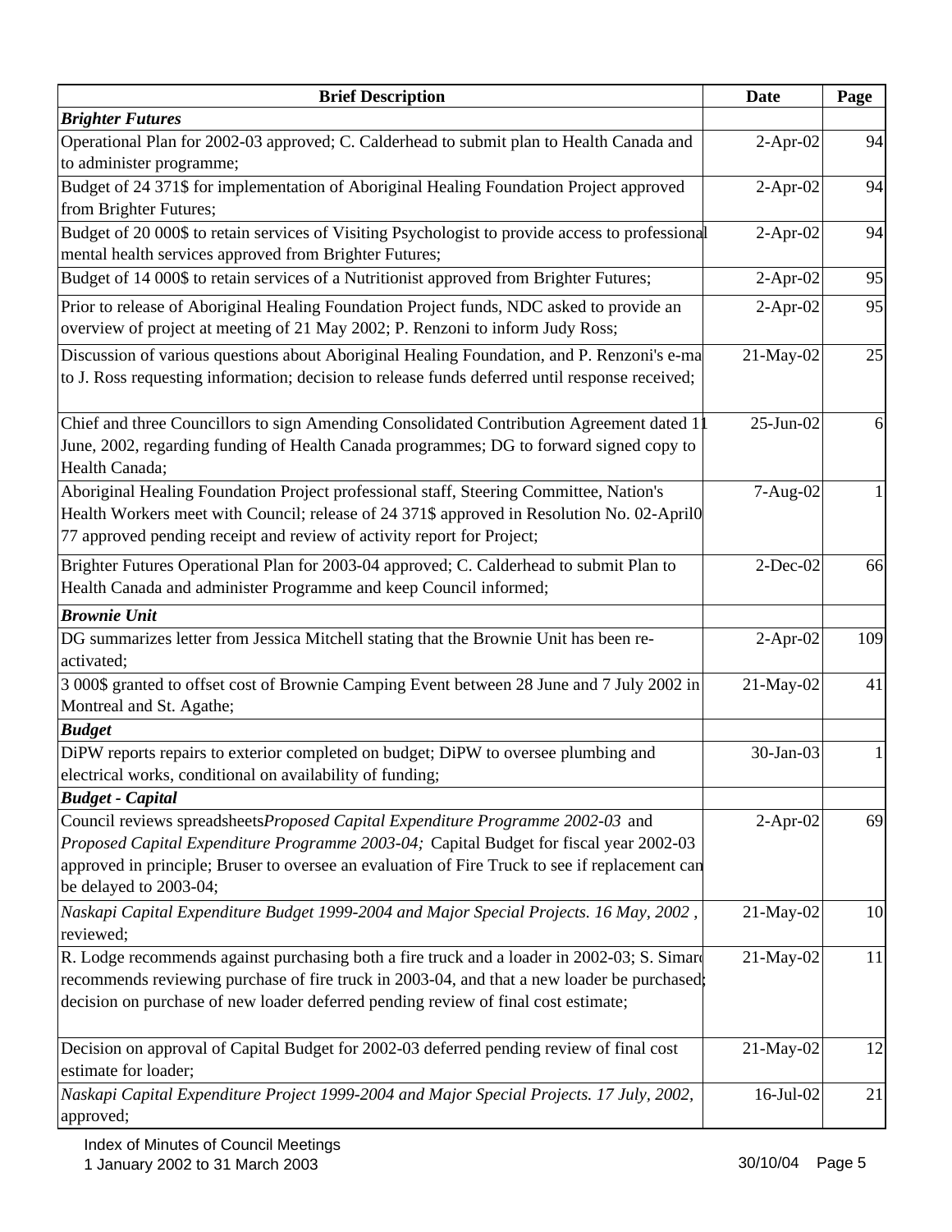| Brief Description | Date | Page |
|---|---|---|
| ***Brighter Futures*** | | |
| Operational Plan for 2002-03 approved; C. Calderhead to submit plan to Health Canada and to administer programme; | 2-Apr-02 | 94 |
| Budget of 24 371$ for implementation of Aboriginal Healing Foundation Project approved from Brighter Futures; | 2-Apr-02 | 94 |
| Budget of 20 000$ to retain services of Visiting Psychologist to provide access to professional mental health services approved from Brighter Futures; | 2-Apr-02 | 94 |
| Budget of 14 000$ to retain services of a Nutritionist approved from Brighter Futures; | 2-Apr-02 | 95 |
| Prior to release of Aboriginal Healing Foundation Project funds, NDC asked to provide an overview of project at meeting of 21 May 2002; P. Renzoni to inform Judy Ross; | 2-Apr-02 | 95 |
| Discussion of various questions about Aboriginal Healing Foundation, and P. Renzoni's e-ma to J. Ross requesting information; decision to release funds deferred until response received; | 21-May-02 | 25 |
| Chief and three Councillors to sign Amending Consolidated Contribution Agreement dated 11 June, 2002, regarding funding of Health Canada programmes; DG to forward signed copy to Health Canada; | 25-Jun-02 | 6 |
| Aboriginal Healing Foundation Project professional staff, Steering Committee, Nation's Health Workers meet with Council; release of 24 371$ approved in Resolution No. 02-April0 77 approved pending receipt and review of activity report for Project; | 7-Aug-02 | 1 |
| Brighter Futures Operational Plan for 2003-04 approved; C. Calderhead to submit Plan to Health Canada and administer Programme and keep Council informed; | 2-Dec-02 | 66 |
| ***Brownie Unit*** | | |
| DG summarizes letter from Jessica Mitchell stating that the Brownie Unit has been re-activated; | 2-Apr-02 | 109 |
| 3 000$ granted to offset cost of Brownie Camping Event between 28 June and 7 July 2002 in Montreal and St. Agathe; | 21-May-02 | 41 |
| ***Budget*** | | |
| DiPW reports repairs to exterior completed on budget; DiPW to oversee plumbing and electrical works, conditional on availability of funding; | 30-Jan-03 | 1 |
| ***Budget - Capital*** | | |
| Council reviews spreadsheets *Proposed Capital Expenditure Programme 2002-03* and *Proposed Capital Expenditure Programme 2003-04;* Capital Budget for fiscal year 2002-03 approved in principle; Bruser to oversee an evaluation of Fire Truck to see if replacement can be delayed to 2003-04; | 2-Apr-02 | 69 |
| *Naskapi Capital Expenditure Budget 1999-2004 and Major Special Projects. 16 May, 2002*, reviewed; | 21-May-02 | 10 |
| R. Lodge recommends against purchasing both a fire truck and a loader in 2002-03; S. Simard recommends reviewing purchase of fire truck in 2003-04, and that a new loader be purchased; decision on purchase of new loader deferred pending review of final cost estimate; | 21-May-02 | 11 |
| Decision on approval of Capital Budget for 2002-03 deferred pending review of final cost estimate for loader; | 21-May-02 | 12 |
| *Naskapi Capital Expenditure Project 1999-2004 and Major Special Projects. 17 July, 2002,* approved; | 16-Jul-02 | 21 |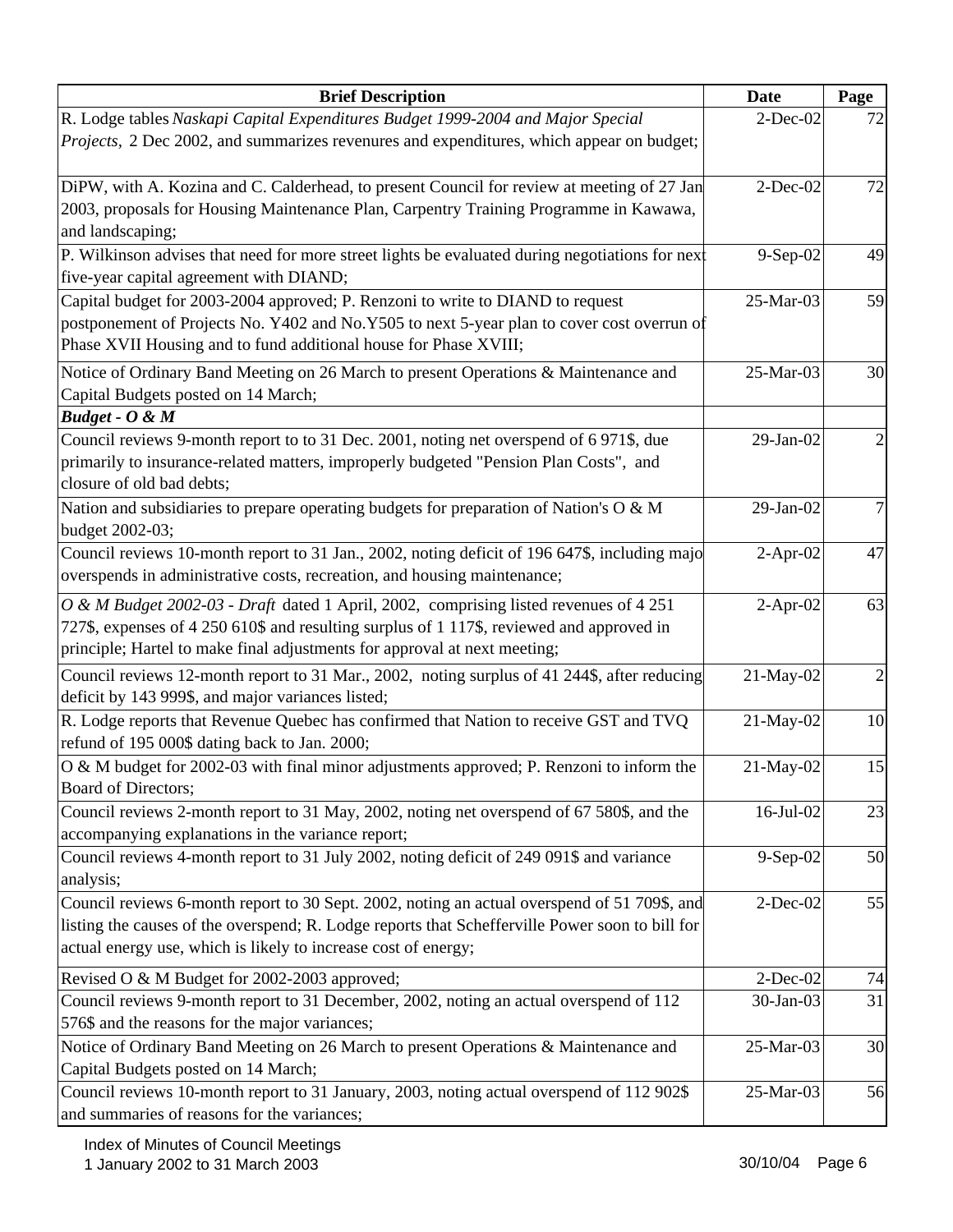| Brief Description | Date | Page |
|---|---|---|
| R. Lodge tables *Naskapi Capital Expenditures Budget 1999-2004 and Major Special Projects*, 2 Dec 2002, and summarizes revenures and expenditures, which appear on budget; | 2-Dec-02 | 72 |
| DiPW, with A. Kozina and C. Calderhead, to present Council for review at meeting of 27 Jan 2003, proposals for Housing Maintenance Plan, Carpentry Training Programme in Kawawa, and landscaping; | 2-Dec-02 | 72 |
| P. Wilkinson advises that need for more street lights be evaluated during negotiations for next five-year capital agreement with DIAND; | 9-Sep-02 | 49 |
| Capital budget for 2003-2004 approved; P. Renzoni to write to DIAND to request postponement of Projects No. Y402 and No.Y505 to next 5-year plan to cover cost overrun of Phase XVII Housing and to fund additional house for Phase XVIII; | 25-Mar-03 | 59 |
| Notice of Ordinary Band Meeting on 26 March to present Operations & Maintenance and Capital Budgets posted on 14 March; | 25-Mar-03 | 30 |
| ***Budget - O & M*** | | |
| Council reviews 9-month report to to 31 Dec. 2001, noting net overspend of 6 971$, due primarily to insurance-related matters, improperly budgeted "Pension Plan Costs", and closure of old bad debts; | 29-Jan-02 | 2 |
| Nation and subsidiaries to prepare operating budgets for preparation of Nation's O & M budget 2002-03; | 29-Jan-02 | 7 |
| Council reviews 10-month report to 31 Jan., 2002, noting deficit of 196 647$, including majo overspends in administrative costs, recreation, and housing maintenance; | 2-Apr-02 | 47 |
| *O & M Budget 2002-03 - Draft* dated 1 April, 2002, comprising listed revenues of 4 251 727$, expenses of 4 250 610$ and resulting surplus of 1 117$, reviewed and approved in principle; Hartel to make final adjustments for approval at next meeting; | 2-Apr-02 | 63 |
| Council reviews 12-month report to 31 Mar., 2002, noting surplus of 41 244$, after reducing deficit by 143 999$, and major variances listed; | 21-May-02 | 2 |
| R. Lodge reports that Revenue Quebec has confirmed that Nation to receive GST and TVQ refund of 195 000$ dating back to Jan. 2000; | 21-May-02 | 10 |
| O & M budget for 2002-03 with final minor adjustments approved; P. Renzoni to inform the Board of Directors; | 21-May-02 | 15 |
| Council reviews 2-month report to 31 May, 2002, noting net overspend of 67 580$, and the accompanying explanations in the variance report; | 16-Jul-02 | 23 |
| Council reviews 4-month report to 31 July 2002, noting deficit of 249 091$ and variance analysis; | 9-Sep-02 | 50 |
| Council reviews 6-month report to 30 Sept. 2002, noting an actual overspend of 51 709$, and listing the causes of the overspend; R. Lodge reports that Schefferville Power soon to bill for actual energy use, which is likely to increase cost of energy; | 2-Dec-02 | 55 |
| Revised O & M Budget for 2002-2003 approved; | 2-Dec-02 | 74 |
| Council reviews 9-month report to 31 December, 2002, noting an actual overspend of 112 576$ and the reasons for the major variances; | 30-Jan-03 | 31 |
| Notice of Ordinary Band Meeting on 26 March to present Operations & Maintenance and Capital Budgets posted on 14 March; | 25-Mar-03 | 30 |
| Council reviews 10-month report to 31 January, 2003, noting actual overspend of 112 902$ and summaries of reasons for the variances; | 25-Mar-03 | 56 |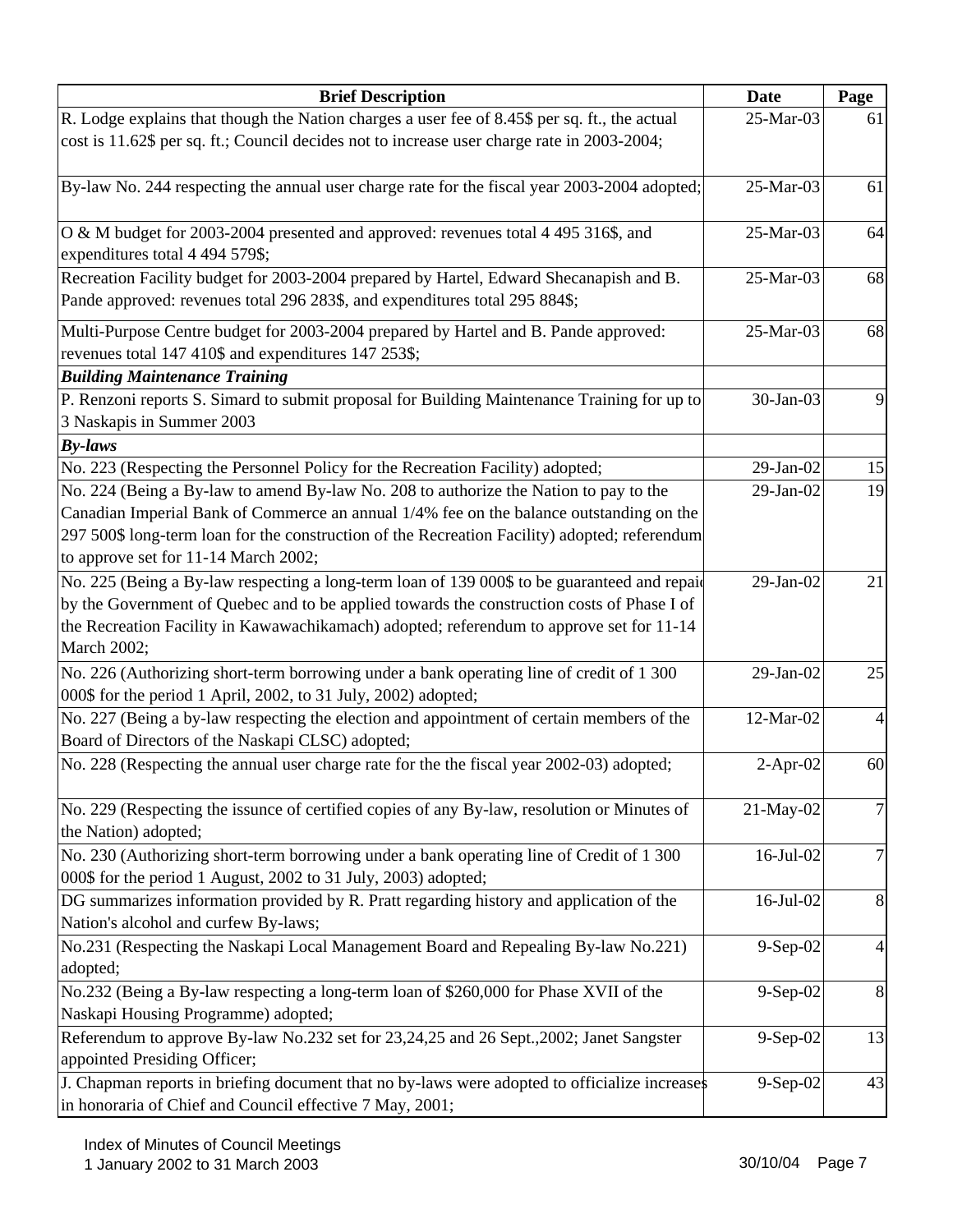| Brief Description | Date | Page |
|---|---|---|
| R. Lodge explains that though the Nation charges a user fee of 8.45$ per sq. ft., the actual cost is 11.62$ per sq. ft.; Council decides not to increase user charge rate in 2003-2004; | 25-Mar-03 | 61 |
| By-law No. 244 respecting the annual user charge rate for the fiscal year 2003-2004 adopted; | 25-Mar-03 | 61 |
| O & M budget for 2003-2004 presented and approved: revenues total 4 495 316$, and expenditures total 4 494 579$; | 25-Mar-03 | 64 |
| Recreation Facility budget for 2003-2004 prepared by Hartel, Edward Shecanapish and B. Pande approved: revenues total 296 283$, and expenditures total 295 884$; | 25-Mar-03 | 68 |
| Multi-Purpose Centre budget for 2003-2004 prepared by Hartel and B. Pande approved: revenues total 147 410$ and expenditures 147 253$; | 25-Mar-03 | 68 |
| ***Building Maintenance Training*** | | |
| P. Renzoni reports S. Simard to submit proposal for Building Maintenance Training for up to 3 Naskapis in Summer 2003 | 30-Jan-03 | 9 |
| ***By-laws*** | | |
| No. 223 (Respecting the Personnel Policy for the Recreation Facility) adopted; | 29-Jan-02 | 15 |
| No. 224 (Being a By-law to amend By-law No. 208 to authorize the Nation to pay to the Canadian Imperial Bank of Commerce an annual 1/4% fee on the balance outstanding on the 297 500$ long-term loan for the construction of the Recreation Facility) adopted; referendum to approve set for 11-14 March 2002; | 29-Jan-02 | 19 |
| No. 225 (Being a By-law respecting a long-term loan of 139 000$ to be guaranteed and repaid by the Government of Quebec and to be applied towards the construction costs of Phase I of the Recreation Facility in Kawawachikamach) adopted; referendum to approve set for 11-14 March 2002; | 29-Jan-02 | 21 |
| No. 226 (Authorizing short-term borrowing under a bank operating line of credit of 1 300 000$ for the period 1 April, 2002, to 31 July, 2002) adopted; | 29-Jan-02 | 25 |
| No. 227 (Being a by-law respecting the election and appointment of certain members of the Board of Directors of the Naskapi CLSC) adopted; | 12-Mar-02 | 4 |
| No. 228 (Respecting the annual user charge rate for the the fiscal year 2002-03) adopted; | 2-Apr-02 | 60 |
| No. 229 (Respecting the issunce of certified copies of any By-law, resolution or Minutes of the Nation) adopted; | 21-May-02 | 7 |
| No. 230 (Authorizing short-term borrowing under a bank operating line of Credit of 1 300 000$ for the period 1 August, 2002 to 31 July, 2003) adopted; | 16-Jul-02 | 7 |
| DG summarizes information provided by R. Pratt regarding history and application of the Nation's alcohol and curfew By-laws; | 16-Jul-02 | 8 |
| No.231 (Respecting the Naskapi Local Management Board and Repealing By-law No.221) adopted; | 9-Sep-02 | 4 |
| No.232 (Being a By-law respecting a long-term loan of $260,000 for Phase XVII of the Naskapi Housing Programme) adopted; | 9-Sep-02 | 8 |
| Referendum to approve By-law No.232 set for 23,24,25 and 26 Sept.,2002; Janet Sangster appointed Presiding Officer; | 9-Sep-02 | 13 |
| J. Chapman reports in briefing document that no by-laws were adopted to officialize increases in honoraria of Chief and Council effective 7 May, 2001; | 9-Sep-02 | 43 |

Index of Minutes of Council Meetings
1 January 2002 to 31 March 2003
30/10/04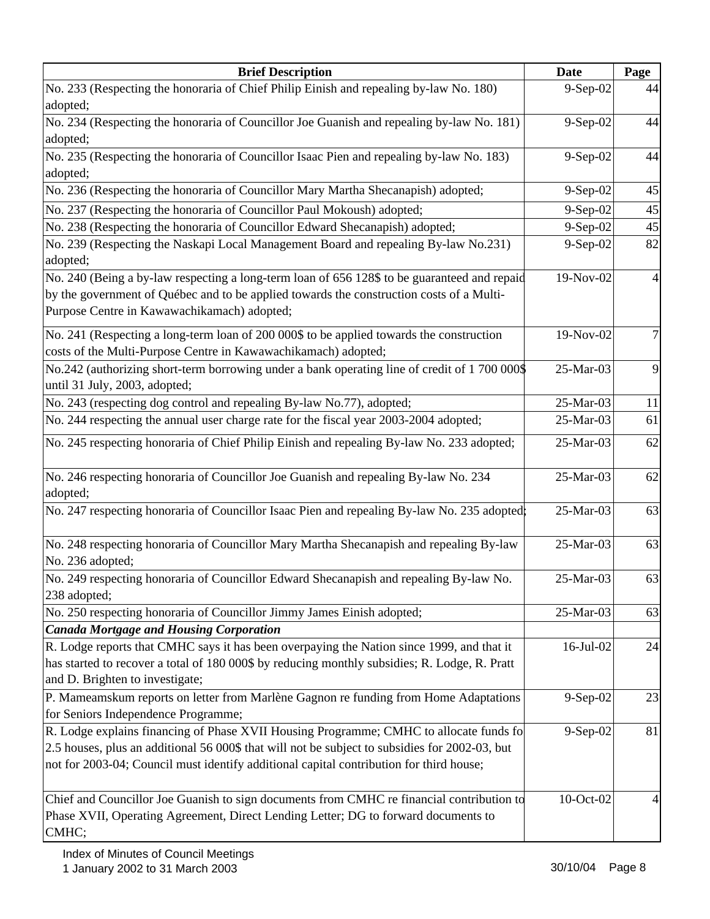| Brief Description | Date | Page |
|---|---|---|
| No. 233 (Respecting the honoraria of Chief Philip Einish and repealing by-law No. 180) adopted; | 9-Sep-02 | 44 |
| No. 234 (Respecting the honoraria of Councillor Joe Guanish and repealing by-law No. 181) adopted; | 9-Sep-02 | 44 |
| No. 235 (Respecting the honoraria of Councillor Isaac Pien and repealing by-law No. 183) adopted; | 9-Sep-02 | 44 |
| No. 236 (Respecting the honoraria of Councillor Mary Martha Shecanapish) adopted; | 9-Sep-02 | 45 |
| No. 237 (Respecting the honoraria of Councillor Paul Mokoush) adopted; | 9-Sep-02 | 45 |
| No. 238 (Respecting the honoraria of Councillor Edward Shecanapish) adopted; | 9-Sep-02 | 45 |
| No. 239 (Respecting the Naskapi Local Management Board and repealing By-law No.231) adopted; | 9-Sep-02 | 82 |
| No. 240 (Being a by-law respecting a long-term loan of 656 128$ to be guaranteed and repaid by the government of Québec and to be applied towards the construction costs of a Multi-Purpose Centre in Kawawachikamach) adopted; | 19-Nov-02 | 4 |
| No. 241 (Respecting a long-term loan of 200 000$ to be applied towards the construction costs of the Multi-Purpose Centre in Kawawachikamach) adopted; | 19-Nov-02 | 7 |
| No.242 (authorizing short-term borrowing under a bank operating line of credit of 1 700 000$ until 31 July, 2003, adopted; | 25-Mar-03 | 9 |
| No. 243 (respecting dog control and repealing By-law No.77), adopted; | 25-Mar-03 | 11 |
| No. 244 respecting the annual user charge rate for the fiscal year 2003-2004 adopted; | 25-Mar-03 | 61 |
| No. 245 respecting honoraria of Chief Philip Einish and repealing By-law No. 233 adopted; | 25-Mar-03 | 62 |
| No. 246 respecting honoraria of Councillor Joe Guanish and repealing By-law No. 234 adopted; | 25-Mar-03 | 62 |
| No. 247 respecting honoraria of Councillor Isaac Pien and repealing By-law No. 235 adopted; | 25-Mar-03 | 63 |
| No. 248 respecting honoraria of Councillor Mary Martha Shecanapish and repealing By-law No. 236 adopted; | 25-Mar-03 | 63 |
| No. 249 respecting honoraria of Councillor Edward Shecanapish and repealing By-law No. 238 adopted; | 25-Mar-03 | 63 |
| No. 250 respecting honoraria of Councillor Jimmy James Einish adopted; | 25-Mar-03 | 63 |
| ***Canada Mortgage and Housing Corporation*** | | |
| R. Lodge reports that CMHC says it has been overpaying the Nation since 1999, and that it has started to recover a total of 180 000$ by reducing monthly subsidies; R. Lodge, R. Pratt and D. Brighten to investigate; | 16-Jul-02 | 24 |
| P. Mameamskum reports on letter from Marlène Gagnon re funding from Home Adaptations for Seniors Independence Programme; | 9-Sep-02 | 23 |
| R. Lodge explains financing of Phase XVII Housing Programme; CMHC to allocate funds fo 2.5 houses, plus an additional 56 000$ that will not be subject to subsidies for 2002-03, but not for 2003-04; Council must identify additional capital contribution for third house; | 9-Sep-02 | 81 |
| Chief and Councillor Joe Guanish to sign documents from CMHC re financial contribution to Phase XVII, Operating Agreement, Direct Lending Letter; DG to forward documents to CMHC; | 10-Oct-02 | 4 |

Index of Minutes of Council Meetings
1 January 2002 to 31 March 2003

30/10/04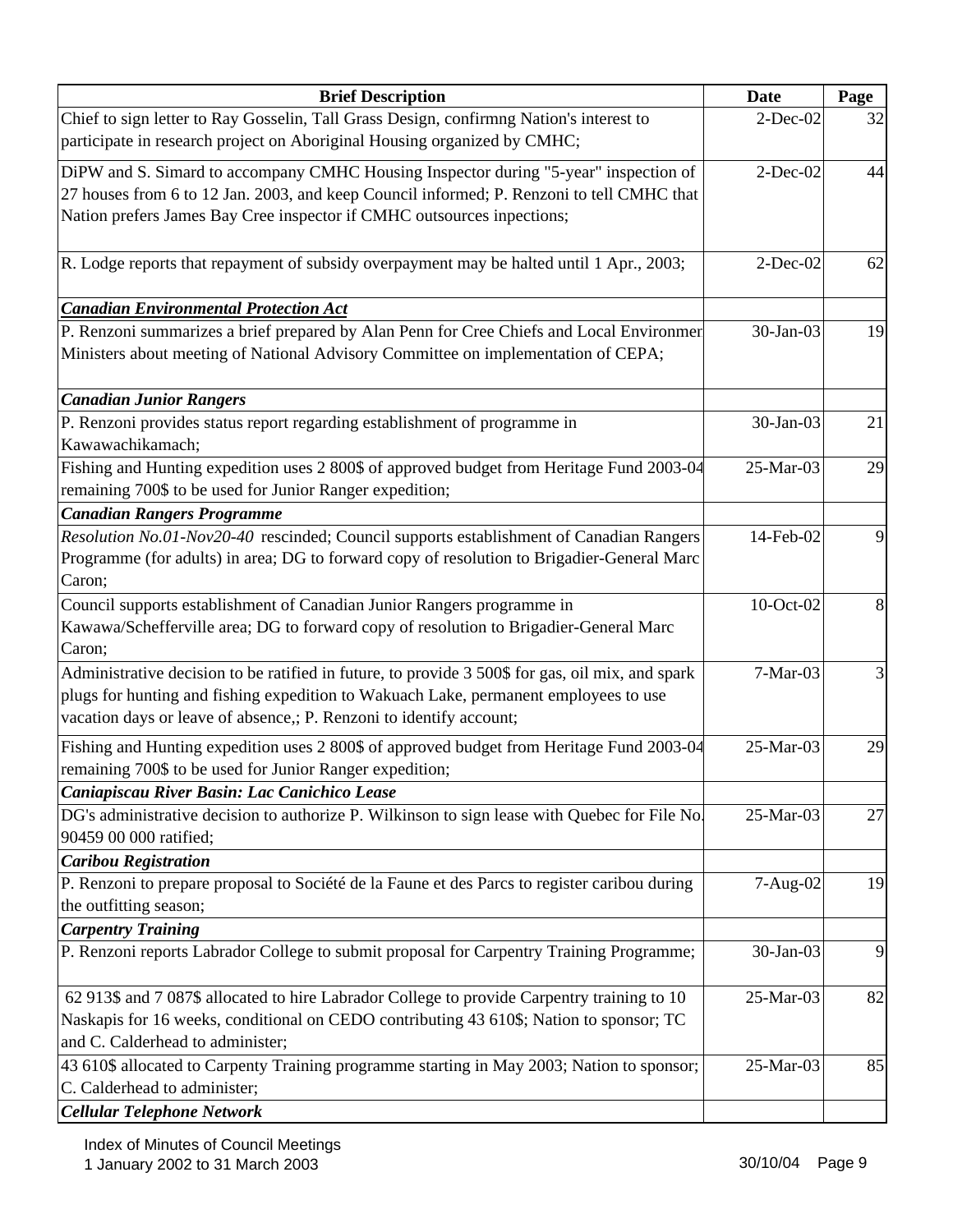| Brief Description | Date | Page |
|---|---|---|
| Chief to sign letter to Ray Gosselin, Tall Grass Design, confirmng Nation's interest to participate in research project on Aboriginal Housing organized by CMHC; | 2-Dec-02 | 32 |
| DiPW and S. Simard to accompany CMHC Housing Inspector during "5-year" inspection of 27 houses from 6 to 12 Jan. 2003, and keep Council informed; P. Renzoni to tell CMHC that Nation prefers James Bay Cree inspector if CMHC outsources inpections; | 2-Dec-02 | 44 |
| R. Lodge reports that repayment of subsidy overpayment may be halted until 1 Apr., 2003; | 2-Dec-02 | 62 |
| ***Canadian Environmental Protection Act*** | | |
| P. Renzoni summarizes a brief prepared by Alan Penn for Cree Chiefs and Local Environmer Ministers about meeting of National Advisory Committee on implementation of CEPA; | 30-Jan-03 | 19 |
| ***Canadian Junior Rangers*** | | |
| P. Renzoni provides status report regarding establishment of programme in Kawawachikamach; | 30-Jan-03 | 21 |
| Fishing and Hunting expedition uses 2 800$ of approved budget from Heritage Fund 2003-04 remaining 700$ to be used for Junior Ranger expedition; | 25-Mar-03 | 29 |
| ***Canadian Rangers Programme*** | | |
| *Resolution No.01-Nov20-40* rescinded; Council supports establishment of Canadian Rangers Programme (for adults) in area; DG to forward copy of resolution to Brigadier-General Marc Caron; | 14-Feb-02 | 9 |
| Council supports establishment of Canadian Junior Rangers programme in Kawawa/Schefferville area; DG to forward copy of resolution to Brigadier-General Marc Caron; | 10-Oct-02 | 8 |
| Administrative decision to be ratified in future, to provide 3 500$ for gas, oil mix, and spark plugs for hunting and fishing expedition to Wakuach Lake, permanent employees to use vacation days or leave of absence,; P. Renzoni to identify account; | 7-Mar-03 | 3 |
| Fishing and Hunting expedition uses 2 800$ of approved budget from Heritage Fund 2003-04 remaining 700$ to be used for Junior Ranger expedition; | 25-Mar-03 | 29 |
| ***Caniapiscau River Basin: Lac Canichico Lease*** | | |
| DG's administrative decision to authorize P. Wilkinson to sign lease with Quebec for File No. 90459 00 000 ratified; | 25-Mar-03 | 27 |
| ***Caribou Registration*** | | |
| P. Renzoni to prepare proposal to Société de la Faune et des Parcs to register caribou during the outfitting season; | 7-Aug-02 | 19 |
| ***Carpentry Training*** | | |
| P. Renzoni reports Labrador College to submit proposal for Carpentry Training Programme; | 30-Jan-03 | 9 |
| 62 913$ and 7 087$ allocated to hire Labrador College to provide Carpentry training to 10 Naskapis for 16 weeks, conditional on CEDO contributing 43 610$; Nation to sponsor; TC and C. Calderhead to administer; | 25-Mar-03 | 82 |
| 43 610$ allocated to Carpenty Training programme starting in May 2003; Nation to sponsor; C. Calderhead to administer; | 25-Mar-03 | 85 |
| ***Cellular Telephone Network*** | | |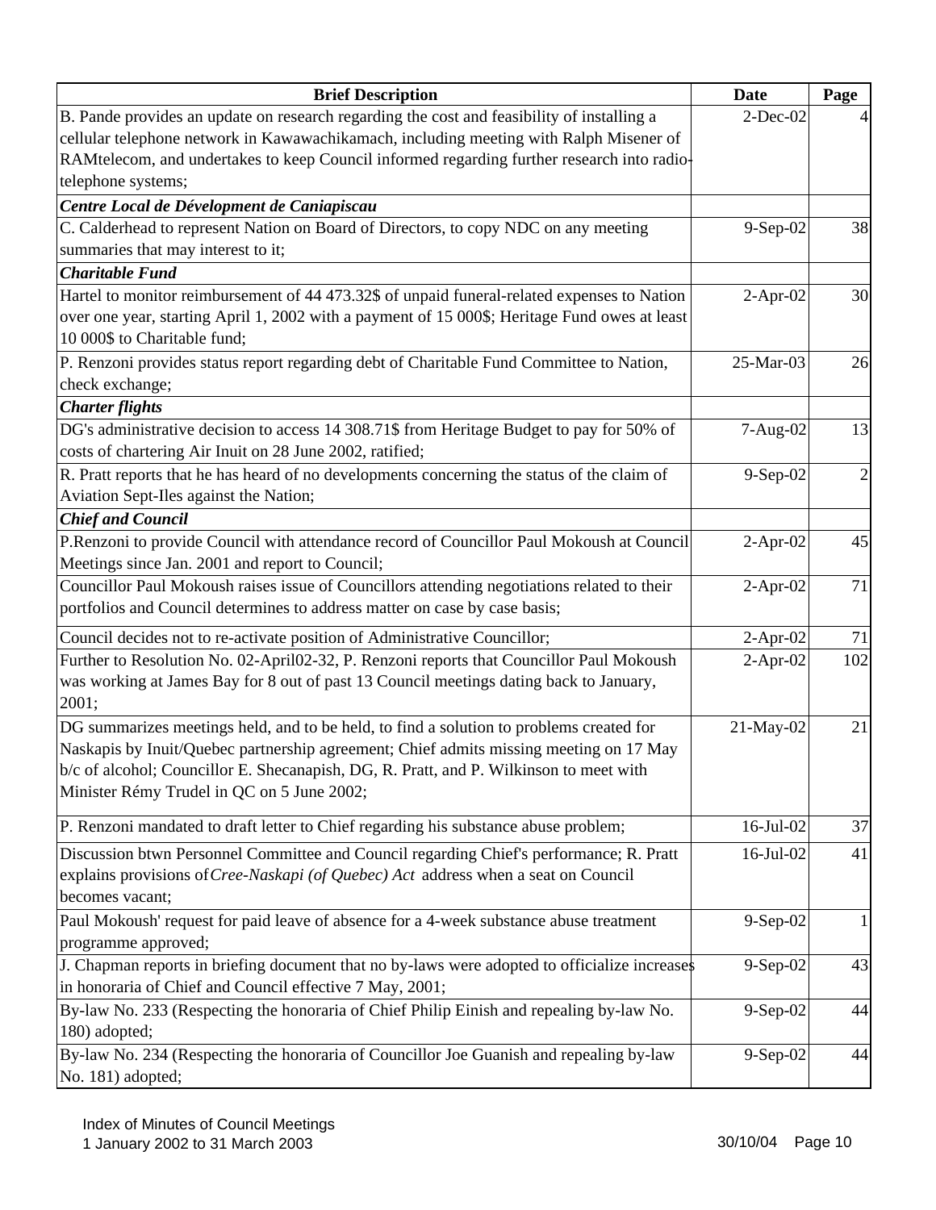| Brief Description | Date | Page |
|---|---|---|
| B. Pande provides an update on research regarding the cost and feasibility of installing a cellular telephone network in Kawawachikamach, including meeting with Ralph Misener of RAMtelecom, and undertakes to keep Council informed regarding further research into radio-telephone systems; | 2-Dec-02 | 4 |
| ***Centre Local de Dévelopment de Caniapiscau*** | | |
| C. Calderhead to represent Nation on Board of Directors, to copy NDC on any meeting summaries that may interest to it; | 9-Sep-02 | 38 |
| ***Charitable Fund*** | | |
| Hartel to monitor reimbursement of 44 473.32$ of unpaid funeral-related expenses to Nation over one year, starting April 1, 2002 with a payment of 15 000$; Heritage Fund owes at least 10 000$ to Charitable fund; | 2-Apr-02 | 30 |
| P. Renzoni provides status report regarding debt of Charitable Fund Committee to Nation, check exchange; | 25-Mar-03 | 26 |
| ***Charter flights*** | | |
| DG's administrative decision to access 14 308.71$ from Heritage Budget to pay for 50% of costs of chartering Air Inuit on 28 June 2002, ratified; | 7-Aug-02 | 13 |
| R. Pratt reports that he has heard of no developments concerning the status of the claim of Aviation Sept-Iles against the Nation; | 9-Sep-02 | 2 |
| ***Chief and Council*** | | |
| P.Renzoni to provide Council with attendance record of Councillor Paul Mokoush at Council Meetings since Jan. 2001 and report to Council; | 2-Apr-02 | 45 |
| Councillor Paul Mokoush raises issue of Councillors attending negotiations related to their portfolios and Council determines to address matter on case by case basis; | 2-Apr-02 | 71 |
| Council decides not to re-activate position of Administrative Councillor; | 2-Apr-02 | 71 |
| Further to Resolution No. 02-April02-32, P. Renzoni reports that Councillor Paul Mokoush was working at James Bay for 8 out of past 13 Council meetings dating back to January, 2001; | 2-Apr-02 | 102 |
| DG summarizes meetings held, and to be held, to find a solution to problems created for Naskapis by Inuit/Quebec partnership agreement; Chief admits missing meeting on 17 May b/c of alcohol; Councillor E. Shecanapish, DG, R. Pratt, and P. Wilkinson to meet with Minister Rémy Trudel in QC on 5 June 2002; | 21-May-02 | 21 |
| P. Renzoni mandated to draft letter to Chief regarding his substance abuse problem; | 16-Jul-02 | 37 |
| Discussion btwn Personnel Committee and Council regarding Chief's performance; R. Pratt explains provisions of *Cree-Naskapi (of Quebec) Act* address when a seat on Council becomes vacant; | 16-Jul-02 | 41 |
| Paul Mokoush' request for paid leave of absence for a 4-week substance abuse treatment programme approved; | 9-Sep-02 | 1 |
| J. Chapman reports in briefing document that no by-laws were adopted to officialize increases in honoraria of Chief and Council effective 7 May, 2001; | 9-Sep-02 | 43 |
| By-law No. 233 (Respecting the honoraria of Chief Philip Einish and repealing by-law No. 180) adopted; | 9-Sep-02 | 44 |
| By-law No. 234 (Respecting the honoraria of Councillor Joe Guanish and repealing by-law No. 181) adopted; | 9-Sep-02 | 44 |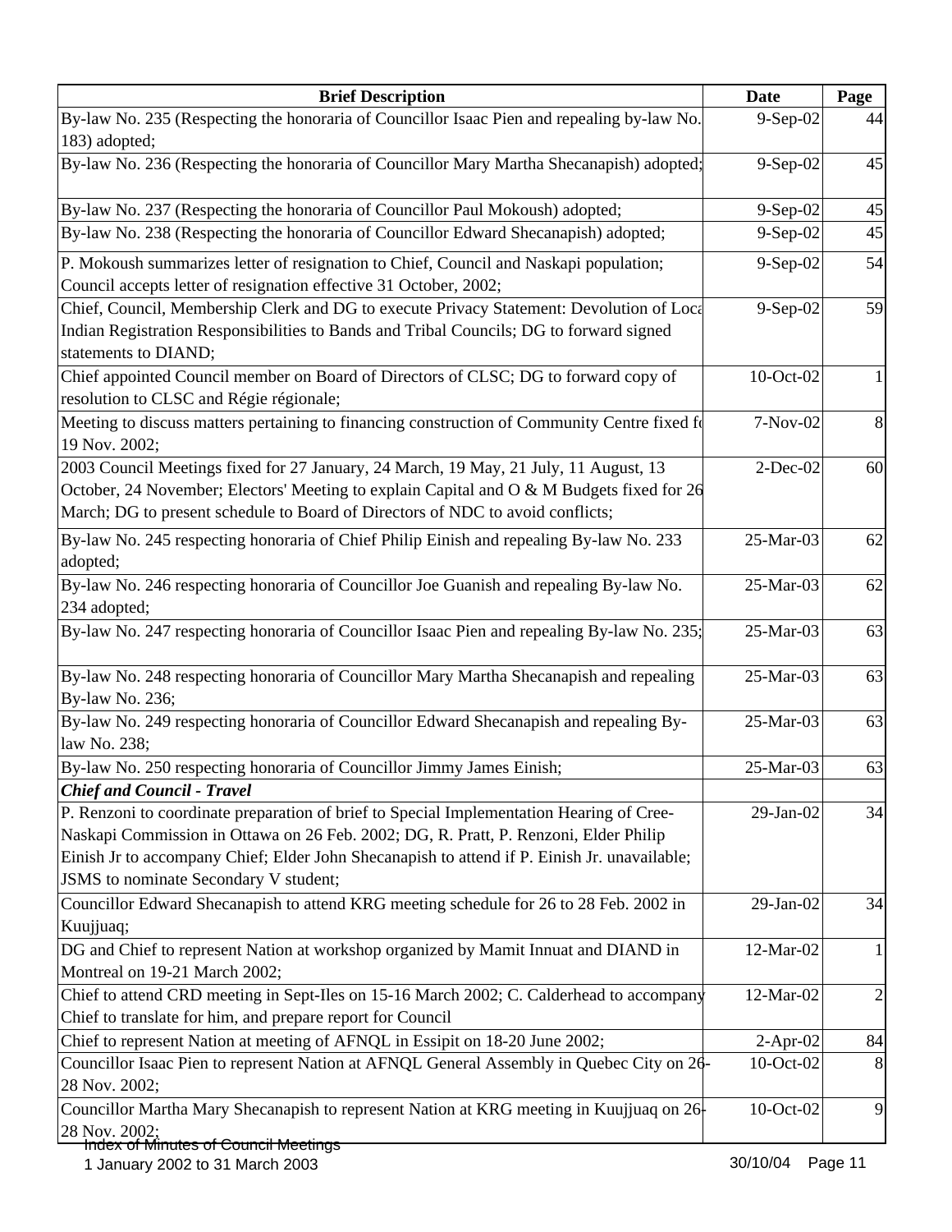| Brief Description | Date | Page |
|---|---|---|
| By-law No. 235 (Respecting the honoraria of Councillor Isaac Pien and repealing by-law No. 183) adopted; | 9-Sep-02 | 44 |
| By-law No. 236 (Respecting the honoraria of Councillor Mary Martha Shecanapish) adopted; | 9-Sep-02 | 45 |
| By-law No. 237 (Respecting the honoraria of Councillor Paul Mokoush) adopted; | 9-Sep-02 | 45 |
| By-law No. 238 (Respecting the honoraria of Councillor Edward Shecanapish) adopted; | 9-Sep-02 | 45 |
| P. Mokoush summarizes letter of resignation to Chief, Council and Naskapi population; Council accepts letter of resignation effective 31 October, 2002; | 9-Sep-02 | 54 |
| Chief, Council, Membership Clerk and DG to execute Privacy Statement: Devolution of Loca Indian Registration Responsibilities to Bands and Tribal Councils; DG to forward signed statements to DIAND; | 9-Sep-02 | 59 |
| Chief appointed Council member on Board of Directors of CLSC; DG to forward copy of resolution to CLSC and Régie régionale; | 10-Oct-02 | 1 |
| Meeting to discuss matters pertaining to financing construction of Community Centre fixed fo 19 Nov. 2002; | 7-Nov-02 | 8 |
| 2003 Council Meetings fixed for 27 January, 24 March, 19 May, 21 July, 11 August, 13 October, 24 November; Electors' Meeting to explain Capital and O & M Budgets fixed for 26 March; DG to present schedule to Board of Directors of NDC to avoid conflicts; | 2-Dec-02 | 60 |
| By-law No. 245 respecting honoraria of Chief Philip Einish and repealing By-law No. 233 adopted; | 25-Mar-03 | 62 |
| By-law No. 246 respecting honoraria of Councillor Joe Guanish and repealing By-law No. 234 adopted; | 25-Mar-03 | 62 |
| By-law No. 247 respecting honoraria of Councillor Isaac Pien and repealing By-law No. 235; | 25-Mar-03 | 63 |
| By-law No. 248 respecting honoraria of Councillor Mary Martha Shecanapish and repealing By-law No. 236; | 25-Mar-03 | 63 |
| By-law No. 249 respecting honoraria of Councillor Edward Shecanapish and repealing By-law No. 238; | 25-Mar-03 | 63 |
| By-law No. 250 respecting honoraria of Councillor Jimmy James Einish; | 25-Mar-03 | 63 |
| ***Chief and Council - Travel*** | | |
| P. Renzoni to coordinate preparation of brief to Special Implementation Hearing of Cree-Naskapi Commission in Ottawa on 26 Feb. 2002; DG, R. Pratt, P. Renzoni, Elder Philip Einish Jr to accompany Chief; Elder John Shecanapish to attend if P. Einish Jr. unavailable; JSMS to nominate Secondary V student; | 29-Jan-02 | 34 |
| Councillor Edward Shecanapish to attend KRG meeting schedule for 26 to 28 Feb. 2002 in Kuujjuaq; | 29-Jan-02 | 34 |
| DG and Chief to represent Nation at workshop organized by Mamit Innuat and DIAND in Montreal on 19-21 March 2002; | 12-Mar-02 | 1 |
| Chief to attend CRD meeting in Sept-Iles on 15-16 March 2002; C. Calderhead to accompany Chief to translate for him, and prepare report for Council | 12-Mar-02 | 2 |
| Chief to represent Nation at meeting of AFNQL in Essipit on 18-20 June 2002; | 2-Apr-02 | 84 |
| Councillor Isaac Pien to represent Nation at AFNQL General Assembly in Quebec City on 26-28 Nov. 2002; | 10-Oct-02 | 8 |
| Councillor Martha Mary Shecanapish to represent Nation at KRG meeting in Kuujjuaq on 26-28 Nov. 2002; | 10-Oct-02 | 9 |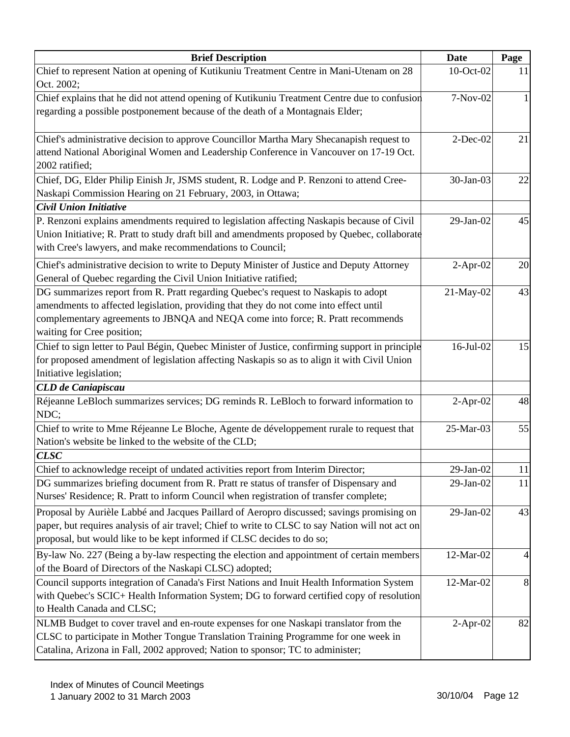| Brief Description | Date | Page |
|---|---|---|
| Chief to represent Nation at opening of Kutikuniu Treatment Centre in Mani-Utenam on 28 Oct. 2002; | 10-Oct-02 | 11 |
| Chief explains that he did not attend opening of Kutikuniu Treatment Centre due to confusion regarding a possible postponement because of the death of a Montagnais Elder; | 7-Nov-02 | 1 |
| Chief's administrative decision to approve Councillor Martha Mary Shecanapish request to attend National Aboriginal Women and Leadership Conference in Vancouver on 17-19 Oct. 2002 ratified; | 2-Dec-02 | 21 |
| Chief, DG, Elder Philip Einish Jr, JSMS student, R. Lodge and P. Renzoni to attend Cree-Naskapi Commission Hearing on 21 February, 2003, in Ottawa; | 30-Jan-03 | 22 |
| ***Civil Union Initiative*** | | |
| P. Renzoni explains amendments required to legislation affecting Naskapis because of Civil Union Initiative; R. Pratt to study draft bill and amendments proposed by Quebec, collaborate with Cree's lawyers, and make recommendations to Council; | 29-Jan-02 | 45 |
| Chief's administrative decision to write to Deputy Minister of Justice and Deputy Attorney General of Quebec regarding the Civil Union Initiative ratified; | 2-Apr-02 | 20 |
| DG summarizes report from R. Pratt regarding Quebec's request to Naskapis to adopt amendments to affected legislation, providing that they do not come into effect until complementary agreements to JBNQA and NEQA come into force; R. Pratt recommends waiting for Cree position; | 21-May-02 | 43 |
| Chief to sign letter to Paul Bégin, Quebec Minister of Justice, confirming support in principle for proposed amendment of legislation affecting Naskapis so as to align it with Civil Union Initiative legislation; | 16-Jul-02 | 15 |
| ***CLD de Caniapiscau*** | | |
| Réjeanne LeBloch summarizes services; DG reminds R. LeBloch to forward information to NDC; | 2-Apr-02 | 48 |
| Chief to write to Mme Réjeanne Le Bloche, Agente de développement rurale to request that Nation's website be linked to the website of the CLD; | 25-Mar-03 | 55 |
| ***CLSC*** | | |
| Chief to acknowledge receipt of undated activities report from Interim Director; | 29-Jan-02 | 11 |
| DG summarizes briefing document from R. Pratt re status of transfer of Dispensary and Nurses' Residence; R. Pratt to inform Council when registration of transfer complete; | 29-Jan-02 | 11 |
| Proposal by Aurièle Labbé and Jacques Paillard of Aeropro discussed; savings promising on paper, but requires analysis of air travel; Chief to write to CLSC to say Nation will not act on proposal, but would like to be kept informed if CLSC decides to do so; | 29-Jan-02 | 43 |
| By-law No. 227 (Being a by-law respecting the election and appointment of certain members of the Board of Directors of the Naskapi CLSC) adopted; | 12-Mar-02 | 4 |
| Council supports integration of Canada's First Nations and Inuit Health Information System with Quebec's SCIC+ Health Information System; DG to forward certified copy of resolution to Health Canada and CLSC; | 12-Mar-02 | 8 |
| NLMB Budget to cover travel and en-route expenses for one Naskapi translator from the CLSC to participate in Mother Tongue Translation Training Programme for one week in Catalina, Arizona in Fall, 2002 approved; Nation to sponsor; TC to administer; | 2-Apr-02 | 82 |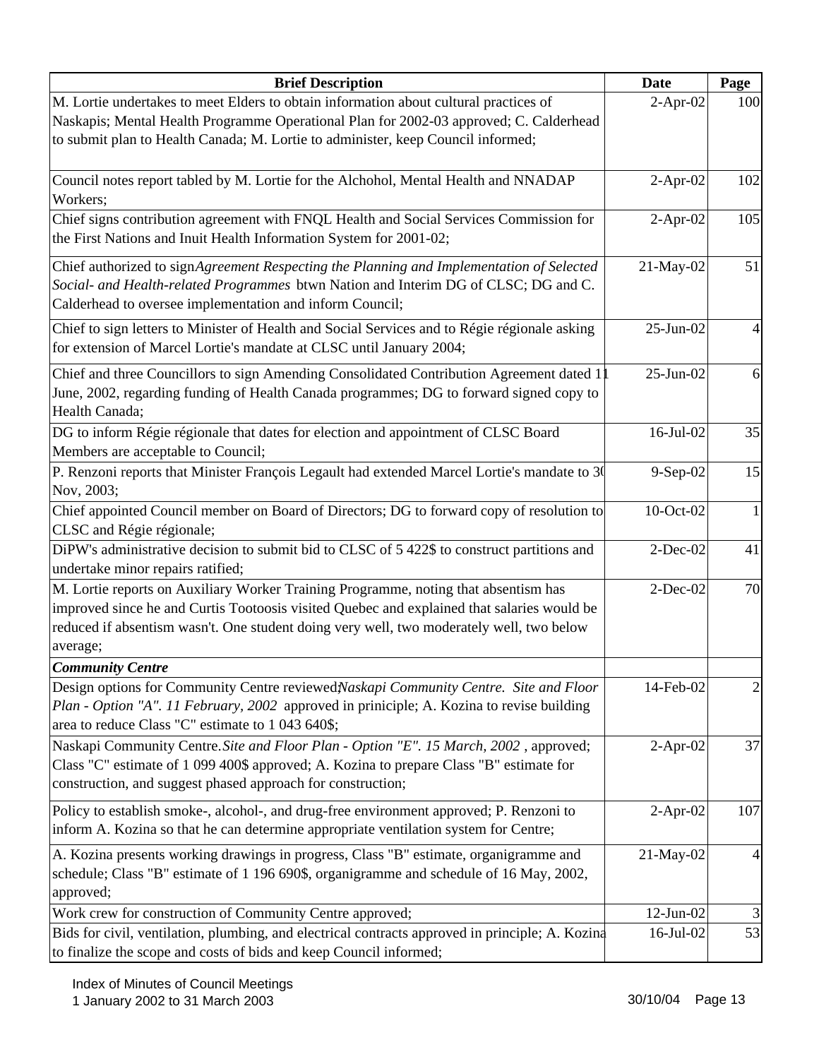| Brief Description | Date | Page |
|---|---|---|
| M. Lortie undertakes to meet Elders to obtain information about cultural practices of Naskapis; Mental Health Programme Operational Plan for 2002-03 approved; C. Calderhead to submit plan to Health Canada; M. Lortie to administer, keep Council informed; | 2-Apr-02 | 100 |
| Council notes report tabled by M. Lortie for the Alchohol, Mental Health and NNADAP Workers; | 2-Apr-02 | 102 |
| Chief signs contribution agreement with FNQL Health and Social Services Commission for the First Nations and Inuit Health Information System for 2001-02; | 2-Apr-02 | 105 |
| Chief authorized to sign *Agreement Respecting the Planning and Implementation of Selected Social- and Health-related Programmes* btwn Nation and Interim DG of CLSC; DG and C. Calderhead to oversee implementation and inform Council; | 21-May-02 | 51 |
| Chief to sign letters to Minister of Health and Social Services and to Régie régionale asking for extension of Marcel Lortie's mandate at CLSC until January 2004; | 25-Jun-02 | 4 |
| Chief and three Councillors to sign Amending Consolidated Contribution Agreement dated 11 June, 2002, regarding funding of Health Canada programmes; DG to forward signed copy to Health Canada; | 25-Jun-02 | 6 |
| DG to inform Régie régionale that dates for election and appointment of CLSC Board Members are acceptable to Council; | 16-Jul-02 | 35 |
| P. Renzoni reports that Minister François Legault had extended Marcel Lortie's mandate to 30 Nov, 2003; | 9-Sep-02 | 15 |
| Chief appointed Council member on Board of Directors; DG to forward copy of resolution to CLSC and Régie régionale; | 10-Oct-02 | 1 |
| DiPW's administrative decision to submit bid to CLSC of 5 422$ to construct partitions and undertake minor repairs ratified; | 2-Dec-02 | 41 |
| M. Lortie reports on Auxiliary Worker Training Programme, noting that absentism has improved since he and Curtis Tootoosis visited Quebec and explained that salaries would be reduced if absentism wasn't. One student doing very well, two moderately well, two below average; | 2-Dec-02 | 70 |
| ***Community Centre*** | | |
| Design options for Community Centre reviewed; *Naskapi Community Centre. Site and Floor Plan - Option "A". 11 February, 2002* approved in priniciple; A. Kozina to revise building area to reduce Class "C" estimate to 1 043 640$; | 14-Feb-02 | 2 |
| Naskapi Community Centre. *Site and Floor Plan - Option "E". 15 March, 2002*, approved; Class "C" estimate of 1 099 400$ approved; A. Kozina to prepare Class "B" estimate for construction, and suggest phased approach for construction; | 2-Apr-02 | 37 |
| Policy to establish smoke-, alcohol-, and drug-free environment approved; P. Renzoni to inform A. Kozina so that he can determine appropriate ventilation system for Centre; | 2-Apr-02 | 107 |
| A. Kozina presents working drawings in progress, Class "B" estimate, organigramme and schedule; Class "B" estimate of 1 196 690$, organigramme and schedule of 16 May, 2002, approved; | 21-May-02 | 4 |
| Work crew for construction of Community Centre approved; | 12-Jun-02 | 3 |
| Bids for civil, ventilation, plumbing, and electrical contracts approved in principle; A. Kozina to finalize the scope and costs of bids and keep Council informed; | 16-Jul-02 | 53 |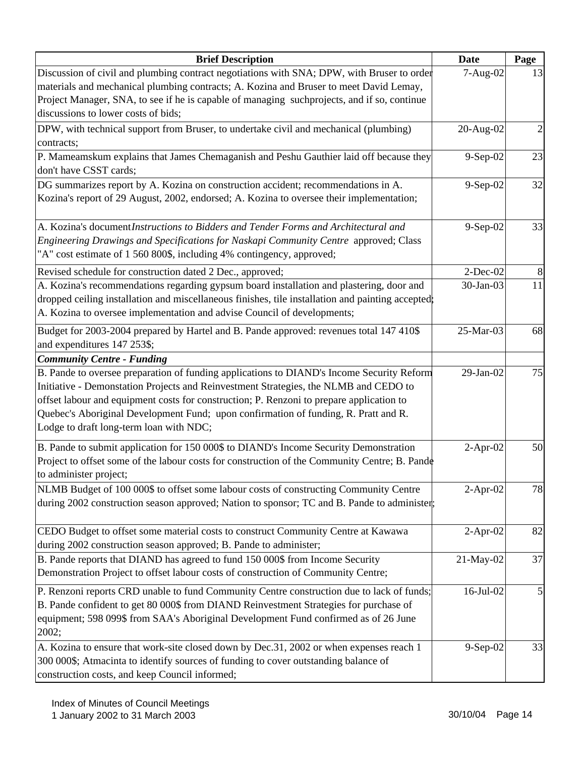| Brief Description | Date | Page |
|---|---|---|
| Discussion of civil and plumbing contract negotiations with SNA; DPW, with Bruser to order materials and mechanical plumbing contracts; A. Kozina and Bruser to meet David Lemay, Project Manager, SNA, to see if he is capable of managing suchprojects, and if so, continue discussions to lower costs of bids; | 7-Aug-02 | 13 |
| DPW, with technical support from Bruser, to undertake civil and mechanical (plumbing) contracts; | 20-Aug-02 | 2 |
| P. Mameamskum explains that James Chemaganish and Peshu Gauthier laid off because they don't have CSST cards; | 9-Sep-02 | 23 |
| DG summarizes report by A. Kozina on construction accident; recommendations in A. Kozina's report of 29 August, 2002, endorsed; A. Kozina to oversee their implementation; | 9-Sep-02 | 32 |
| A. Kozina's document *Instructions to Bidders and Tender Forms and Architectural and Engineering Drawings and Specifications for Naskapi Community Centre* approved; Class "A" cost estimate of 1 560 800$, including 4% contingency, approved; | 9-Sep-02 | 33 |
| Revised schedule for construction dated 2 Dec., approved; | 2-Dec-02 | 8 |
| A. Kozina's recommendations regarding gypsum board installation and plastering, door and dropped ceiling installation and miscellaneous finishes, tile installation and painting accepted; A. Kozina to oversee implementation and advise Council of developments; | 30-Jan-03 | 11 |
| Budget for 2003-2004 prepared by Hartel and B. Pande approved: revenues total 147 410$ and expenditures 147 253$; | 25-Mar-03 | 68 |
| ***Community Centre - Funding*** | | |
| B. Pande to oversee preparation of funding applications to DIAND's Income Security Reform Initiative - Demonstation Projects and Reinvestment Strategies, the NLMB and CEDO to offset labour and equipment costs for construction; P. Renzoni to prepare application to Quebec's Aboriginal Development Fund; upon confirmation of funding, R. Pratt and R. Lodge to draft long-term loan with NDC; | 29-Jan-02 | 75 |
| B. Pande to submit application for 150 000$ to DIAND's Income Security Demonstration Project to offset some of the labour costs for construction of the Community Centre; B. Pande to administer project; | 2-Apr-02 | 50 |
| NLMB Budget of 100 000$ to offset some labour costs of constructing Community Centre during 2002 construction season approved; Nation to sponsor; TC and B. Pande to administer; | 2-Apr-02 | 78 |
| CEDO Budget to offset some material costs to construct Community Centre at Kawawa during 2002 construction season approved; B. Pande to administer; | 2-Apr-02 | 82 |
| B. Pande reports that DIAND has agreed to fund 150 000$ from Income Security Demonstration Project to offset labour costs of construction of Community Centre; | 21-May-02 | 37 |
| P. Renzoni reports CRD unable to fund Community Centre construction due to lack of funds; B. Pande confident to get 80 000$ from DIAND Reinvestment Strategies for purchase of equipment; 598 099$ from SAA's Aboriginal Development Fund confirmed as of 26 June 2002; | 16-Jul-02 | 5 |
| A. Kozina to ensure that work-site closed down by Dec.31, 2002 or when expenses reach 1 300 000$; Atmacinta to identify sources of funding to cover outstanding balance of construction costs, and keep Council informed; | 9-Sep-02 | 33 |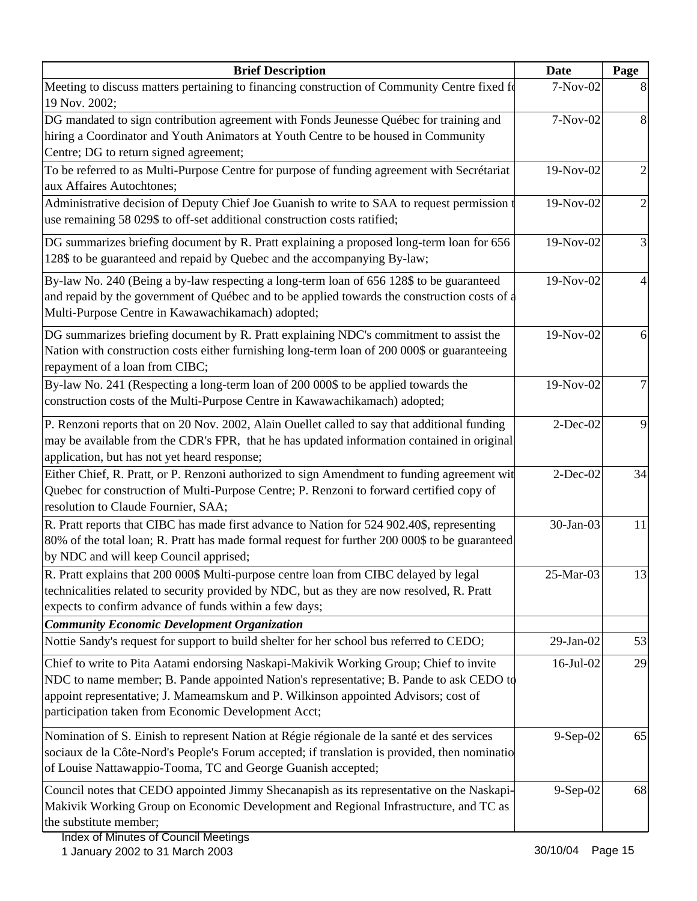| Brief Description | Date | Page |
|---|---|---|
| Meeting to discuss matters pertaining to financing construction of Community Centre fixed fo 19 Nov. 2002; | 7-Nov-02 | 8 |
| DG mandated to sign contribution agreement with Fonds Jeunesse Québec for training and hiring a Coordinator and Youth Animators at Youth Centre to be housed in Community Centre; DG to return signed agreement; | 7-Nov-02 | 8 |
| To be referred to as Multi-Purpose Centre for purpose of funding agreement with Secrétariat aux Affaires Autochtones; | 19-Nov-02 | 2 |
| Administrative decision of Deputy Chief Joe Guanish to write to SAA to request permission t use remaining 58 029$ to off-set additional construction costs ratified; | 19-Nov-02 | 2 |
| DG summarizes briefing document by R. Pratt explaining a proposed long-term loan for 656 128$ to be guaranteed and repaid by Quebec and the accompanying By-law; | 19-Nov-02 | 3 |
| By-law No. 240 (Being a by-law respecting a long-term loan of 656 128$ to be guaranteed and repaid by the government of Québec and to be applied towards the construction costs of a Multi-Purpose Centre in Kawawachikamach) adopted; | 19-Nov-02 | 4 |
| DG summarizes briefing document by R. Pratt explaining NDC's commitment to assist the Nation with construction costs either furnishing long-term loan of 200 000$ or guaranteeing repayment of a loan from CIBC; | 19-Nov-02 | 6 |
| By-law No. 241 (Respecting a long-term loan of 200 000$ to be applied towards the construction costs of the Multi-Purpose Centre in Kawawachikamach) adopted; | 19-Nov-02 | 7 |
| P. Renzoni reports that on 20 Nov. 2002, Alain Ouellet called to say that additional funding may be available from the CDR's FPR, that he has updated information contained in original application, but has not yet heard response; | 2-Dec-02 | 9 |
| Either Chief, R. Pratt, or P. Renzoni authorized to sign Amendment to funding agreement wit Quebec for construction of Multi-Purpose Centre; P. Renzoni to forward certified copy of resolution to Claude Fournier, SAA; | 2-Dec-02 | 34 |
| R. Pratt reports that CIBC has made first advance to Nation for 524 902.40$, representing 80% of the total loan; R. Pratt has made formal request for further 200 000$ to be guaranteed by NDC and will keep Council apprised; | 30-Jan-03 | 11 |
| R. Pratt explains that 200 000$ Multi-purpose centre loan from CIBC delayed by legal technicalities related to security provided by NDC, but as they are now resolved, R. Pratt expects to confirm advance of funds within a few days; | 25-Mar-03 | 13 |
| ***Community Economic Development Organization*** | | |
| Nottie Sandy's request for support to build shelter for her school bus referred to CEDO; | 29-Jan-02 | 53 |
| Chief to write to Pita Aatami endorsing Naskapi-Makivik Working Group; Chief to invite NDC to name member; B. Pande appointed Nation's representative; B. Pande to ask CEDO to appoint representative; J. Mameamskum and P. Wilkinson appointed Advisors; cost of participation taken from Economic Development Acct; | 16-Jul-02 | 29 |
| Nomination of S. Einish to represent Nation at Régie régionale de la santé et des services sociaux de la Côte-Nord's People's Forum accepted; if translation is provided, then nominatio of Louise Nattawappio-Tooma, TC and George Guanish accepted; | 9-Sep-02 | 65 |
| Council notes that CEDO appointed Jimmy Shecanapish as its representative on the Naskapi-Makivik Working Group on Economic Development and Regional Infrastructure, and TC as the substitute member; | 9-Sep-02 | 68 |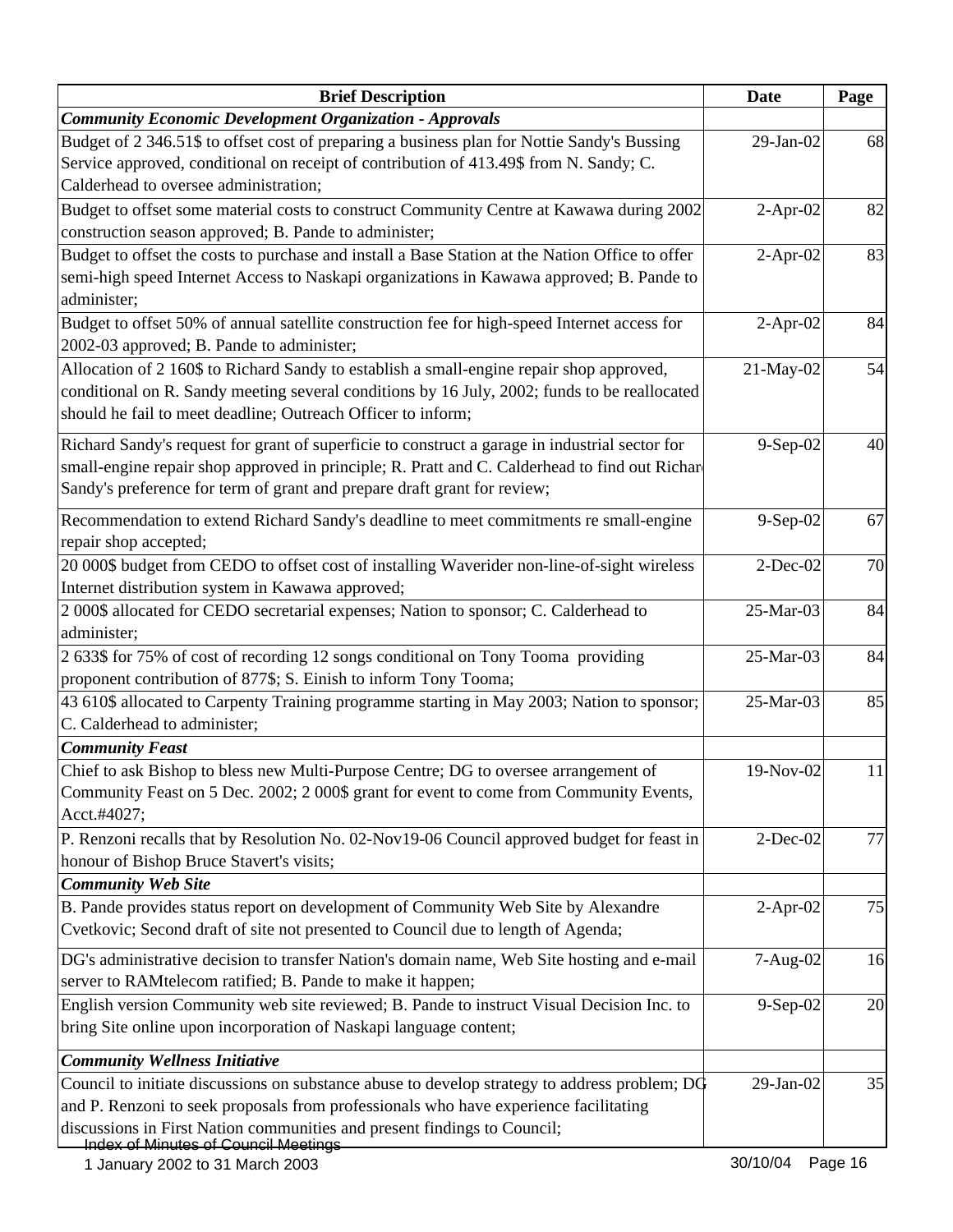| Brief Description | Date | Page |
|---|---|---|
| ***Community Economic Development Organization - Approvals*** | | |
| Budget of 2 346.51$ to offset cost of preparing a business plan for Nottie Sandy's Bussing Service approved, conditional on receipt of contribution of 413.49$ from N. Sandy; C. Calderhead to oversee administration; | 29-Jan-02 | 68 |
| Budget to offset some material costs to construct Community Centre at Kawawa during 2002 construction season approved; B. Pande to administer; | 2-Apr-02 | 82 |
| Budget to offset the costs to purchase and install a Base Station at the Nation Office to offer semi-high speed Internet Access to Naskapi organizations in Kawawa approved; B. Pande to administer; | 2-Apr-02 | 83 |
| Budget to offset 50% of annual satellite construction fee for high-speed Internet access for 2002-03 approved; B. Pande to administer; | 2-Apr-02 | 84 |
| Allocation of 2 160$ to Richard Sandy to establish a small-engine repair shop approved, conditional on R. Sandy meeting several conditions by 16 July, 2002; funds to be reallocated should he fail to meet deadline; Outreach Officer to inform; | 21-May-02 | 54 |
| Richard Sandy's request for grant of superficie to construct a garage in industrial sector for small-engine repair shop approved in principle; R. Pratt and C. Calderhead to find out Richard Sandy's preference for term of grant and prepare draft grant for review; | 9-Sep-02 | 40 |
| Recommendation to extend Richard Sandy's deadline to meet commitments re small-engine repair shop accepted; | 9-Sep-02 | 67 |
| 20 000$ budget from CEDO to offset cost of installing Waverider non-line-of-sight wireless Internet distribution system in Kawawa approved; | 2-Dec-02 | 70 |
| 2 000$ allocated for CEDO secretarial expenses; Nation to sponsor; C. Calderhead to administer; | 25-Mar-03 | 84 |
| 2 633$ for 75% of cost of recording 12 songs conditional on Tony Tooma providing proponent contribution of 877$; S. Einish to inform Tony Tooma; | 25-Mar-03 | 84 |
| 43 610$ allocated to Carpenty Training programme starting in May 2003; Nation to sponsor; C. Calderhead to administer; | 25-Mar-03 | 85 |
| ***Community Feast*** | | |
| Chief to ask Bishop to bless new Multi-Purpose Centre; DG to oversee arrangement of Community Feast on 5 Dec. 2002; 2 000$ grant for event to come from Community Events, Acct.#4027; | 19-Nov-02 | 11 |
| P. Renzoni recalls that by Resolution No. 02-Nov19-06 Council approved budget for feast in honour of Bishop Bruce Stavert's visits; | 2-Dec-02 | 77 |
| ***Community Web Site*** | | |
| B. Pande provides status report on development of Community Web Site by Alexandre Cvetkovic; Second draft of site not presented to Council due to length of Agenda; | 2-Apr-02 | 75 |
| DG's administrative decision to transfer Nation's domain name, Web Site hosting and e-mail server to RAMtelecom ratified; B. Pande to make it happen; | 7-Aug-02 | 16 |
| English version Community web site reviewed; B. Pande to instruct Visual Decision Inc. to bring Site online upon incorporation of Naskapi language content; | 9-Sep-02 | 20 |
| ***Community Wellness Initiative*** | | |
| Council to initiate discussions on substance abuse to develop strategy to address problem; DG and P. Renzoni to seek proposals from professionals who have experience facilitating discussions in First Nation communities and present findings to Council; | 29-Jan-02 | 35 |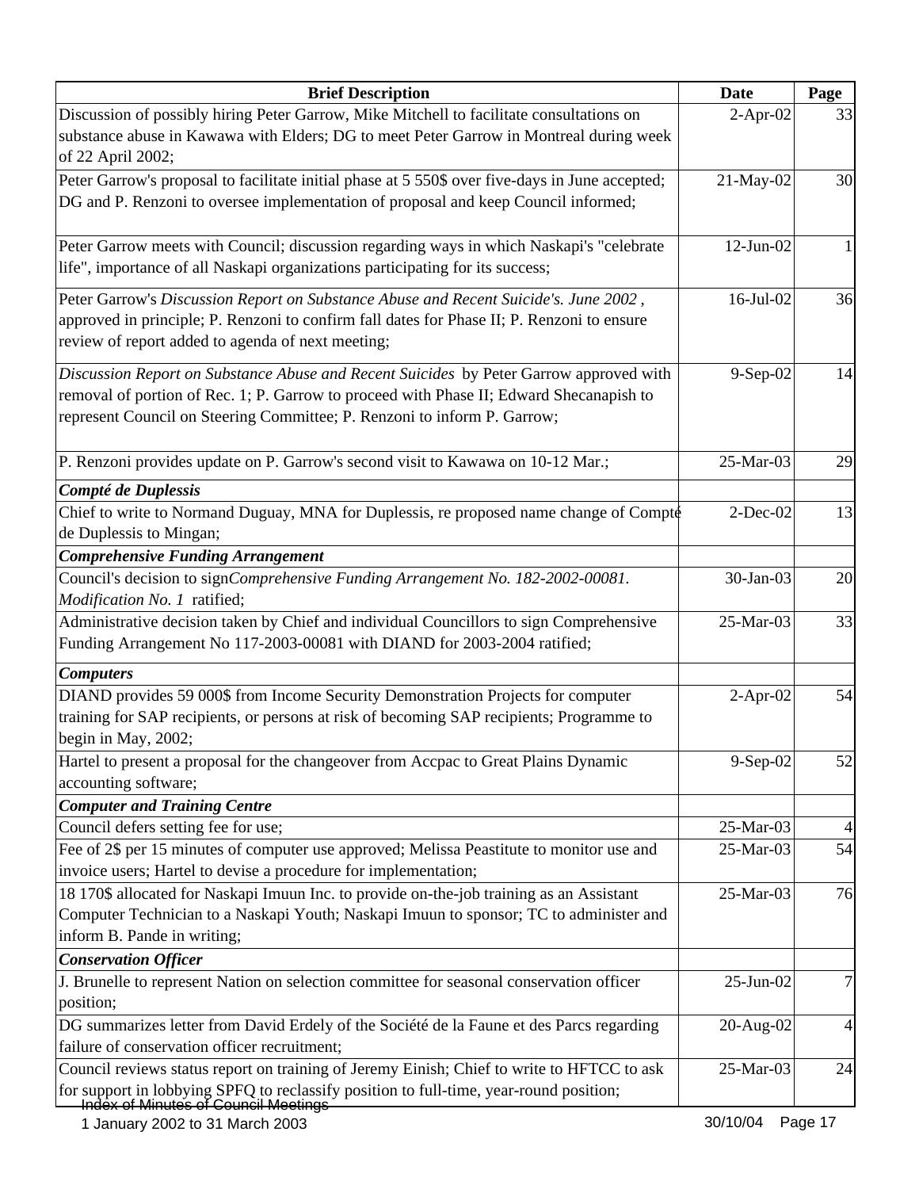| Brief Description | Date | Page |
|---|---|---|
| Discussion of possibly hiring Peter Garrow, Mike Mitchell to facilitate consultations on substance abuse in Kawawa with Elders; DG to meet Peter Garrow in Montreal during week of 22 April 2002; | 2-Apr-02 | 33 |
| Peter Garrow's proposal to facilitate initial phase at 5 550$ over five-days in June accepted; DG and P. Renzoni to oversee implementation of proposal and keep Council informed; | 21-May-02 | 30 |
| Peter Garrow meets with Council; discussion regarding ways in which Naskapi's "celebrate life", importance of all Naskapi organizations participating for its success; | 12-Jun-02 | 1 |
| Peter Garrow's *Discussion Report on Substance Abuse and Recent Suicide's. June 2002*, approved in principle; P. Renzoni to confirm fall dates for Phase II; P. Renzoni to ensure review of report added to agenda of next meeting; | 16-Jul-02 | 36 |
| *Discussion Report on Substance Abuse and Recent Suicides* by Peter Garrow approved with removal of portion of Rec. 1; P. Garrow to proceed with Phase II; Edward Shecanapish to represent Council on Steering Committee; P. Renzoni to inform P. Garrow; | 9-Sep-02 | 14 |
| P. Renzoni provides update on P. Garrow's second visit to Kawawa on 10-12 Mar.; | 25-Mar-03 | 29 |
| ***Compté de Duplessis*** | | |
| Chief to write to Normand Duguay, MNA for Duplessis, re proposed name change of Compté de Duplessis to Mingan; | 2-Dec-02 | 13 |
| ***Comprehensive Funding Arrangement*** | | |
| Council's decision to sign*Comprehensive Funding Arrangement No. 182-2002-00081. Modification No. 1* ratified; | 30-Jan-03 | 20 |
| Administrative decision taken by Chief and individual Councillors to sign Comprehensive Funding Arrangement No 117-2003-00081 with DIAND for 2003-2004 ratified; | 25-Mar-03 | 33 |
| ***Computers*** | | |
| DIAND provides 59 000$ from Income Security Demonstration Projects for computer training for SAP recipients, or persons at risk of becoming SAP recipients; Programme to begin in May, 2002; | 2-Apr-02 | 54 |
| Hartel to present a proposal for the changeover from Accpac to Great Plains Dynamic accounting software; | 9-Sep-02 | 52 |
| ***Computer and Training Centre*** | | |
| Council defers setting fee for use; | 25-Mar-03 | 4 |
| Fee of 2$ per 15 minutes of computer use approved; Melissa Peastitute to monitor use and invoice users; Hartel to devise a procedure for implementation; | 25-Mar-03 | 54 |
| 18 170$ allocated for Naskapi Imuun Inc. to provide on-the-job training as an Assistant Computer Technician to a Naskapi Youth; Naskapi Imuun to sponsor; TC to administer and inform B. Pande in writing; | 25-Mar-03 | 76 |
| ***Conservation Officer*** | | |
| J. Brunelle to represent Nation on selection committee for seasonal conservation officer position; | 25-Jun-02 | 7 |
| DG summarizes letter from David Erdely of the Société de la Faune et des Parcs regarding failure of conservation officer recruitment; | 20-Aug-02 | 4 |
| Council reviews status report on training of Jeremy Einish; Chief to write to HFTCC to ask for support in lobbying SPFQ to reclassify position to full-time, year-round position; | 25-Mar-03 | 24 |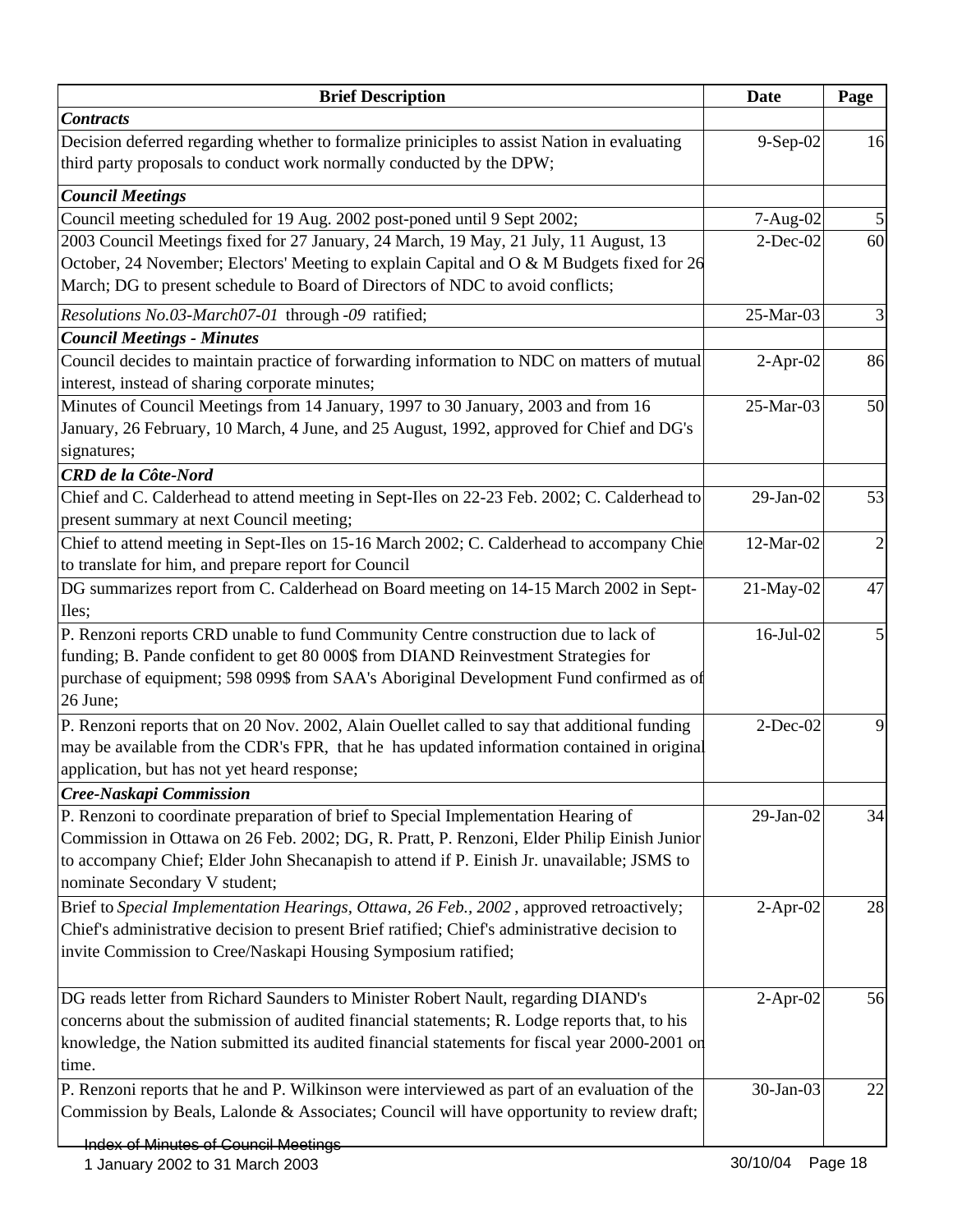| Brief Description | Date | Page |
|---|---|---|
| ***Contracts*** | | |
| Decision deferred regarding whether to formalize priniciples to assist Nation in evaluating third party proposals to conduct work normally conducted by the DPW; | 9-Sep-02 | 16 |
| ***Council Meetings*** | | |
| Council meeting scheduled for 19 Aug. 2002 post-poned until 9 Sept 2002; | 7-Aug-02 | 5 |
| 2003 Council Meetings fixed for 27 January, 24 March, 19 May, 21 July, 11 August, 13 October, 24 November; Electors' Meeting to explain Capital and O & M Budgets fixed for 26 March; DG to present schedule to Board of Directors of NDC to avoid conflicts; | 2-Dec-02 | 60 |
| *Resolutions No.03-March07-01* through *-09* ratified; | 25-Mar-03 | 3 |
| ***Council Meetings - Minutes*** | | |
| Council decides to maintain practice of forwarding information to NDC on matters of mutual interest, instead of sharing corporate minutes; | 2-Apr-02 | 86 |
| Minutes of Council Meetings from 14 January, 1997 to 30 January, 2003 and from 16 January, 26 February, 10 March, 4 June, and 25 August, 1992, approved for Chief and DG's signatures; | 25-Mar-03 | 50 |
| ***CRD de la Côte-Nord*** | | |
| Chief and C. Calderhead to attend meeting in Sept-Iles on 22-23 Feb. 2002; C. Calderhead to present summary at next Council meeting; | 29-Jan-02 | 53 |
| Chief to attend meeting in Sept-Iles on 15-16 March 2002; C. Calderhead to accompany Chie to translate for him, and prepare report for Council | 12-Mar-02 | 2 |
| DG summarizes report from C. Calderhead on Board meeting on 14-15 March 2002 in Sept-Iles; | 21-May-02 | 47 |
| P. Renzoni reports CRD unable to fund Community Centre construction due to lack of funding; B. Pande confident to get 80 000$ from DIAND Reinvestment Strategies for purchase of equipment; 598 099$ from SAA's Aboriginal Development Fund confirmed as of 26 June; | 16-Jul-02 | 5 |
| P. Renzoni reports that on 20 Nov. 2002, Alain Ouellet called to say that additional funding may be available from the CDR's FPR, that he has updated information contained in original application, but has not yet heard response; | 2-Dec-02 | 9 |
| ***Cree-Naskapi Commission*** | | |
| P. Renzoni to coordinate preparation of brief to Special Implementation Hearing of Commission in Ottawa on 26 Feb. 2002; DG, R. Pratt, P. Renzoni, Elder Philip Einish Junior to accompany Chief; Elder John Shecanapish to attend if P. Einish Jr. unavailable; JSMS to nominate Secondary V student; | 29-Jan-02 | 34 |
| Brief to *Special Implementation Hearings, Ottawa, 26 Feb., 2002* , approved retroactively; Chief's administrative decision to present Brief ratified; Chief's administrative decision to invite Commission to Cree/Naskapi Housing Symposium ratified; | 2-Apr-02 | 28 |
| DG reads letter from Richard Saunders to Minister Robert Nault, regarding DIAND's concerns about the submission of audited financial statements; R. Lodge reports that, to his knowledge, the Nation submitted its audited financial statements for fiscal year 2000-2001 on time. | 2-Apr-02 | 56 |
| P. Renzoni reports that he and P. Wilkinson were interviewed as part of an evaluation of the Commission by Beals, Lalonde & Associates; Council will have opportunity to review draft; | 30-Jan-03 | 22 |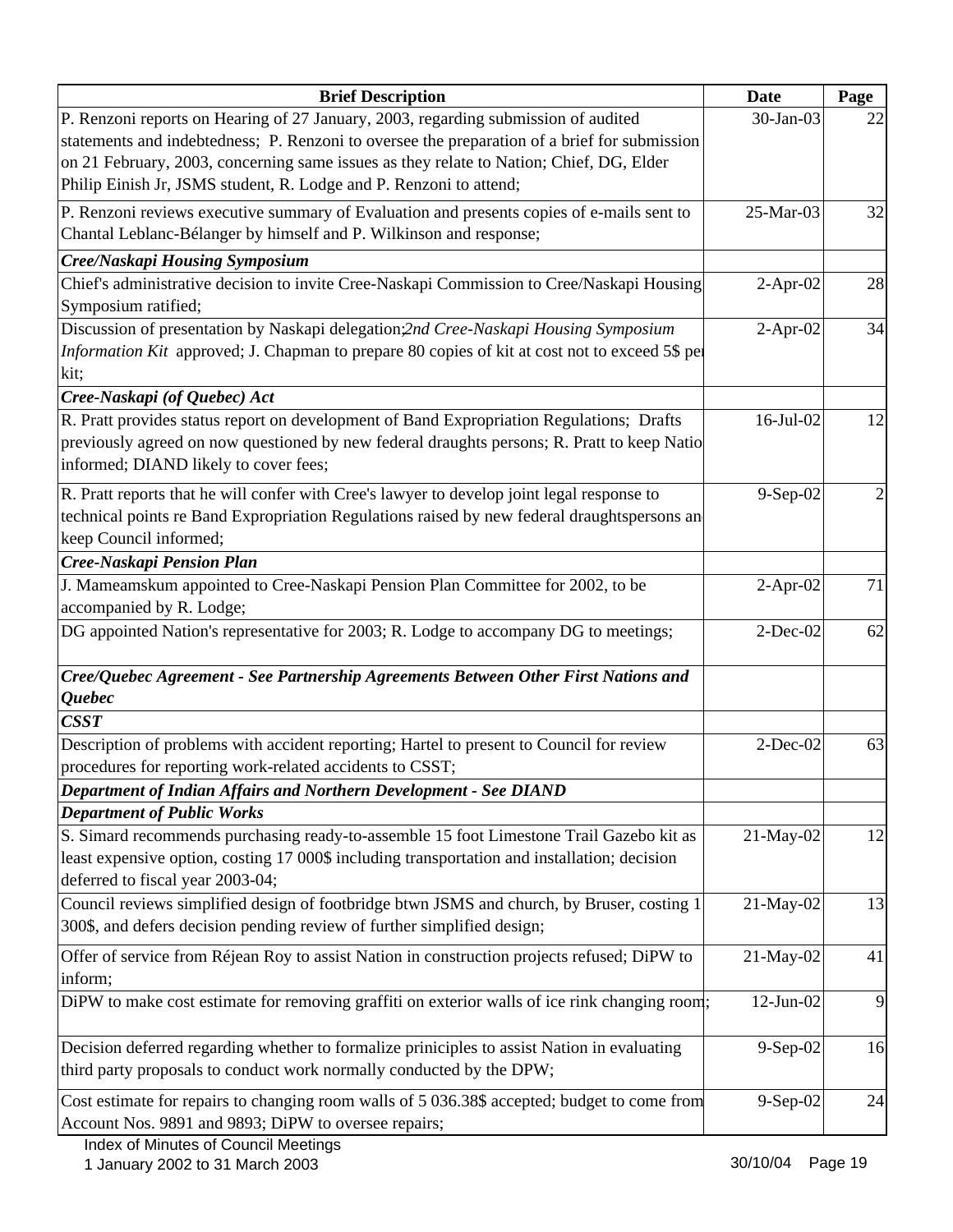| Brief Description | Date | Page |
|---|---|---|
| P. Renzoni reports on Hearing of 27 January, 2003, regarding submission of audited statements and indebtedness; P. Renzoni to oversee the preparation of a brief for submission on 21 February, 2003, concerning same issues as they relate to Nation; Chief, DG, Elder Philip Einish Jr, JSMS student, R. Lodge and P. Renzoni to attend; | 30-Jan-03 | 22 |
| P. Renzoni reviews executive summary of Evaluation and presents copies of e-mails sent to Chantal Leblanc-Bélanger by himself and P. Wilkinson and response; | 25-Mar-03 | 32 |
| ***Cree/Naskapi Housing Symposium*** | | |
| Chief's administrative decision to invite Cree-Naskapi Commission to Cree/Naskapi Housing Symposium ratified; | 2-Apr-02 | 28 |
| Discussion of presentation by Naskapi delegation; *2nd Cree-Naskapi Housing Symposium Information Kit* approved; J. Chapman to prepare 80 copies of kit at cost not to exceed 5$ per kit; | 2-Apr-02 | 34 |
| ***Cree-Naskapi (of Quebec) Act*** | | |
| R. Pratt provides status report on development of Band Expropriation Regulations; Drafts previously agreed on now questioned by new federal draughts persons; R. Pratt to keep Nation informed; DIAND likely to cover fees; | 16-Jul-02 | 12 |
| R. Pratt reports that he will confer with Cree's lawyer to develop joint legal response to technical points re Band Expropriation Regulations raised by new federal draughtspersons and keep Council informed; | 9-Sep-02 | 2 |
| ***Cree-Naskapi Pension Plan*** | | |
| J. Mameamskum appointed to Cree-Naskapi Pension Plan Committee for 2002, to be accompanied by R. Lodge; | 2-Apr-02 | 71 |
| DG appointed Nation's representative for 2003; R. Lodge to accompany DG to meetings; | 2-Dec-02 | 62 |
| ***Cree/Quebec Agreement - See Partnership Agreements Between Other First Nations and Quebec*** | | |
| ***CSST*** | | |
| Description of problems with accident reporting; Hartel to present to Council for review procedures for reporting work-related accidents to CSST; | 2-Dec-02 | 63 |
| ***Department of Indian Affairs and Northern Development - See DIAND*** | | |
| ***Department of Public Works*** | | |
| S. Simard recommends purchasing ready-to-assemble 15 foot Limestone Trail Gazebo kit as least expensive option, costing 17 000$ including transportation and installation; decision deferred to fiscal year 2003-04; | 21-May-02 | 12 |
| Council reviews simplified design of footbridge btwn JSMS and church, by Bruser, costing 1 300$, and defers decision pending review of further simplified design; | 21-May-02 | 13 |
| Offer of service from Réjean Roy to assist Nation in construction projects refused; DiPW to inform; | 21-May-02 | 41 |
| DiPW to make cost estimate for removing graffiti on exterior walls of ice rink changing room; | 12-Jun-02 | 9 |
| Decision deferred regarding whether to formalize priniciples to assist Nation in evaluating third party proposals to conduct work normally conducted by the DPW; | 9-Sep-02 | 16 |
| Cost estimate for repairs to changing room walls of 5 036.38$ accepted; budget to come from Account Nos. 9891 and 9893; DiPW to oversee repairs; | 9-Sep-02 | 24 |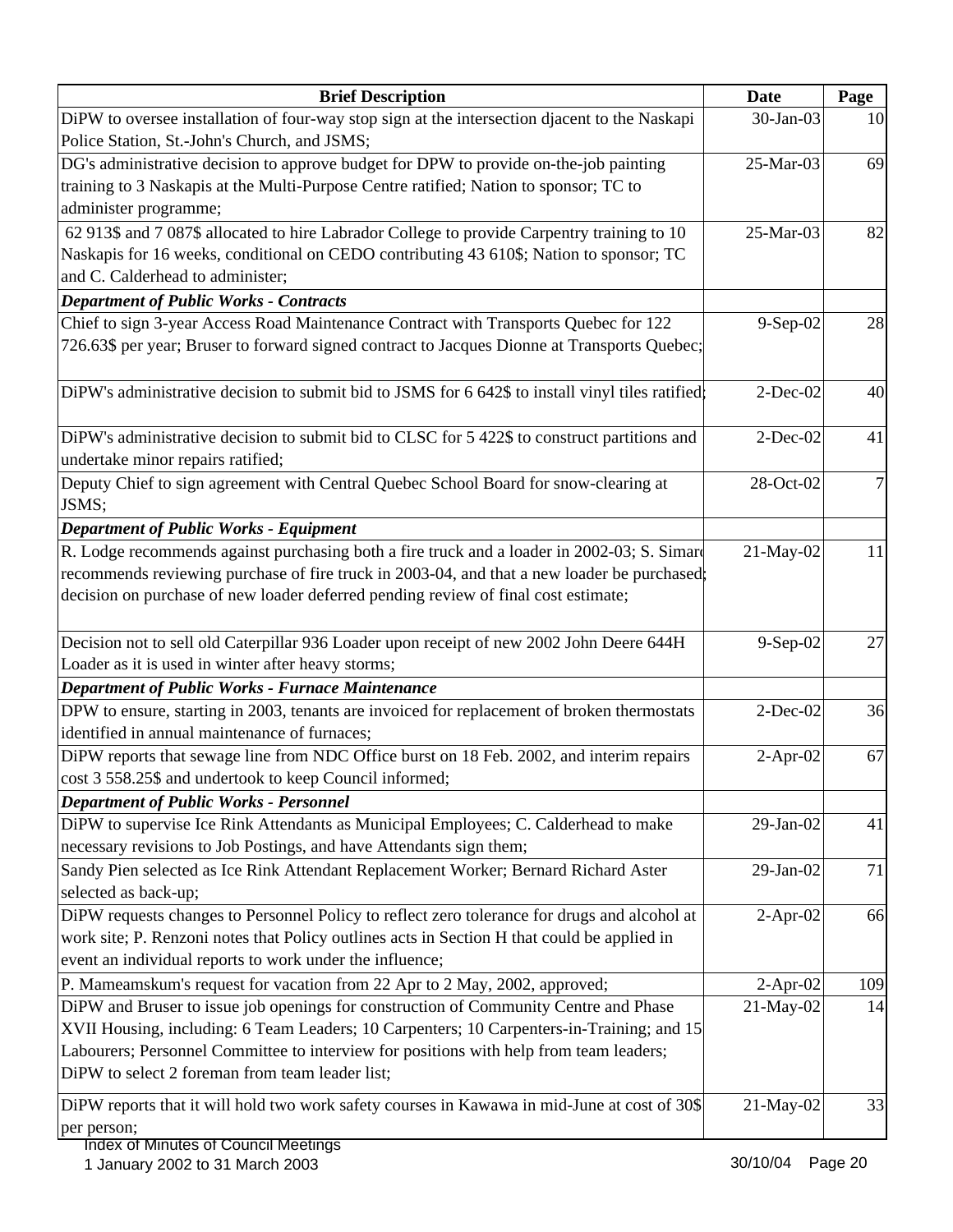| Brief Description | Date | Page |
|---|---|---|
| DiPW to oversee installation of four-way stop sign at the intersection djacent to the Naskapi Police Station, St.-John's Church, and JSMS; | 30-Jan-03 | 10 |
| DG's administrative decision to approve budget for DPW to provide on-the-job painting training to 3 Naskapis at the Multi-Purpose Centre ratified; Nation to sponsor; TC to administer programme; | 25-Mar-03 | 69 |
| 62 913$ and 7 087$ allocated to hire Labrador College to provide Carpentry training to 10 Naskapis for 16 weeks, conditional on CEDO contributing 43 610$; Nation to sponsor; TC and C. Calderhead to administer; | 25-Mar-03 | 82 |
| ***Department of Public Works - Contracts*** | | |
| Chief to sign 3-year Access Road Maintenance Contract with Transports Quebec for 122 726.63$ per year; Bruser to forward signed contract to Jacques Dionne at Transports Quebec; | 9-Sep-02 | 28 |
| DiPW's administrative decision to submit bid to JSMS for 6 642$ to install vinyl tiles ratified; | 2-Dec-02 | 40 |
| DiPW's administrative decision to submit bid to CLSC for 5 422$ to construct partitions and undertake minor repairs ratified; | 2-Dec-02 | 41 |
| Deputy Chief to sign agreement with Central Quebec School Board for snow-clearing at JSMS; | 28-Oct-02 | 7 |
| ***Department of Public Works - Equipment*** | | |
| R. Lodge recommends against purchasing both a fire truck and a loader in 2002-03; S. Simard recommends reviewing purchase of fire truck in 2003-04, and that a new loader be purchased; decision on purchase of new loader deferred pending review of final cost estimate; | 21-May-02 | 11 |
| Decision not to sell old Caterpillar 936 Loader upon receipt of new 2002 John Deere 644H Loader as it is used in winter after heavy storms; | 9-Sep-02 | 27 |
| ***Department of Public Works - Furnace Maintenance*** | | |
| DPW to ensure, starting in 2003, tenants are invoiced for replacement of broken thermostats identified in annual maintenance of furnaces; | 2-Dec-02 | 36 |
| DiPW reports that sewage line from NDC Office burst on 18 Feb. 2002, and interim repairs cost 3 558.25$ and undertook to keep Council informed; | 2-Apr-02 | 67 |
| ***Department of Public Works - Personnel*** | | |
| DiPW to supervise Ice Rink Attendants as Municipal Employees; C. Calderhead to make necessary revisions to Job Postings, and have Attendants sign them; | 29-Jan-02 | 41 |
| Sandy Pien selected as Ice Rink Attendant Replacement Worker; Bernard Richard Aster selected as back-up; | 29-Jan-02 | 71 |
| DiPW requests changes to Personnel Policy to reflect zero tolerance for drugs and alcohol at work site; P. Renzoni notes that Policy outlines acts in Section H that could be applied in event an individual reports to work under the influence; | 2-Apr-02 | 66 |
| P. Mameamskum's request for vacation from 22 Apr to 2 May, 2002, approved; | 2-Apr-02 | 109 |
| DiPW and Bruser to issue job openings for construction of Community Centre and Phase XVII Housing, including: 6 Team Leaders; 10 Carpenters; 10 Carpenters-in-Training; and 15 Labourers; Personnel Committee to interview for positions with help from team leaders; DiPW to select 2 foreman from team leader list; | 21-May-02 | 14 |
| DiPW reports that it will hold two work safety courses in Kawawa in mid-June at cost of 30$ per person; | 21-May-02 | 33 |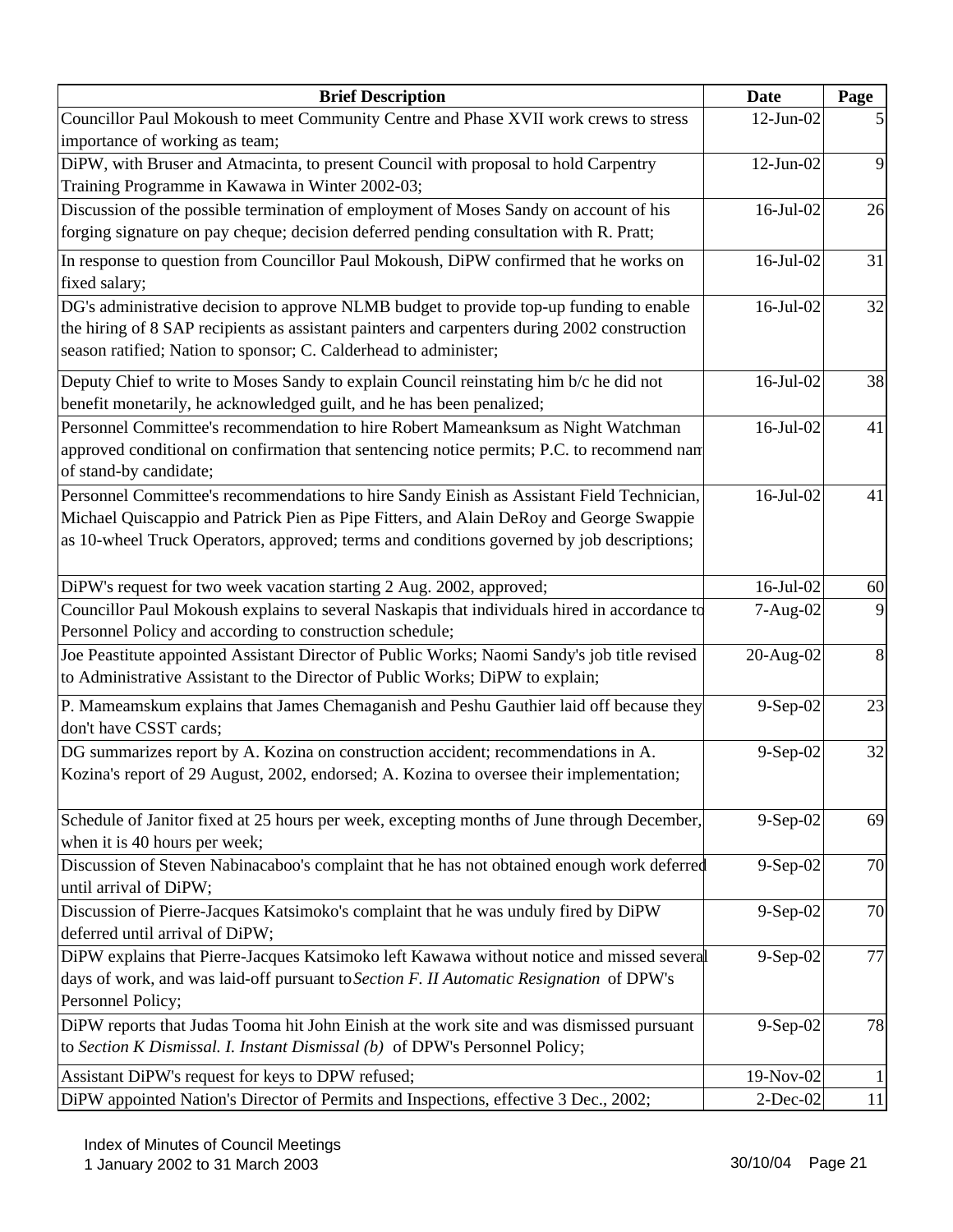| Brief Description | Date | Page |
|---|---|---|
| Councillor Paul Mokoush to meet Community Centre and Phase XVII work crews to stress importance of working as team; | 12-Jun-02 | 5 |
| DiPW, with Bruser and Atmacinta, to present Council with proposal to hold Carpentry Training Programme in Kawawa in Winter 2002-03; | 12-Jun-02 | 9 |
| Discussion of the possible termination of employment of Moses Sandy on account of his forging signature on pay cheque; decision deferred pending consultation with R. Pratt; | 16-Jul-02 | 26 |
| In response to question from Councillor Paul Mokoush, DiPW confirmed that he works on fixed salary; | 16-Jul-02 | 31 |
| DG's administrative decision to approve NLMB budget to provide top-up funding to enable the hiring of 8 SAP recipients as assistant painters and carpenters during 2002 construction season ratified; Nation to sponsor; C. Calderhead to administer; | 16-Jul-02 | 32 |
| Deputy Chief to write to Moses Sandy to explain Council reinstating him b/c he did not benefit monetarily, he acknowledged guilt, and he has been penalized; | 16-Jul-02 | 38 |
| Personnel Committee's recommendation to hire Robert Mameanksum as Night Watchman approved conditional on confirmation that sentencing notice permits; P.C. to recommend nam of stand-by candidate; | 16-Jul-02 | 41 |
| Personnel Committee's recommendations to hire Sandy Einish as Assistant Field Technician, Michael Quiscappio and Patrick Pien as Pipe Fitters, and Alain DeRoy and George Swappie as 10-wheel Truck Operators, approved; terms and conditions governed by job descriptions; | 16-Jul-02 | 41 |
| DiPW's request for two week vacation starting 2 Aug. 2002, approved; | 16-Jul-02 | 60 |
| Councillor Paul Mokoush explains to several Naskapis that individuals hired in accordance to Personnel Policy and according to construction schedule; | 7-Aug-02 | 9 |
| Joe Peastitute appointed Assistant Director of Public Works; Naomi Sandy's job title revised to Administrative Assistant to the Director of Public Works; DiPW to explain; | 20-Aug-02 | 8 |
| P. Mameamskum explains that James Chemaganish and Peshu Gauthier laid off because they don't have CSST cards; | 9-Sep-02 | 23 |
| DG summarizes report by A. Kozina on construction accident; recommendations in A. Kozina's report of 29 August, 2002, endorsed; A. Kozina to oversee their implementation; | 9-Sep-02 | 32 |
| Schedule of Janitor fixed at 25 hours per week, excepting months of June through December, when it is 40 hours per week; | 9-Sep-02 | 69 |
| Discussion of Steven Nabinacaboo's complaint that he has not obtained enough work deferred until arrival of DiPW; | 9-Sep-02 | 70 |
| Discussion of Pierre-Jacques Katsimoko's complaint that he was unduly fired by DiPW deferred until arrival of DiPW; | 9-Sep-02 | 70 |
| DiPW explains that Pierre-Jacques Katsimoko left Kawawa without notice and missed several days of work, and was laid-off pursuant to *Section F. II Automatic Resignation* of DPW's Personnel Policy; | 9-Sep-02 | 77 |
| DiPW reports that Judas Tooma hit John Einish at the work site and was dismissed pursuant to *Section K Dismissal. I. Instant Dismissal (b)* of DPW's Personnel Policy; | 9-Sep-02 | 78 |
| Assistant DiPW's request for keys to DPW refused; | 19-Nov-02 | 1 |
| DiPW appointed Nation's Director of Permits and Inspections, effective 3 Dec., 2002; | 2-Dec-02 | 11 |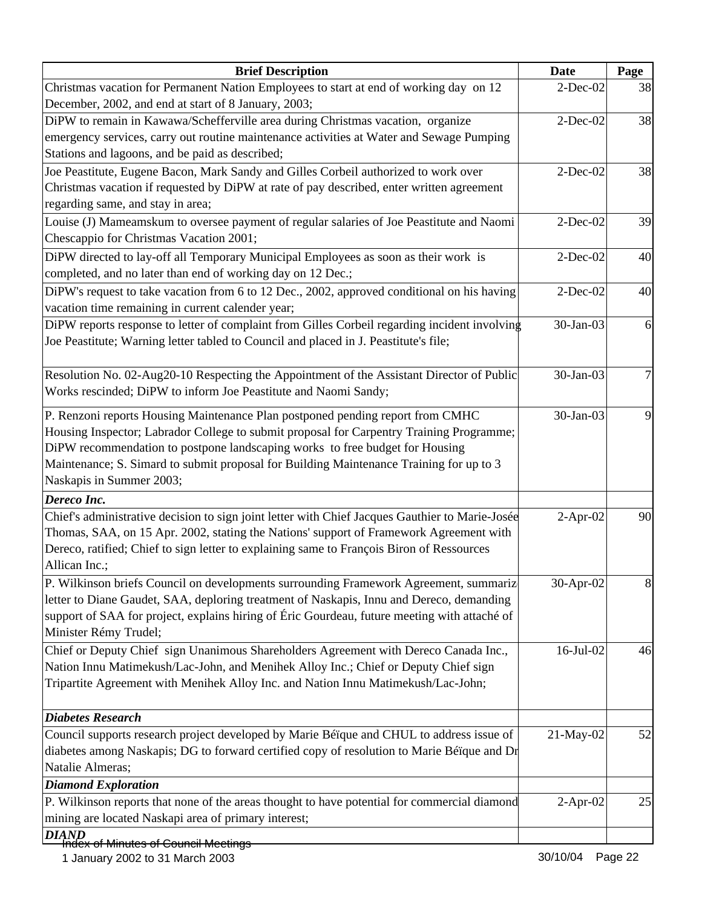| Brief Description | Date | Page |
|---|---|---|
| Christmas vacation for Permanent Nation Employees to start at end of working day on 12 December, 2002, and end at start of 8 January, 2003; | 2-Dec-02 | 38 |
| DiPW to remain in Kawawa/Schefferville area during Christmas vacation, organize emergency services, carry out routine maintenance activities at Water and Sewage Pumping Stations and lagoons, and be paid as described; | 2-Dec-02 | 38 |
| Joe Peastitute, Eugene Bacon, Mark Sandy and Gilles Corbeil authorized to work over Christmas vacation if requested by DiPW at rate of pay described, enter written agreement regarding same, and stay in area; | 2-Dec-02 | 38 |
| Louise (J) Mameamskum to oversee payment of regular salaries of Joe Peastitute and Naomi Chescappio for Christmas Vacation 2001; | 2-Dec-02 | 39 |
| DiPW directed to lay-off all Temporary Municipal Employees as soon as their work is completed, and no later than end of working day on 12 Dec.; | 2-Dec-02 | 40 |
| DiPW's request to take vacation from 6 to 12 Dec., 2002, approved conditional on his having vacation time remaining in current calender year; | 2-Dec-02 | 40 |
| DiPW reports response to letter of complaint from Gilles Corbeil regarding incident involving Joe Peastitute; Warning letter tabled to Council and placed in J. Peastitute's file; | 30-Jan-03 | 6 |
| Resolution No. 02-Aug20-10 Respecting the Appointment of the Assistant Director of Public Works rescinded; DiPW to inform Joe Peastitute and Naomi Sandy; | 30-Jan-03 | 7 |
| P. Renzoni reports Housing Maintenance Plan postponed pending report from CMHC Housing Inspector; Labrador College to submit proposal for Carpentry Training Programme; DiPW recommendation to postpone landscaping works to free budget for Housing Maintenance; S. Simard to submit proposal for Building Maintenance Training for up to 3 Naskapis in Summer 2003; | 30-Jan-03 | 9 |
| ***Dereco Inc.*** | | |
| Chief's administrative decision to sign joint letter with Chief Jacques Gauthier to Marie-Josée Thomas, SAA, on 15 Apr. 2002, stating the Nations' support of Framework Agreement with Dereco, ratified; Chief to sign letter to explaining same to François Biron of Ressources Allican Inc.; | 2-Apr-02 | 90 |
| P. Wilkinson briefs Council on developments surrounding Framework Agreement, summariz letter to Diane Gaudet, SAA, deploring treatment of Naskapis, Innu and Dereco, demanding support of SAA for project, explains hiring of Éric Gourdeau, future meeting with attaché of Minister Rémy Trudel; | 30-Apr-02 | 8 |
| Chief or Deputy Chief sign Unanimous Shareholders Agreement with Dereco Canada Inc., Nation Innu Matimekush/Lac-John, and Menihek Alloy Inc.; Chief or Deputy Chief sign Tripartite Agreement with Menihek Alloy Inc. and Nation Innu Matimekush/Lac-John; | 16-Jul-02 | 46 |
| ***Diabetes Research*** | | |
| Council supports research project developed by Marie Béïque and CHUL to address issue of diabetes among Naskapis; DG to forward certified copy of resolution to Marie Béïque and Dr Natalie Almeras; | 21-May-02 | 52 |
| ***Diamond Exploration*** | | |
| P. Wilkinson reports that none of the areas thought to have potential for commercial diamond mining are located Naskapi area of primary interest; | 2-Apr-02 | 25 |
| ***DIAND*** | | |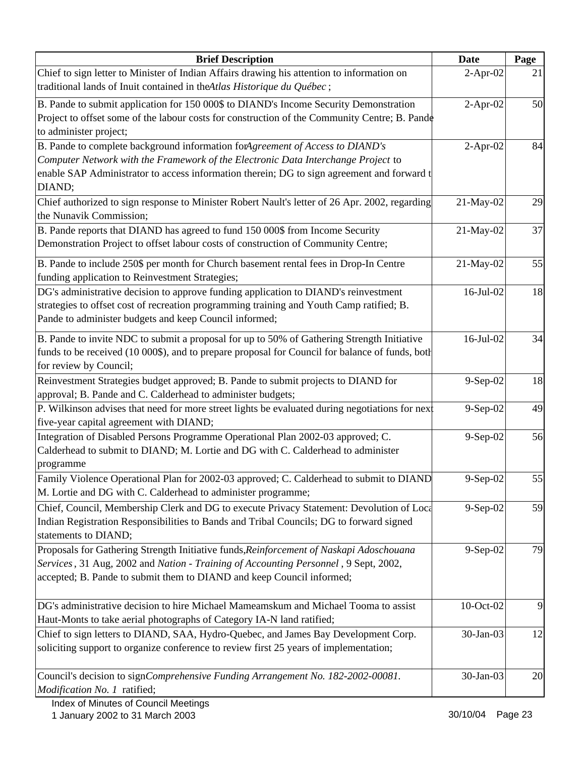| Brief Description | Date | Page |
|---|---|---|
| Chief to sign letter to Minister of Indian Affairs drawing his attention to information on traditional lands of Inuit contained in the *Atlas Historique du Québec* ; | 2-Apr-02 | 21 |
| B. Pande to submit application for 150 000$ to DIAND's Income Security Demonstration Project to offset some of the labour costs for construction of the Community Centre; B. Pande to administer project; | 2-Apr-02 | 50 |
| B. Pande to complete background information for *Agreement of Access to DIAND's Computer Network with the Framework of the Electronic Data Interchange Project* to enable SAP Administrator to access information therein; DG to sign agreement and forward t DIAND; | 2-Apr-02 | 84 |
| Chief authorized to sign response to Minister Robert Nault's letter of 26 Apr. 2002, regarding the Nunavik Commission; | 21-May-02 | 29 |
| B. Pande reports that DIAND has agreed to fund 150 000$ from Income Security Demonstration Project to offset labour costs of construction of Community Centre; | 21-May-02 | 37 |
| B. Pande to include 250$ per month for Church basement rental fees in Drop-In Centre funding application to Reinvestment Strategies; | 21-May-02 | 55 |
| DG's administrative decision to approve funding application to DIAND's reinvestment strategies to offset cost of recreation programming training and Youth Camp ratified; B. Pande to administer budgets and keep Council informed; | 16-Jul-02 | 18 |
| B. Pande to invite NDC to submit a proposal for up to 50% of Gathering Strength Initiative funds to be received (10 000$), and to prepare proposal for Council for balance of funds, both for review by Council; | 16-Jul-02 | 34 |
| Reinvestment Strategies budget approved; B. Pande to submit projects to DIAND for approval; B. Pande and C. Calderhead to administer budgets; | 9-Sep-02 | 18 |
| P. Wilkinson advises that need for more street lights be evaluated during negotiations for next five-year capital agreement with DIAND; | 9-Sep-02 | 49 |
| Integration of Disabled Persons Programme Operational Plan 2002-03 approved; C. Calderhead to submit to DIAND; M. Lortie and DG with C. Calderhead to administer programme | 9-Sep-02 | 56 |
| Family Violence Operational Plan for 2002-03 approved; C. Calderhead to submit to DIAND M. Lortie and DG with C. Calderhead to administer programme; | 9-Sep-02 | 55 |
| Chief, Council, Membership Clerk and DG to execute Privacy Statement: Devolution of Loca Indian Registration Responsibilities to Bands and Tribal Councils; DG to forward signed statements to DIAND; | 9-Sep-02 | 59 |
| Proposals for Gathering Strength Initiative funds, *Reinforcement of Naskapi Adoschouana Services* , 31 Aug, 2002 and *Nation - Training of Accounting Personnel* , 9 Sept, 2002, accepted; B. Pande to submit them to DIAND and keep Council informed; | 9-Sep-02 | 79 |
| DG's administrative decision to hire Michael Mameamskum and Michael Tooma to assist Haut-Monts to take aerial photographs of Category IA-N land ratified; | 10-Oct-02 | 9 |
| Chief to sign letters to DIAND, SAA, Hydro-Quebec, and James Bay Development Corp. soliciting support to organize conference to review first 25 years of implementation; | 30-Jan-03 | 12 |
| Council's decision to sign *Comprehensive Funding Arrangement No. 182-2002-00081. Modification No. 1* ratified; | 30-Jan-03 | 20 |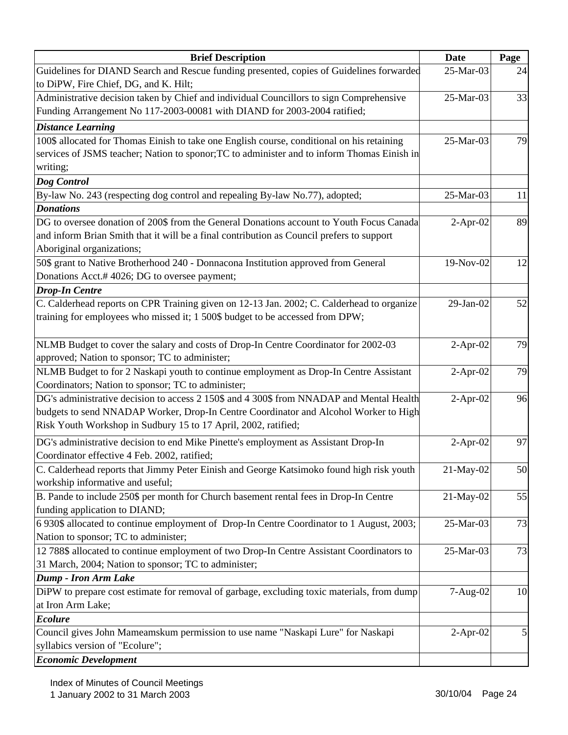| Brief Description | Date | Page |
|---|---|---|
| Guidelines for DIAND Search and Rescue funding presented, copies of Guidelines forwarded to DiPW, Fire Chief, DG, and K. Hilt; | 25-Mar-03 | 24 |
| Administrative decision taken by Chief and individual Councillors to sign Comprehensive Funding Arrangement No 117-2003-00081 with DIAND for 2003-2004 ratified; | 25-Mar-03 | 33 |
| ***Distance Learning*** | | |
| 100$ allocated for Thomas Einish to take one English course, conditional on his retaining services of JSMS teacher; Nation to sponor;TC to administer and to inform Thomas Einish in writing; | 25-Mar-03 | 79 |
| ***Dog Control*** | | |
| By-law No. 243 (respecting dog control and repealing By-law No.77), adopted; | 25-Mar-03 | 11 |
| ***Donations*** | | |
| DG to oversee donation of 200$ from the General Donations account to Youth Focus Canada and inform Brian Smith that it will be a final contribution as Council prefers to support Aboriginal organizations; | 2-Apr-02 | 89 |
| 50$ grant to Native Brotherhood 240 - Donnacona Institution approved from General Donations Acct.# 4026; DG to oversee payment; | 19-Nov-02 | 12 |
| ***Drop-In Centre*** | | |
| C. Calderhead reports on CPR Training given on 12-13 Jan. 2002; C. Calderhead to organize training for employees who missed it; 1 500$ budget to be accessed from DPW; | 29-Jan-02 | 52 |
| NLMB Budget to cover the salary and costs of Drop-In Centre Coordinator for 2002-03 approved; Nation to sponsor; TC to administer; | 2-Apr-02 | 79 |
| NLMB Budget to for 2 Naskapi youth to continue employment as Drop-In Centre Assistant Coordinators; Nation to sponsor; TC to administer; | 2-Apr-02 | 79 |
| DG's administrative decision to access 2 150$ and 4 300$ from NNADAP and Mental Health budgets to send NNADAP Worker, Drop-In Centre Coordinator and Alcohol Worker to High Risk Youth Workshop in Sudbury 15 to 17 April, 2002, ratified; | 2-Apr-02 | 96 |
| DG's administrative decision to end Mike Pinette's employment as Assistant Drop-In Coordinator effective 4 Feb. 2002, ratified; | 2-Apr-02 | 97 |
| C. Calderhead reports that Jimmy Peter Einish and George Katsimoko found high risk youth workship informative and useful; | 21-May-02 | 50 |
| B. Pande to include 250$ per month for Church basement rental fees in Drop-In Centre funding application to DIAND; | 21-May-02 | 55 |
| 6 930$ allocated to continue employment of Drop-In Centre Coordinator to 1 August, 2003; Nation to sponsor; TC to administer; | 25-Mar-03 | 73 |
| 12 788$ allocated to continue employment of two Drop-In Centre Assistant Coordinators to 31 March, 2004; Nation to sponsor; TC to administer; | 25-Mar-03 | 73 |
| ***Dump - Iron Arm Lake*** | | |
| DiPW to prepare cost estimate for removal of garbage, excluding toxic materials, from dump at Iron Arm Lake; | 7-Aug-02 | 10 |
| ***Ecolure*** | | |
| Council gives John Mameamskum permission to use name "Naskapi Lure" for Naskapi syllabics version of "Ecolure"; | 2-Apr-02 | 5 |
| ***Economic Development*** | | |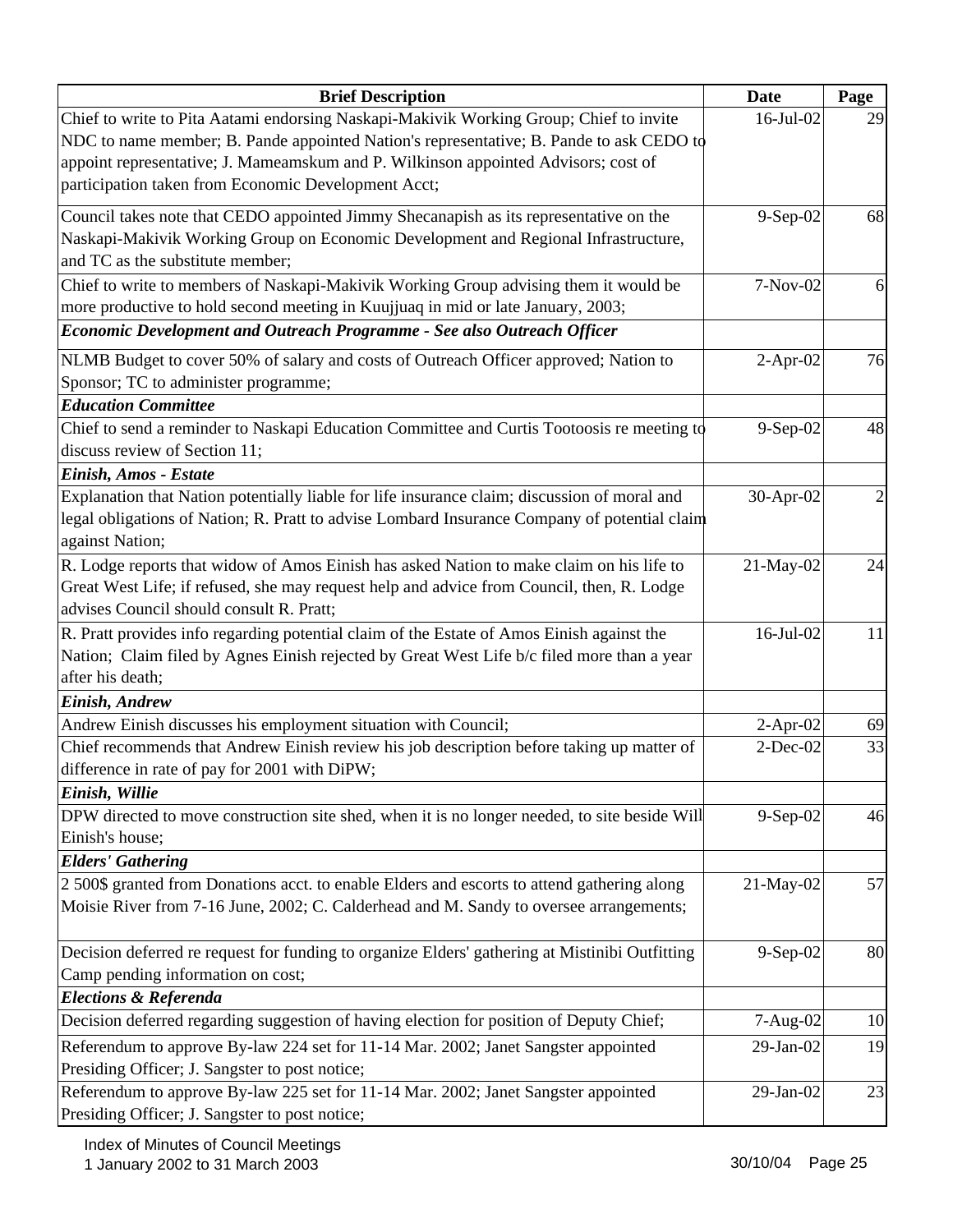| Brief Description | Date | Page |
|---|---|---|
| Chief to write to Pita Aatami endorsing Naskapi-Makivik Working Group; Chief to invite NDC to name member; B. Pande appointed Nation's representative; B. Pande to ask CEDO to appoint representative; J. Mameamskum and P. Wilkinson appointed Advisors; cost of participation taken from Economic Development Acct; | 16-Jul-02 | 29 |
| Council takes note that CEDO appointed Jimmy Shecanapish as its representative on the Naskapi-Makivik Working Group on Economic Development and Regional Infrastructure, and TC as the substitute member; | 9-Sep-02 | 68 |
| Chief to write to members of Naskapi-Makivik Working Group advising them it would be more productive to hold second meeting in Kuujjuaq in mid or late January, 2003; | 7-Nov-02 | 6 |
| ***Economic Development and Outreach Programme - See also Outreach Officer*** | | |
| NLMB Budget to cover 50% of salary and costs of Outreach Officer approved; Nation to Sponsor; TC to administer programme; | 2-Apr-02 | 76 |
| ***Education Committee*** | | |
| Chief to send a reminder to Naskapi Education Committee and Curtis Tootoosis re meeting to discuss review of Section 11; | 9-Sep-02 | 48 |
| ***Einish, Amos - Estate*** | | |
| Explanation that Nation potentially liable for life insurance claim; discussion of moral and legal obligations of Nation; R. Pratt to advise Lombard Insurance Company of potential claim against Nation; | 30-Apr-02 | 2 |
| R. Lodge reports that widow of Amos Einish has asked Nation to make claim on his life to Great West Life; if refused, she may request help and advice from Council, then, R. Lodge advises Council should consult R. Pratt; | 21-May-02 | 24 |
| R. Pratt provides info regarding potential claim of the Estate of Amos Einish against the Nation; Claim filed by Agnes Einish rejected by Great West Life b/c filed more than a year after his death; | 16-Jul-02 | 11 |
| ***Einish, Andrew*** | | |
| Andrew Einish discusses his employment situation with Council; | 2-Apr-02 | 69 |
| Chief recommends that Andrew Einish review his job description before taking up matter of difference in rate of pay for 2001 with DiPW; | 2-Dec-02 | 33 |
| ***Einish, Willie*** | | |
| DPW directed to move construction site shed, when it is no longer needed, to site beside Will Einish's house; | 9-Sep-02 | 46 |
| ***Elders' Gathering*** | | |
| 2 500$ granted from Donations acct. to enable Elders and escorts to attend gathering along Moisie River from 7-16 June, 2002; C. Calderhead and M. Sandy to oversee arrangements; | 21-May-02 | 57 |
| Decision deferred re request for funding to organize Elders' gathering at Mistinibi Outfitting Camp pending information on cost; | 9-Sep-02 | 80 |
| ***Elections & Referenda*** | | |
| Decision deferred regarding suggestion of having election for position of Deputy Chief; | 7-Aug-02 | 10 |
| Referendum to approve By-law 224 set for 11-14 Mar. 2002; Janet Sangster appointed Presiding Officer; J. Sangster to post notice; | 29-Jan-02 | 19 |
| Referendum to approve By-law 225 set for 11-14 Mar. 2002; Janet Sangster appointed Presiding Officer; J. Sangster to post notice; | 29-Jan-02 | 23 |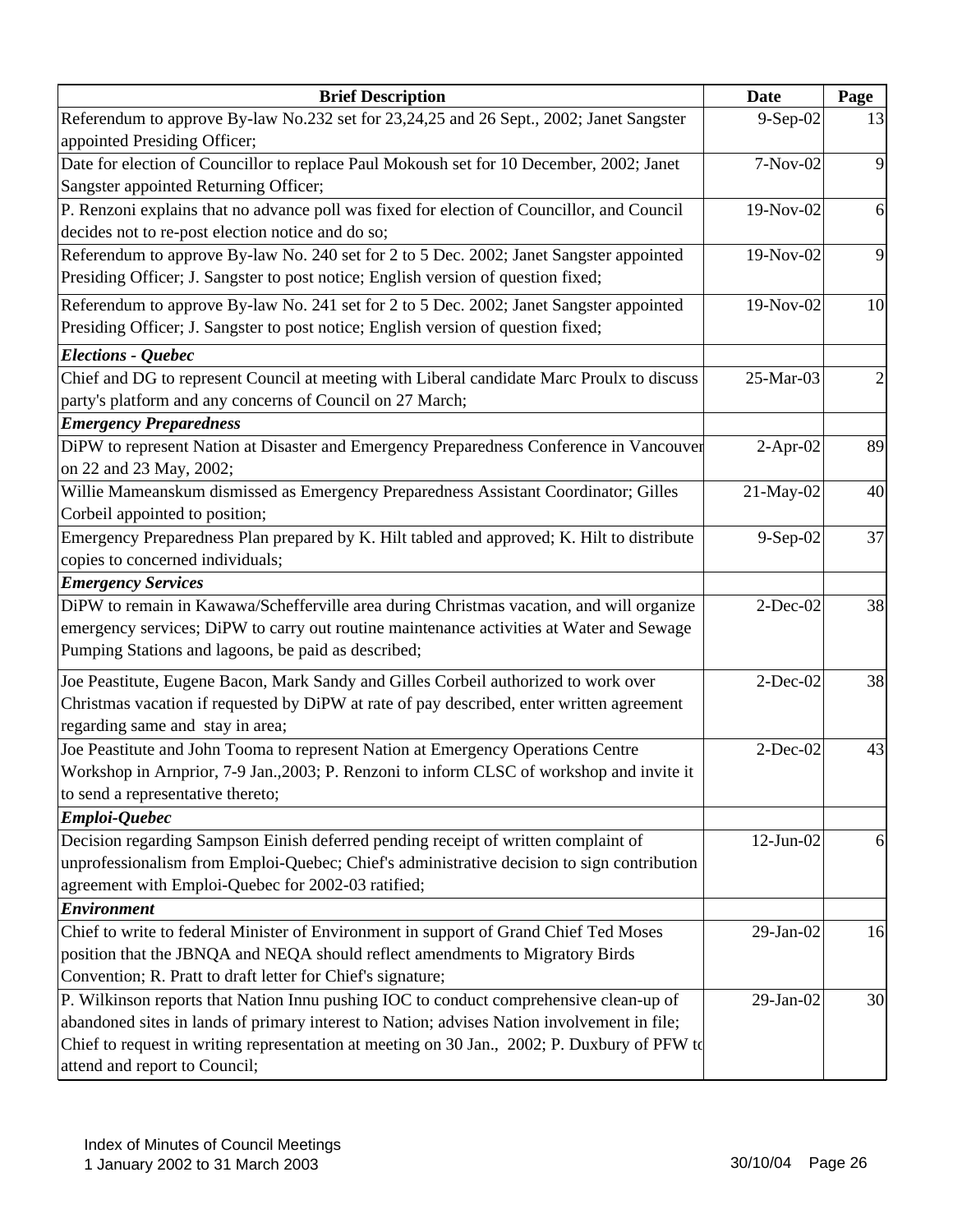| Brief Description | Date | Page |
|---|---|---|
| Referendum to approve By-law No.232 set for 23,24,25 and 26 Sept., 2002; Janet Sangster appointed Presiding Officer; | 9-Sep-02 | 13 |
| Date for election of Councillor to replace Paul Mokoush set for 10 December, 2002; Janet Sangster appointed Returning Officer; | 7-Nov-02 | 9 |
| P. Renzoni explains that no advance poll was fixed for election of Councillor, and Council decides not to re-post election notice and do so; | 19-Nov-02 | 6 |
| Referendum to approve By-law No. 240 set for 2 to 5 Dec. 2002; Janet Sangster appointed Presiding Officer; J. Sangster to post notice; English version of question fixed; | 19-Nov-02 | 9 |
| Referendum to approve By-law No. 241 set for 2 to 5 Dec. 2002; Janet Sangster appointed Presiding Officer; J. Sangster to post notice; English version of question fixed; | 19-Nov-02 | 10 |
| ***Elections - Quebec*** | | |
| Chief and DG to represent Council at meeting with Liberal candidate Marc Proulx to discuss party's platform and any concerns of Council on 27 March; | 25-Mar-03 | 2 |
| ***Emergency Preparedness*** | | |
| DiPW to represent Nation at Disaster and Emergency Preparedness Conference in Vancouver on 22 and 23 May, 2002; | 2-Apr-02 | 89 |
| Willie Mameanskum dismissed as Emergency Preparedness Assistant Coordinator; Gilles Corbeil appointed to position; | 21-May-02 | 40 |
| Emergency Preparedness Plan prepared by K. Hilt tabled and approved; K. Hilt to distribute copies to concerned individuals; | 9-Sep-02 | 37 |
| ***Emergency Services*** | | |
| DiPW to remain in Kawawa/Schefferville area during Christmas vacation, and will organize emergency services; DiPW to carry out routine maintenance activities at Water and Sewage Pumping Stations and lagoons, be paid as described; | 2-Dec-02 | 38 |
| Joe Peastitute, Eugene Bacon, Mark Sandy and Gilles Corbeil authorized to work over Christmas vacation if requested by DiPW at rate of pay described, enter written agreement regarding same and stay in area; | 2-Dec-02 | 38 |
| Joe Peastitute and John Tooma to represent Nation at Emergency Operations Centre Workshop in Arnprior, 7-9 Jan.,2003; P. Renzoni to inform CLSC of workshop and invite it to send a representative thereto; | 2-Dec-02 | 43 |
| ***Emploi-Quebec*** | | |
| Decision regarding Sampson Einish deferred pending receipt of written complaint of unprofessionalism from Emploi-Quebec; Chief's administrative decision to sign contribution agreement with Emploi-Quebec for 2002-03 ratified; | 12-Jun-02 | 6 |
| ***Environment*** | | |
| Chief to write to federal Minister of Environment in support of Grand Chief Ted Moses position that the JBNQA and NEQA should reflect amendments to Migratory Birds Convention; R. Pratt to draft letter for Chief's signature; | 29-Jan-02 | 16 |
| P. Wilkinson reports that Nation Innu pushing IOC to conduct comprehensive clean-up of abandoned sites in lands of primary interest to Nation; advises Nation involvement in file; Chief to request in writing representation at meeting on 30 Jan., 2002; P. Duxbury of PFW to attend and report to Council; | 29-Jan-02 | 30 |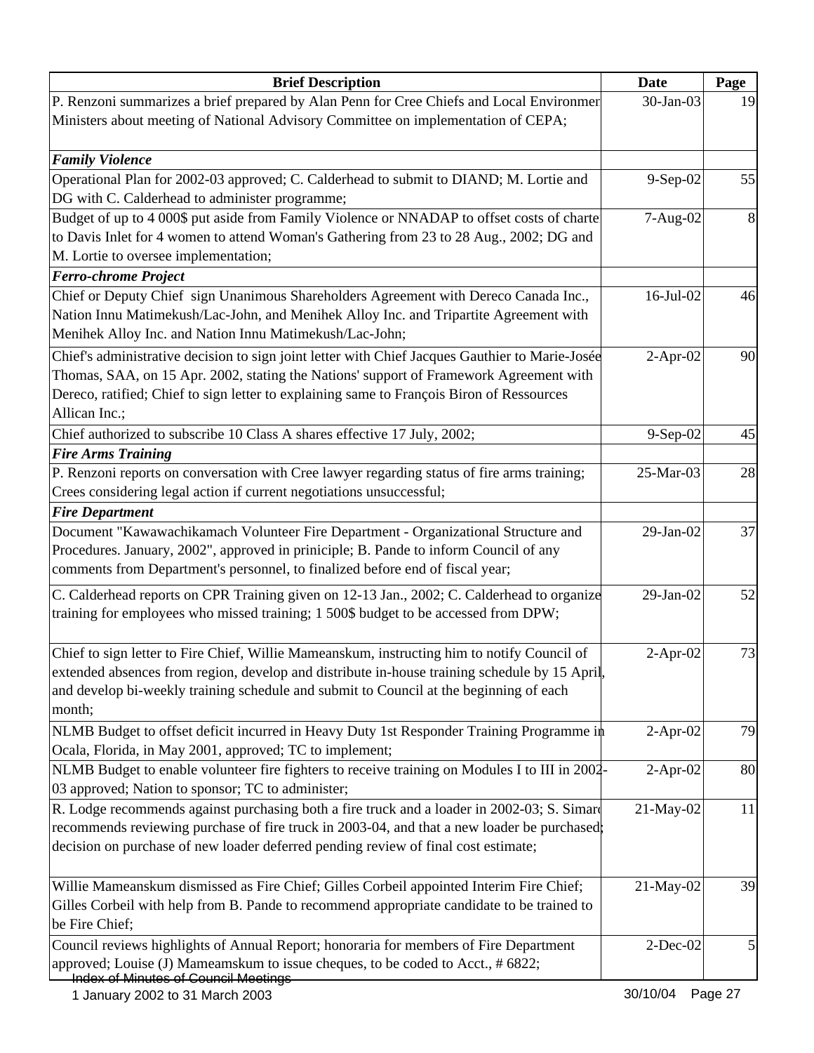| Brief Description | Date | Page |
|---|---|---|
| P. Renzoni summarizes a brief prepared by Alan Penn for Cree Chiefs and Local Environmer Ministers about meeting of National Advisory Committee on implementation of CEPA; | 30-Jan-03 | 19 |
| ***Family Violence*** | | |
| Operational Plan for 2002-03 approved; C. Calderhead to submit to DIAND; M. Lortie and DG with C. Calderhead to administer programme; | 9-Sep-02 | 55 |
| Budget of up to 4 000$ put aside from Family Violence or NNADAP to offset costs of charte to Davis Inlet for 4 women to attend Woman's Gathering from 23 to 28 Aug., 2002; DG and M. Lortie to oversee implementation; | 7-Aug-02 | 8 |
| ***Ferro-chrome Project*** | | |
| Chief or Deputy Chief sign Unanimous Shareholders Agreement with Dereco Canada Inc., Nation Innu Matimekush/Lac-John, and Menihek Alloy Inc. and Tripartite Agreement with Menihek Alloy Inc. and Nation Innu Matimekush/Lac-John; | 16-Jul-02 | 46 |
| Chief's administrative decision to sign joint letter with Chief Jacques Gauthier to Marie-Josée Thomas, SAA, on 15 Apr. 2002, stating the Nations' support of Framework Agreement with Dereco, ratified; Chief to sign letter to explaining same to François Biron of Ressources Allican Inc.; | 2-Apr-02 | 90 |
| Chief authorized to subscribe 10 Class A shares effective 17 July, 2002; | 9-Sep-02 | 45 |
| ***Fire Arms Training*** | | |
| P. Renzoni reports on conversation with Cree lawyer regarding status of fire arms training; Crees considering legal action if current negotiations unsuccessful; | 25-Mar-03 | 28 |
| ***Fire Department*** | | |
| Document "Kawawachikamach Volunteer Fire Department - Organizational Structure and Procedures. January, 2002", approved in priniciple; B. Pande to inform Council of any comments from Department's personnel, to finalized before end of fiscal year; | 29-Jan-02 | 37 |
| C. Calderhead reports on CPR Training given on 12-13 Jan., 2002; C. Calderhead to organize training for employees who missed training; 1 500$ budget to be accessed from DPW; | 29-Jan-02 | 52 |
| Chief to sign letter to Fire Chief, Willie Mameanskum, instructing him to notify Council of extended absences from region, develop and distribute in-house training schedule by 15 April, and develop bi-weekly training schedule and submit to Council at the beginning of each month; | 2-Apr-02 | 73 |
| NLMB Budget to offset deficit incurred in Heavy Duty 1st Responder Training Programme in Ocala, Florida, in May 2001, approved; TC to implement; | 2-Apr-02 | 79 |
| NLMB Budget to enable volunteer fire fighters to receive training on Modules I to III in 2002-03 approved; Nation to sponsor; TC to administer; | 2-Apr-02 | 80 |
| R. Lodge recommends against purchasing both a fire truck and a loader in 2002-03; S. Simard recommends reviewing purchase of fire truck in 2003-04, and that a new loader be purchased; decision on purchase of new loader deferred pending review of final cost estimate; | 21-May-02 | 11 |
| Willie Mameanskum dismissed as Fire Chief; Gilles Corbeil appointed Interim Fire Chief; Gilles Corbeil with help from B. Pande to recommend appropriate candidate to be trained to be Fire Chief; | 21-May-02 | 39 |
| Council reviews highlights of Annual Report; honoraria for members of Fire Department approved; Louise (J) Mameamskum to issue cheques, to be coded to Acct., # 6822; | 2-Dec-02 | 5 |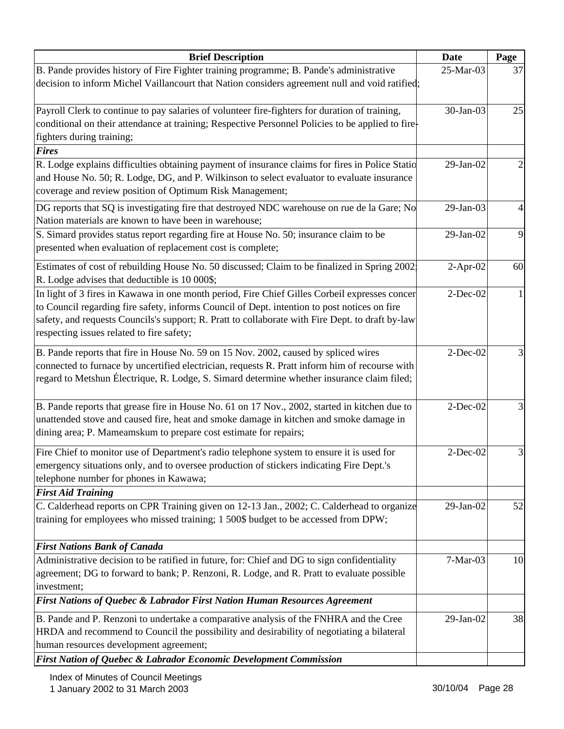| Brief Description | Date | Page |
|---|---|---|
| B. Pande provides history of Fire Fighter training programme; B. Pande's administrative decision to inform Michel Vaillancourt that Nation considers agreement null and void ratified; | 25-Mar-03 | 37 |
| Payroll Clerk to continue to pay salaries of volunteer fire-fighters for duration of training, conditional on their attendance at training; Respective Personnel Policies to be applied to fire-fighters during training; | 30-Jan-03 | 25 |
| ***Fires*** | | |
| R. Lodge explains difficulties obtaining payment of insurance claims for fires in Police Statio and House No. 50; R. Lodge, DG, and P. Wilkinson to select evaluator to evaluate insurance coverage and review position of Optimum Risk Management; | 29-Jan-02 | 2 |
| DG reports that SQ is investigating fire that destroyed NDC warehouse on rue de la Gare; No Nation materials are known to have been in warehouse; | 29-Jan-03 | 4 |
| S. Simard provides status report regarding fire at House No. 50; insurance claim to be presented when evaluation of replacement cost is complete; | 29-Jan-02 | 9 |
| Estimates of cost of rebuilding House No. 50 discussed; Claim to be finalized in Spring 2002; R. Lodge advises that deductible is 10 000$; | 2-Apr-02 | 60 |
| In light of 3 fires in Kawawa in one month period, Fire Chief Gilles Corbeil expresses concer to Council regarding fire safety, informs Council of Dept. intention to post notices on fire safety, and requests Councils's support; R. Pratt to collaborate with Fire Dept. to draft by-law respecting issues related to fire safety; | 2-Dec-02 | 1 |
| B. Pande reports that fire in House No. 59 on 15 Nov. 2002, caused by spliced wires connected to furnace by uncertified electrician, requests R. Pratt inform him of recourse with regard to Metshun Électrique, R. Lodge, S. Simard determine whether insurance claim filed; | 2-Dec-02 | 3 |
| B. Pande reports that grease fire in House No. 61 on 17 Nov., 2002, started in kitchen due to unattended stove and caused fire, heat and smoke damage in kitchen and smoke damage in dining area; P. Mameamskum to prepare cost estimate for repairs; | 2-Dec-02 | 3 |
| Fire Chief to monitor use of Department's radio telephone system to ensure it is used for emergency situations only, and to oversee production of stickers indicating Fire Dept.'s telephone number for phones in Kawawa; | 2-Dec-02 | 3 |
| ***First Aid Training*** | | |
| C. Calderhead reports on CPR Training given on 12-13 Jan., 2002; C. Calderhead to organize training for employees who missed training; 1 500$ budget to be accessed from DPW; | 29-Jan-02 | 52 |
| ***First Nations Bank of Canada*** | | |
| Administrative decision to be ratified in future, for: Chief and DG to sign confidentiality agreement; DG to forward to bank; P. Renzoni, R. Lodge, and R. Pratt to evaluate possible investment; | 7-Mar-03 | 10 |
| ***First Nations of Quebec & Labrador First Nation Human Resources Agreement*** | | |
| B. Pande and P. Renzoni to undertake a comparative analysis of the FNHRA and the Cree HRDA and recommend to Council the possibility and desirability of negotiating a bilateral human resources development agreement; | 29-Jan-02 | 38 |
| ***First Nation of Quebec & Labrador Economic Development Commission*** | | |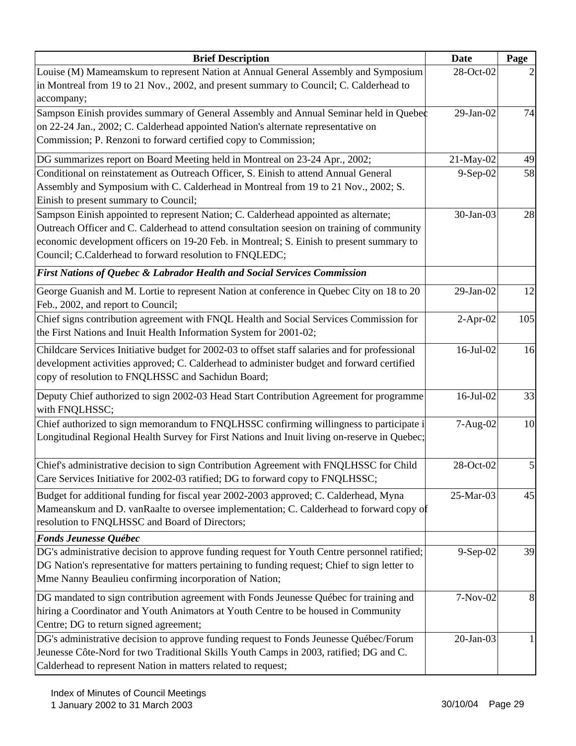| Brief Description | Date | Page |
|---|---|---|
| Louise (M) Mameamskum to represent Nation at Annual General Assembly and Symposium in Montreal from 19 to 21 Nov., 2002, and present summary to Council; C. Calderhead to accompany; | 28-Oct-02 | 2 |
| Sampson Einish provides summary of General Assembly and Annual Seminar held in Quebec on 22-24 Jan., 2002; C. Calderhead appointed Nation's alternate representative on Commission; P. Renzoni to forward certified copy to Commission; | 29-Jan-02 | 74 |
| DG summarizes report on Board Meeting held in Montreal on 23-24 Apr., 2002; | 21-May-02 | 49 |
| Conditional on reinstatement as Outreach Officer, S. Einish to attend Annual General Assembly and Symposium with C. Calderhead in Montreal from 19 to 21 Nov., 2002; S. Einish to present summary to Council; | 9-Sep-02 | 58 |
| Sampson Einish appointed to represent Nation; C. Calderhead appointed as alternate; Outreach Officer and C. Calderhead to attend consultation seesion on training of community economic development officers on 19-20 Feb. in Montreal; S. Einish to present summary to Council; C.Calderhead to forward resolution to FNQLEDC; | 30-Jan-03 | 28 |
| ***First Nations of Quebec & Labrador Health and Social Services Commission*** | | |
| George Guanish and M. Lortie to represent Nation at conference in Quebec City on 18 to 20 Feb., 2002, and report to Council; | 29-Jan-02 | 12 |
| Chief signs contribution agreement with FNQL Health and Social Services Commission for the First Nations and Inuit Health Information System for 2001-02; | 2-Apr-02 | 105 |
| Childcare Services Initiative budget for 2002-03 to offset staff salaries and for professional development activities approved; C. Calderhead to administer budget and forward certified copy of resolution to FNQLHSSC and Sachidun Board; | 16-Jul-02 | 16 |
| Deputy Chief authorized to sign 2002-03 Head Start Contribution Agreement for programme with FNQLHSSC; | 16-Jul-02 | 33 |
| Chief authorized to sign memorandum to FNQLHSSC confirming willingness to participate i Longitudinal Regional Health Survey for First Nations and Inuit living on-reserve in Quebec; | 7-Aug-02 | 10 |
| Chief's administrative decision to sign Contribution Agreement with FNQLHSSC for Child Care Services Initiative for 2002-03 ratified; DG to forward copy to FNQLHSSC; | 28-Oct-02 | 5 |
| Budget for additional funding for fiscal year 2002-2003 approved; C. Calderhead, Myna Mameanskum and D. vanRaalte to oversee implementation; C. Calderhead to forward copy of resolution to FNQLHSSC and Board of Directors; | 25-Mar-03 | 45 |
| ***Fonds Jeunesse Québec*** | | |
| DG's administrative decision to approve funding request for Youth Centre personnel ratified; DG Nation's representative for matters pertaining to funding request; Chief to sign letter to Mme Nanny Beaulieu confirming incorporation of Nation; | 9-Sep-02 | 39 |
| DG mandated to sign contribution agreement with Fonds Jeunesse Québec for training and hiring a Coordinator and Youth Animators at Youth Centre to be housed in Community Centre; DG to return signed agreement; | 7-Nov-02 | 8 |
| DG's administrative decision to approve funding request to Fonds Jeunesse Québec/Forum Jeunesse Côte-Nord for two Traditional Skills Youth Camps in 2003, ratified; DG and C. Calderhead to represent Nation in matters related to request; | 20-Jan-03 | 1 |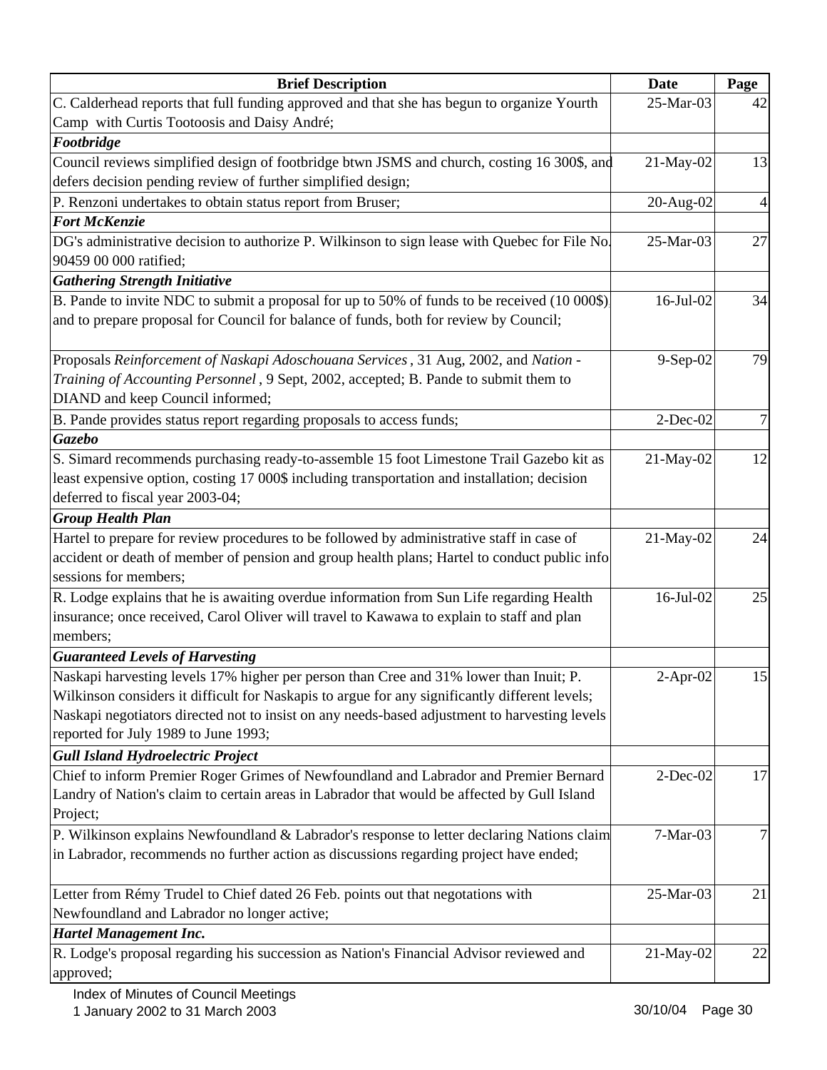| Brief Description | Date | Page |
|---|---|---|
| C. Calderhead reports that full funding approved and that she has begun to organize Yourth Camp with Curtis Tootoosis and Daisy André; | 25-Mar-03 | 42 |
| ***Footbridge*** | | |
| Council reviews simplified design of footbridge btwn JSMS and church, costing 16 300$, and defers decision pending review of further simplified design; | 21-May-02 | 13 |
| P. Renzoni undertakes to obtain status report from Bruser; | 20-Aug-02 | 4 |
| ***Fort McKenzie*** | | |
| DG's administrative decision to authorize P. Wilkinson to sign lease with Quebec for File No. 90459 00 000 ratified; | 25-Mar-03 | 27 |
| ***Gathering Strength Initiative*** | | |
| B. Pande to invite NDC to submit a proposal for up to 50% of funds to be received (10 000$) and to prepare proposal for Council for balance of funds, both for review by Council; | 16-Jul-02 | 34 |
| Proposals *Reinforcement of Naskapi Adoschouana Services*, 31 Aug, 2002, and *Nation - Training of Accounting Personnel*, 9 Sept, 2002, accepted; B. Pande to submit them to DIAND and keep Council informed; | 9-Sep-02 | 79 |
| B. Pande provides status report regarding proposals to access funds; | 2-Dec-02 | 7 |
| ***Gazebo*** | | |
| S. Simard recommends purchasing ready-to-assemble 15 foot Limestone Trail Gazebo kit as least expensive option, costing 17 000$ including transportation and installation; decision deferred to fiscal year 2003-04; | 21-May-02 | 12 |
| ***Group Health Plan*** | | |
| Hartel to prepare for review procedures to be followed by administrative staff in case of accident or death of member of pension and group health plans; Hartel to conduct public info sessions for members; | 21-May-02 | 24 |
| R. Lodge explains that he is awaiting overdue information from Sun Life regarding Health insurance; once received, Carol Oliver will travel to Kawawa to explain to staff and plan members; | 16-Jul-02 | 25 |
| ***Guaranteed Levels of Harvesting*** | | |
| Naskapi harvesting levels 17% higher per person than Cree and 31% lower than Inuit; P. Wilkinson considers it difficult for Naskapis to argue for any significantly different levels; Naskapi negotiators directed not to insist on any needs-based adjustment to harvesting levels reported for July 1989 to June 1993; | 2-Apr-02 | 15 |
| ***Gull Island Hydroelectric Project*** | | |
| Chief to inform Premier Roger Grimes of Newfoundland and Labrador and Premier Bernard Landry of Nation's claim to certain areas in Labrador that would be affected by Gull Island Project; | 2-Dec-02 | 17 |
| P. Wilkinson explains Newfoundland & Labrador's response to letter declaring Nations claim in Labrador, recommends no further action as discussions regarding project have ended; | 7-Mar-03 | 7 |
| Letter from Rémy Trudel to Chief dated 26 Feb. points out that negotations with Newfoundland and Labrador no longer active; | 25-Mar-03 | 21 |
| ***Hartel Management Inc.*** | | |
| R. Lodge's proposal regarding his succession as Nation's Financial Advisor reviewed and approved; | 21-May-02 | 22 |

Index of Minutes of Council Meetings
1 January 2002 to 31 March 2003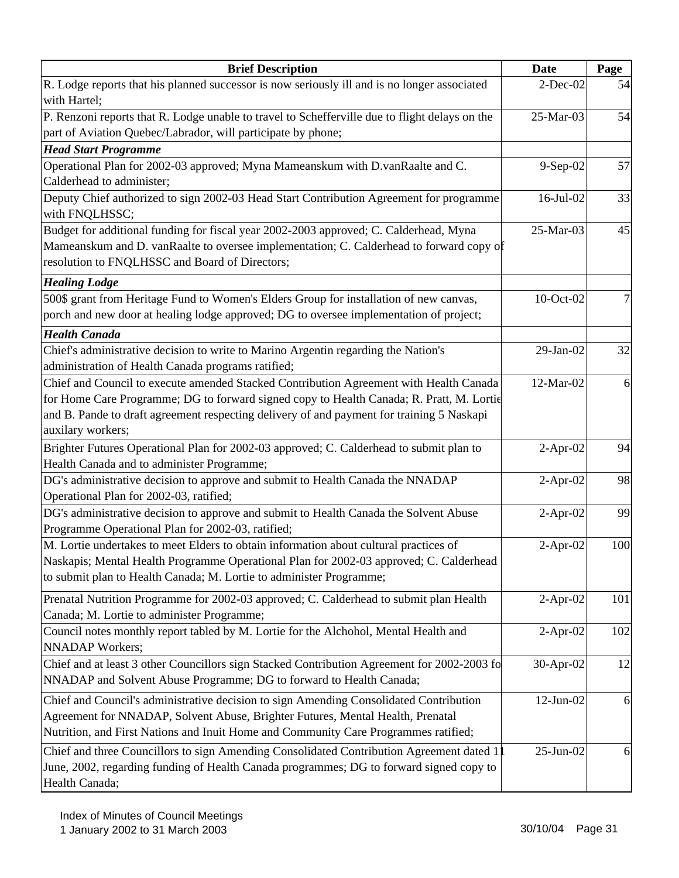| Brief Description | Date | Page |
|---|---|---|
| R. Lodge reports that his planned successor is now seriously ill and is no longer associated with Hartel; | 2-Dec-02 | 54 |
| P. Renzoni reports that R. Lodge unable to travel to Schefferville due to flight delays on the part of Aviation Quebec/Labrador, will participate by phone; | 25-Mar-03 | 54 |
| ***Head Start Programme*** | | |
| Operational Plan for 2002-03 approved; Myna Mameanskum with D.vanRaalte and C. Calderhead to administer; | 9-Sep-02 | 57 |
| Deputy Chief authorized to sign 2002-03 Head Start Contribution Agreement for programme with FNQLHSSC; | 16-Jul-02 | 33 |
| Budget for additional funding for fiscal year 2002-2003 approved; C. Calderhead, Myna Mameanskum and D. vanRaalte to oversee implementation; C. Calderhead to forward copy of resolution to FNQLHSSC and Board of Directors; | 25-Mar-03 | 45 |
| ***Healing Lodge*** | | |
| 500$ grant from Heritage Fund to Women's Elders Group for installation of new canvas, porch and new door at healing lodge approved; DG to oversee implementation of project; | 10-Oct-02 | 7 |
| ***Health Canada*** | | |
| Chief's administrative decision to write to Marino Argentin regarding the Nation's administration of Health Canada programs ratified; | 29-Jan-02 | 32 |
| Chief and Council to execute amended Stacked Contribution Agreement with Health Canada for Home Care Programme; DG to forward signed copy to Health Canada; R. Pratt, M. Lortie and B. Pande to draft agreement respecting delivery of and payment for training 5 Naskapi auxilary workers; | 12-Mar-02 | 6 |
| Brighter Futures Operational Plan for 2002-03 approved; C. Calderhead to submit plan to Health Canada and to administer Programme; | 2-Apr-02 | 94 |
| DG's administrative decision to approve and submit to Health Canada the NNADAP Operational Plan for 2002-03, ratified; | 2-Apr-02 | 98 |
| DG's administrative decision to approve and submit to Health Canada the Solvent Abuse Programme Operational Plan for 2002-03, ratified; | 2-Apr-02 | 99 |
| M. Lortie undertakes to meet Elders to obtain information about cultural practices of Naskapis; Mental Health Programme Operational Plan for 2002-03 approved; C. Calderhead to submit plan to Health Canada; M. Lortie to administer Programme; | 2-Apr-02 | 100 |
| Prenatal Nutrition Programme for 2002-03 approved; C. Calderhead to submit plan Health Canada; M. Lortie to administer Programme; | 2-Apr-02 | 101 |
| Council notes monthly report tabled by M. Lortie for the Alchohol, Mental Health and NNADAP Workers; | 2-Apr-02 | 102 |
| Chief and at least 3 other Councillors sign Stacked Contribution Agreement for 2002-2003 fo NNADAP and Solvent Abuse Programme; DG to forward to Health Canada; | 30-Apr-02 | 12 |
| Chief and Council's administrative decision to sign Amending Consolidated Contribution Agreement for NNADAP, Solvent Abuse, Brighter Futures, Mental Health, Prenatal Nutrition, and First Nations and Inuit Home and Community Care Programmes ratified; | 12-Jun-02 | 6 |
| Chief and three Councillors to sign Amending Consolidated Contribution Agreement dated 11 June, 2002, regarding funding of Health Canada programmes; DG to forward signed copy to Health Canada; | 25-Jun-02 | 6 |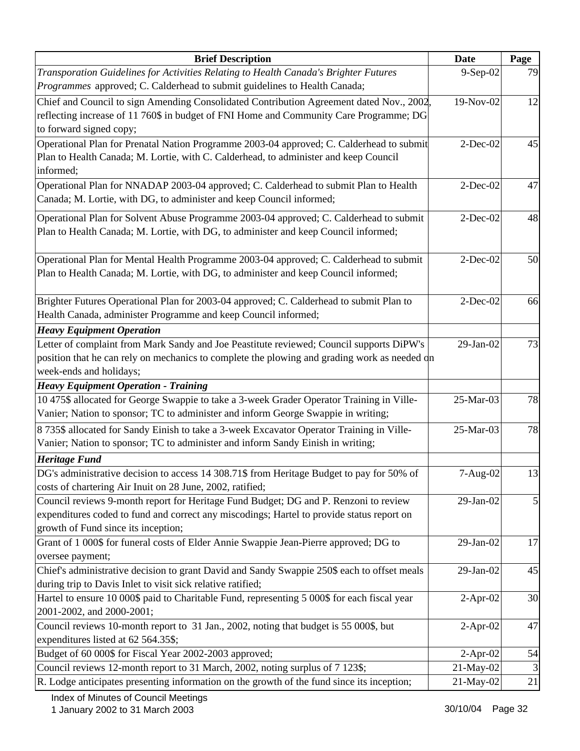| Brief Description | Date | Page |
|---|---|---|
| *Transporation Guidelines for Activities Relating to Health Canada's Brighter Futures Programmes* approved; C. Calderhead to submit guidelines to Health Canada; | 9-Sep-02 | 79 |
| Chief and Council to sign Amending Consolidated Contribution Agreement dated Nov., 2002, reflecting increase of 11 760$ in budget of FNI Home and Community Care Programme; DG to forward signed copy; | 19-Nov-02 | 12 |
| Operational Plan for Prenatal Nation Programme 2003-04 approved; C. Calderhead to submit Plan to Health Canada; M. Lortie, with C. Calderhead, to administer and keep Council informed; | 2-Dec-02 | 45 |
| Operational Plan for NNADAP 2003-04 approved; C. Calderhead to submit Plan to Health Canada; M. Lortie, with DG, to administer and keep Council informed; | 2-Dec-02 | 47 |
| Operational Plan for Solvent Abuse Programme 2003-04 approved; C. Calderhead to submit Plan to Health Canada; M. Lortie, with DG, to administer and keep Council informed; | 2-Dec-02 | 48 |
| Operational Plan for Mental Health Programme 2003-04 approved; C. Calderhead to submit Plan to Health Canada; M. Lortie, with DG, to administer and keep Council informed; | 2-Dec-02 | 50 |
| Brighter Futures Operational Plan for 2003-04 approved; C. Calderhead to submit Plan to Health Canada, administer Programme and keep Council informed; | 2-Dec-02 | 66 |
| ***Heavy Equipment Operation*** | | |
| Letter of complaint from Mark Sandy and Joe Peastitute reviewed; Council supports DiPW's position that he can rely on mechanics to complete the plowing and grading work as needed on week-ends and holidays; | 29-Jan-02 | 73 |
| ***Heavy Equipment Operation - Training*** | | |
| 10 475$ allocated for George Swappie to take a 3-week Grader Operator Training in Ville-Vanier; Nation to sponsor; TC to administer and inform George Swappie in writing; | 25-Mar-03 | 78 |
| 8 735$ allocated for Sandy Einish to take a 3-week Excavator Operator Training in Ville-Vanier; Nation to sponsor; TC to administer and inform Sandy Einish in writing; | 25-Mar-03 | 78 |
| ***Heritage Fund*** | | |
| DG's administrative decision to access 14 308.71$ from Heritage Budget to pay for 50% of costs of chartering Air Inuit on 28 June, 2002, ratified; | 7-Aug-02 | 13 |
| Council reviews 9-month report for Heritage Fund Budget; DG and P. Renzoni to review expenditures coded to fund and correct any miscodings; Hartel to provide status report on growth of Fund since its inception; | 29-Jan-02 | 5 |
| Grant of 1 000$ for funeral costs of Elder Annie Swappie Jean-Pierre approved; DG to oversee payment; | 29-Jan-02 | 17 |
| Chief's administrative decision to grant David and Sandy Swappie 250$ each to offset meals during trip to Davis Inlet to visit sick relative ratified; | 29-Jan-02 | 45 |
| Hartel to ensure 10 000$ paid to Charitable Fund, representing 5 000$ for each fiscal year 2001-2002, and 2000-2001; | 2-Apr-02 | 30 |
| Council reviews 10-month report to 31 Jan., 2002, noting that budget is 55 000$, but expenditures listed at 62 564.35$; | 2-Apr-02 | 47 |
| Budget of 60 000$ for Fiscal Year 2002-2003 approved; | 2-Apr-02 | 54 |
| Council reviews 12-month report to 31 March, 2002, noting surplus of 7 123$; | 21-May-02 | 3 |
| R. Lodge anticipates presenting information on the growth of the fund since its inception; | 21-May-02 | 21 |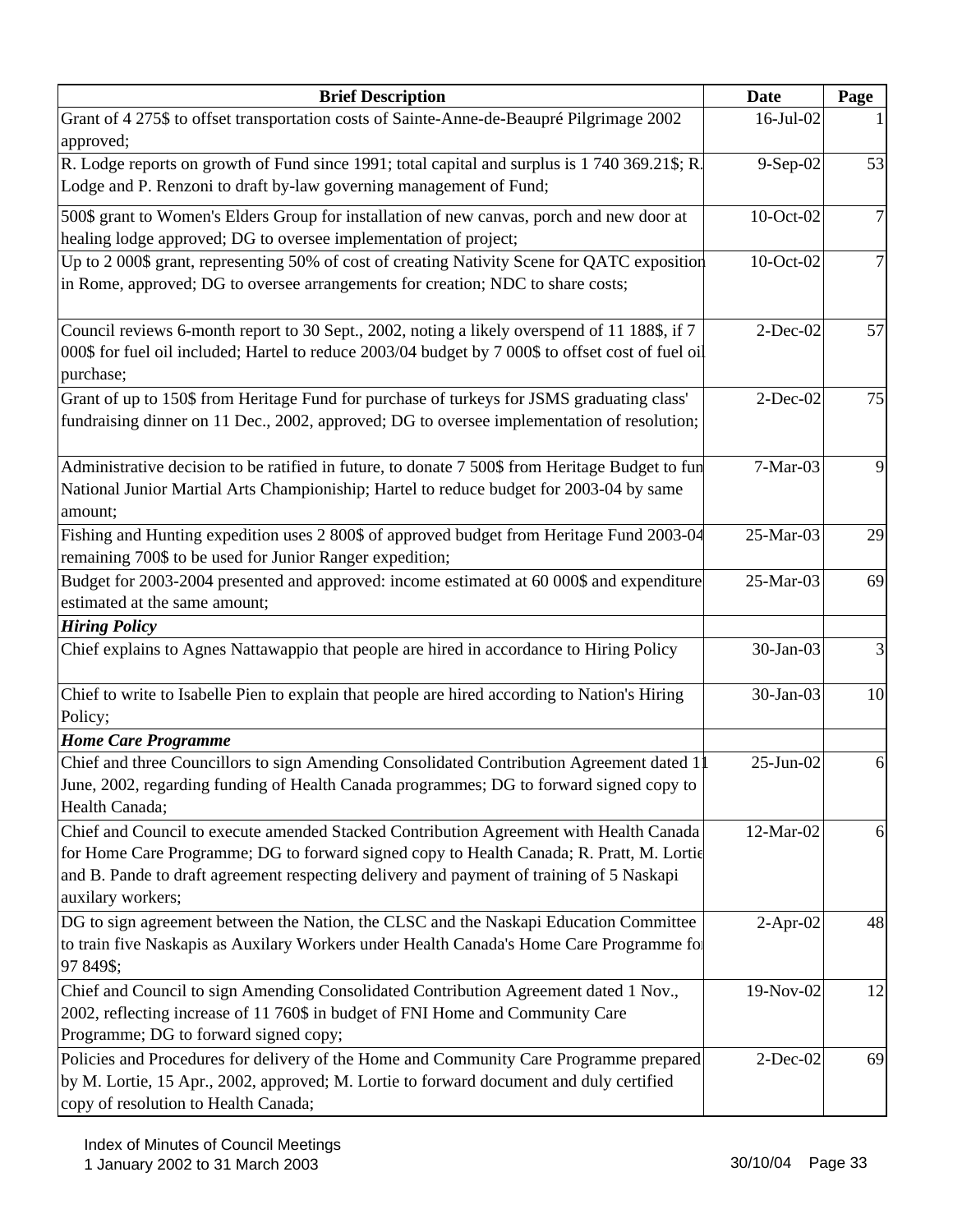| Brief Description | Date | Page |
|---|---|---|
| Grant of 4 275$ to offset transportation costs of Sainte-Anne-de-Beaupré Pilgrimage 2002 approved; | 16-Jul-02 | 1 |
| R. Lodge reports on growth of Fund since 1991; total capital and surplus is 1 740 369.21$; R. Lodge and P. Renzoni to draft by-law governing management of Fund; | 9-Sep-02 | 53 |
| 500$ grant to Women's Elders Group for installation of new canvas, porch and new door at healing lodge approved; DG to oversee implementation of project; | 10-Oct-02 | 7 |
| Up to 2 000$ grant, representing 50% of cost of creating Nativity Scene for QATC exposition in Rome, approved; DG to oversee arrangements for creation; NDC to share costs; | 10-Oct-02 | 7 |
| Council reviews 6-month report to 30 Sept., 2002, noting a likely overspend of 11 188$, if 7 000$ for fuel oil included; Hartel to reduce 2003/04 budget by 7 000$ to offset cost of fuel oil purchase; | 2-Dec-02 | 57 |
| Grant of up to 150$ from Heritage Fund for purchase of turkeys for JSMS graduating class' fundraising dinner on 11 Dec., 2002, approved; DG to oversee implementation of resolution; | 2-Dec-02 | 75 |
| Administrative decision to be ratified in future, to donate 7 500$ from Heritage Budget to fun National Junior Martial Arts Championship; Hartel to reduce budget for 2003-04 by same amount; | 7-Mar-03 | 9 |
| Fishing and Hunting expedition uses 2 800$ of approved budget from Heritage Fund 2003-04 remaining 700$ to be used for Junior Ranger expedition; | 25-Mar-03 | 29 |
| Budget for 2003-2004 presented and approved: income estimated at 60 000$ and expenditure estimated at the same amount; | 25-Mar-03 | 69 |
| ***Hiring Policy*** | | |
| Chief explains to Agnes Nattawappio that people are hired in accordance to Hiring Policy | 30-Jan-03 | 3 |
| Chief to write to Isabelle Pien to explain that people are hired according to Nation's Hiring Policy; | 30-Jan-03 | 10 |
| ***Home Care Programme*** | | |
| Chief and three Councillors to sign Amending Consolidated Contribution Agreement dated 11 June, 2002, regarding funding of Health Canada programmes; DG to forward signed copy to Health Canada; | 25-Jun-02 | 6 |
| Chief and Council to execute amended Stacked Contribution Agreement with Health Canada for Home Care Programme; DG to forward signed copy to Health Canada; R. Pratt, M. Lortie and B. Pande to draft agreement respecting delivery and payment of training of 5 Naskapi auxilary workers; | 12-Mar-02 | 6 |
| DG to sign agreement between the Nation, the CLSC and the Naskapi Education Committee to train five Naskapis as Auxilary Workers under Health Canada's Home Care Programme for 97 849$; | 2-Apr-02 | 48 |
| Chief and Council to sign Amending Consolidated Contribution Agreement dated 1 Nov., 2002, reflecting increase of 11 760$ in budget of FNI Home and Community Care Programme; DG to forward signed copy; | 19-Nov-02 | 12 |
| Policies and Procedures for delivery of the Home and Community Care Programme prepared by M. Lortie, 15 Apr., 2002, approved; M. Lortie to forward document and duly certified copy of resolution to Health Canada; | 2-Dec-02 | 69 |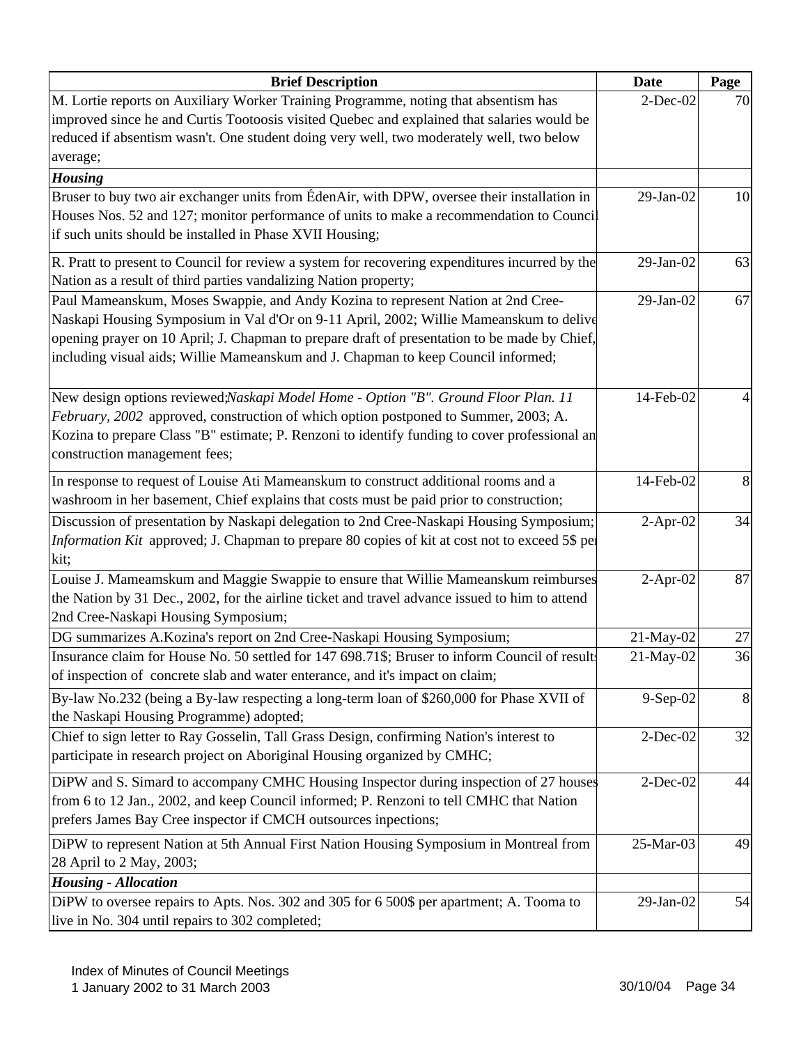| Brief Description | Date | Page |
|---|---|---|
| M. Lortie reports on Auxiliary Worker Training Programme, noting that absentism has improved since he and Curtis Tootoosis visited Quebec and explained that salaries would be reduced if absentism wasn't. One student doing very well, two moderately well, two below average; | 2-Dec-02 | 70 |
| ***Housing*** | | |
| Bruser to buy two air exchanger units from ÉdenAir, with DPW, oversee their installation in Houses Nos. 52 and 127; monitor performance of units to make a recommendation to Council if such units should be installed in Phase XVII Housing; | 29-Jan-02 | 10 |
| R. Pratt to present to Council for review a system for recovering expenditures incurred by the Nation as a result of third parties vandalizing Nation property; | 29-Jan-02 | 63 |
| Paul Mameanskum, Moses Swappie, and Andy Kozina to represent Nation at 2nd Cree-Naskapi Housing Symposium in Val d'Or on 9-11 April, 2002; Willie Mameanskum to delive opening prayer on 10 April; J. Chapman to prepare draft of presentation to be made by Chief, including visual aids; Willie Mameanskum and J. Chapman to keep Council informed; | 29-Jan-02 | 67 |
| New design options reviewed; *Naskapi Model Home - Option "B". Ground Floor Plan. 11 February, 2002* approved, construction of which option postponed to Summer, 2003; A. Kozina to prepare Class "B" estimate; P. Renzoni to identify funding to cover professional an construction management fees; | 14-Feb-02 | 4 |
| In response to request of Louise Ati Mameanskum to construct additional rooms and a washroom in her basement, Chief explains that costs must be paid prior to construction; | 14-Feb-02 | 8 |
| Discussion of presentation by Naskapi delegation to 2nd Cree-Naskapi Housing Symposium; *Information Kit* approved; J. Chapman to prepare 80 copies of kit at cost not to exceed 5$ pe kit; | 2-Apr-02 | 34 |
| Louise J. Mameamskum and Maggie Swappie to ensure that Willie Mameanskum reimburses the Nation by 31 Dec., 2002, for the airline ticket and travel advance issued to him to attend 2nd Cree-Naskapi Housing Symposium; | 2-Apr-02 | 87 |
| DG summarizes A.Kozina's report on 2nd Cree-Naskapi Housing Symposium; | 21-May-02 | 27 |
| Insurance claim for House No. 50 settled for 147 698.71$; Bruser to inform Council of result of inspection of concrete slab and water enterance, and it's impact on claim; | 21-May-02 | 36 |
| By-law No.232 (being a By-law respecting a long-term loan of $260,000 for Phase XVII of the Naskapi Housing Programme) adopted; | 9-Sep-02 | 8 |
| Chief to sign letter to Ray Gosselin, Tall Grass Design, confirming Nation's interest to participate in research project on Aboriginal Housing organized by CMHC; | 2-Dec-02 | 32 |
| DiPW and S. Simard to accompany CMHC Housing Inspector during inspection of 27 houses from 6 to 12 Jan., 2002, and keep Council informed; P. Renzoni to tell CMHC that Nation prefers James Bay Cree inspector if CMCH outsources inpections; | 2-Dec-02 | 44 |
| DiPW to represent Nation at 5th Annual First Nation Housing Symposium in Montreal from 28 April to 2 May, 2003; | 25-Mar-03 | 49 |
| ***Housing - Allocation*** | | |
| DiPW to oversee repairs to Apts. Nos. 302 and 305 for 6 500$ per apartment; A. Tooma to live in No. 304 until repairs to 302 completed; | 29-Jan-02 | 54 |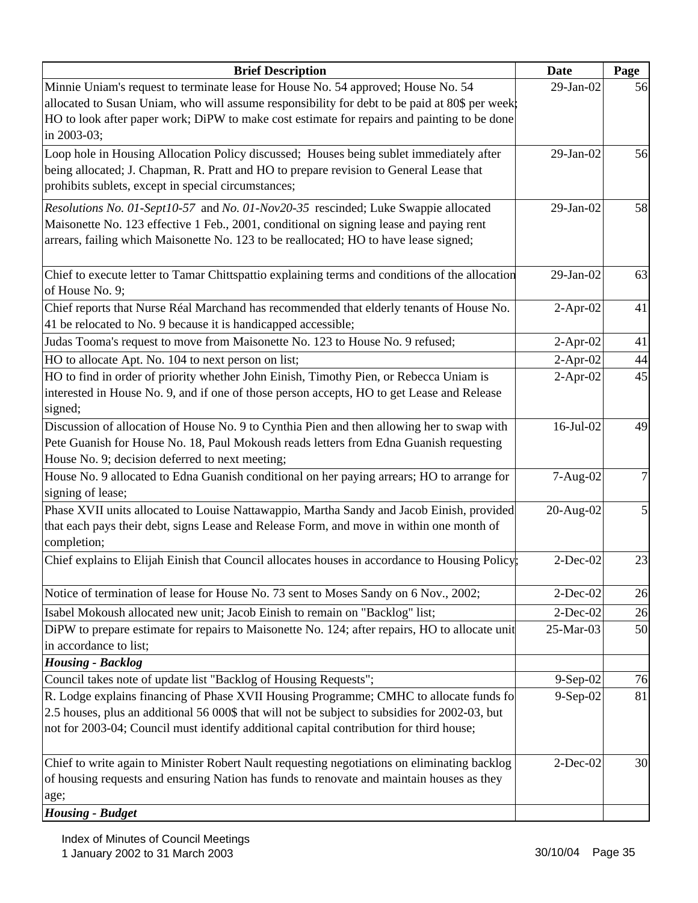| Brief Description | Date | Page |
|---|---|---|
| Minnie Uniam's request to terminate lease for House No. 54 approved; House No. 54 allocated to Susan Uniam, who will assume responsibility for debt to be paid at 80$ per week; HO to look after paper work; DiPW to make cost estimate for repairs and painting to be done in 2003-03; | 29-Jan-02 | 56 |
| Loop hole in Housing Allocation Policy discussed; Houses being sublet immediately after being allocated; J. Chapman, R. Pratt and HO to prepare revision to General Lease that prohibits sublets, except in special circumstances; | 29-Jan-02 | 56 |
| *Resolutions No. 01-Sept10-57* and *No. 01-Nov20-35* rescinded; Luke Swappie allocated Maisonette No. 123 effective 1 Feb., 2001, conditional on signing lease and paying rent arrears, failing which Maisonette No. 123 to be reallocated; HO to have lease signed; | 29-Jan-02 | 58 |
| Chief to execute letter to Tamar Chittspattio explaining terms and conditions of the allocation of House No. 9; | 29-Jan-02 | 63 |
| Chief reports that Nurse Réal Marchand has recommended that elderly tenants of House No. 41 be relocated to No. 9 because it is handicapped accessible; | 2-Apr-02 | 41 |
| Judas Tooma's request to move from Maisonette No. 123 to House No. 9 refused; | 2-Apr-02 | 41 |
| HO to allocate Apt. No. 104 to next person on list; | 2-Apr-02 | 44 |
| HO to find in order of priority whether John Einish, Timothy Pien, or Rebecca Uniam is interested in House No. 9, and if one of those person accepts, HO to get Lease and Release signed; | 2-Apr-02 | 45 |
| Discussion of allocation of House No. 9 to Cynthia Pien and then allowing her to swap with Pete Guanish for House No. 18, Paul Mokoush reads letters from Edna Guanish requesting House No. 9; decision deferred to next meeting; | 16-Jul-02 | 49 |
| House No. 9 allocated to Edna Guanish conditional on her paying arrears; HO to arrange for signing of lease; | 7-Aug-02 | 7 |
| Phase XVII units allocated to Louise Nattawappio, Martha Sandy and Jacob Einish, provided that each pays their debt, signs Lease and Release Form, and move in within one month of completion; | 20-Aug-02 | 5 |
| Chief explains to Elijah Einish that Council allocates houses in accordance to Housing Policy; | 2-Dec-02 | 23 |
| Notice of termination of lease for House No. 73 sent to Moses Sandy on 6 Nov., 2002; | 2-Dec-02 | 26 |
| Isabel Mokoush allocated new unit; Jacob Einish to remain on "Backlog" list; | 2-Dec-02 | 26 |
| DiPW to prepare estimate for repairs to Maisonette No. 124; after repairs, HO to allocate unit in accordance to list; | 25-Mar-03 | 50 |
| ***Housing - Backlog*** | | |
| Council takes note of update list "Backlog of Housing Requests"; | 9-Sep-02 | 76 |
| R. Lodge explains financing of Phase XVII Housing Programme; CMHC to allocate funds fo 2.5 houses, plus an additional 56 000$ that will not be subject to subsidies for 2002-03, but not for 2003-04; Council must identify additional capital contribution for third house; | 9-Sep-02 | 81 |
| Chief to write again to Minister Robert Nault requesting negotiations on eliminating backlog of housing requests and ensuring Nation has funds to renovate and maintain houses as they age; | 2-Dec-02 | 30 |
| ***Housing - Budget*** | | |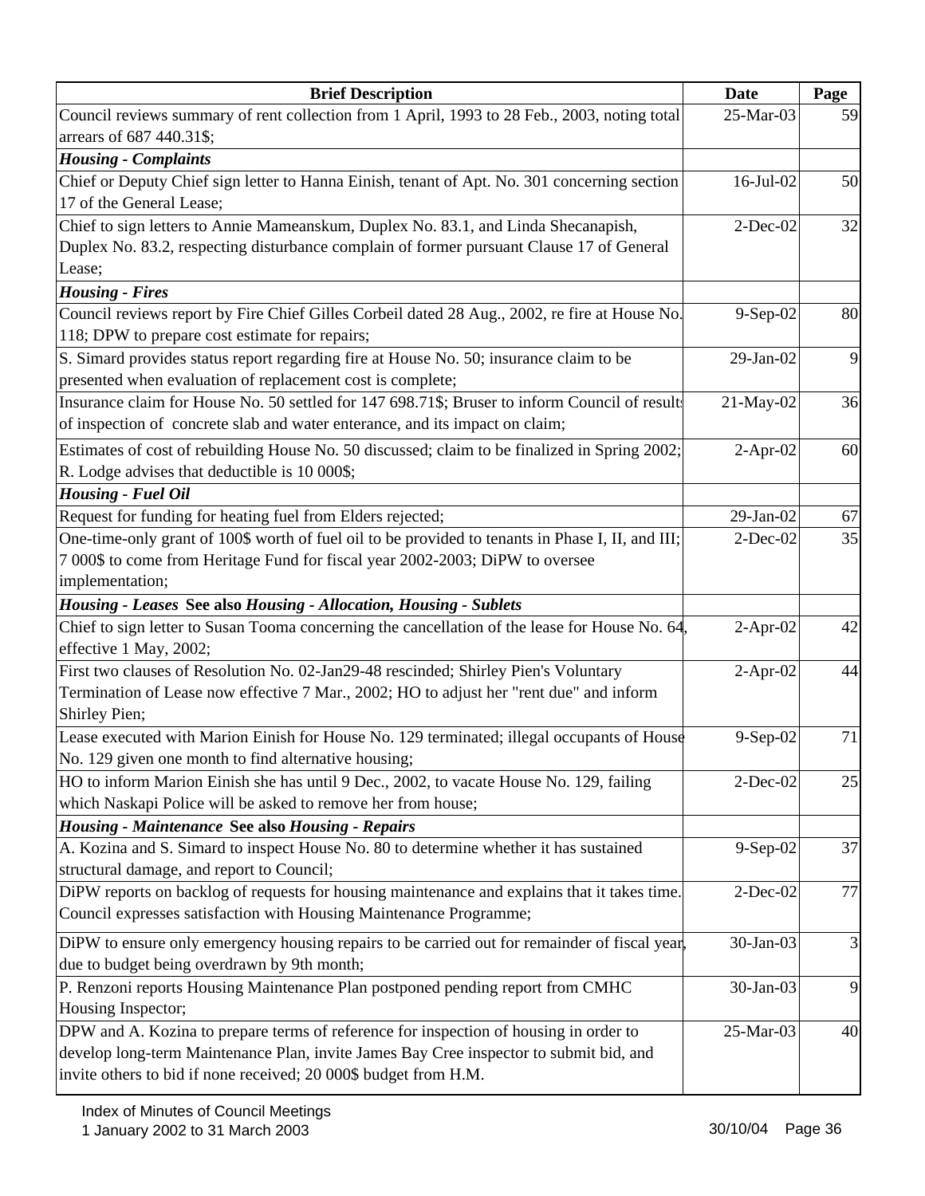| Brief Description | Date | Page |
|---|---|---|
| Council reviews summary of rent collection from 1 April, 1993 to 28 Feb., 2003, noting total arrears of 687 440.31$; | 25-Mar-03 | 59 |
| ***Housing - Complaints*** | | |
| Chief or Deputy Chief sign letter to Hanna Einish, tenant of Apt. No. 301 concerning section 17 of the General Lease; | 16-Jul-02 | 50 |
| Chief to sign letters to Annie Mameanskum, Duplex No. 83.1, and Linda Shecanapish, Duplex No. 83.2, respecting disturbance complain of former pursuant Clause 17 of General Lease; | 2-Dec-02 | 32 |
| ***Housing - Fires*** | | |
| Council reviews report by Fire Chief Gilles Corbeil dated 28 Aug., 2002, re fire at House No. 118; DPW to prepare cost estimate for repairs; | 9-Sep-02 | 80 |
| S. Simard provides status report regarding fire at House No. 50; insurance claim to be presented when evaluation of replacement cost is complete; | 29-Jan-02 | 9 |
| Insurance claim for House No. 50 settled for 147 698.71$; Bruser to inform Council of results of inspection of concrete slab and water enterance, and its impact on claim; | 21-May-02 | 36 |
| Estimates of cost of rebuilding House No. 50 discussed; claim to be finalized in Spring 2002; R. Lodge advises that deductible is 10 000$; | 2-Apr-02 | 60 |
| ***Housing - Fuel Oil*** | | |
| Request for funding for heating fuel from Elders rejected; | 29-Jan-02 | 67 |
| One-time-only grant of 100$ worth of fuel oil to be provided to tenants in Phase I, II, and III; 7 000$ to come from Heritage Fund for fiscal year 2002-2003; DiPW to oversee implementation; | 2-Dec-02 | 35 |
| ***Housing - Leases*** **See also *Housing - Allocation, Housing - Sublets*** | | |
| Chief to sign letter to Susan Tooma concerning the cancellation of the lease for House No. 64, effective 1 May, 2002; | 2-Apr-02 | 42 |
| First two clauses of Resolution No. 02-Jan29-48 rescinded; Shirley Pien's Voluntary Termination of Lease now effective 7 Mar., 2002; HO to adjust her "rent due" and inform Shirley Pien; | 2-Apr-02 | 44 |
| Lease executed with Marion Einish for House No. 129 terminated; illegal occupants of House No. 129 given one month to find alternative housing; | 9-Sep-02 | 71 |
| HO to inform Marion Einish she has until 9 Dec., 2002, to vacate House No. 129, failing which Naskapi Police will be asked to remove her from house; | 2-Dec-02 | 25 |
| ***Housing - Maintenance*** **See also *Housing - Repairs*** | | |
| A. Kozina and S. Simard to inspect House No. 80 to determine whether it has sustained structural damage, and report to Council; | 9-Sep-02 | 37 |
| DiPW reports on backlog of requests for housing maintenance and explains that it takes time. Council expresses satisfaction with Housing Maintenance Programme; | 2-Dec-02 | 77 |
| DiPW to ensure only emergency housing repairs to be carried out for remainder of fiscal year, due to budget being overdrawn by 9th month; | 30-Jan-03 | 3 |
| P. Renzoni reports Housing Maintenance Plan postponed pending report from CMHC Housing Inspector; | 30-Jan-03 | 9 |
| DPW and A. Kozina to prepare terms of reference for inspection of housing in order to develop long-term Maintenance Plan, invite James Bay Cree inspector to submit bid, and invite others to bid if none received; 20 000$ budget from H.M. | 25-Mar-03 | 40 |

Index of Minutes of Council Meetings
1 January 2002 to 31 March 2003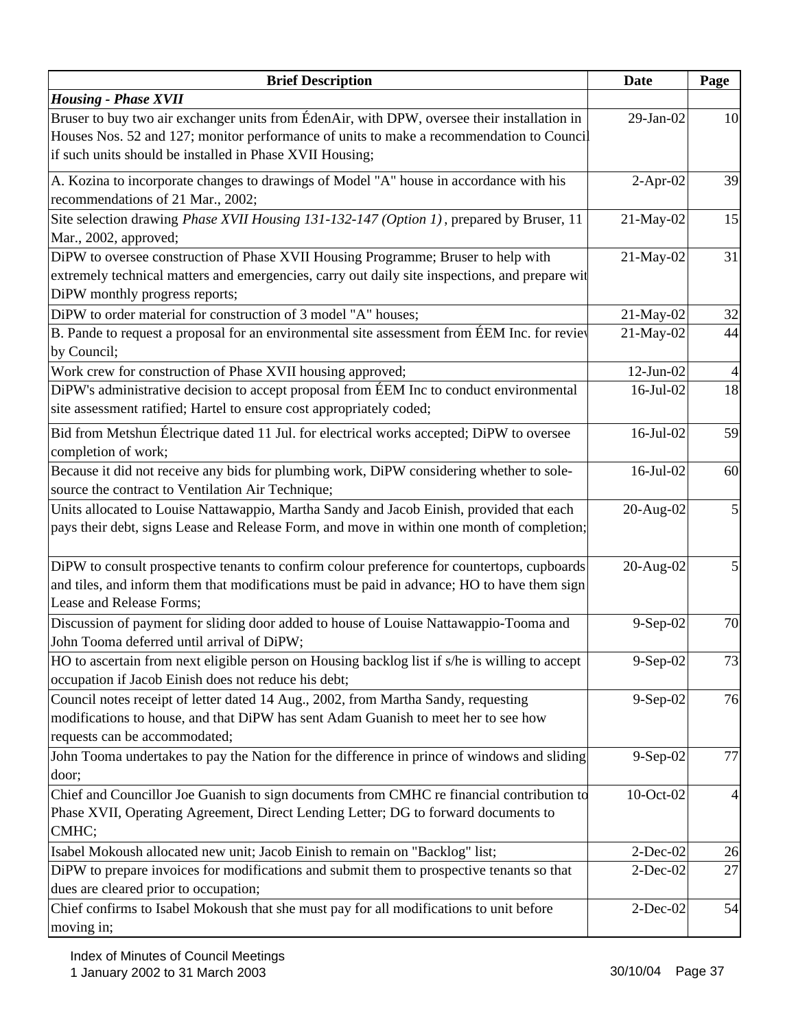| Brief Description | Date | Page |
|---|---|---|
| ***Housing - Phase XVII*** | | |
| Bruser to buy two air exchanger units from ÉdenAir, with DPW, oversee their installation in Houses Nos. 52 and 127; monitor performance of units to make a recommendation to Council if such units should be installed in Phase XVII Housing; | 29-Jan-02 | 10 |
| A. Kozina to incorporate changes to drawings of Model "A" house in accordance with his recommendations of 21 Mar., 2002; | 2-Apr-02 | 39 |
| Site selection drawing *Phase XVII Housing 131-132-147 (Option 1)*, prepared by Bruser, 11 Mar., 2002, approved; | 21-May-02 | 15 |
| DiPW to oversee construction of Phase XVII Housing Programme; Bruser to help with extremely technical matters and emergencies, carry out daily site inspections, and prepare wit DiPW monthly progress reports; | 21-May-02 | 31 |
| DiPW to order material for construction of 3 model "A" houses; | 21-May-02 | 32 |
| B. Pande to request a proposal for an environmental site assessment from ÉEM Inc. for reviev by Council; | 21-May-02 | 44 |
| Work crew for construction of Phase XVII housing approved; | 12-Jun-02 | 4 |
| DiPW's administrative decision to accept proposal from ÉEM Inc to conduct environmental site assessment ratified; Hartel to ensure cost appropriately coded; | 16-Jul-02 | 18 |
| Bid from Metshun Électrique dated 11 Jul. for electrical works accepted; DiPW to oversee completion of work; | 16-Jul-02 | 59 |
| Because it did not receive any bids for plumbing work, DiPW considering whether to sole-source the contract to Ventilation Air Technique; | 16-Jul-02 | 60 |
| Units allocated to Louise Nattawappio, Martha Sandy and Jacob Einish, provided that each pays their debt, signs Lease and Release Form, and move in within one month of completion; | 20-Aug-02 | 5 |
| DiPW to consult prospective tenants to confirm colour preference for countertops, cupboards and tiles, and inform them that modifications must be paid in advance; HO to have them sign Lease and Release Forms; | 20-Aug-02 | 5 |
| Discussion of payment for sliding door added to house of Louise Nattawappio-Tooma and John Tooma deferred until arrival of DiPW; | 9-Sep-02 | 70 |
| HO to ascertain from next eligible person on Housing backlog list if s/he is willing to accept occupation if Jacob Einish does not reduce his debt; | 9-Sep-02 | 73 |
| Council notes receipt of letter dated 14 Aug., 2002, from Martha Sandy, requesting modifications to house, and that DiPW has sent Adam Guanish to meet her to see how requests can be accommodated; | 9-Sep-02 | 76 |
| John Tooma undertakes to pay the Nation for the difference in prince of windows and sliding door; | 9-Sep-02 | 77 |
| Chief and Councillor Joe Guanish to sign documents from CMHC re financial contribution to Phase XVII, Operating Agreement, Direct Lending Letter; DG to forward documents to CMHC; | 10-Oct-02 | 4 |
| Isabel Mokoush allocated new unit; Jacob Einish to remain on "Backlog" list; | 2-Dec-02 | 26 |
| DiPW to prepare invoices for modifications and submit them to prospective tenants so that dues are cleared prior to occupation; | 2-Dec-02 | 27 |
| Chief confirms to Isabel Mokoush that she must pay for all modifications to unit before moving in; | 2-Dec-02 | 54 |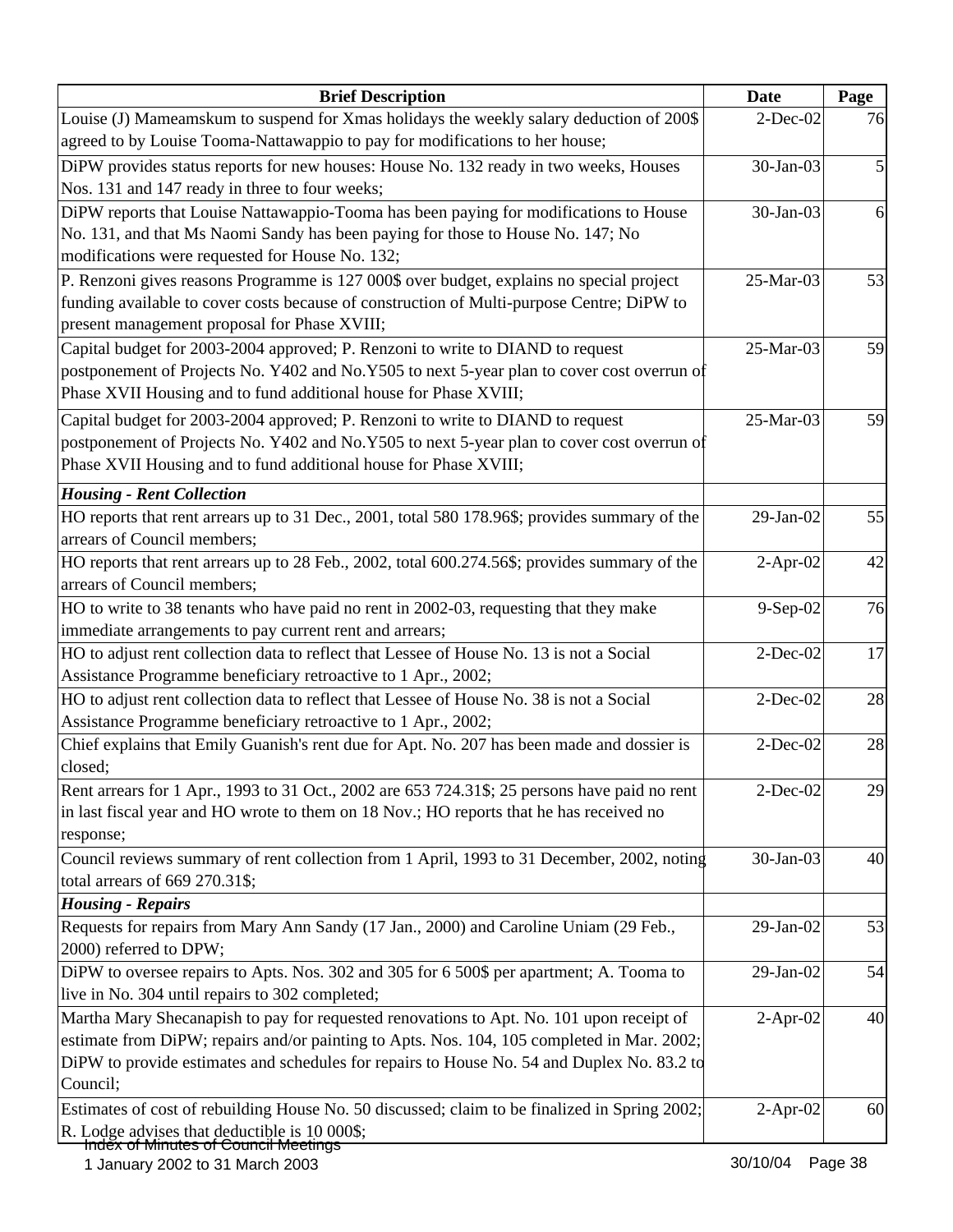| Brief Description | Date | Page |
|---|---|---|
| Louise (J) Mameamskum to suspend for Xmas holidays the weekly salary deduction of 200$ agreed to by Louise Tooma-Nattawappio to pay for modifications to her house; | 2-Dec-02 | 76 |
| DiPW provides status reports for new houses: House No. 132 ready in two weeks, Houses Nos. 131 and 147 ready in three to four weeks; | 30-Jan-03 | 5 |
| DiPW reports that Louise Nattawappio-Tooma has been paying for modifications to House No. 131, and that Ms Naomi Sandy has been paying for those to House No. 147; No modifications were requested for House No. 132; | 30-Jan-03 | 6 |
| P. Renzoni gives reasons Programme is 127 000$ over budget, explains no special project funding available to cover costs because of construction of Multi-purpose Centre; DiPW to present management proposal for Phase XVIII; | 25-Mar-03 | 53 |
| Capital budget for 2003-2004 approved; P. Renzoni to write to DIAND to request postponement of Projects No. Y402 and No.Y505 to next 5-year plan to cover cost overrun of Phase XVII Housing and to fund additional house for Phase XVIII; | 25-Mar-03 | 59 |
| Capital budget for 2003-2004 approved; P. Renzoni to write to DIAND to request postponement of Projects No. Y402 and No.Y505 to next 5-year plan to cover cost overrun of Phase XVII Housing and to fund additional house for Phase XVIII; | 25-Mar-03 | 59 |
| ***Housing - Rent Collection*** | | |
| HO reports that rent arrears up to 31 Dec., 2001, total 580 178.96$; provides summary of the arrears of Council members; | 29-Jan-02 | 55 |
| HO reports that rent arrears up to 28 Feb., 2002, total 600.274.56$; provides summary of the arrears of Council members; | 2-Apr-02 | 42 |
| HO to write to 38 tenants who have paid no rent in 2002-03, requesting that they make immediate arrangements to pay current rent and arrears; | 9-Sep-02 | 76 |
| HO to adjust rent collection data to reflect that Lessee of House No. 13 is not a Social Assistance Programme beneficiary retroactive to 1 Apr., 2002; | 2-Dec-02 | 17 |
| HO to adjust rent collection data to reflect that Lessee of House No. 38 is not a Social Assistance Programme beneficiary retroactive to 1 Apr., 2002; | 2-Dec-02 | 28 |
| Chief explains that Emily Guanish's rent due for Apt. No. 207 has been made and dossier is closed; | 2-Dec-02 | 28 |
| Rent arrears for 1 Apr., 1993 to 31 Oct., 2002 are 653 724.31$; 25 persons have paid no rent in last fiscal year and HO wrote to them on 18 Nov.; HO reports that he has received no response; | 2-Dec-02 | 29 |
| Council reviews summary of rent collection from 1 April, 1993 to 31 December, 2002, noting total arrears of 669 270.31$; | 30-Jan-03 | 40 |
| ***Housing - Repairs*** | | |
| Requests for repairs from Mary Ann Sandy (17 Jan., 2000) and Caroline Uniam (29 Feb., 2000) referred to DPW; | 29-Jan-02 | 53 |
| DiPW to oversee repairs to Apts. Nos. 302 and 305 for 6 500$ per apartment; A. Tooma to live in No. 304 until repairs to 302 completed; | 29-Jan-02 | 54 |
| Martha Mary Shecanapish to pay for requested renovations to Apt. No. 101 upon receipt of estimate from DiPW; repairs and/or painting to Apts. Nos. 104, 105 completed in Mar. 2002; DiPW to provide estimates and schedules for repairs to House No. 54 and Duplex No. 83.2 to Council; | 2-Apr-02 | 40 |
| Estimates of cost of rebuilding House No. 50 discussed; claim to be finalized in Spring 2002; R. Lodge advises that deductible is 10 000$; | 2-Apr-02 | 60 |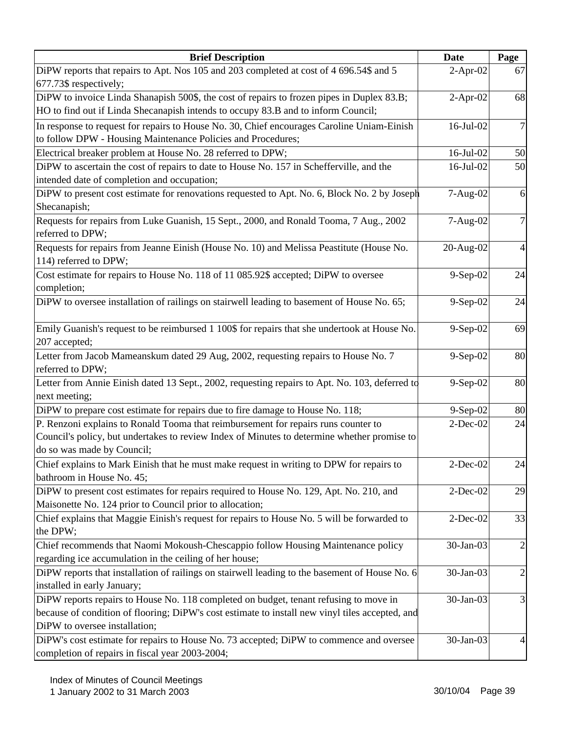| Brief Description | Date | Page |
|---|---|---|
| DiPW reports that repairs to Apt. Nos 105 and 203 completed at cost of 4 696.54$ and 5 677.73$ respectively; | 2-Apr-02 | 67 |
| DiPW to invoice Linda Shanapish 500$, the cost of repairs to frozen pipes in Duplex 83.B; HO to find out if Linda Shecanapish intends to occupy 83.B and to inform Council; | 2-Apr-02 | 68 |
| In response to request for repairs to House No. 30, Chief encourages Caroline Uniam-Einish to follow DPW - Housing Maintenance Policies and Procedures; | 16-Jul-02 | 7 |
| Electrical breaker problem at House No. 28 referred to DPW; | 16-Jul-02 | 50 |
| DiPW to ascertain the cost of repairs to date to House No. 157 in Schefferville, and the intended date of completion and occupation; | 16-Jul-02 | 50 |
| DiPW to present cost estimate for renovations requested to Apt. No. 6, Block No. 2 by Joseph Shecanapish; | 7-Aug-02 | 6 |
| Requests for repairs from Luke Guanish, 15 Sept., 2000, and Ronald Tooma, 7 Aug., 2002 referred to DPW; | 7-Aug-02 | 7 |
| Requests for repairs from Jeanne Einish (House No. 10) and Melissa Peastitute (House No. 114) referred to DPW; | 20-Aug-02 | 4 |
| Cost estimate for repairs to House No. 118 of 11 085.92$ accepted; DiPW to oversee completion; | 9-Sep-02 | 24 |
| DiPW to oversee installation of railings on stairwell leading to basement of House No. 65; | 9-Sep-02 | 24 |
| Emily Guanish's request to be reimbursed 1 100$ for repairs that she undertook at House No. 207 accepted; | 9-Sep-02 | 69 |
| Letter from Jacob Mameanskum dated 29 Aug, 2002, requesting repairs to House No. 7 referred to DPW; | 9-Sep-02 | 80 |
| Letter from Annie Einish dated 13 Sept., 2002, requesting repairs to Apt. No. 103, deferred to next meeting; | 9-Sep-02 | 80 |
| DiPW to prepare cost estimate for repairs due to fire damage to House No. 118; | 9-Sep-02 | 80 |
| P. Renzoni explains to Ronald Tooma that reimbursement for repairs runs counter to Council's policy, but undertakes to review Index of Minutes to determine whether promise to do so was made by Council; | 2-Dec-02 | 24 |
| Chief explains to Mark Einish that he must make request in writing to DPW for repairs to bathroom in House No. 45; | 2-Dec-02 | 24 |
| DiPW to present cost estimates for repairs required to House No. 129, Apt. No. 210, and Maisonette No. 124 prior to Council prior to allocation; | 2-Dec-02 | 29 |
| Chief explains that Maggie Einish's request for repairs to House No. 5 will be forwarded to the DPW; | 2-Dec-02 | 33 |
| Chief recommends that Naomi Mokoush-Chescappio follow Housing Maintenance policy regarding ice accumulation in the ceiling of her house; | 30-Jan-03 | 2 |
| DiPW reports that installation of railings on stairwell leading to the basement of House No. 6 installed in early January; | 30-Jan-03 | 2 |
| DiPW reports repairs to House No. 118 completed on budget, tenant refusing to move in because of condition of flooring; DiPW's cost estimate to install new vinyl tiles accepted, and DiPW to oversee installation; | 30-Jan-03 | 3 |
| DiPW's cost estimate for repairs to House No. 73 accepted; DiPW to commence and oversee completion of repairs in fiscal year 2003-2004; | 30-Jan-03 | 4 |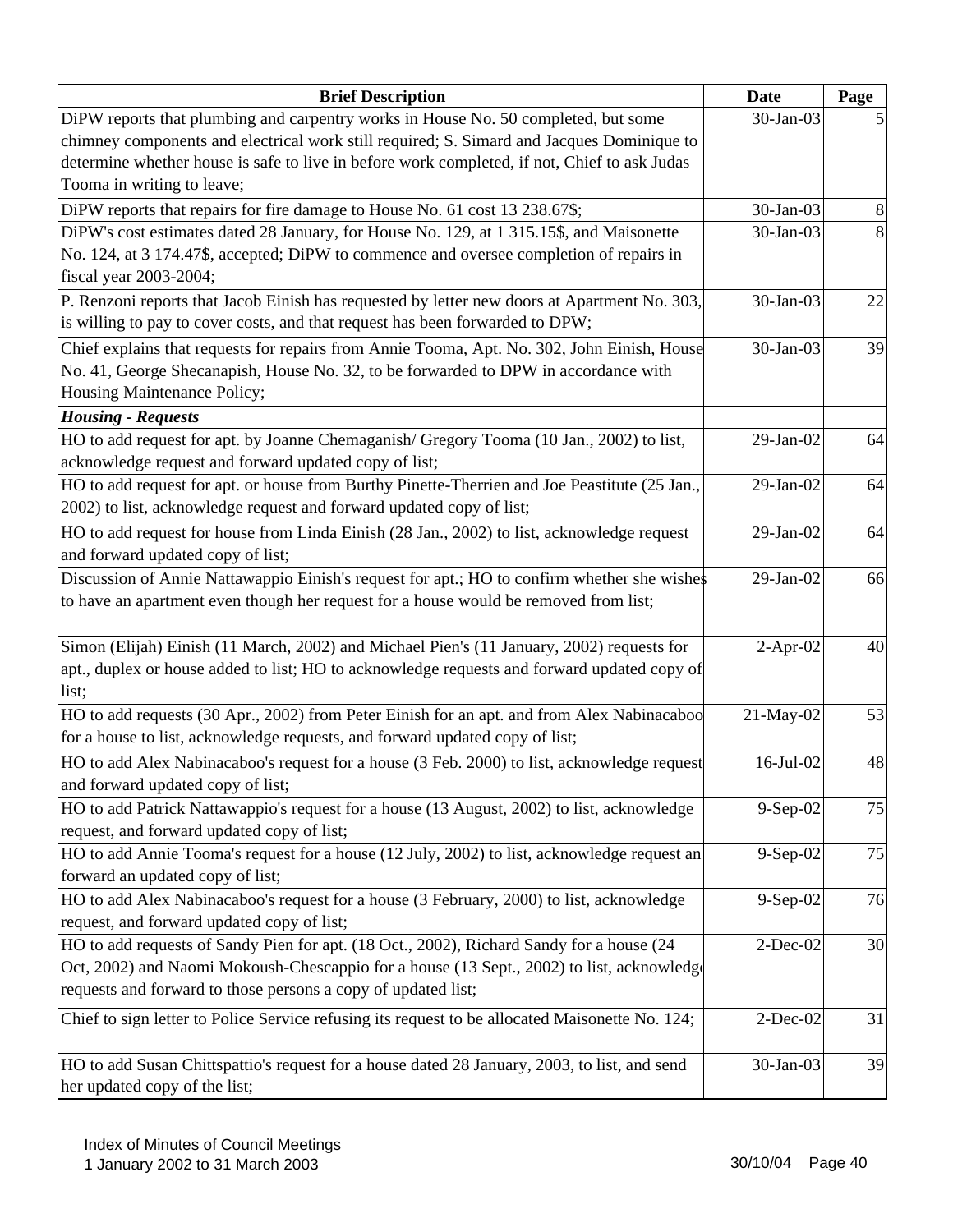| Brief Description | Date | Page |
|---|---|---|
| DiPW reports that plumbing and carpentry works in House No. 50 completed, but some chimney components and electrical work still required; S. Simard and Jacques Dominique to determine whether house is safe to live in before work completed, if not, Chief to ask Judas Tooma in writing to leave; | 30-Jan-03 | 5 |
| DiPW reports that repairs for fire damage to House No. 61 cost 13 238.67$; | 30-Jan-03 | 8 |
| DiPW's cost estimates dated 28 January, for House No. 129, at 1 315.15$, and Maisonette No. 124, at 3 174.47$, accepted; DiPW to commence and oversee completion of repairs in fiscal year 2003-2004; | 30-Jan-03 | 8 |
| P. Renzoni reports that Jacob Einish has requested by letter new doors at Apartment No. 303, is willing to pay to cover costs, and that request has been forwarded to DPW; | 30-Jan-03 | 22 |
| Chief explains that requests for repairs from Annie Tooma, Apt. No. 302, John Einish, House No. 41, George Shecanapish, House No. 32, to be forwarded to DPW in accordance with Housing Maintenance Policy; | 30-Jan-03 | 39 |
| ***Housing - Requests*** | | |
| HO to add request for apt. by Joanne Chemaganish/ Gregory Tooma (10 Jan., 2002) to list, acknowledge request and forward updated copy of list; | 29-Jan-02 | 64 |
| HO to add request for apt. or house from Burthy Pinette-Therrien and Joe Peastitute (25 Jan., 2002) to list, acknowledge request and forward updated copy of list; | 29-Jan-02 | 64 |
| HO to add request for house from Linda Einish (28 Jan., 2002) to list, acknowledge request and forward updated copy of list; | 29-Jan-02 | 64 |
| Discussion of Annie Nattawappio Einish's request for apt.; HO to confirm whether she wishes to have an apartment even though her request for a house would be removed from list; | 29-Jan-02 | 66 |
| Simon (Elijah) Einish (11 March, 2002) and Michael Pien's (11 January, 2002) requests for apt., duplex or house added to list; HO to acknowledge requests and forward updated copy of list; | 2-Apr-02 | 40 |
| HO to add requests (30 Apr., 2002) from Peter Einish for an apt. and from Alex Nabinacaboo for a house to list, acknowledge requests, and forward updated copy of list; | 21-May-02 | 53 |
| HO to add Alex Nabinacaboo's request for a house (3 Feb. 2000) to list, acknowledge request and forward updated copy of list; | 16-Jul-02 | 48 |
| HO to add Patrick Nattawappio's request for a house (13 August, 2002) to list, acknowledge request, and forward updated copy of list; | 9-Sep-02 | 75 |
| HO to add Annie Tooma's request for a house (12 July, 2002) to list, acknowledge request and forward an updated copy of list; | 9-Sep-02 | 75 |
| HO to add Alex Nabinacaboo's request for a house (3 February, 2000) to list, acknowledge request, and forward updated copy of list; | 9-Sep-02 | 76 |
| HO to add requests of Sandy Pien for apt. (18 Oct., 2002), Richard Sandy for a house (24 Oct, 2002) and Naomi Mokoush-Chescappio for a house (13 Sept., 2002) to list, acknowledge requests and forward to those persons a copy of updated list; | 2-Dec-02 | 30 |
| Chief to sign letter to Police Service refusing its request to be allocated Maisonette No. 124; | 2-Dec-02 | 31 |
| HO to add Susan Chittspattio's request for a house dated 28 January, 2003, to list, and send her updated copy of the list; | 30-Jan-03 | 39 |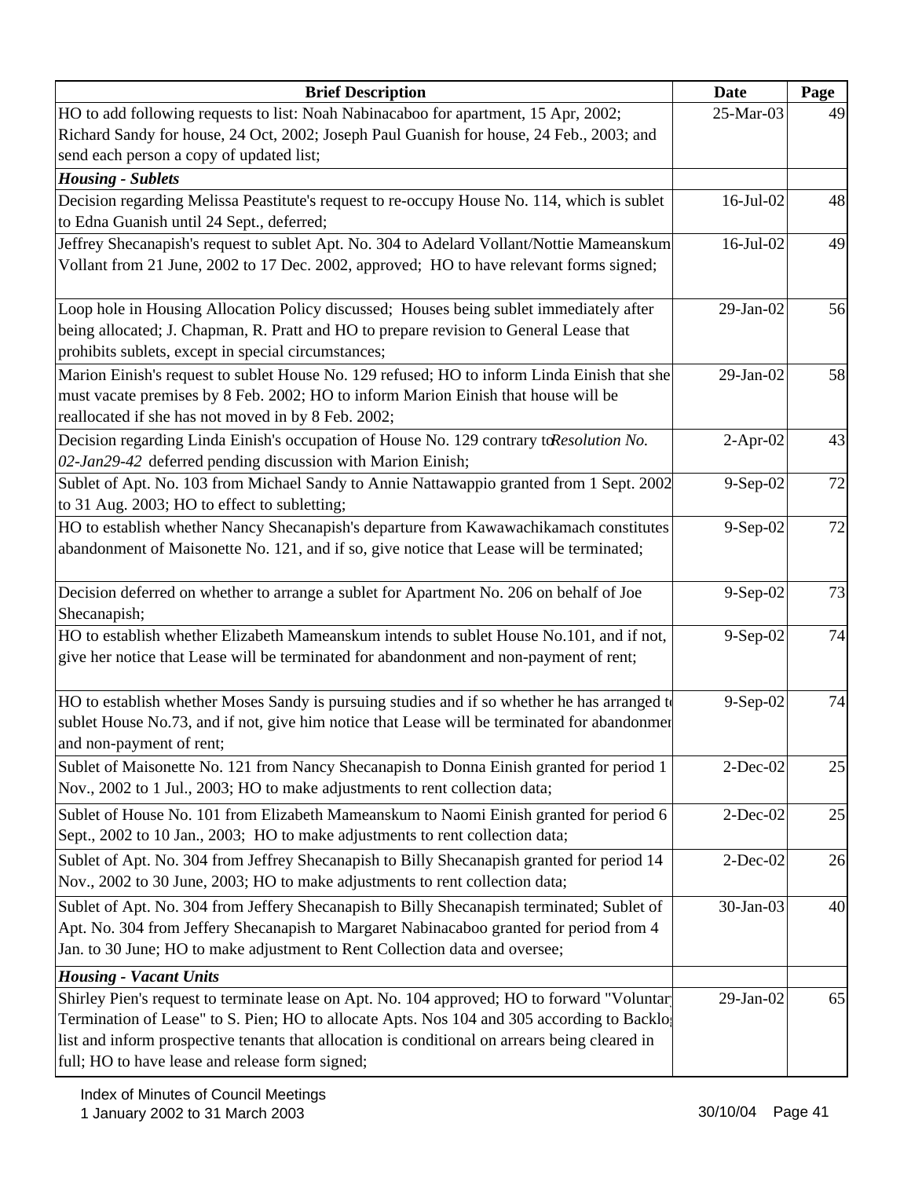| Brief Description | Date | Page |
|---|---|---|
| HO to add following requests to list: Noah Nabinacaboo for apartment, 15 Apr, 2002; Richard Sandy for house, 24 Oct, 2002; Joseph Paul Guanish for house, 24 Feb., 2003; and send each person a copy of updated list; | 25-Mar-03 | 49 |
| ***Housing - Sublets*** | | |
| Decision regarding Melissa Peastitute's request to re-occupy House No. 114, which is sublet to Edna Guanish until 24 Sept., deferred; | 16-Jul-02 | 48 |
| Jeffrey Shecanapish's request to sublet Apt. No. 304 to Adelard Vollant/Nottie Mameanskum Vollant from 21 June, 2002 to 17 Dec. 2002, approved; HO to have relevant forms signed; | 16-Jul-02 | 49 |
| Loop hole in Housing Allocation Policy discussed; Houses being sublet immediately after being allocated; J. Chapman, R. Pratt and HO to prepare revision to General Lease that prohibits sublets, except in special circumstances; | 29-Jan-02 | 56 |
| Marion Einish's request to sublet House No. 129 refused; HO to inform Linda Einish that she must vacate premises by 8 Feb. 2002; HO to inform Marion Einish that house will be reallocated if she has not moved in by 8 Feb. 2002; | 29-Jan-02 | 58 |
| Decision regarding Linda Einish's occupation of House No. 129 contrary to *Resolution No. 02-Jan29-42* deferred pending discussion with Marion Einish; | 2-Apr-02 | 43 |
| Sublet of Apt. No. 103 from Michael Sandy to Annie Nattawappio granted from 1 Sept. 2002 to 31 Aug. 2003; HO to effect to subletting; | 9-Sep-02 | 72 |
| HO to establish whether Nancy Shecanapish's departure from Kawawachikamach constitutes abandonment of Maisonette No. 121, and if so, give notice that Lease will be terminated; | 9-Sep-02 | 72 |
| Decision deferred on whether to arrange a sublet for Apartment No. 206 on behalf of Joe Shecanapish; | 9-Sep-02 | 73 |
| HO to establish whether Elizabeth Mameanskum intends to sublet House No.101, and if not, give her notice that Lease will be terminated for abandonment and non-payment of rent; | 9-Sep-02 | 74 |
| HO to establish whether Moses Sandy is pursuing studies and if so whether he has arranged to sublet House No.73, and if not, give him notice that Lease will be terminated for abandonment and non-payment of rent; | 9-Sep-02 | 74 |
| Sublet of Maisonette No. 121 from Nancy Shecanapish to Donna Einish granted for period 1 Nov., 2002 to 1 Jul., 2003; HO to make adjustments to rent collection data; | 2-Dec-02 | 25 |
| Sublet of House No. 101 from Elizabeth Mameanskum to Naomi Einish granted for period 6 Sept., 2002 to 10 Jan., 2003; HO to make adjustments to rent collection data; | 2-Dec-02 | 25 |
| Sublet of Apt. No. 304 from Jeffrey Shecanapish to Billy Shecanapish granted for period 14 Nov., 2002 to 30 June, 2003; HO to make adjustments to rent collection data; | 2-Dec-02 | 26 |
| Sublet of Apt. No. 304 from Jeffery Shecanapish to Billy Shecanapish terminated; Sublet of Apt. No. 304 from Jeffery Shecanapish to Margaret Nabinacaboo granted for period from 4 Jan. to 30 June; HO to make adjustment to Rent Collection data and oversee; | 30-Jan-03 | 40 |
| ***Housing - Vacant Units*** | | |
| Shirley Pien's request to terminate lease on Apt. No. 104 approved; HO to forward "Voluntary Termination of Lease" to S. Pien; HO to allocate Apts. Nos 104 and 305 according to Backlog list and inform prospective tenants that allocation is conditional on arrears being cleared in full; HO to have lease and release form signed; | 29-Jan-02 | 65 |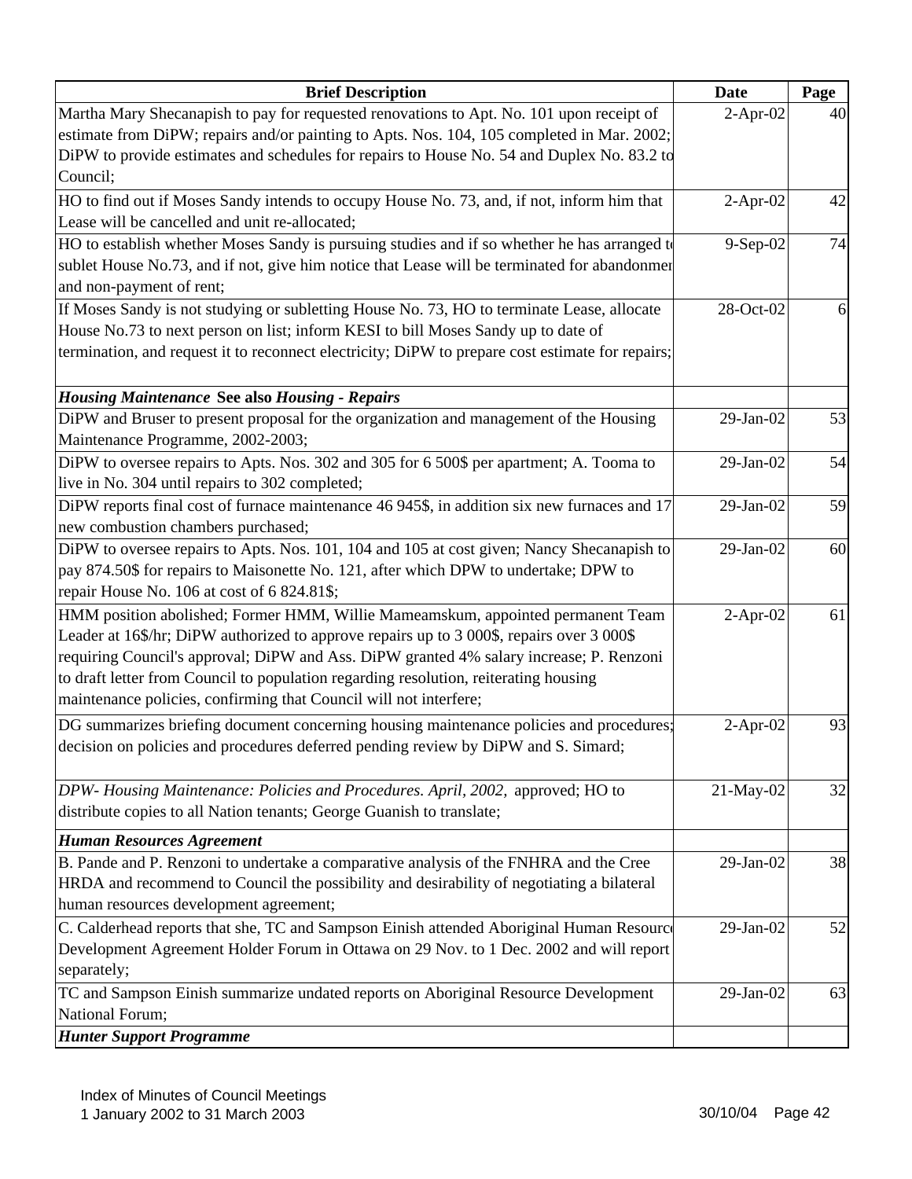| Brief Description | Date | Page |
|---|---|---|
| Martha Mary Shecanapish to pay for requested renovations to Apt. No. 101 upon receipt of estimate from DiPW; repairs and/or painting to Apts. Nos. 104, 105 completed in Mar. 2002; DiPW to provide estimates and schedules for repairs to House No. 54 and Duplex No. 83.2 to Council; | 2-Apr-02 | 40 |
| HO to find out if Moses Sandy intends to occupy House No. 73, and, if not, inform him that Lease will be cancelled and unit re-allocated; | 2-Apr-02 | 42 |
| HO to establish whether Moses Sandy is pursuing studies and if so whether he has arranged to sublet House No.73, and if not, give him notice that Lease will be terminated for abandonment and non-payment of rent; | 9-Sep-02 | 74 |
| If Moses Sandy is not studying or subletting House No. 73, HO to terminate Lease, allocate House No.73 to next person on list; inform KESI to bill Moses Sandy up to date of termination, and request it to reconnect electricity; DiPW to prepare cost estimate for repairs; | 28-Oct-02 | 6 |
| ***Housing Maintenance* See also *Housing - Repairs*** | | |
| DiPW and Bruser to present proposal for the organization and management of the Housing Maintenance Programme, 2002-2003; | 29-Jan-02 | 53 |
| DiPW to oversee repairs to Apts. Nos. 302 and 305 for 6 500$ per apartment; A. Tooma to live in No. 304 until repairs to 302 completed; | 29-Jan-02 | 54 |
| DiPW reports final cost of furnace maintenance 46 945$, in addition six new furnaces and 17 new combustion chambers purchased; | 29-Jan-02 | 59 |
| DiPW to oversee repairs to Apts. Nos. 101, 104 and 105 at cost given; Nancy Shecanapish to pay 874.50$ for repairs to Maisonette No. 121, after which DPW to undertake; DPW to repair House No. 106 at cost of 6 824.81$; | 29-Jan-02 | 60 |
| HMM position abolished; Former HMM, Willie Mameamskum, appointed permanent Team Leader at 16$/hr; DiPW authorized to approve repairs up to 3 000$, repairs over 3 000$ requiring Council's approval; DiPW and Ass. DiPW granted 4% salary increase; P. Renzoni to draft letter from Council to population regarding resolution, reiterating housing maintenance policies, confirming that Council will not interfere; | 2-Apr-02 | 61 |
| DG summarizes briefing document concerning housing maintenance policies and procedures; decision on policies and procedures deferred pending review by DiPW and S. Simard; | 2-Apr-02 | 93 |
| *DPW- Housing Maintenance: Policies and Procedures. April, 2002,* approved; HO to distribute copies to all Nation tenants; George Guanish to translate; | 21-May-02 | 32 |
| ***Human Resources Agreement*** | | |
| B. Pande and P. Renzoni to undertake a comparative analysis of the FNHRA and the Cree HRDA and recommend to Council the possibility and desirability of negotiating a bilateral human resources development agreement; | 29-Jan-02 | 38 |
| C. Calderhead reports that she, TC and Sampson Einish attended Aboriginal Human Resource Development Agreement Holder Forum in Ottawa on 29 Nov. to 1 Dec. 2002 and will report separately; | 29-Jan-02 | 52 |
| TC and Sampson Einish summarize undated reports on Aboriginal Resource Development National Forum; | 29-Jan-02 | 63 |
| ***Hunter Support Programme*** | | |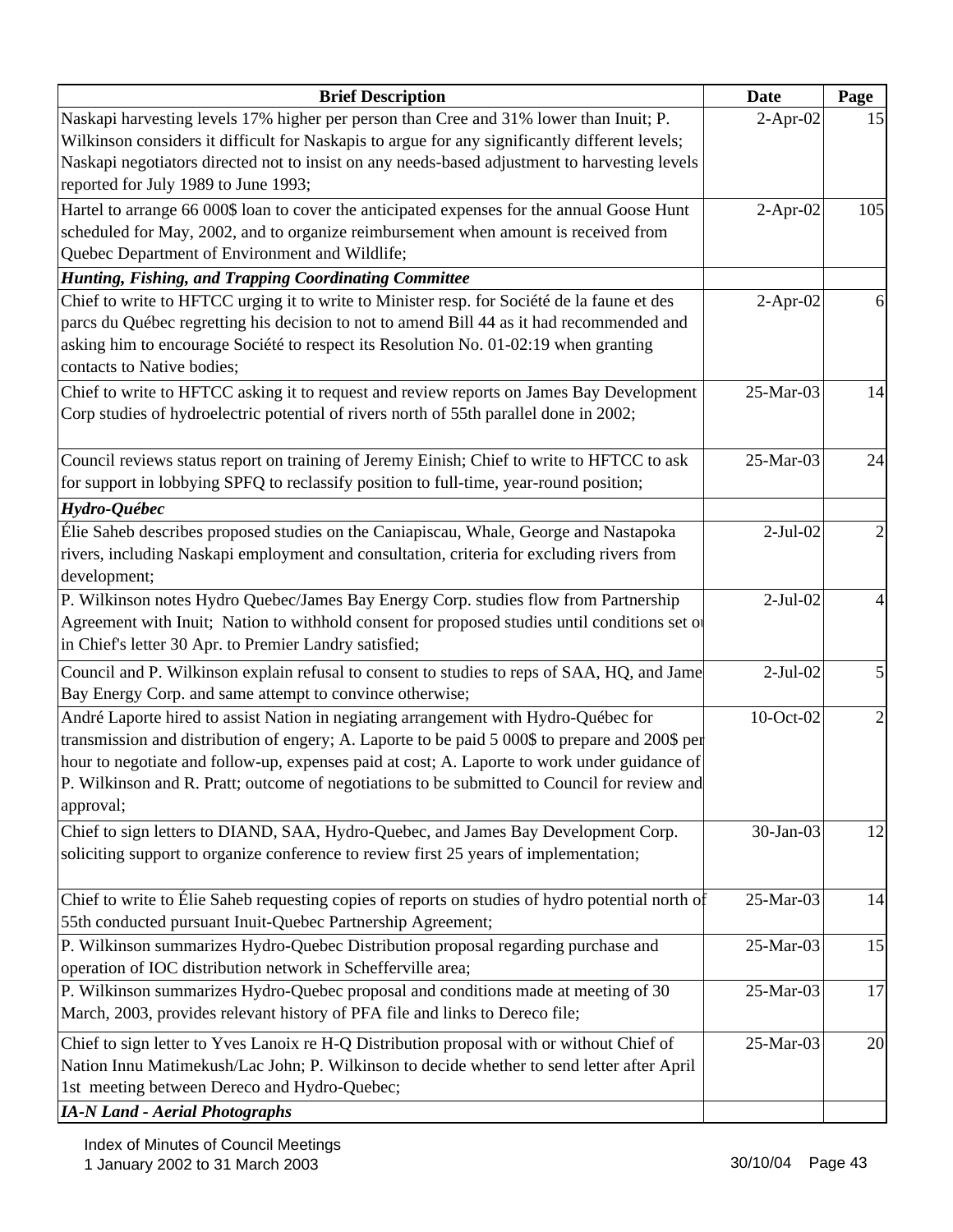| Brief Description | Date | Page |
|---|---|---|
| Naskapi harvesting levels 17% higher per person than Cree and 31% lower than Inuit; P. Wilkinson considers it difficult for Naskapis to argue for any significantly different levels; Naskapi negotiators directed not to insist on any needs-based adjustment to harvesting levels reported for July 1989 to June 1993; | 2-Apr-02 | 15 |
| Hartel to arrange 66 000$ loan to cover the anticipated expenses for the annual Goose Hunt scheduled for May, 2002, and to organize reimbursement when amount is received from Quebec Department of Environment and Wildlife; | 2-Apr-02 | 105 |
| ***Hunting, Fishing, and Trapping Coordinating Committee*** | | |
| Chief to write to HFTCC urging it to write to Minister resp. for Société de la faune et des parcs du Québec regretting his decision to not to amend Bill 44 as it had recommended and asking him to encourage Société to respect its Resolution No. 01-02:19 when granting contacts to Native bodies; | 2-Apr-02 | 6 |
| Chief to write to HFTCC asking it to request and review reports on James Bay Development Corp studies of hydroelectric potential of rivers north of 55th parallel done in 2002; | 25-Mar-03 | 14 |
| Council reviews status report on training of Jeremy Einish; Chief to write to HFTCC to ask for support in lobbying SPFQ to reclassify position to full-time, year-round position; | 25-Mar-03 | 24 |
| ***Hydro-Québec*** | | |
| Élie Saheb describes proposed studies on the Caniapiscau, Whale, George and Nastapoka rivers, including Naskapi employment and consultation, criteria for excluding rivers from development; | 2-Jul-02 | 2 |
| P. Wilkinson notes Hydro Quebec/James Bay Energy Corp. studies flow from Partnership Agreement with Inuit; Nation to withhold consent for proposed studies until conditions set o in Chief's letter 30 Apr. to Premier Landry satisfied; | 2-Jul-02 | 4 |
| Council and P. Wilkinson explain refusal to consent to studies to reps of SAA, HQ, and Jame Bay Energy Corp. and same attempt to convince otherwise; | 2-Jul-02 | 5 |
| André Laporte hired to assist Nation in negiating arrangement with Hydro-Québec for transmission and distribution of engery; A. Laporte to be paid 5 000$ to prepare and 200$ per hour to negotiate and follow-up, expenses paid at cost; A. Laporte to work under guidance of P. Wilkinson and R. Pratt; outcome of negotiations to be submitted to Council for review and approval; | 10-Oct-02 | 2 |
| Chief to sign letters to DIAND, SAA, Hydro-Quebec, and James Bay Development Corp. soliciting support to organize conference to review first 25 years of implementation; | 30-Jan-03 | 12 |
| Chief to write to Élie Saheb requesting copies of reports on studies of hydro potential north of 55th conducted pursuant Inuit-Quebec Partnership Agreement; | 25-Mar-03 | 14 |
| P. Wilkinson summarizes Hydro-Quebec Distribution proposal regarding purchase and operation of IOC distribution network in Schefferville area; | 25-Mar-03 | 15 |
| P. Wilkinson summarizes Hydro-Quebec proposal and conditions made at meeting of 30 March, 2003, provides relevant history of PFA file and links to Dereco file; | 25-Mar-03 | 17 |
| Chief to sign letter to Yves Lanoix re H-Q Distribution proposal with or without Chief of Nation Innu Matimekush/Lac John; P. Wilkinson to decide whether to send letter after April 1st meeting between Dereco and Hydro-Quebec; | 25-Mar-03 | 20 |
| ***IA-N Land - Aerial Photographs*** | | |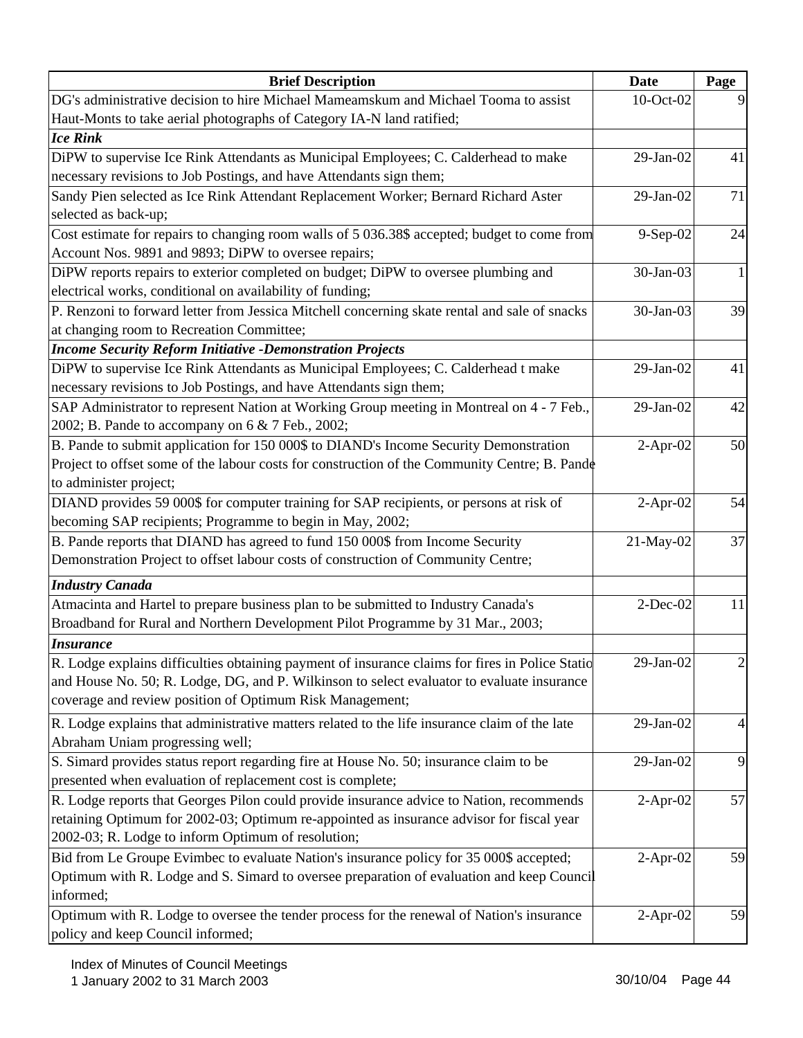| Brief Description | Date | Page |
| --- | --- | --- |
| DG's administrative decision to hire Michael Mameamskum and Michael Tooma to assist Haut-Monts to take aerial photographs of Category IA-N land ratified; | 10-Oct-02 | 9 |
| ***Ice Rink*** | | |
| DiPW to supervise Ice Rink Attendants as Municipal Employees; C. Calderhead to make necessary revisions to Job Postings, and have Attendants sign them; | 29-Jan-02 | 41 |
| Sandy Pien selected as Ice Rink Attendant Replacement Worker; Bernard Richard Aster selected as back-up; | 29-Jan-02 | 71 |
| Cost estimate for repairs to changing room walls of 5 036.38$ accepted; budget to come from Account Nos. 9891 and 9893; DiPW to oversee repairs; | 9-Sep-02 | 24 |
| DiPW reports repairs to exterior completed on budget; DiPW to oversee plumbing and electrical works, conditional on availability of funding; | 30-Jan-03 | 1 |
| P. Renzoni to forward letter from Jessica Mitchell concerning skate rental and sale of snacks at changing room to Recreation Committee; | 30-Jan-03 | 39 |
| ***Income Security Reform Initiative -Demonstration Projects*** | | |
| DiPW to supervise Ice Rink Attendants as Municipal Employees; C. Calderhead t make necessary revisions to Job Postings, and have Attendants sign them; | 29-Jan-02 | 41 |
| SAP Administrator to represent Nation at Working Group meeting in Montreal on 4 - 7 Feb., 2002; B. Pande to accompany on 6 & 7 Feb., 2002; | 29-Jan-02 | 42 |
| B. Pande to submit application for 150 000$ to DIAND's Income Security Demonstration Project to offset some of the labour costs for construction of the Community Centre; B. Pande to administer project; | 2-Apr-02 | 50 |
| DIAND provides 59 000$ for computer training for SAP recipients, or persons at risk of becoming SAP recipients; Programme to begin in May, 2002; | 2-Apr-02 | 54 |
| B. Pande reports that DIAND has agreed to fund 150 000$ from Income Security Demonstration Project to offset labour costs of construction of Community Centre; | 21-May-02 | 37 |
| ***Industry Canada*** | | |
| Atmacinta and Hartel to prepare business plan to be submitted to Industry Canada's Broadband for Rural and Northern Development Pilot Programme by 31 Mar., 2003; | 2-Dec-02 | 11 |
| ***Insurance*** | | |
| R. Lodge explains difficulties obtaining payment of insurance claims for fires in Police Statio and House No. 50; R. Lodge, DG, and P. Wilkinson to select evaluator to evaluate insurance coverage and review position of Optimum Risk Management; | 29-Jan-02 | 2 |
| R. Lodge explains that administrative matters related to the life insurance claim of the late Abraham Uniam progressing well; | 29-Jan-02 | 4 |
| S. Simard provides status report regarding fire at House No. 50; insurance claim to be presented when evaluation of replacement cost is complete; | 29-Jan-02 | 9 |
| R. Lodge reports that Georges Pilon could provide insurance advice to Nation, recommends retaining Optimum for 2002-03; Optimum re-appointed as insurance advisor for fiscal year 2002-03; R. Lodge to inform Optimum of resolution; | 2-Apr-02 | 57 |
| Bid from Le Groupe Evimbec to evaluate Nation's insurance policy for 35 000$ accepted; Optimum with R. Lodge and S. Simard to oversee preparation of evaluation and keep Council informed; | 2-Apr-02 | 59 |
| Optimum with R. Lodge to oversee the tender process for the renewal of Nation's insurance policy and keep Council informed; | 2-Apr-02 | 59 |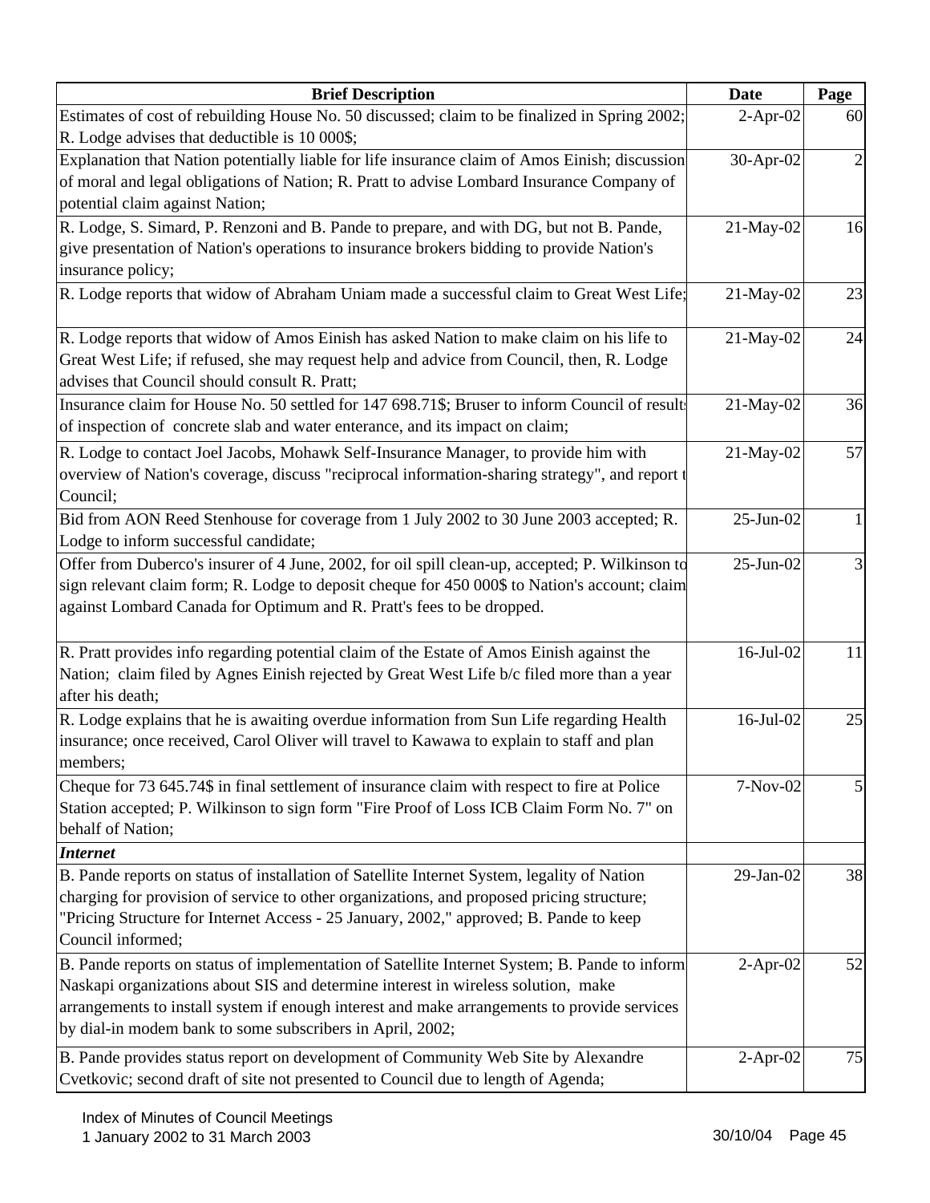| Brief Description | Date | Page |
|---|---|---|
| Estimates of cost of rebuilding House No. 50 discussed; claim to be finalized in Spring 2002; R. Lodge advises that deductible is 10 000$; | 2-Apr-02 | 60 |
| Explanation that Nation potentially liable for life insurance claim of Amos Einish; discussion of moral and legal obligations of Nation; R. Pratt to advise Lombard Insurance Company of potential claim against Nation; | 30-Apr-02 | 2 |
| R. Lodge, S. Simard, P. Renzoni and B. Pande to prepare, and with DG, but not B. Pande, give presentation of Nation's operations to insurance brokers bidding to provide Nation's insurance policy; | 21-May-02 | 16 |
| R. Lodge reports that widow of Abraham Uniam made a successful claim to Great West Life; | 21-May-02 | 23 |
| R. Lodge reports that widow of Amos Einish has asked Nation to make claim on his life to Great West Life; if refused, she may request help and advice from Council, then, R. Lodge advises that Council should consult R. Pratt; | 21-May-02 | 24 |
| Insurance claim for House No. 50 settled for 147 698.71$; Bruser to inform Council of results of inspection of concrete slab and water enterance, and its impact on claim; | 21-May-02 | 36 |
| R. Lodge to contact Joel Jacobs, Mohawk Self-Insurance Manager, to provide him with overview of Nation's coverage, discuss "reciprocal information-sharing strategy", and report to Council; | 21-May-02 | 57 |
| Bid from AON Reed Stenhouse for coverage from 1 July 2002 to 30 June 2003 accepted; R. Lodge to inform successful candidate; | 25-Jun-02 | 1 |
| Offer from Duberco's insurer of 4 June, 2002, for oil spill clean-up, accepted; P. Wilkinson to sign relevant claim form; R. Lodge to deposit cheque for 450 000$ to Nation's account; claim against Lombard Canada for Optimum and R. Pratt's fees to be dropped. | 25-Jun-02 | 3 |
| R. Pratt provides info regarding potential claim of the Estate of Amos Einish against the Nation; claim filed by Agnes Einish rejected by Great West Life b/c filed more than a year after his death; | 16-Jul-02 | 11 |
| R. Lodge explains that he is awaiting overdue information from Sun Life regarding Health insurance; once received, Carol Oliver will travel to Kawawa to explain to staff and plan members; | 16-Jul-02 | 25 |
| Cheque for 73 645.74$ in final settlement of insurance claim with respect to fire at Police Station accepted; P. Wilkinson to sign form "Fire Proof of Loss ICB Claim Form No. 7" on behalf of Nation; | 7-Nov-02 | 5 |
| ***Internet*** | | |
| B. Pande reports on status of installation of Satellite Internet System, legality of Nation charging for provision of service to other organizations, and proposed pricing structure; "Pricing Structure for Internet Access - 25 January, 2002," approved; B. Pande to keep Council informed; | 29-Jan-02 | 38 |
| B. Pande reports on status of implementation of Satellite Internet System; B. Pande to inform Naskapi organizations about SIS and determine interest in wireless solution, make arrangements to install system if enough interest and make arrangements to provide services by dial-in modem bank to some subscribers in April, 2002; | 2-Apr-02 | 52 |
| B. Pande provides status report on development of Community Web Site by Alexandre Cvetkovic; second draft of site not presented to Council due to length of Agenda; | 2-Apr-02 | 75 |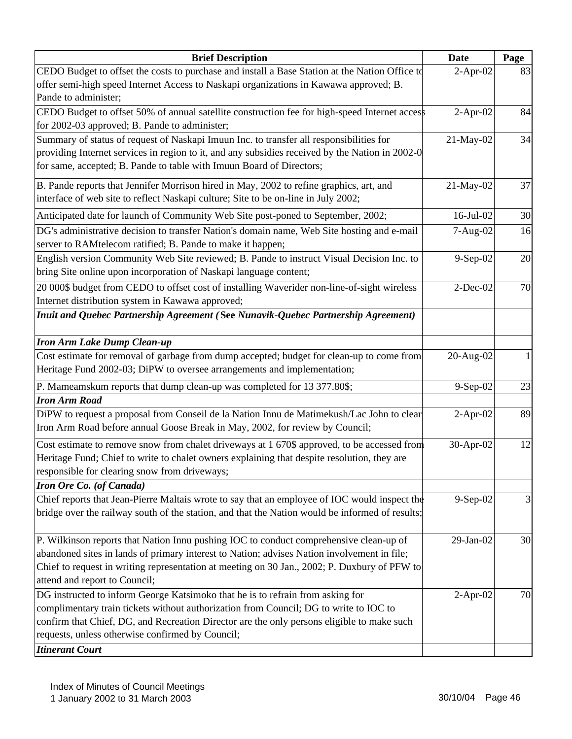| Brief Description | Date | Page |
|---|---|---|
| CEDO Budget to offset the costs to purchase and install a Base Station at the Nation Office to offer semi-high speed Internet Access to Naskapi organizations in Kawawa approved; B. Pande to administer; | 2-Apr-02 | 83 |
| CEDO Budget to offset 50% of annual satellite construction fee for high-speed Internet access for 2002-03 approved; B. Pande to administer; | 2-Apr-02 | 84 |
| Summary of status of request of Naskapi Imuun Inc. to transfer all responsibilities for providing Internet services in region to it, and any subsidies received by the Nation in 2002-0 for same, accepted; B. Pande to table with Imuun Board of Directors; | 21-May-02 | 34 |
| B. Pande reports that Jennifer Morrison hired in May, 2002 to refine graphics, art, and interface of web site to reflect Naskapi culture; Site to be on-line in July 2002; | 21-May-02 | 37 |
| Anticipated date for launch of Community Web Site post-poned to September, 2002; | 16-Jul-02 | 30 |
| DG's administrative decision to transfer Nation's domain name, Web Site hosting and e-mail server to RAMtelecom ratified; B. Pande to make it happen; | 7-Aug-02 | 16 |
| English version Community Web Site reviewed; B. Pande to instruct Visual Decision Inc. to bring Site online upon incorporation of Naskapi language content; | 9-Sep-02 | 20 |
| 20 000$ budget from CEDO to offset cost of installing Waverider non-line-of-sight wireless Internet distribution system in Kawawa approved; | 2-Dec-02 | 70 |
| ***Inuit and Quebec Partnership Agreement (*****See *Nunavik-Quebec Partnership Agreement)*** | | |
| ***Iron Arm Lake Dump Clean-up*** | | |
| Cost estimate for removal of garbage from dump accepted; budget for clean-up to come from Heritage Fund 2002-03; DiPW to oversee arrangements and implementation; | 20-Aug-02 | 1 |
| P. Mameamskum reports that dump clean-up was completed for 13 377.80$; | 9-Sep-02 | 23 |
| ***Iron Arm Road*** | | |
| DiPW to request a proposal from Conseil de la Nation Innu de Matimekush/Lac John to clear Iron Arm Road before annual Goose Break in May, 2002, for review by Council; | 2-Apr-02 | 89 |
| Cost estimate to remove snow from chalet driveways at 1 670$ approved, to be accessed from Heritage Fund; Chief to write to chalet owners explaining that despite resolution, they are responsible for clearing snow from driveways; | 30-Apr-02 | 12 |
| ***Iron Ore Co. (of Canada)*** | | |
| Chief reports that Jean-Pierre Maltais wrote to say that an employee of IOC would inspect the bridge over the railway south of the station, and that the Nation would be informed of results; | 9-Sep-02 | 3 |
| P. Wilkinson reports that Nation Innu pushing IOC to conduct comprehensive clean-up of abandoned sites in lands of primary interest to Nation; advises Nation involvement in file; Chief to request in writing representation at meeting on 30 Jan., 2002; P. Duxbury of PFW to attend and report to Council; | 29-Jan-02 | 30 |
| DG instructed to inform George Katsimoko that he is to refrain from asking for complimentary train tickets without authorization from Council; DG to write to IOC to confirm that Chief, DG, and Recreation Director are the only persons eligible to make such requests, unless otherwise confirmed by Council; | 2-Apr-02 | 70 |
| ***Itinerant Court*** | | |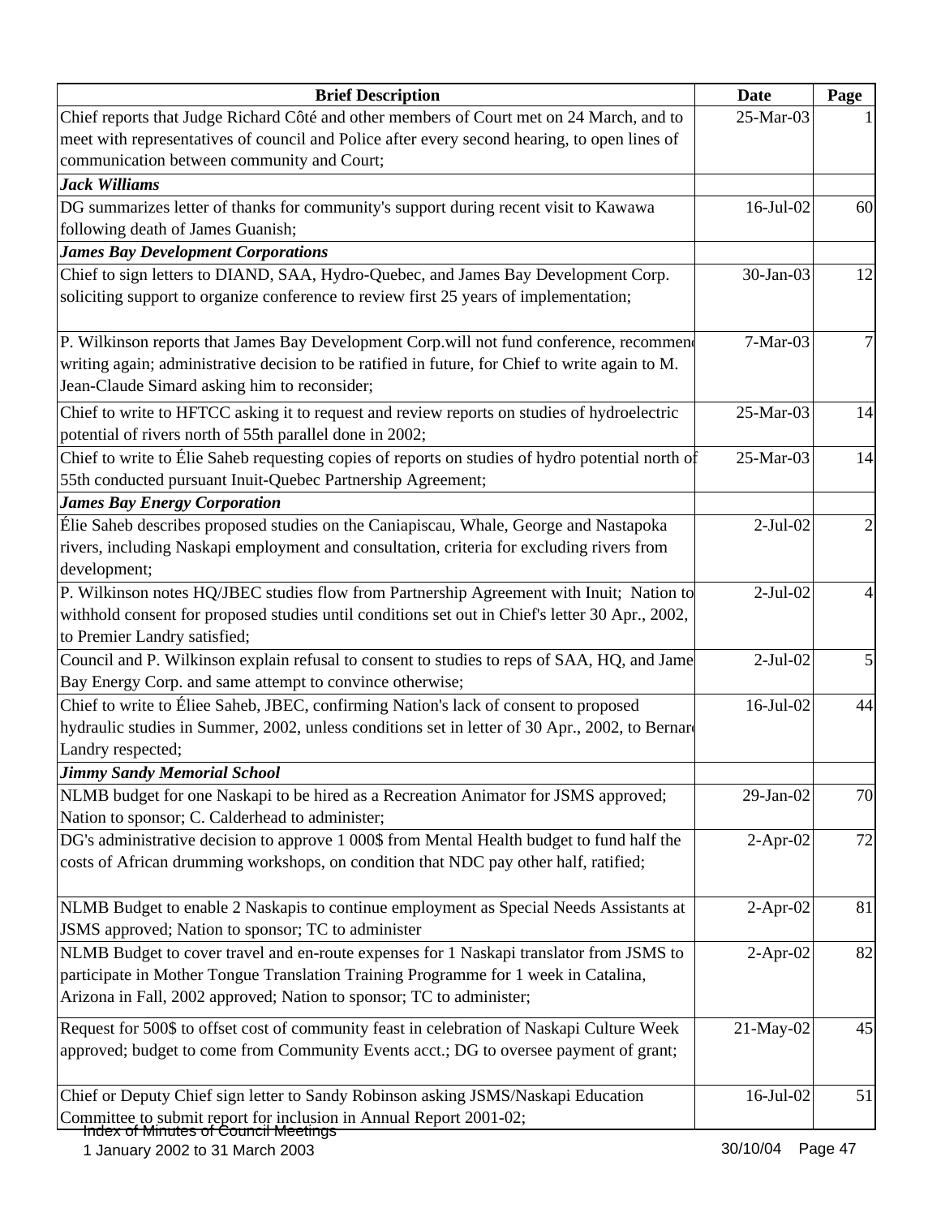| Brief Description | Date | Page |
|---|---|---|
| Chief reports that Judge Richard Côté and other members of Court met on 24 March, and to meet with representatives of council and Police after every second hearing, to open lines of communication between community and Court; | 25-Mar-03 | 1 |
| ***Jack Williams*** | | |
| DG summarizes letter of thanks for community's support during recent visit to Kawawa following death of James Guanish; | 16-Jul-02 | 60 |
| ***James Bay Development Corporations*** | | |
| Chief to sign letters to DIAND, SAA, Hydro-Quebec, and James Bay Development Corp. soliciting support to organize conference to review first 25 years of implementation; | 30-Jan-03 | 12 |
| P. Wilkinson reports that James Bay Development Corp.will not fund conference, recommend writing again; administrative decision to be ratified in future, for Chief to write again to M. Jean-Claude Simard asking him to reconsider; | 7-Mar-03 | 7 |
| Chief to write to HFTCC asking it to request and review reports on studies of hydroelectric potential of rivers north of 55th parallel done in 2002; | 25-Mar-03 | 14 |
| Chief to write to Élie Saheb requesting copies of reports on studies of hydro potential north of 55th conducted pursuant Inuit-Quebec Partnership Agreement; | 25-Mar-03 | 14 |
| ***James Bay Energy Corporation*** | | |
| Élie Saheb describes proposed studies on the Caniapiscau, Whale, George and Nastapoka rivers, including Naskapi employment and consultation, criteria for excluding rivers from development; | 2-Jul-02 | 2 |
| P. Wilkinson notes HQ/JBEC studies flow from Partnership Agreement with Inuit; Nation to withhold consent for proposed studies until conditions set out in Chief's letter 30 Apr., 2002, to Premier Landry satisfied; | 2-Jul-02 | 4 |
| Council and P. Wilkinson explain refusal to consent to studies to reps of SAA, HQ, and James Bay Energy Corp. and same attempt to convince otherwise; | 2-Jul-02 | 5 |
| Chief to write to Éliee Saheb, JBEC, confirming Nation's lack of consent to proposed hydraulic studies in Summer, 2002, unless conditions set in letter of 30 Apr., 2002, to Bernard Landry respected; | 16-Jul-02 | 44 |
| ***Jimmy Sandy Memorial School*** | | |
| NLMB budget for one Naskapi to be hired as a Recreation Animator for JSMS approved; Nation to sponsor; C. Calderhead to administer; | 29-Jan-02 | 70 |
| DG's administrative decision to approve 1 000$ from Mental Health budget to fund half the costs of African drumming workshops, on condition that NDC pay other half, ratified; | 2-Apr-02 | 72 |
| NLMB Budget to enable 2 Naskapis to continue employment as Special Needs Assistants at JSMS approved; Nation to sponsor; TC to administer | 2-Apr-02 | 81 |
| NLMB Budget to cover travel and en-route expenses for 1 Naskapi translator from JSMS to participate in Mother Tongue Translation Training Programme for 1 week in Catalina, Arizona in Fall, 2002 approved; Nation to sponsor; TC to administer; | 2-Apr-02 | 82 |
| Request for 500$ to offset cost of community feast in celebration of Naskapi Culture Week approved; budget to come from Community Events acct.; DG to oversee payment of grant; | 21-May-02 | 45 |
| Chief or Deputy Chief sign letter to Sandy Robinson asking JSMS/Naskapi Education Committee to submit report for inclusion in Annual Report 2001-02; | 16-Jul-02 | 51 |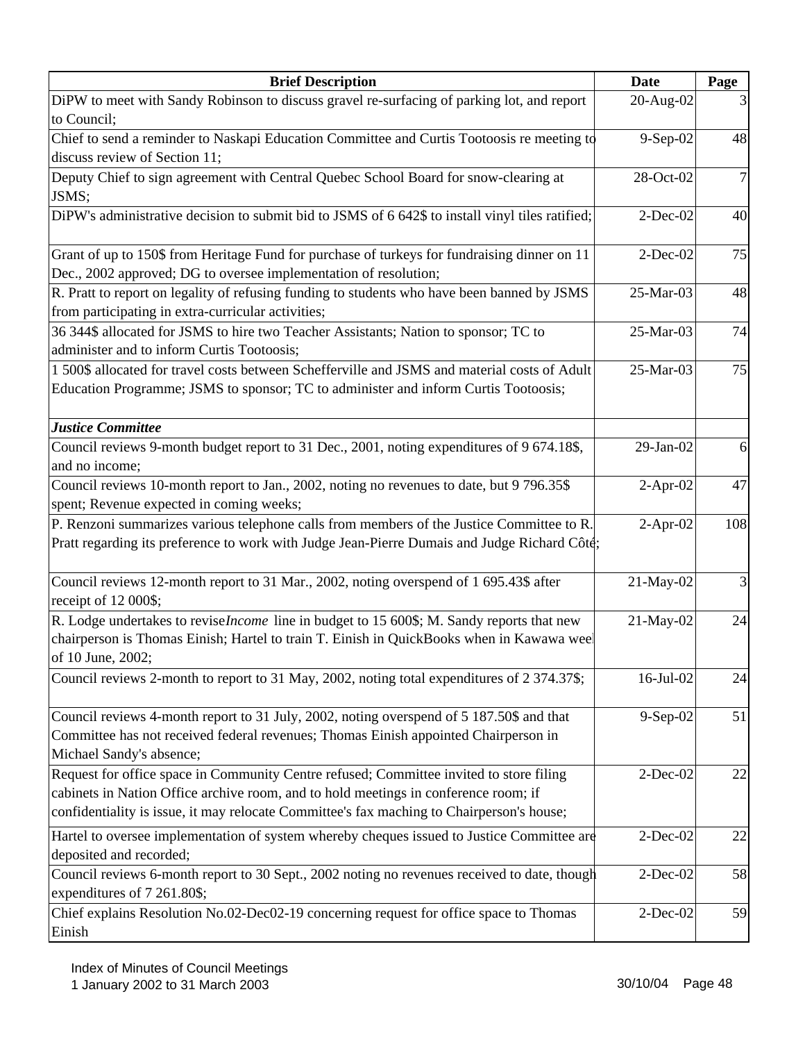| Brief Description | Date | Page |
|---|---|---|
| DiPW to meet with Sandy Robinson to discuss gravel re-surfacing of parking lot, and report to Council; | 20-Aug-02 | 3 |
| Chief to send a reminder to Naskapi Education Committee and Curtis Tootoosis re meeting to discuss review of Section 11; | 9-Sep-02 | 48 |
| Deputy Chief to sign agreement with Central Quebec School Board for snow-clearing at JSMS; | 28-Oct-02 | 7 |
| DiPW's administrative decision to submit bid to JSMS of 6 642$ to install vinyl tiles ratified; | 2-Dec-02 | 40 |
| Grant of up to 150$ from Heritage Fund for purchase of turkeys for fundraising dinner on 11 Dec., 2002 approved; DG to oversee implementation of resolution; | 2-Dec-02 | 75 |
| R. Pratt to report on legality of refusing funding to students who have been banned by JSMS from participating in extra-curricular activities; | 25-Mar-03 | 48 |
| 36 344$ allocated for JSMS to hire two Teacher Assistants; Nation to sponsor; TC to administer and to inform Curtis Tootoosis; | 25-Mar-03 | 74 |
| 1 500$ allocated for travel costs between Schefferville and JSMS and material costs of Adult Education Programme; JSMS to sponsor; TC to administer and inform Curtis Tootoosis; | 25-Mar-03 | 75 |
| ***Justice Committee*** | | |
| Council reviews 9-month budget report to 31 Dec., 2001, noting expenditures of 9 674.18$, and no income; | 29-Jan-02 | 6 |
| Council reviews 10-month report to Jan., 2002, noting no revenues to date, but 9 796.35$ spent; Revenue expected in coming weeks; | 2-Apr-02 | 47 |
| P. Renzoni summarizes various telephone calls from members of the Justice Committee to R. Pratt regarding its preference to work with Judge Jean-Pierre Dumais and Judge Richard Côté; | 2-Apr-02 | 108 |
| Council reviews 12-month report to 31 Mar., 2002, noting overspend of 1 695.43$ after receipt of 12 000$; | 21-May-02 | 3 |
| R. Lodge undertakes to revise *Income* line in budget to 15 600$; M. Sandy reports that new chairperson is Thomas Einish; Hartel to train T. Einish in QuickBooks when in Kawawa week of 10 June, 2002; | 21-May-02 | 24 |
| Council reviews 2-month to report to 31 May, 2002, noting total expenditures of 2 374.37$; | 16-Jul-02 | 24 |
| Council reviews 4-month report to 31 July, 2002, noting overspend of 5 187.50$ and that Committee has not received federal revenues; Thomas Einish appointed Chairperson in Michael Sandy's absence; | 9-Sep-02 | 51 |
| Request for office space in Community Centre refused; Committee invited to store filing cabinets in Nation Office archive room, and to hold meetings in conference room; if confidentiality is issue, it may relocate Committee's fax maching to Chairperson's house; | 2-Dec-02 | 22 |
| Hartel to oversee implementation of system whereby cheques issued to Justice Committee are deposited and recorded; | 2-Dec-02 | 22 |
| Council reviews 6-month report to 30 Sept., 2002 noting no revenues received to date, though expenditures of 7 261.80$; | 2-Dec-02 | 58 |
| Chief explains Resolution No.02-Dec02-19 concerning request for office space to Thomas Einish | 2-Dec-02 | 59 |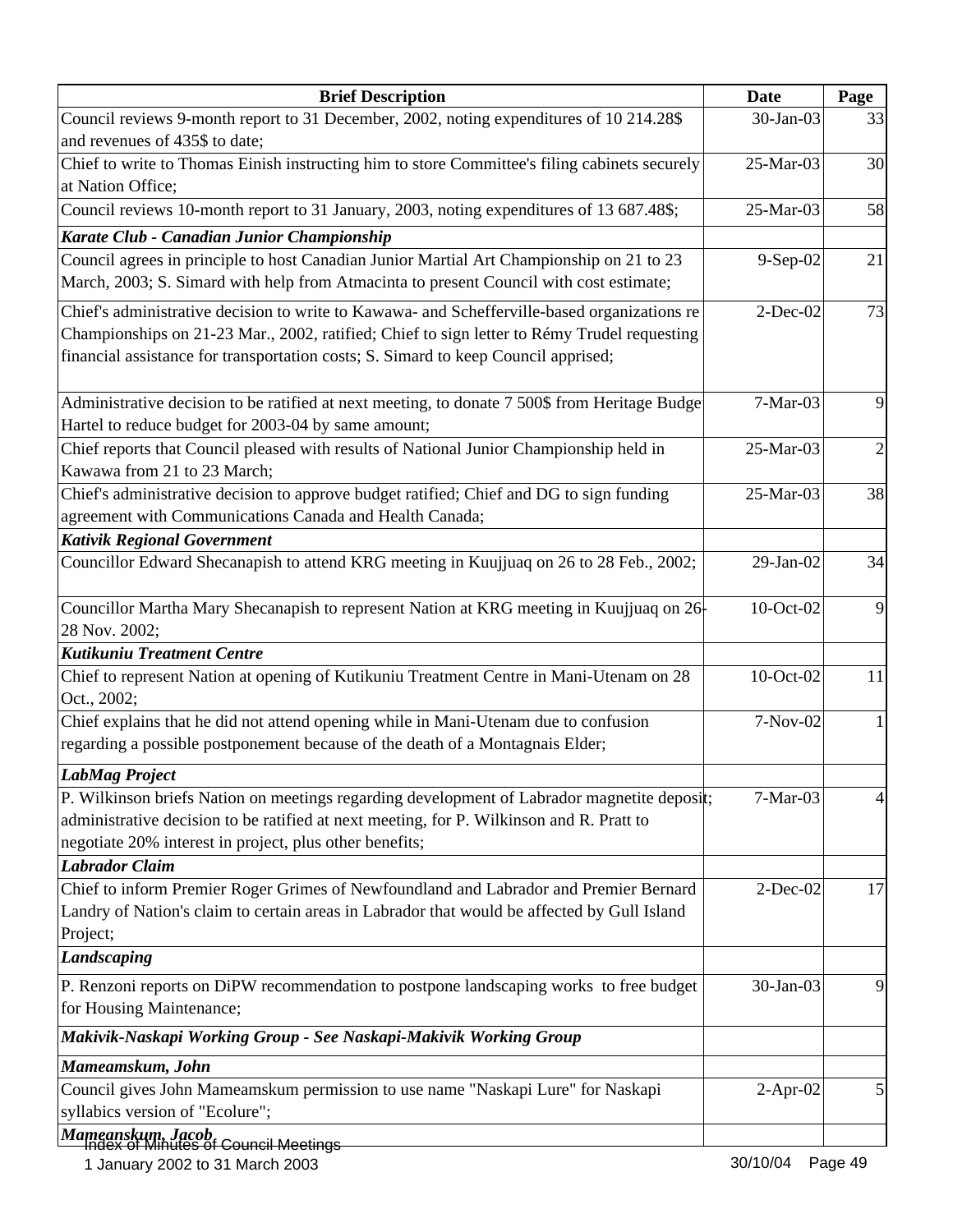| Brief Description | Date | Page |
|---|---|---|
| Council reviews 9-month report to 31 December, 2002, noting expenditures of 10 214.28$ and revenues of 435$ to date; | 30-Jan-03 | 33 |
| Chief to write to Thomas Einish instructing him to store Committee's filing cabinets securely at Nation Office; | 25-Mar-03 | 30 |
| Council reviews 10-month report to 31 January, 2003, noting expenditures of 13 687.48$; | 25-Mar-03 | 58 |
| ***Karate Club - Canadian Junior Championship*** | | |
| Council agrees in principle to host Canadian Junior Martial Art Championship on 21 to 23 March, 2003; S. Simard with help from Atmacinta to present Council with cost estimate; | 9-Sep-02 | 21 |
| Chief's administrative decision to write to Kawawa- and Schefferville-based organizations re Championships on 21-23 Mar., 2002, ratified; Chief to sign letter to Rémy Trudel requesting financial assistance for transportation costs; S. Simard to keep Council apprised; | 2-Dec-02 | 73 |
| Administrative decision to be ratified at next meeting, to donate 7 500$ from Heritage Budge Hartel to reduce budget for 2003-04 by same amount; | 7-Mar-03 | 9 |
| Chief reports that Council pleased with results of National Junior Championship held in Kawawa from 21 to 23 March; | 25-Mar-03 | 2 |
| Chief's administrative decision to approve budget ratified; Chief and DG to sign funding agreement with Communications Canada and Health Canada; | 25-Mar-03 | 38 |
| ***Kativik Regional Government*** | | |
| Councillor Edward Shecanapish to attend KRG meeting in Kuujjuaq on 26 to 28 Feb., 2002; | 29-Jan-02 | 34 |
| Councillor Martha Mary Shecanapish to represent Nation at KRG meeting in Kuujjuaq on 26-28 Nov. 2002; | 10-Oct-02 | 9 |
| ***Kutikuniu Treatment Centre*** | | |
| Chief to represent Nation at opening of Kutikuniu Treatment Centre in Mani-Utenam on 28 Oct., 2002; | 10-Oct-02 | 11 |
| Chief explains that he did not attend opening while in Mani-Utenam due to confusion regarding a possible postponement because of the death of a Montagnais Elder; | 7-Nov-02 | 1 |
| ***LabMag Project*** | | |
| P. Wilkinson briefs Nation on meetings regarding development of Labrador magnetite deposit; administrative decision to be ratified at next meeting, for P. Wilkinson and R. Pratt to negotiate 20% interest in project, plus other benefits; | 7-Mar-03 | 4 |
| ***Labrador Claim*** | | |
| Chief to inform Premier Roger Grimes of Newfoundland and Labrador and Premier Bernard Landry of Nation's claim to certain areas in Labrador that would be affected by Gull Island Project; | 2-Dec-02 | 17 |
| ***Landscaping*** | | |
| P. Renzoni reports on DiPW recommendation to postpone landscaping works to free budget for Housing Maintenance; | 30-Jan-03 | 9 |
| ***Makivik-Naskapi Working Group - See Naskapi-Makivik Working Group*** | | |
| ***Mameamskum, John*** | | |
| Council gives John Mameamskum permission to use name "Naskapi Lure" for Naskapi syllabics version of "Ecolure"; | 2-Apr-02 | 5 |
| ***Mameanskum, Jacob*** | | |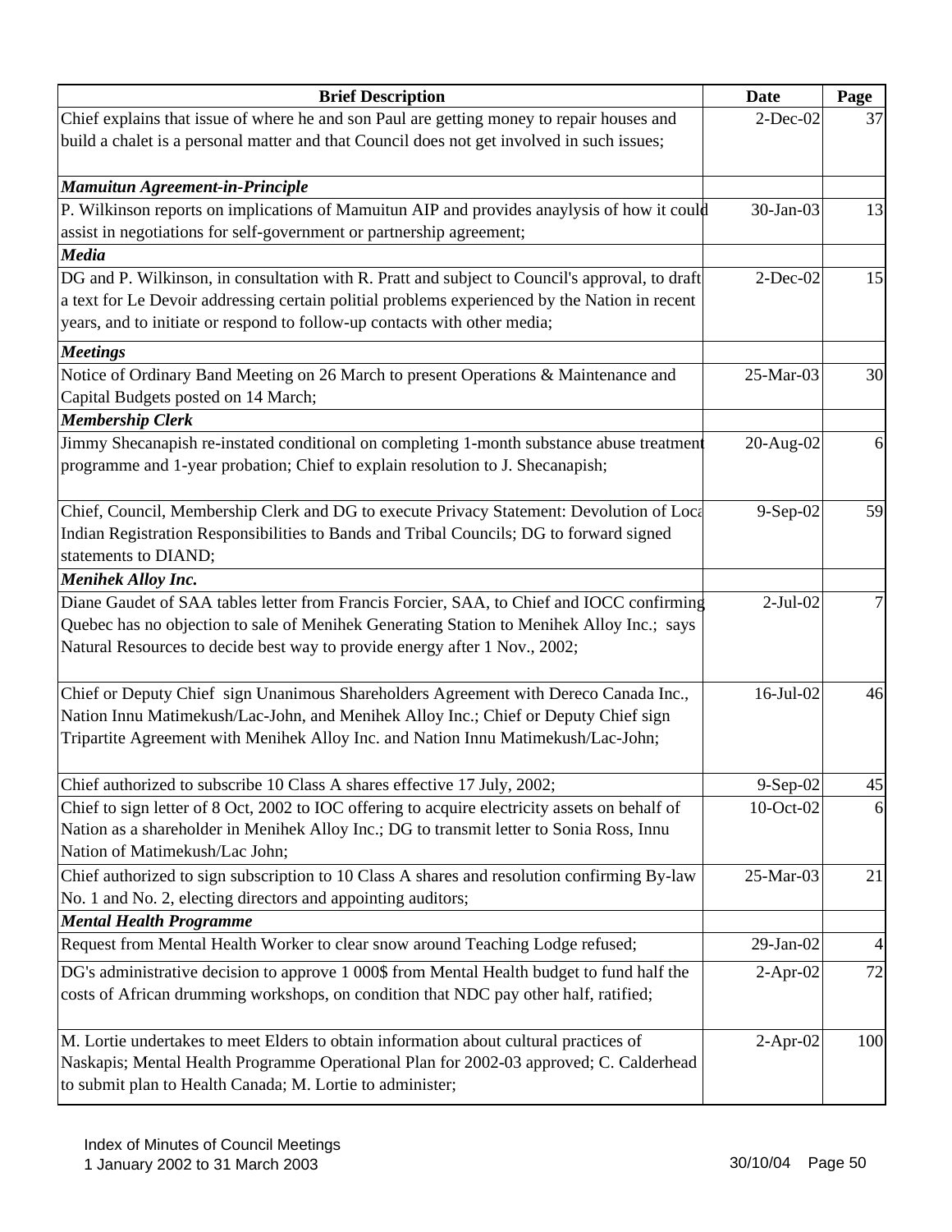| Brief Description | Date | Page |
|---|---|---|
| Chief explains that issue of where he and son Paul are getting money to repair houses and build a chalet is a personal matter and that Council does not get involved in such issues; | 2-Dec-02 | 37 |
| ***Mamuitun Agreement-in-Principle*** | | |
| P. Wilkinson reports on implications of Mamuitun AIP and provides anaylysis of how it could assist in negotiations for self-government or partnership agreement; | 30-Jan-03 | 13 |
| ***Media*** | | |
| DG and P. Wilkinson, in consultation with R. Pratt and subject to Council's approval, to draft a text for Le Devoir addressing certain politial problems experienced by the Nation in recent years, and to initiate or respond to follow-up contacts with other media; | 2-Dec-02 | 15 |
| ***Meetings*** | | |
| Notice of Ordinary Band Meeting on 26 March to present Operations & Maintenance and Capital Budgets posted on 14 March; | 25-Mar-03 | 30 |
| ***Membership Clerk*** | | |
| Jimmy Shecanapish re-instated conditional on completing 1-month substance abuse treatment programme and 1-year probation; Chief to explain resolution to J. Shecanapish; | 20-Aug-02 | 6 |
| Chief, Council, Membership Clerk and DG to execute Privacy Statement: Devolution of Local Indian Registration Responsibilities to Bands and Tribal Councils; DG to forward signed statements to DIAND; | 9-Sep-02 | 59 |
| ***Menihek Alloy Inc.*** | | |
| Diane Gaudet of SAA tables letter from Francis Forcier, SAA, to Chief and IOCC confirming Quebec has no objection to sale of Menihek Generating Station to Menihek Alloy Inc.; says Natural Resources to decide best way to provide energy after 1 Nov., 2002; | 2-Jul-02 | 7 |
| Chief or Deputy Chief sign Unanimous Shareholders Agreement with Dereco Canada Inc., Nation Innu Matimekush/Lac-John, and Menihek Alloy Inc.; Chief or Deputy Chief sign Tripartite Agreement with Menihek Alloy Inc. and Nation Innu Matimekush/Lac-John; | 16-Jul-02 | 46 |
| Chief authorized to subscribe 10 Class A shares effective 17 July, 2002; | 9-Sep-02 | 45 |
| Chief to sign letter of 8 Oct, 2002 to IOC offering to acquire electricity assets on behalf of Nation as a shareholder in Menihek Alloy Inc.; DG to transmit letter to Sonia Ross, Innu Nation of Matimekush/Lac John; | 10-Oct-02 | 6 |
| Chief authorized to sign subscription to 10 Class A shares and resolution confirming By-law No. 1 and No. 2, electing directors and appointing auditors; | 25-Mar-03 | 21 |
| ***Mental Health Programme*** | | |
| Request from Mental Health Worker to clear snow around Teaching Lodge refused; | 29-Jan-02 | 4 |
| DG's administrative decision to approve 1 000$ from Mental Health budget to fund half the costs of African drumming workshops, on condition that NDC pay other half, ratified; | 2-Apr-02 | 72 |
| M. Lortie undertakes to meet Elders to obtain information about cultural practices of Naskapis; Mental Health Programme Operational Plan for 2002-03 approved; C. Calderhead to submit plan to Health Canada; M. Lortie to administer; | 2-Apr-02 | 100 |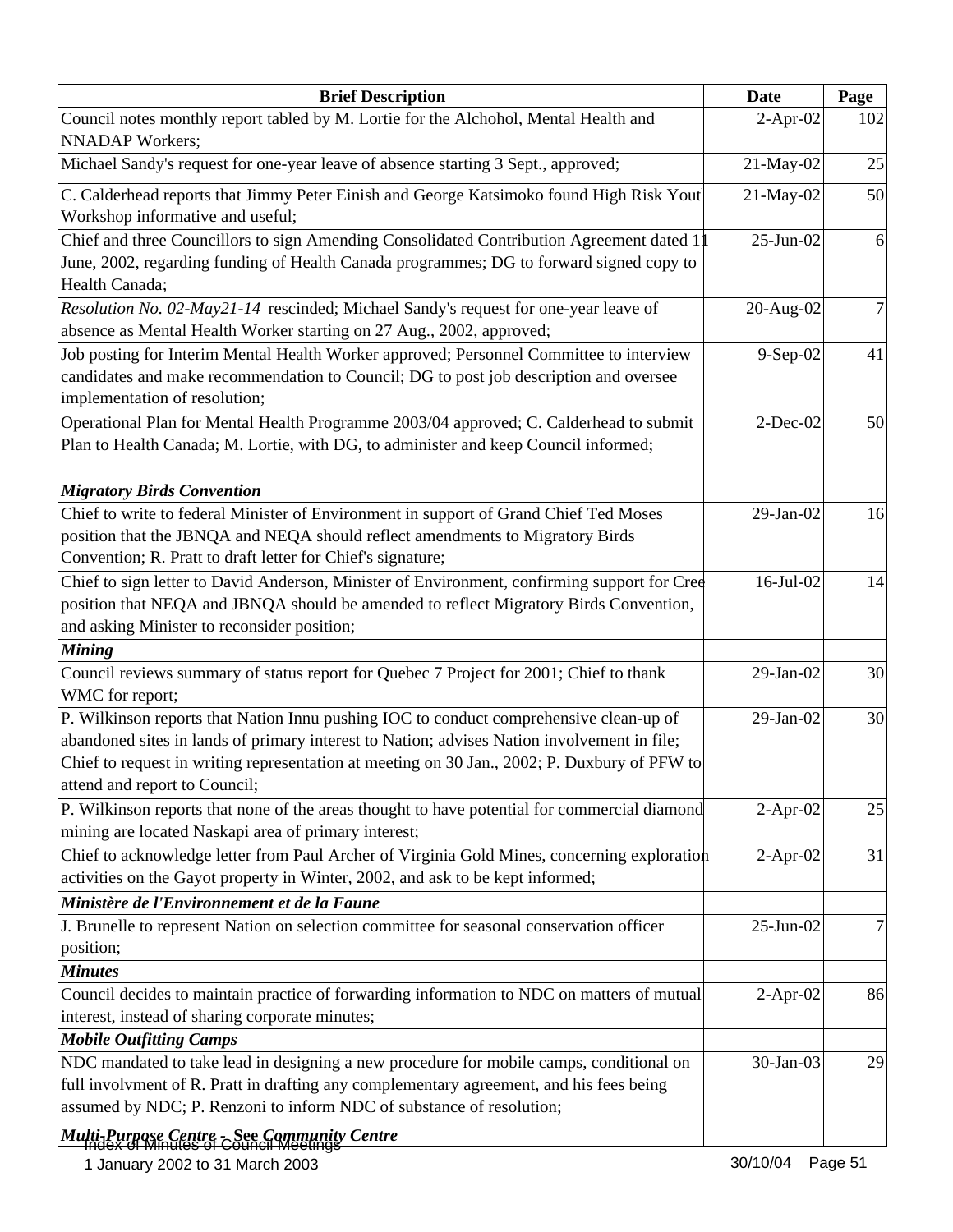| Brief Description | Date | Page |
|---|---|---|
| Council notes monthly report tabled by M. Lortie for the Alchohol, Mental Health and NNADAP Workers; | 2-Apr-02 | 102 |
| Michael Sandy's request for one-year leave of absence starting 3 Sept., approved; | 21-May-02 | 25 |
| C. Calderhead reports that Jimmy Peter Einish and George Katsimoko found High Risk Yout Workshop informative and useful; | 21-May-02 | 50 |
| Chief and three Councillors to sign Amending Consolidated Contribution Agreement dated 11 June, 2002, regarding funding of Health Canada programmes; DG to forward signed copy to Health Canada; | 25-Jun-02 | 6 |
| *Resolution No. 02-May21-14* rescinded; Michael Sandy's request for one-year leave of absence as Mental Health Worker starting on 27 Aug., 2002, approved; | 20-Aug-02 | 7 |
| Job posting for Interim Mental Health Worker approved; Personnel Committee to interview candidates and make recommendation to Council; DG to post job description and oversee implementation of resolution; | 9-Sep-02 | 41 |
| Operational Plan for Mental Health Programme 2003/04 approved; C. Calderhead to submit Plan to Health Canada; M. Lortie, with DG, to administer and keep Council informed; | 2-Dec-02 | 50 |
| ***Migratory Birds Convention*** | | |
| Chief to write to federal Minister of Environment in support of Grand Chief Ted Moses position that the JBNQA and NEQA should reflect amendments to Migratory Birds Convention; R. Pratt to draft letter for Chief's signature; | 29-Jan-02 | 16 |
| Chief to sign letter to David Anderson, Minister of Environment, confirming support for Cree position that NEQA and JBNQA should be amended to reflect Migratory Birds Convention, and asking Minister to reconsider position; | 16-Jul-02 | 14 |
| ***Mining*** | | |
| Council reviews summary of status report for Quebec 7 Project for 2001; Chief to thank WMC for report; | 29-Jan-02 | 30 |
| P. Wilkinson reports that Nation Innu pushing IOC to conduct comprehensive clean-up of abandoned sites in lands of primary interest to Nation; advises Nation involvement in file; Chief to request in writing representation at meeting on 30 Jan., 2002; P. Duxbury of PFW to attend and report to Council; | 29-Jan-02 | 30 |
| P. Wilkinson reports that none of the areas thought to have potential for commercial diamond mining are located Naskapi area of primary interest; | 2-Apr-02 | 25 |
| Chief to acknowledge letter from Paul Archer of Virginia Gold Mines, concerning exploration activities on the Gayot property in Winter, 2002, and ask to be kept informed; | 2-Apr-02 | 31 |
| ***Ministère de l'Environnement et de la Faune*** | | |
| J. Brunelle to represent Nation on selection committee for seasonal conservation officer position; | 25-Jun-02 | 7 |
| ***Minutes*** | | |
| Council decides to maintain practice of forwarding information to NDC on matters of mutual interest, instead of sharing corporate minutes; | 2-Apr-02 | 86 |
| ***Mobile Outfitting Camps*** | | |
| NDC mandated to take lead in designing a new procedure for mobile camps, conditional on full involvment of R. Pratt in drafting any complementary agreement, and his fees being assumed by NDC; P. Renzoni to inform NDC of substance of resolution; | 30-Jan-03 | 29 |
| ***Multi-Purpose Centre - See Community Centre*** | | |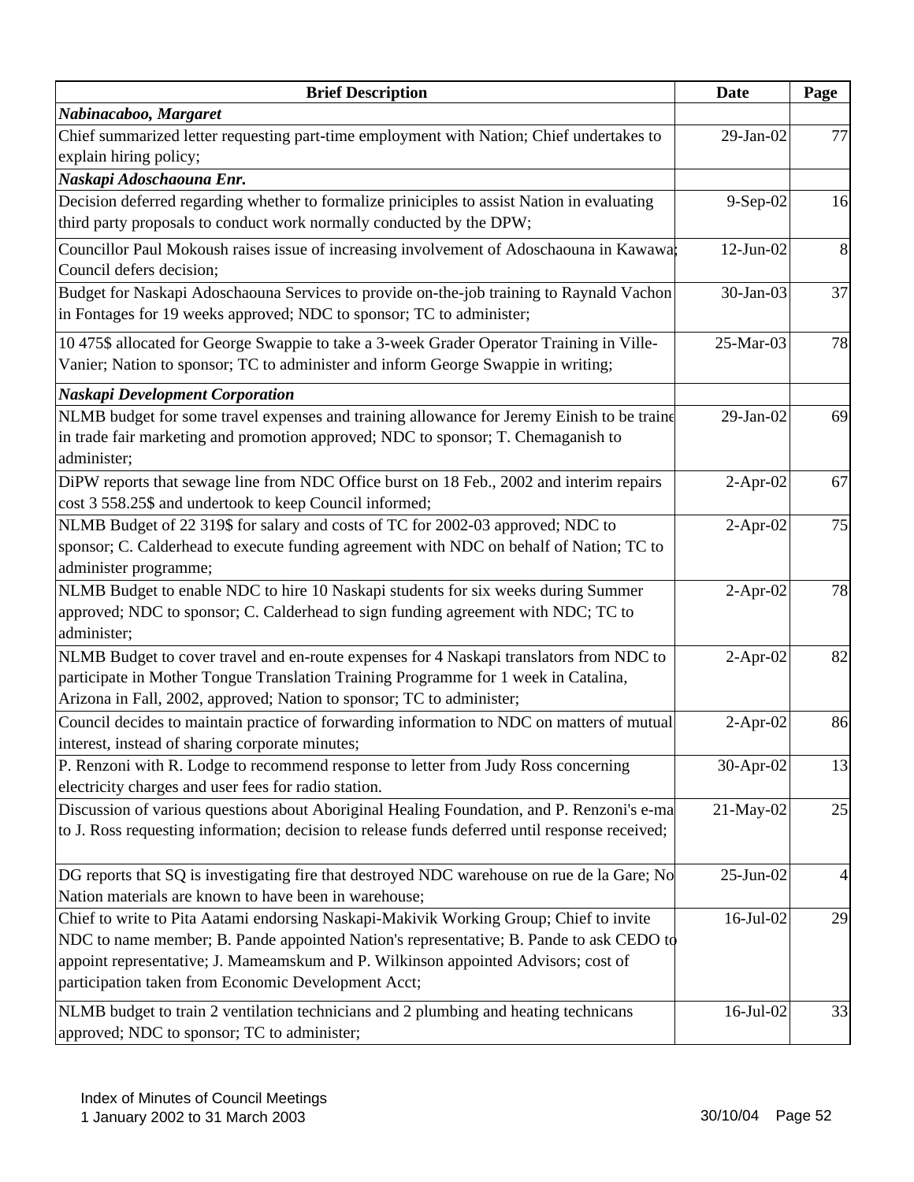| Brief Description | Date | Page |
|---|---|---|
| ***Nabinacaboo, Margaret*** | | |
| Chief summarized letter requesting part-time employment with Nation; Chief undertakes to explain hiring policy; | 29-Jan-02 | 77 |
| ***Naskapi Adoschaouna Enr.*** | | |
| Decision deferred regarding whether to formalize priniciples to assist Nation in evaluating third party proposals to conduct work normally conducted by the DPW; | 9-Sep-02 | 16 |
| Councillor Paul Mokoush raises issue of increasing involvement of Adoschaouna in Kawawa; Council defers decision; | 12-Jun-02 | 8 |
| Budget for Naskapi Adoschaouna Services to provide on-the-job training to Raynald Vachon in Fontages for 19 weeks approved; NDC to sponsor; TC to administer; | 30-Jan-03 | 37 |
| 10 475$ allocated for George Swappie to take a 3-week Grader Operator Training in Ville-Vanier; Nation to sponsor; TC to administer and inform George Swappie in writing; | 25-Mar-03 | 78 |
| ***Naskapi Development Corporation*** | | |
| NLMB budget for some travel expenses and training allowance for Jeremy Einish to be traine in trade fair marketing and promotion approved; NDC to sponsor; T. Chemaganish to administer; | 29-Jan-02 | 69 |
| DiPW reports that sewage line from NDC Office burst on 18 Feb., 2002 and interim repairs cost 3 558.25$ and undertook to keep Council informed; | 2-Apr-02 | 67 |
| NLMB Budget of 22 319$ for salary and costs of TC for 2002-03 approved; NDC to sponsor; C. Calderhead to execute funding agreement with NDC on behalf of Nation; TC to administer programme; | 2-Apr-02 | 75 |
| NLMB Budget to enable NDC to hire 10 Naskapi students for six weeks during Summer approved; NDC to sponsor; C. Calderhead to sign funding agreement with NDC; TC to administer; | 2-Apr-02 | 78 |
| NLMB Budget to cover travel and en-route expenses for 4 Naskapi translators from NDC to participate in Mother Tongue Translation Training Programme for 1 week in Catalina, Arizona in Fall, 2002, approved; Nation to sponsor; TC to administer; | 2-Apr-02 | 82 |
| Council decides to maintain practice of forwarding information to NDC on matters of mutual interest, instead of sharing corporate minutes; | 2-Apr-02 | 86 |
| P. Renzoni with R. Lodge to recommend response to letter from Judy Ross concerning electricity charges and user fees for radio station. | 30-Apr-02 | 13 |
| Discussion of various questions about Aboriginal Healing Foundation, and P. Renzoni's e-ma to J. Ross requesting information; decision to release funds deferred until response received; | 21-May-02 | 25 |
| DG reports that SQ is investigating fire that destroyed NDC warehouse on rue de la Gare; No Nation materials are known to have been in warehouse; | 25-Jun-02 | 4 |
| Chief to write to Pita Aatami endorsing Naskapi-Makivik Working Group; Chief to invite NDC to name member; B. Pande appointed Nation's representative; B. Pande to ask CEDO to appoint representative; J. Mameamskum and P. Wilkinson appointed Advisors; cost of participation taken from Economic Development Acct; | 16-Jul-02 | 29 |
| NLMB budget to train 2 ventilation technicians and 2 plumbing and heating technicans approved; NDC to sponsor; TC to administer; | 16-Jul-02 | 33 |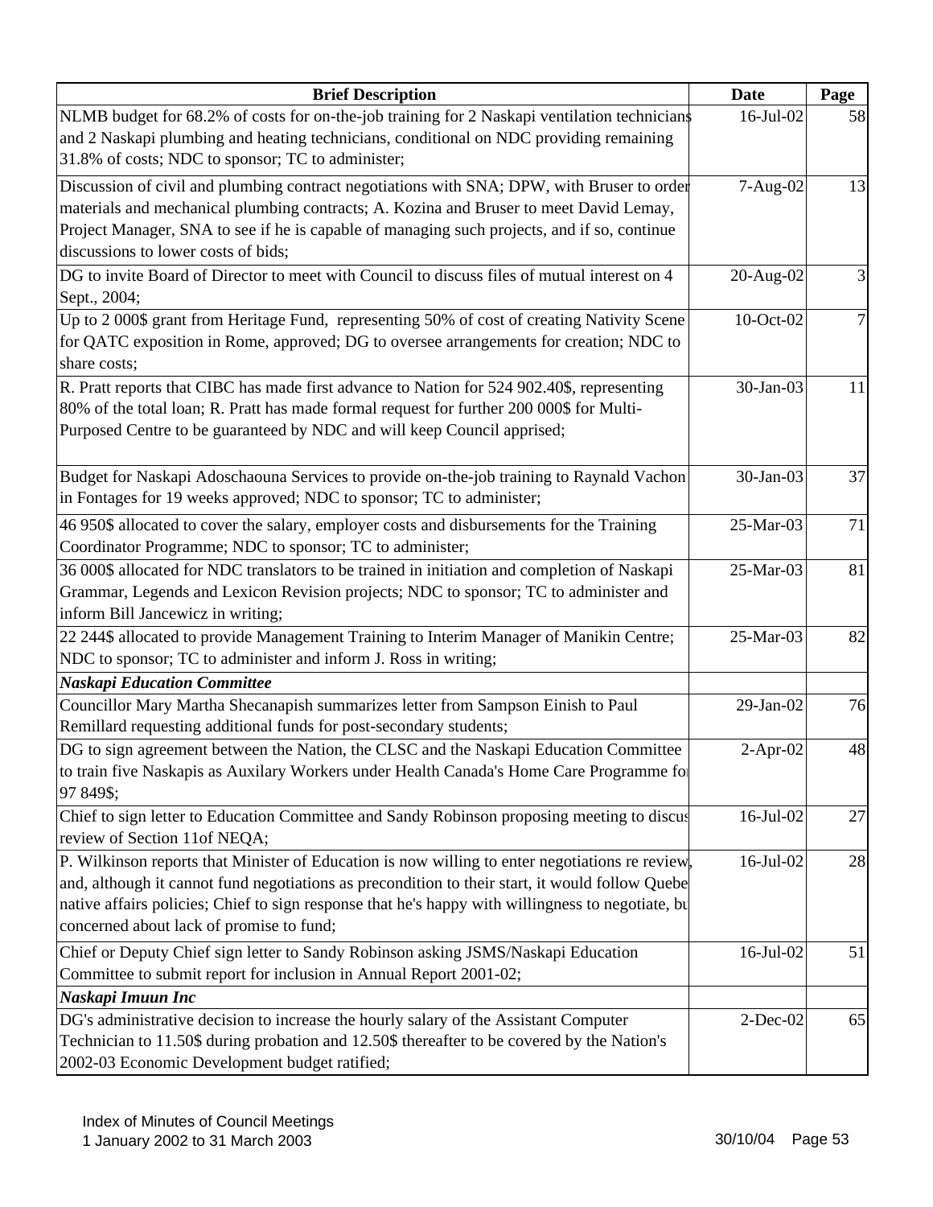| Brief Description | Date | Page |
|---|---|---|
| NLMB budget for 68.2% of costs for on-the-job training for 2 Naskapi ventilation technicians and 2 Naskapi plumbing and heating technicians, conditional on NDC providing remaining 31.8% of costs; NDC to sponsor; TC to administer; | 16-Jul-02 | 58 |
| Discussion of civil and plumbing contract negotiations with SNA; DPW, with Bruser to order materials and mechanical plumbing contracts; A. Kozina and Bruser to meet David Lemay, Project Manager, SNA to see if he is capable of managing such projects, and if so, continue discussions to lower costs of bids; | 7-Aug-02 | 13 |
| DG to invite Board of Director to meet with Council to discuss files of mutual interest on 4 Sept., 2004; | 20-Aug-02 | 3 |
| Up to 2 000$ grant from Heritage Fund, representing 50% of cost of creating Nativity Scene for QATC exposition in Rome, approved; DG to oversee arrangements for creation; NDC to share costs; | 10-Oct-02 | 7 |
| R. Pratt reports that CIBC has made first advance to Nation for 524 902.40$, representing 80% of the total loan; R. Pratt has made formal request for further 200 000$ for Multi-Purposed Centre to be guaranteed by NDC and will keep Council apprised; | 30-Jan-03 | 11 |
| Budget for Naskapi Adoschaouna Services to provide on-the-job training to Raynald Vachon in Fontages for 19 weeks approved; NDC to sponsor; TC to administer; | 30-Jan-03 | 37 |
| 46 950$ allocated to cover the salary, employer costs and disbursements for the Training Coordinator Programme; NDC to sponsor; TC to administer; | 25-Mar-03 | 71 |
| 36 000$ allocated for NDC translators to be trained in initiation and completion of Naskapi Grammar, Legends and Lexicon Revision projects; NDC to sponsor; TC to administer and inform Bill Jancewicz in writing; | 25-Mar-03 | 81 |
| 22 244$ allocated to provide Management Training to Interim Manager of Manikin Centre; NDC to sponsor; TC to administer and inform J. Ross in writing; | 25-Mar-03 | 82 |
| ***Naskapi Education Committee*** | | |
| Councillor Mary Martha Shecanapish summarizes letter from Sampson Einish to Paul Remillard requesting additional funds for post-secondary students; | 29-Jan-02 | 76 |
| DG to sign agreement between the Nation, the CLSC and the Naskapi Education Committee to train five Naskapis as Auxilary Workers under Health Canada's Home Care Programme for 97 849$; | 2-Apr-02 | 48 |
| Chief to sign letter to Education Committee and Sandy Robinson proposing meeting to discuss review of Section 11of NEQA; | 16-Jul-02 | 27 |
| P. Wilkinson reports that Minister of Education is now willing to enter negotiations re review, and, although it cannot fund negotiations as precondition to their start, it would follow Quebec native affairs policies; Chief to sign response that he's happy with willingness to negotiate, but concerned about lack of promise to fund; | 16-Jul-02 | 28 |
| Chief or Deputy Chief sign letter to Sandy Robinson asking JSMS/Naskapi Education Committee to submit report for inclusion in Annual Report 2001-02; | 16-Jul-02 | 51 |
| ***Naskapi Imuun Inc*** | | |
| DG's administrative decision to increase the hourly salary of the Assistant Computer Technician to 11.50$ during probation and 12.50$ thereafter to be covered by the Nation's 2002-03 Economic Development budget ratified; | 2-Dec-02 | 65 |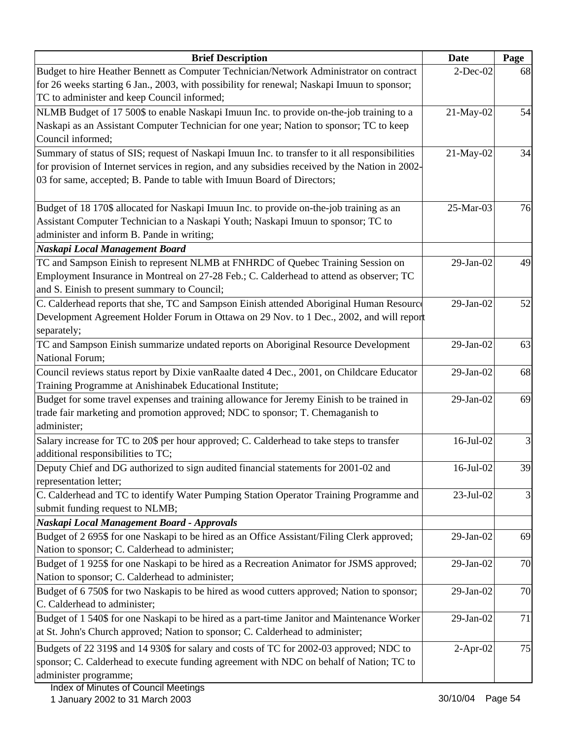| Brief Description | Date | Page |
|---|---|---|
| Budget to hire Heather Bennett as Computer Technician/Network Administrator on contract for 26 weeks starting 6 Jan., 2003, with possibility for renewal; Naskapi Imuun to sponsor; TC to administer and keep Council informed; | 2-Dec-02 | 68 |
| NLMB Budget of 17 500$ to enable Naskapi Imuun Inc. to provide on-the-job training to a Naskapi as an Assistant Computer Technician for one year; Nation to sponsor; TC to keep Council informed; | 21-May-02 | 54 |
| Summary of status of SIS; request of Naskapi Imuun Inc. to transfer to it all responsibilities for provision of Internet services in region, and any subsidies received by the Nation in 2002-03 for same, accepted; B. Pande to table with Imuun Board of Directors; | 21-May-02 | 34 |
| Budget of 18 170$ allocated for Naskapi Imuun Inc. to provide on-the-job training as an Assistant Computer Technician to a Naskapi Youth; Naskapi Imuun to sponsor; TC to administer and inform B. Pande in writing; | 25-Mar-03 | 76 |
| ***Naskapi Local Management Board*** | | |
| TC and Sampson Einish to represent NLMB at FNHRDC of Quebec Training Session on Employment Insurance in Montreal on 27-28 Feb.; C. Calderhead to attend as observer; TC and S. Einish to present summary to Council; | 29-Jan-02 | 49 |
| C. Calderhead reports that she, TC and Sampson Einish attended Aboriginal Human Resource Development Agreement Holder Forum in Ottawa on 29 Nov. to 1 Dec., 2002, and will report separately; | 29-Jan-02 | 52 |
| TC and Sampson Einish summarize undated reports on Aboriginal Resource Development National Forum; | 29-Jan-02 | 63 |
| Council reviews status report by Dixie vanRaalte dated 4 Dec., 2001, on Childcare Educator Training Programme at Anishinabek Educational Institute; | 29-Jan-02 | 68 |
| Budget for some travel expenses and training allowance for Jeremy Einish to be trained in trade fair marketing and promotion approved; NDC to sponsor; T. Chemaganish to administer; | 29-Jan-02 | 69 |
| Salary increase for TC to 20$ per hour approved; C. Calderhead to take steps to transfer additional responsibilities to TC; | 16-Jul-02 | 3 |
| Deputy Chief and DG authorized to sign audited financial statements for 2001-02 and representation letter; | 16-Jul-02 | 39 |
| C. Calderhead and TC to identify Water Pumping Station Operator Training Programme and submit funding request to NLMB; | 23-Jul-02 | 3 |
| ***Naskapi Local Management Board - Approvals*** | | |
| Budget of 2 695$ for one Naskapi to be hired as an Office Assistant/Filing Clerk approved; Nation to sponsor; C. Calderhead to administer; | 29-Jan-02 | 69 |
| Budget of 1 925$ for one Naskapi to be hired as a Recreation Animator for JSMS approved; Nation to sponsor; C. Calderhead to administer; | 29-Jan-02 | 70 |
| Budget of 6 750$ for two Naskapis to be hired as wood cutters approved; Nation to sponsor; C. Calderhead to administer; | 29-Jan-02 | 70 |
| Budget of 1 540$ for one Naskapi to be hired as a part-time Janitor and Maintenance Worker at St. John's Church approved; Nation to sponsor; C. Calderhead to administer; | 29-Jan-02 | 71 |
| Budgets of 22 319$ and 14 930$ for salary and costs of TC for 2002-03 approved; NDC to sponsor; C. Calderhead to execute funding agreement with NDC on behalf of Nation; TC to administer programme; | 2-Apr-02 | 75 |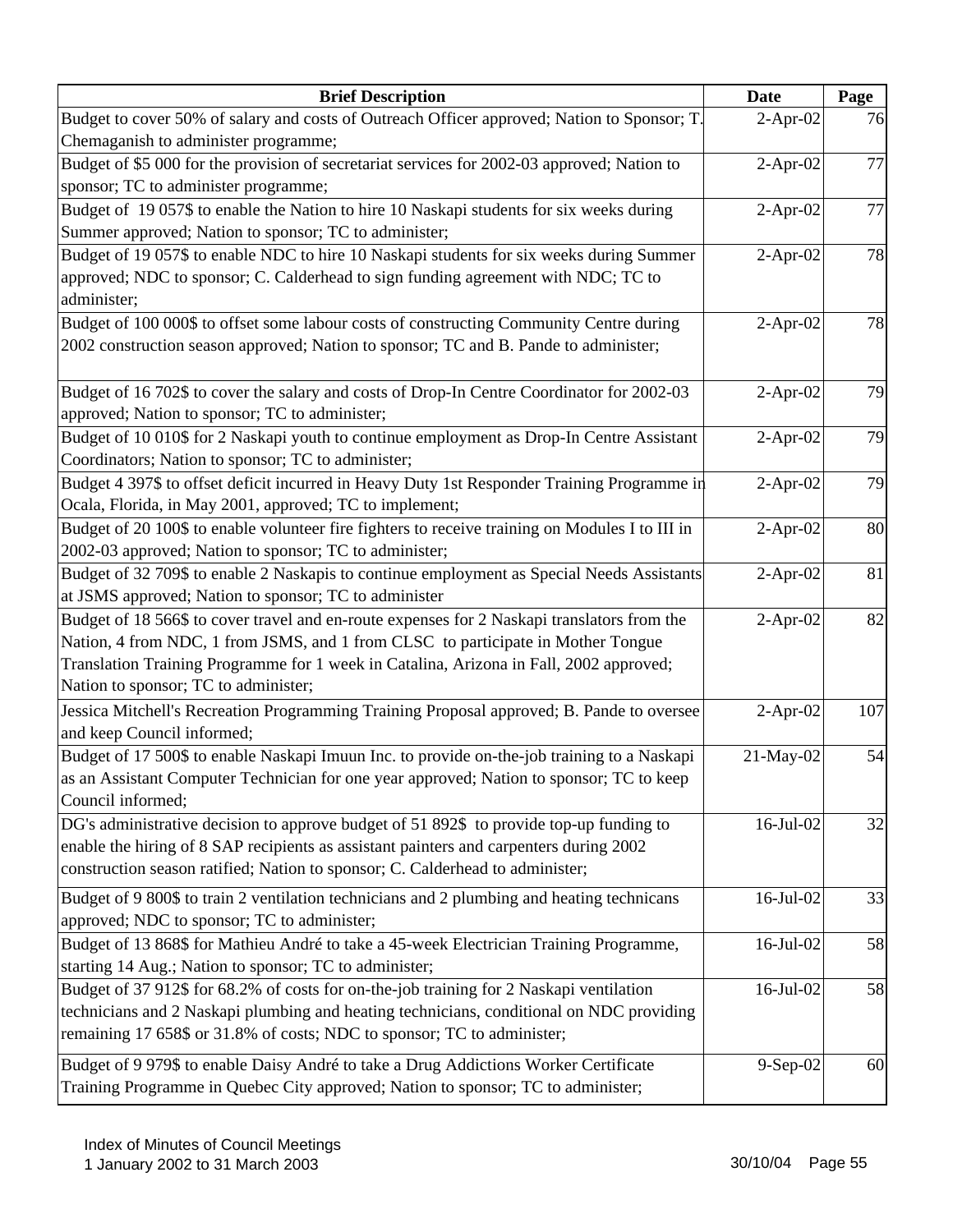| Brief Description | Date | Page |
|---|---|---|
| Budget to cover 50% of salary and costs of Outreach Officer approved; Nation to Sponsor; T. Chemaganish to administer programme; | 2-Apr-02 | 76 |
| Budget of $5 000 for the provision of secretariat services for 2002-03 approved; Nation to sponsor; TC to administer programme; | 2-Apr-02 | 77 |
| Budget of 19 057$ to enable the Nation to hire 10 Naskapi students for six weeks during Summer approved; Nation to sponsor; TC to administer; | 2-Apr-02 | 77 |
| Budget of 19 057$ to enable NDC to hire 10 Naskapi students for six weeks during Summer approved; NDC to sponsor; C. Calderhead to sign funding agreement with NDC; TC to administer; | 2-Apr-02 | 78 |
| Budget of 100 000$ to offset some labour costs of constructing Community Centre during 2002 construction season approved; Nation to sponsor; TC and B. Pande to administer; | 2-Apr-02 | 78 |
| Budget of 16 702$ to cover the salary and costs of Drop-In Centre Coordinator for 2002-03 approved; Nation to sponsor; TC to administer; | 2-Apr-02 | 79 |
| Budget of 10 010$ for 2 Naskapi youth to continue employment as Drop-In Centre Assistant Coordinators; Nation to sponsor; TC to administer; | 2-Apr-02 | 79 |
| Budget 4 397$ to offset deficit incurred in Heavy Duty 1st Responder Training Programme in Ocala, Florida, in May 2001, approved; TC to implement; | 2-Apr-02 | 79 |
| Budget of 20 100$ to enable volunteer fire fighters to receive training on Modules I to III in 2002-03 approved; Nation to sponsor; TC to administer; | 2-Apr-02 | 80 |
| Budget of 32 709$ to enable 2 Naskapis to continue employment as Special Needs Assistants at JSMS approved; Nation to sponsor; TC to administer | 2-Apr-02 | 81 |
| Budget of 18 566$ to cover travel and en-route expenses for 2 Naskapi translators from the Nation, 4 from NDC, 1 from JSMS, and 1 from CLSC to participate in Mother Tongue Translation Training Programme for 1 week in Catalina, Arizona in Fall, 2002 approved; Nation to sponsor; TC to administer; | 2-Apr-02 | 82 |
| Jessica Mitchell's Recreation Programming Training Proposal approved; B. Pande to oversee and keep Council informed; | 2-Apr-02 | 107 |
| Budget of 17 500$ to enable Naskapi Imuun Inc. to provide on-the-job training to a Naskapi as an Assistant Computer Technician for one year approved; Nation to sponsor; TC to keep Council informed; | 21-May-02 | 54 |
| DG's administrative decision to approve budget of 51 892$ to provide top-up funding to enable the hiring of 8 SAP recipients as assistant painters and carpenters during 2002 construction season ratified; Nation to sponsor; C. Calderhead to administer; | 16-Jul-02 | 32 |
| Budget of 9 800$ to train 2 ventilation technicians and 2 plumbing and heating technicans approved; NDC to sponsor; TC to administer; | 16-Jul-02 | 33 |
| Budget of 13 868$ for Mathieu André to take a 45-week Electrician Training Programme, starting 14 Aug.; Nation to sponsor; TC to administer; | 16-Jul-02 | 58 |
| Budget of 37 912$ for 68.2% of costs for on-the-job training for 2 Naskapi ventilation technicians and 2 Naskapi plumbing and heating technicians, conditional on NDC providing remaining 17 658$ or 31.8% of costs; NDC to sponsor; TC to administer; | 16-Jul-02 | 58 |
| Budget of 9 979$ to enable Daisy André to take a Drug Addictions Worker Certificate Training Programme in Quebec City approved; Nation to sponsor; TC to administer; | 9-Sep-02 | 60 |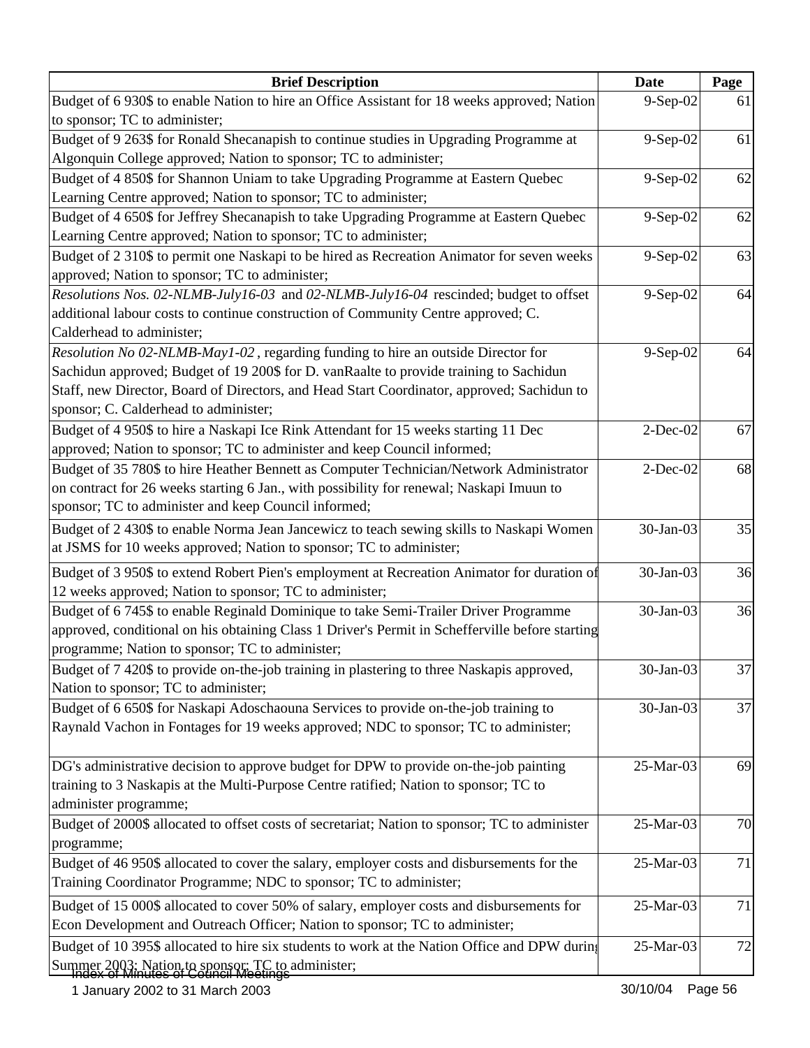| Brief Description | Date | Page |
|---|---|---|
| Budget of 6 930$ to enable Nation to hire an Office Assistant for 18 weeks approved; Nation to sponsor; TC to administer; | 9-Sep-02 | 61 |
| Budget of 9 263$ for Ronald Shecanapish to continue studies in Upgrading Programme at Algonquin College approved; Nation to sponsor; TC to administer; | 9-Sep-02 | 61 |
| Budget of 4 850$ for Shannon Uniam to take Upgrading Programme at Eastern Quebec Learning Centre approved; Nation to sponsor; TC to administer; | 9-Sep-02 | 62 |
| Budget of 4 650$ for Jeffrey Shecanapish to take Upgrading Programme at Eastern Quebec Learning Centre approved; Nation to sponsor; TC to administer; | 9-Sep-02 | 62 |
| Budget of 2 310$ to permit one Naskapi to be hired as Recreation Animator for seven weeks approved; Nation to sponsor; TC to administer; | 9-Sep-02 | 63 |
| *Resolutions Nos. 02-NLMB-July16-03* and *02-NLMB-July16-04* rescinded; budget to offset additional labour costs to continue construction of Community Centre approved; C. Calderhead to administer; | 9-Sep-02 | 64 |
| *Resolution No 02-NLMB-May1-02*, regarding funding to hire an outside Director for Sachidun approved; Budget of 19 200$ for D. vanRaalte to provide training to Sachidun Staff, new Director, Board of Directors, and Head Start Coordinator, approved; Sachidun to sponsor; C. Calderhead to administer; | 9-Sep-02 | 64 |
| Budget of 4 950$ to hire a Naskapi Ice Rink Attendant for 15 weeks starting 11 Dec approved; Nation to sponsor; TC to administer and keep Council informed; | 2-Dec-02 | 67 |
| Budget of 35 780$ to hire Heather Bennett as Computer Technician/Network Administrator on contract for 26 weeks starting 6 Jan., with possibility for renewal; Naskapi Imuun to sponsor; TC to administer and keep Council informed; | 2-Dec-02 | 68 |
| Budget of 2 430$ to enable Norma Jean Jancewicz to teach sewing skills to Naskapi Women at JSMS for 10 weeks approved; Nation to sponsor; TC to administer; | 30-Jan-03 | 35 |
| Budget of 3 950$ to extend Robert Pien's employment at Recreation Animator for duration of 12 weeks approved; Nation to sponsor; TC to administer; | 30-Jan-03 | 36 |
| Budget of 6 745$ to enable Reginald Dominique to take Semi-Trailer Driver Programme approved, conditional on his obtaining Class 1 Driver's Permit in Schefferville before starting programme; Nation to sponsor; TC to administer; | 30-Jan-03 | 36 |
| Budget of 7 420$ to provide on-the-job training in plastering to three Naskapis approved, Nation to sponsor; TC to administer; | 30-Jan-03 | 37 |
| Budget of 6 650$ for Naskapi Adoschaouna Services to provide on-the-job training to Raynald Vachon in Fontages for 19 weeks approved; NDC to sponsor; TC to administer; | 30-Jan-03 | 37 |
| DG's administrative decision to approve budget for DPW to provide on-the-job painting training to 3 Naskapis at the Multi-Purpose Centre ratified; Nation to sponsor; TC to administer programme; | 25-Mar-03 | 69 |
| Budget of 2000$ allocated to offset costs of secretariat; Nation to sponsor; TC to administer programme; | 25-Mar-03 | 70 |
| Budget of 46 950$ allocated to cover the salary, employer costs and disbursements for the Training Coordinator Programme; NDC to sponsor; TC to administer; | 25-Mar-03 | 71 |
| Budget of 15 000$ allocated to cover 50% of salary, employer costs and disbursements for Econ Development and Outreach Officer; Nation to sponsor; TC to administer; | 25-Mar-03 | 71 |
| Budget of 10 395$ allocated to hire six students to work at the Nation Office and DPW during Summer 2003; Nation to sponsor; TC to administer; | 25-Mar-03 | 72 |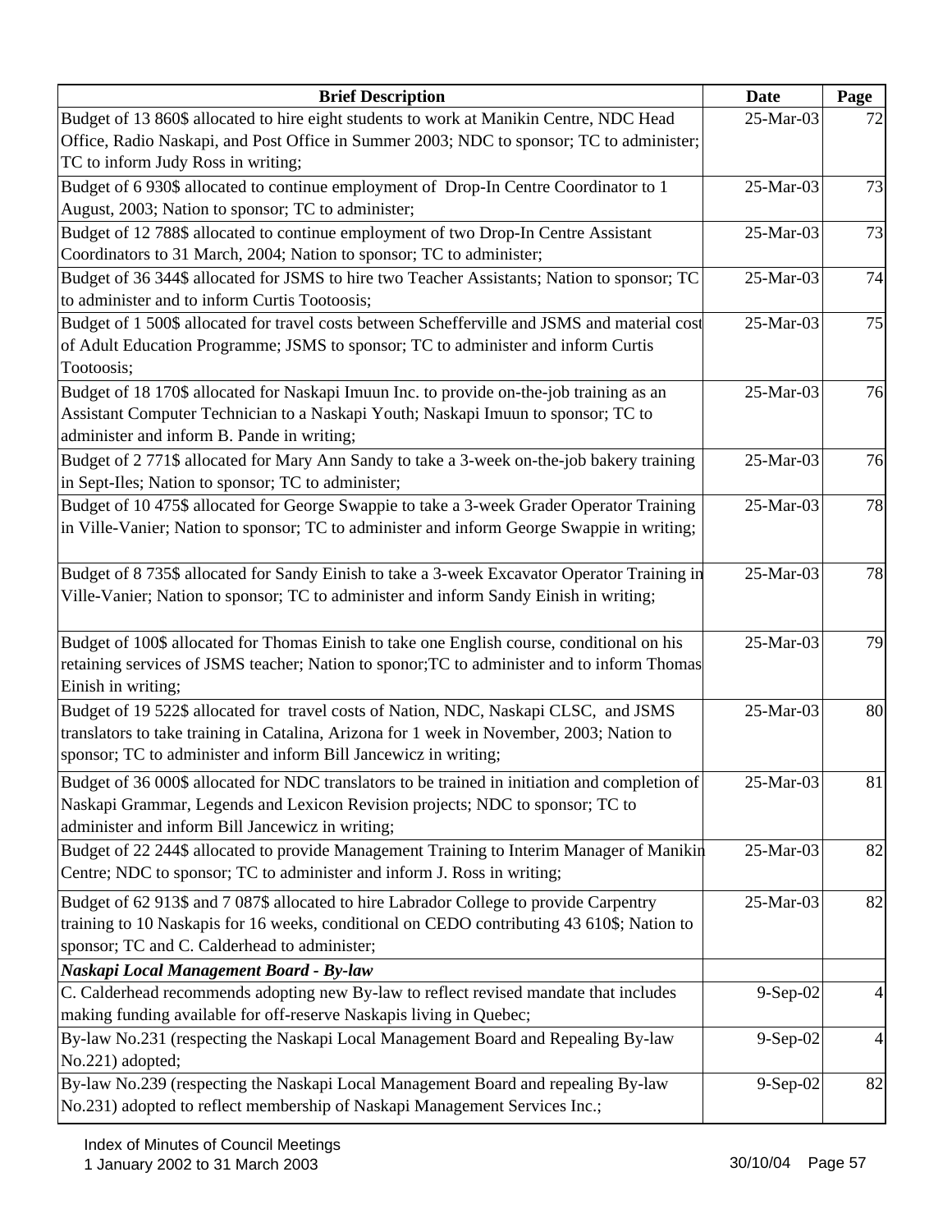| Brief Description | Date | Page |
|---|---|---|
| Budget of 13 860$ allocated to hire eight students to work at Manikin Centre, NDC Head Office, Radio Naskapi, and Post Office in Summer 2003; NDC to sponsor; TC to administer; TC to inform Judy Ross in writing; | 25-Mar-03 | 72 |
| Budget of 6 930$ allocated to continue employment of Drop-In Centre Coordinator to 1 August, 2003; Nation to sponsor; TC to administer; | 25-Mar-03 | 73 |
| Budget of 12 788$ allocated to continue employment of two Drop-In Centre Assistant Coordinators to 31 March, 2004; Nation to sponsor; TC to administer; | 25-Mar-03 | 73 |
| Budget of 36 344$ allocated for JSMS to hire two Teacher Assistants; Nation to sponsor; TC to administer and to inform Curtis Tootoosis; | 25-Mar-03 | 74 |
| Budget of 1 500$ allocated for travel costs between Schefferville and JSMS and material cost of Adult Education Programme; JSMS to sponsor; TC to administer and inform Curtis Tootoosis; | 25-Mar-03 | 75 |
| Budget of 18 170$ allocated for Naskapi Imuun Inc. to provide on-the-job training as an Assistant Computer Technician to a Naskapi Youth; Naskapi Imuun to sponsor; TC to administer and inform B. Pande in writing; | 25-Mar-03 | 76 |
| Budget of 2 771$ allocated for Mary Ann Sandy to take a 3-week on-the-job bakery training in Sept-Iles; Nation to sponsor; TC to administer; | 25-Mar-03 | 76 |
| Budget of 10 475$ allocated for George Swappie to take a 3-week Grader Operator Training in Ville-Vanier; Nation to sponsor; TC to administer and inform George Swappie in writing; | 25-Mar-03 | 78 |
| Budget of 8 735$ allocated for Sandy Einish to take a 3-week Excavator Operator Training in Ville-Vanier; Nation to sponsor; TC to administer and inform Sandy Einish in writing; | 25-Mar-03 | 78 |
| Budget of 100$ allocated for Thomas Einish to take one English course, conditional on his retaining services of JSMS teacher; Nation to sponor;TC to administer and to inform Thomas Einish in writing; | 25-Mar-03 | 79 |
| Budget of 19 522$ allocated for travel costs of Nation, NDC, Naskapi CLSC, and JSMS translators to take training in Catalina, Arizona for 1 week in November, 2003; Nation to sponsor; TC to administer and inform Bill Jancewicz in writing; | 25-Mar-03 | 80 |
| Budget of 36 000$ allocated for NDC translators to be trained in initiation and completion of Naskapi Grammar, Legends and Lexicon Revision projects; NDC to sponsor; TC to administer and inform Bill Jancewicz in writing; | 25-Mar-03 | 81 |
| Budget of 22 244$ allocated to provide Management Training to Interim Manager of Manikin Centre; NDC to sponsor; TC to administer and inform J. Ross in writing; | 25-Mar-03 | 82 |
| Budget of 62 913$ and 7 087$ allocated to hire Labrador College to provide Carpentry training to 10 Naskapis for 16 weeks, conditional on CEDO contributing 43 610$; Nation to sponsor; TC and C. Calderhead to administer; | 25-Mar-03 | 82 |
| ***Naskapi Local Management Board - By-law*** | | |
| C. Calderhead recommends adopting new By-law to reflect revised mandate that includes making funding available for off-reserve Naskapis living in Quebec; | 9-Sep-02 | 4 |
| By-law No.231 (respecting the Naskapi Local Management Board and Repealing By-law No.221) adopted; | 9-Sep-02 | 4 |
| By-law No.239 (respecting the Naskapi Local Management Board and repealing By-law No.231) adopted to reflect membership of Naskapi Management Services Inc.; | 9-Sep-02 | 82 |

Index of Minutes of Council Meetings
1 January 2002 to 31 March 2003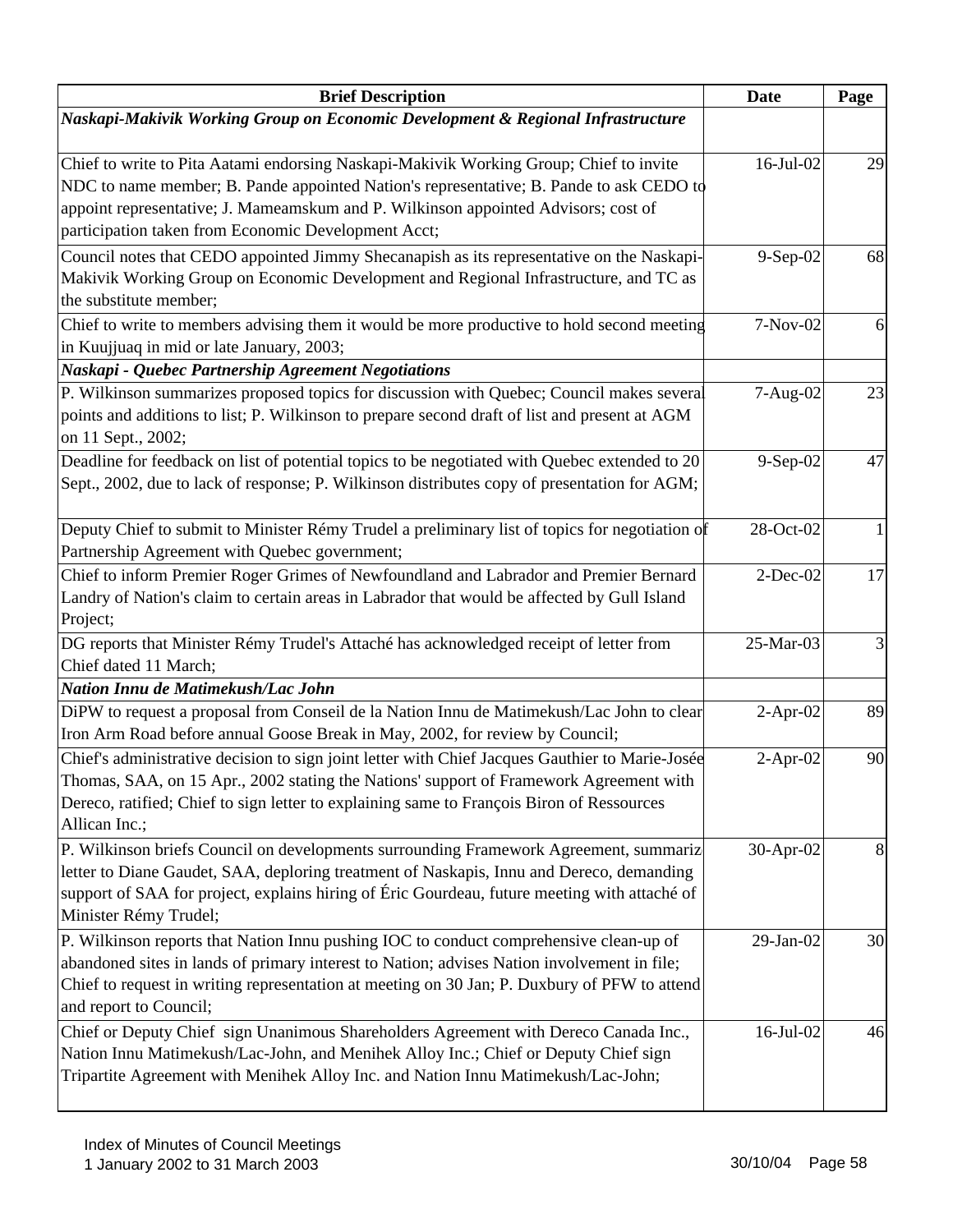| Brief Description | Date | Page |
|---|---|---|
| ***Naskapi-Makivik Working Group on Economic Development & Regional Infrastructure*** | | |
| Chief to write to Pita Aatami endorsing Naskapi-Makivik Working Group; Chief to invite NDC to name member; B. Pande appointed Nation's representative; B. Pande to ask CEDO to appoint representative; J. Mameamskum and P. Wilkinson appointed Advisors; cost of participation taken from Economic Development Acct; | 16-Jul-02 | 29 |
| Council notes that CEDO appointed Jimmy Shecanapish as its representative on the Naskapi-Makivik Working Group on Economic Development and Regional Infrastructure, and TC as the substitute member; | 9-Sep-02 | 68 |
| Chief to write to members advising them it would be more productive to hold second meeting in Kuujjuaq in mid or late January, 2003; | 7-Nov-02 | 6 |
| ***Naskapi - Quebec Partnership Agreement Negotiations*** | | |
| P. Wilkinson summarizes proposed topics for discussion with Quebec; Council makes several points and additions to list; P. Wilkinson to prepare second draft of list and present at AGM on 11 Sept., 2002; | 7-Aug-02 | 23 |
| Deadline for feedback on list of potential topics to be negotiated with Quebec extended to 20 Sept., 2002, due to lack of response; P. Wilkinson distributes copy of presentation for AGM; | 9-Sep-02 | 47 |
| Deputy Chief to submit to Minister Rémy Trudel a preliminary list of topics for negotiation of Partnership Agreement with Quebec government; | 28-Oct-02 | 1 |
| Chief to inform Premier Roger Grimes of Newfoundland and Labrador and Premier Bernard Landry of Nation's claim to certain areas in Labrador that would be affected by Gull Island Project; | 2-Dec-02 | 17 |
| DG reports that Minister Rémy Trudel's Attaché has acknowledged receipt of letter from Chief dated 11 March; | 25-Mar-03 | 3 |
| ***Nation Innu de Matimekush/Lac John*** | | |
| DiPW to request a proposal from Conseil de la Nation Innu de Matimekush/Lac John to clear Iron Arm Road before annual Goose Break in May, 2002, for review by Council; | 2-Apr-02 | 89 |
| Chief's administrative decision to sign joint letter with Chief Jacques Gauthier to Marie-Josée Thomas, SAA, on 15 Apr., 2002 stating the Nations' support of Framework Agreement with Dereco, ratified; Chief to sign letter to explaining same to François Biron of Ressources Allican Inc.; | 2-Apr-02 | 90 |
| P. Wilkinson briefs Council on developments surrounding Framework Agreement, summariz letter to Diane Gaudet, SAA, deploring treatment of Naskapis, Innu and Dereco, demanding support of SAA for project, explains hiring of Éric Gourdeau, future meeting with attaché of Minister Rémy Trudel; | 30-Apr-02 | 8 |
| P. Wilkinson reports that Nation Innu pushing IOC to conduct comprehensive clean-up of abandoned sites in lands of primary interest to Nation; advises Nation involvement in file; Chief to request in writing representation at meeting on 30 Jan; P. Duxbury of PFW to attend and report to Council; | 29-Jan-02 | 30 |
| Chief or Deputy Chief sign Unanimous Shareholders Agreement with Dereco Canada Inc., Nation Innu Matimekush/Lac-John, and Menihek Alloy Inc.; Chief or Deputy Chief sign Tripartite Agreement with Menihek Alloy Inc. and Nation Innu Matimekush/Lac-John; | 16-Jul-02 | 46 |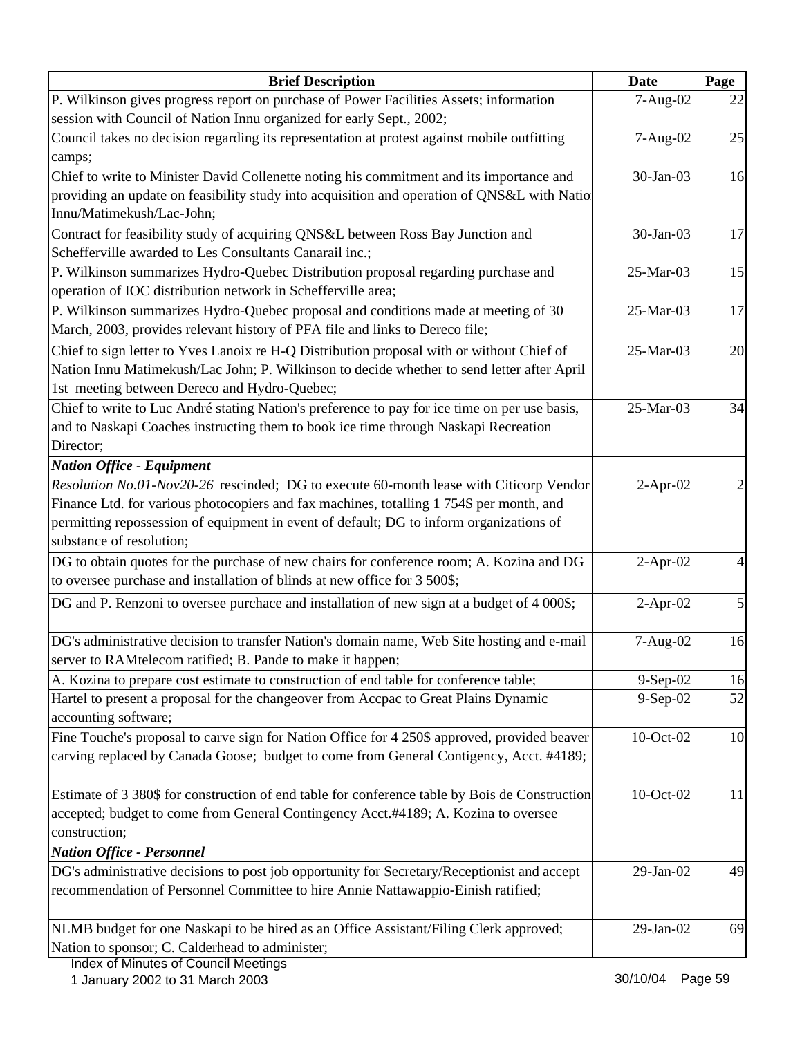| Brief Description | Date | Page |
|---|---|---|
| P. Wilkinson gives progress report on purchase of Power Facilities Assets; information session with Council of Nation Innu organized for early Sept., 2002; | 7-Aug-02 | 22 |
| Council takes no decision regarding its representation at protest against mobile outfitting camps; | 7-Aug-02 | 25 |
| Chief to write to Minister David Collenette noting his commitment and its importance and providing an update on feasibility study into acquisition and operation of QNS&L with Natio Innu/Matimekush/Lac-John; | 30-Jan-03 | 16 |
| Contract for feasibility study of acquiring QNS&L between Ross Bay Junction and Schefferville awarded to Les Consultants Canarail inc.; | 30-Jan-03 | 17 |
| P. Wilkinson summarizes Hydro-Quebec Distribution proposal regarding purchase and operation of IOC distribution network in Schefferville area; | 25-Mar-03 | 15 |
| P. Wilkinson summarizes Hydro-Quebec proposal and conditions made at meeting of 30 March, 2003, provides relevant history of PFA file and links to Dereco file; | 25-Mar-03 | 17 |
| Chief to sign letter to Yves Lanoix re H-Q Distribution proposal with or without Chief of Nation Innu Matimekush/Lac John; P. Wilkinson to decide whether to send letter after April 1st meeting between Dereco and Hydro-Quebec; | 25-Mar-03 | 20 |
| Chief to write to Luc André stating Nation's preference to pay for ice time on per use basis, and to Naskapi Coaches instructing them to book ice time through Naskapi Recreation Director; | 25-Mar-03 | 34 |
| ***Nation Office - Equipment*** | | |
| *Resolution No.01-Nov20-26* rescinded; DG to execute 60-month lease with Citicorp Vendor Finance Ltd. for various photocopiers and fax machines, totalling 1 754$ per month, and permitting repossession of equipment in event of default; DG to inform organizations of substance of resolution; | 2-Apr-02 | 2 |
| DG to obtain quotes for the purchase of new chairs for conference room; A. Kozina and DG to oversee purchase and installation of blinds at new office for 3 500$; | 2-Apr-02 | 4 |
| DG and P. Renzoni to oversee purchace and installation of new sign at a budget of 4 000$; | 2-Apr-02 | 5 |
| DG's administrative decision to transfer Nation's domain name, Web Site hosting and e-mail server to RAMtelecom ratified; B. Pande to make it happen; | 7-Aug-02 | 16 |
| A. Kozina to prepare cost estimate to construction of end table for conference table; | 9-Sep-02 | 16 |
| Hartel to present a proposal for the changeover from Accpac to Great Plains Dynamic accounting software; | 9-Sep-02 | 52 |
| Fine Touche's proposal to carve sign for Nation Office for 4 250$ approved, provided beaver carving replaced by Canada Goose; budget to come from General Contigency, Acct. #4189; | 10-Oct-02 | 10 |
| Estimate of 3 380$ for construction of end table for conference table by Bois de Construction accepted; budget to come from General Contingency Acct.#4189; A. Kozina to oversee construction; | 10-Oct-02 | 11 |
| ***Nation Office - Personnel*** | | |
| DG's administrative decisions to post job opportunity for Secretary/Receptionist and accept recommendation of Personnel Committee to hire Annie Nattawappio-Einish ratified; | 29-Jan-02 | 49 |
| NLMB budget for one Naskapi to be hired as an Office Assistant/Filing Clerk approved; Nation to sponsor; C. Calderhead to administer; | 29-Jan-02 | 69 |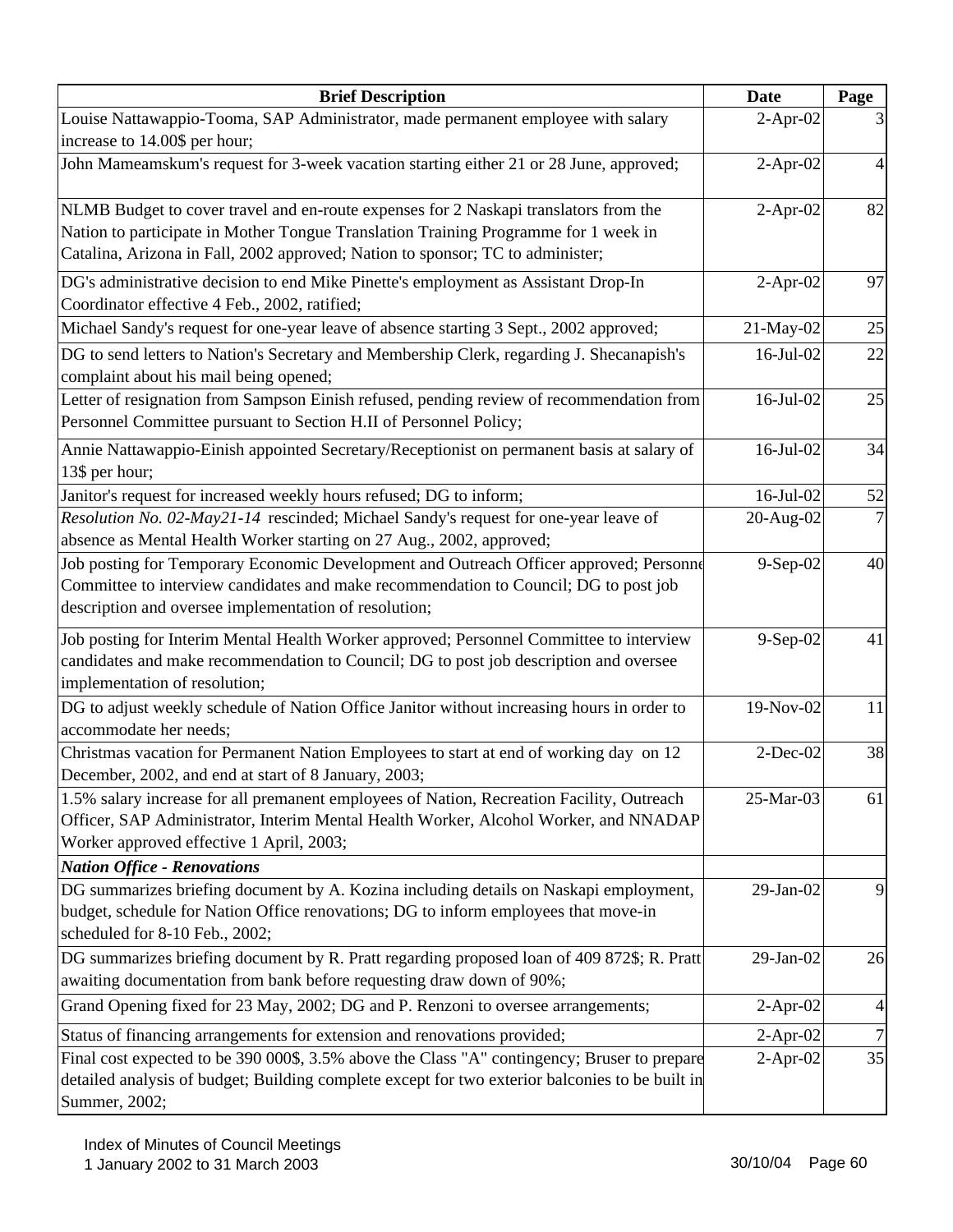| Brief Description | Date | Page |
|---|---|---|
| Louise Nattawappio-Tooma, SAP Administrator, made permanent employee with salary increase to 14.00$ per hour; | 2-Apr-02 | 3 |
| John Mameamskum's request for 3-week vacation starting either 21 or 28 June, approved; | 2-Apr-02 | 4 |
| NLMB Budget to cover travel and en-route expenses for 2 Naskapi translators from the Nation to participate in Mother Tongue Translation Training Programme for 1 week in Catalina, Arizona in Fall, 2002 approved; Nation to sponsor; TC to administer; | 2-Apr-02 | 82 |
| DG's administrative decision to end Mike Pinette's employment as Assistant Drop-In Coordinator effective 4 Feb., 2002, ratified; | 2-Apr-02 | 97 |
| Michael Sandy's request for one-year leave of absence starting 3 Sept., 2002 approved; | 21-May-02 | 25 |
| DG to send letters to Nation's Secretary and Membership Clerk, regarding J. Shecanapish's complaint about his mail being opened; | 16-Jul-02 | 22 |
| Letter of resignation from Sampson Einish refused, pending review of recommendation from Personnel Committee pursuant to Section H.II of Personnel Policy; | 16-Jul-02 | 25 |
| Annie Nattawappio-Einish appointed Secretary/Receptionist on permanent basis at salary of 13$ per hour; | 16-Jul-02 | 34 |
| Janitor's request for increased weekly hours refused; DG to inform; | 16-Jul-02 | 52 |
| *Resolution No. 02-May21-14* rescinded; Michael Sandy's request for one-year leave of absence as Mental Health Worker starting on 27 Aug., 2002, approved; | 20-Aug-02 | 7 |
| Job posting for Temporary Economic Development and Outreach Officer approved; Personnel Committee to interview candidates and make recommendation to Council; DG to post job description and oversee implementation of resolution; | 9-Sep-02 | 40 |
| Job posting for Interim Mental Health Worker approved; Personnel Committee to interview candidates and make recommendation to Council; DG to post job description and oversee implementation of resolution; | 9-Sep-02 | 41 |
| DG to adjust weekly schedule of Nation Office Janitor without increasing hours in order to accommodate her needs; | 19-Nov-02 | 11 |
| Christmas vacation for Permanent Nation Employees to start at end of working day on 12 December, 2002, and end at start of 8 January, 2003; | 2-Dec-02 | 38 |
| 1.5% salary increase for all premanent employees of Nation, Recreation Facility, Outreach Officer, SAP Administrator, Interim Mental Health Worker, Alcohol Worker, and NNADAP Worker approved effective 1 April, 2003; | 25-Mar-03 | 61 |
| ***Nation Office - Renovations*** | | |
| DG summarizes briefing document by A. Kozina including details on Naskapi employment, budget, schedule for Nation Office renovations; DG to inform employees that move-in scheduled for 8-10 Feb., 2002; | 29-Jan-02 | 9 |
| DG summarizes briefing document by R. Pratt regarding proposed loan of 409 872$; R. Pratt awaiting documentation from bank before requesting draw down of 90%; | 29-Jan-02 | 26 |
| Grand Opening fixed for 23 May, 2002; DG and P. Renzoni to oversee arrangements; | 2-Apr-02 | 4 |
| Status of financing arrangements for extension and renovations provided; | 2-Apr-02 | 7 |
| Final cost expected to be 390 000$, 3.5% above the Class "A" contingency; Bruser to prepare detailed analysis of budget; Building complete except for two exterior balconies to be built in Summer, 2002; | 2-Apr-02 | 35 |

Index of Minutes of Council Meetings
1 January 2002 to 31 March 2003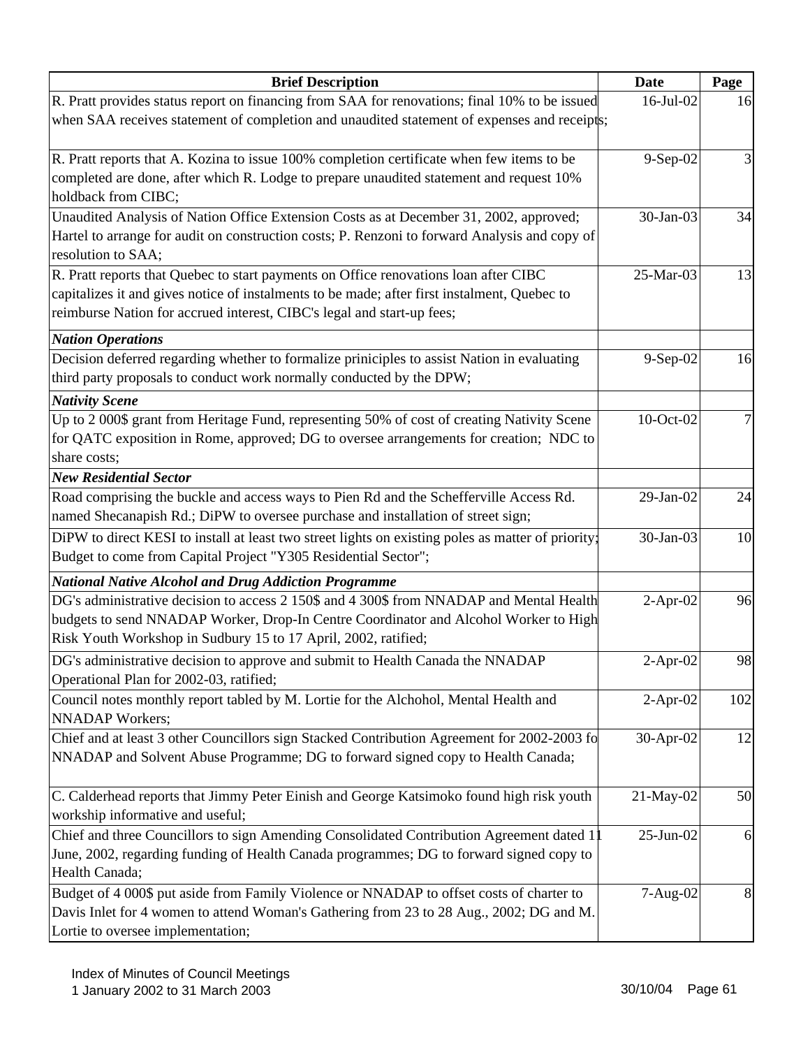| Brief Description | Date | Page |
|---|---|---|
| R. Pratt provides status report on financing from SAA for renovations; final 10% to be issued when SAA receives statement of completion and unaudited statement of expenses and receipts; | 16-Jul-02 | 16 |
| R. Pratt reports that A. Kozina to issue 100% completion certificate when few items to be completed are done, after which R. Lodge to prepare unaudited statement and request 10% holdback from CIBC; | 9-Sep-02 | 3 |
| Unaudited Analysis of Nation Office Extension Costs as at December 31, 2002, approved; Hartel to arrange for audit on construction costs; P. Renzoni to forward Analysis and copy of resolution to SAA; | 30-Jan-03 | 34 |
| R. Pratt reports that Quebec to start payments on Office renovations loan after CIBC capitalizes it and gives notice of instalments to be made; after first instalment, Quebec to reimburse Nation for accrued interest, CIBC's legal and start-up fees; | 25-Mar-03 | 13 |
| ***Nation Operations*** | | |
| Decision deferred regarding whether to formalize priniciples to assist Nation in evaluating third party proposals to conduct work normally conducted by the DPW; | 9-Sep-02 | 16 |
| ***Nativity Scene*** | | |
| Up to 2 000$ grant from Heritage Fund, representing 50% of cost of creating Nativity Scene for QATC exposition in Rome, approved; DG to oversee arrangements for creation; NDC to share costs; | 10-Oct-02 | 7 |
| ***New Residential Sector*** | | |
| Road comprising the buckle and access ways to Pien Rd and the Schefferville Access Rd. named Shecanapish Rd.; DiPW to oversee purchase and installation of street sign; | 29-Jan-02 | 24 |
| DiPW to direct KESI to install at least two street lights on existing poles as matter of priority; Budget to come from Capital Project "Y305 Residential Sector"; | 30-Jan-03 | 10 |
| ***National Native Alcohol and Drug Addiction Programme*** | | |
| DG's administrative decision to access 2 150$ and 4 300$ from NNADAP and Mental Health budgets to send NNADAP Worker, Drop-In Centre Coordinator and Alcohol Worker to High Risk Youth Workshop in Sudbury 15 to 17 April, 2002, ratified; | 2-Apr-02 | 96 |
| DG's administrative decision to approve and submit to Health Canada the NNADAP Operational Plan for 2002-03, ratified; | 2-Apr-02 | 98 |
| Council notes monthly report tabled by M. Lortie for the Alchohol, Mental Health and NNADAP Workers; | 2-Apr-02 | 102 |
| Chief and at least 3 other Councillors sign Stacked Contribution Agreement for 2002-2003 fo NNADAP and Solvent Abuse Programme; DG to forward signed copy to Health Canada; | 30-Apr-02 | 12 |
| C. Calderhead reports that Jimmy Peter Einish and George Katsimoko found high risk youth workship informative and useful; | 21-May-02 | 50 |
| Chief and three Councillors to sign Amending Consolidated Contribution Agreement dated 11 June, 2002, regarding funding of Health Canada programmes; DG to forward signed copy to Health Canada; | 25-Jun-02 | 6 |
| Budget of 4 000$ put aside from Family Violence or NNADAP to offset costs of charter to Davis Inlet for 4 women to attend Woman's Gathering from 23 to 28 Aug., 2002; DG and M. Lortie to oversee implementation; | 7-Aug-02 | 8 |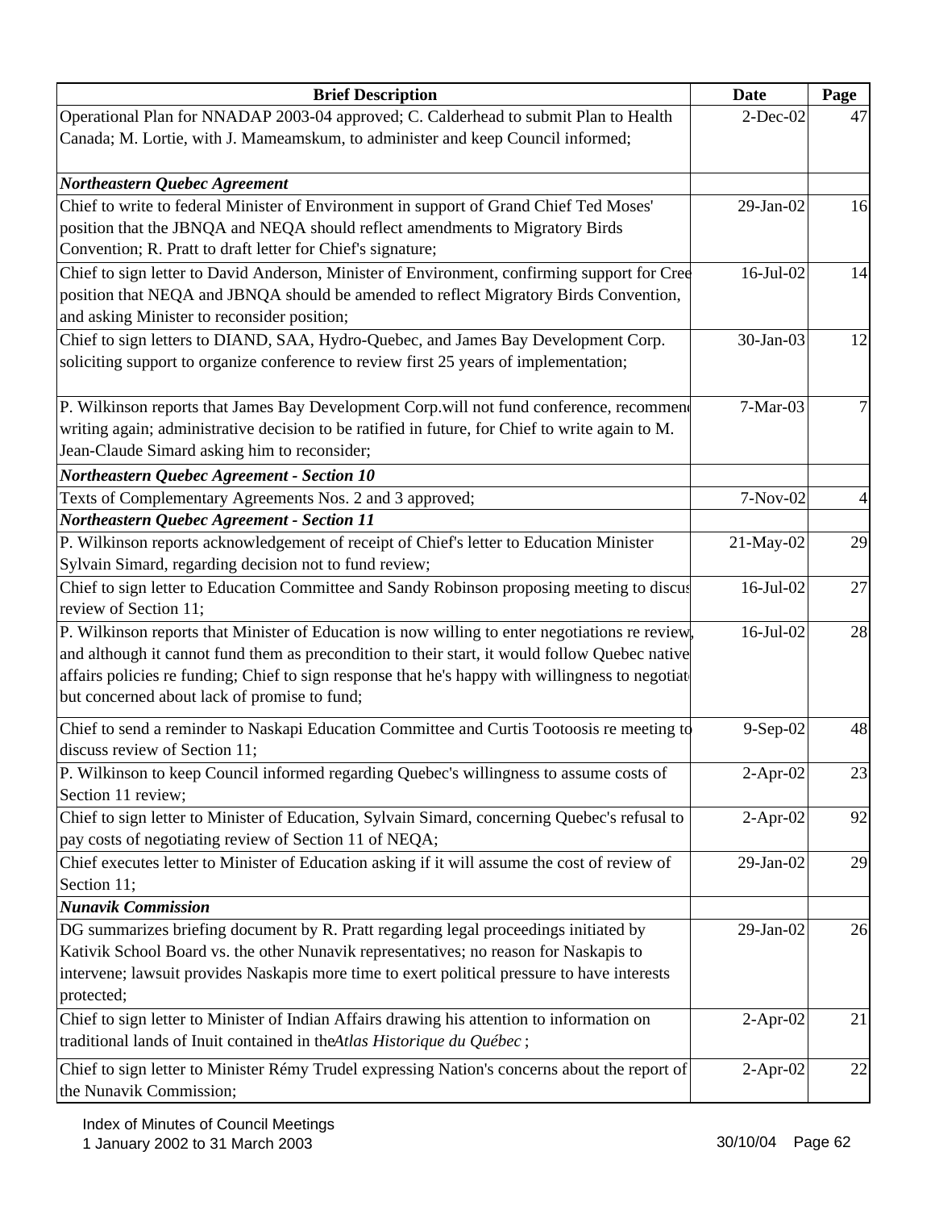| Brief Description | Date | Page |
|---|---|---|
| Operational Plan for NNADAP 2003-04 approved; C. Calderhead to submit Plan to Health Canada; M. Lortie, with J. Mameamskum, to administer and keep Council informed; | 2-Dec-02 | 47 |
| ***Northeastern Quebec Agreement*** | | |
| Chief to write to federal Minister of Environment in support of Grand Chief Ted Moses' position that the JBNQA and NEQA should reflect amendments to Migratory Birds Convention; R. Pratt to draft letter for Chief's signature; | 29-Jan-02 | 16 |
| Chief to sign letter to David Anderson, Minister of Environment, confirming support for Cree position that NEQA and JBNQA should be amended to reflect Migratory Birds Convention, and asking Minister to reconsider position; | 16-Jul-02 | 14 |
| Chief to sign letters to DIAND, SAA, Hydro-Quebec, and James Bay Development Corp. soliciting support to organize conference to review first 25 years of implementation; | 30-Jan-03 | 12 |
| P. Wilkinson reports that James Bay Development Corp.will not fund conference, recommend writing again; administrative decision to be ratified in future, for Chief to write again to M. Jean-Claude Simard asking him to reconsider; | 7-Mar-03 | 7 |
| ***Northeastern Quebec Agreement - Section 10*** | | |
| Texts of Complementary Agreements Nos. 2 and 3 approved; | 7-Nov-02 | 4 |
| ***Northeastern Quebec Agreement - Section 11*** | | |
| P. Wilkinson reports acknowledgement of receipt of Chief's letter to Education Minister Sylvain Simard, regarding decision not to fund review; | 21-May-02 | 29 |
| Chief to sign letter to Education Committee and Sandy Robinson proposing meeting to discuss review of Section 11; | 16-Jul-02 | 27 |
| P. Wilkinson reports that Minister of Education is now willing to enter negotiations re review, and although it cannot fund them as precondition to their start, it would follow Quebec native affairs policies re funding; Chief to sign response that he's happy with willingness to negotiate but concerned about lack of promise to fund; | 16-Jul-02 | 28 |
| Chief to send a reminder to Naskapi Education Committee and Curtis Tootoosis re meeting to discuss review of Section 11; | 9-Sep-02 | 48 |
| P. Wilkinson to keep Council informed regarding Quebec's willingness to assume costs of Section 11 review; | 2-Apr-02 | 23 |
| Chief to sign letter to Minister of Education, Sylvain Simard, concerning Quebec's refusal to pay costs of negotiating review of Section 11 of NEQA; | 2-Apr-02 | 92 |
| Chief executes letter to Minister of Education asking if it will assume the cost of review of Section 11; | 29-Jan-02 | 29 |
| ***Nunavik Commission*** | | |
| DG summarizes briefing document by R. Pratt regarding legal proceedings initiated by Kativik School Board vs. the other Nunavik representatives; no reason for Naskapis to intervene; lawsuit provides Naskapis more time to exert political pressure to have interests protected; | 29-Jan-02 | 26 |
| Chief to sign letter to Minister of Indian Affairs drawing his attention to information on traditional lands of Inuit contained in the *Atlas Historique du Québec* ; | 2-Apr-02 | 21 |
| Chief to sign letter to Minister Rémy Trudel expressing Nation's concerns about the report of the Nunavik Commission; | 2-Apr-02 | 22 |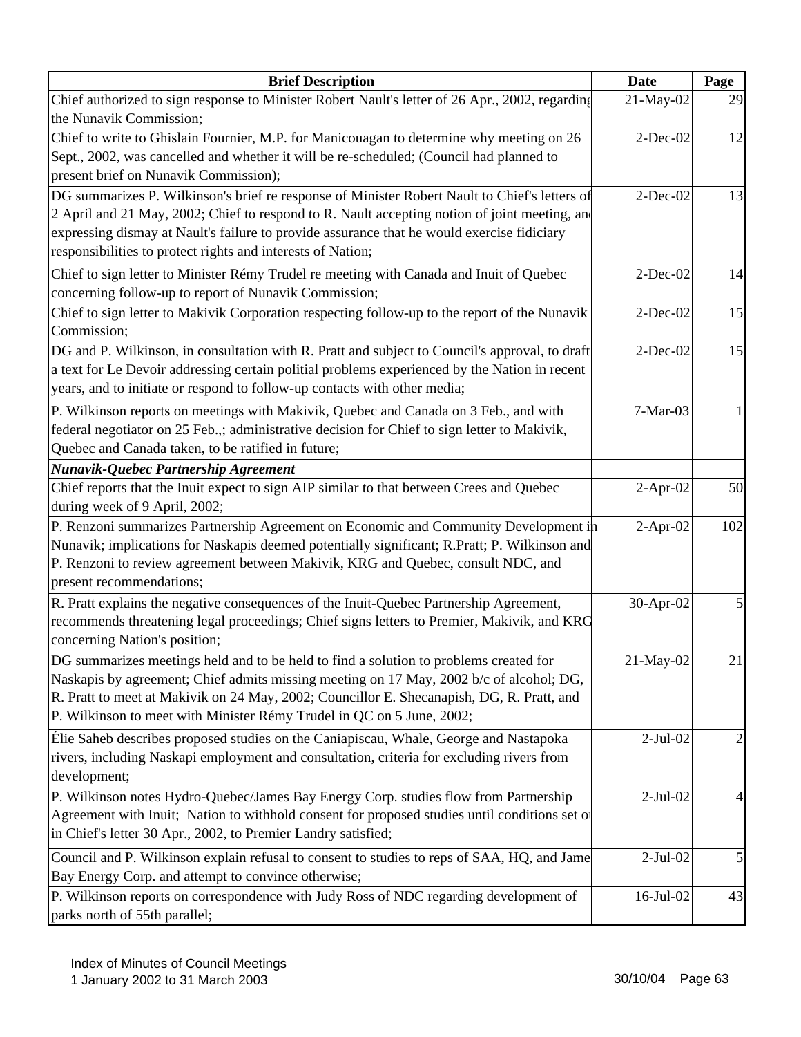| Brief Description | Date | Page |
|---|---|---|
| Chief authorized to sign response to Minister Robert Nault's letter of 26 Apr., 2002, regarding the Nunavik Commission; | 21-May-02 | 29 |
| Chief to write to Ghislain Fournier, M.P. for Manicouagan to determine why meeting on 26 Sept., 2002, was cancelled and whether it will be re-scheduled; (Council had planned to present brief on Nunavik Commission); | 2-Dec-02 | 12 |
| DG summarizes P. Wilkinson's brief re response of Minister Robert Nault to Chief's letters of 2 April and 21 May, 2002; Chief to respond to R. Nault accepting notion of joint meeting, and expressing dismay at Nault's failure to provide assurance that he would exercise fidiciary responsibilities to protect rights and interests of Nation; | 2-Dec-02 | 13 |
| Chief to sign letter to Minister Rémy Trudel re meeting with Canada and Inuit of Quebec concerning follow-up to report of Nunavik Commission; | 2-Dec-02 | 14 |
| Chief to sign letter to Makivik Corporation respecting follow-up to the report of the Nunavik Commission; | 2-Dec-02 | 15 |
| DG and P. Wilkinson, in consultation with R. Pratt and subject to Council's approval, to draft a text for Le Devoir addressing certain politial problems experienced by the Nation in recent years, and to initiate or respond to follow-up contacts with other media; | 2-Dec-02 | 15 |
| P. Wilkinson reports on meetings with Makivik, Quebec and Canada on 3 Feb., and with federal negotiator on 25 Feb.,; administrative decision for Chief to sign letter to Makivik, Quebec and Canada taken, to be ratified in future; | 7-Mar-03 | 1 |
| ***Nunavik-Quebec Partnership Agreement*** | | |
| Chief reports that the Inuit expect to sign AIP similar to that between Crees and Quebec during week of 9 April, 2002; | 2-Apr-02 | 50 |
| P. Renzoni summarizes Partnership Agreement on Economic and Community Development in Nunavik; implications for Naskapis deemed potentially significant; R.Pratt; P. Wilkinson and P. Renzoni to review agreement between Makivik, KRG and Quebec, consult NDC, and present recommendations; | 2-Apr-02 | 102 |
| R. Pratt explains the negative consequences of the Inuit-Quebec Partnership Agreement, recommends threatening legal proceedings; Chief signs letters to Premier, Makivik, and KRG concerning Nation's position; | 30-Apr-02 | 5 |
| DG summarizes meetings held and to be held to find a solution to problems created for Naskapis by agreement; Chief admits missing meeting on 17 May, 2002 b/c of alcohol; DG, R. Pratt to meet at Makivik on 24 May, 2002; Councillor E. Shecanapish, DG, R. Pratt, and P. Wilkinson to meet with Minister Rémy Trudel in QC on 5 June, 2002; | 21-May-02 | 21 |
| Élie Saheb describes proposed studies on the Caniapiscau, Whale, George and Nastapoka rivers, including Naskapi employment and consultation, criteria for excluding rivers from development; | 2-Jul-02 | 2 |
| P. Wilkinson notes Hydro-Quebec/James Bay Energy Corp. studies flow from Partnership Agreement with Inuit; Nation to withhold consent for proposed studies until conditions set out in Chief's letter 30 Apr., 2002, to Premier Landry satisfied; | 2-Jul-02 | 4 |
| Council and P. Wilkinson explain refusal to consent to studies to reps of SAA, HQ, and James Bay Energy Corp. and attempt to convince otherwise; | 2-Jul-02 | 5 |
| P. Wilkinson reports on correspondence with Judy Ross of NDC regarding development of parks north of 55th parallel; | 16-Jul-02 | 43 |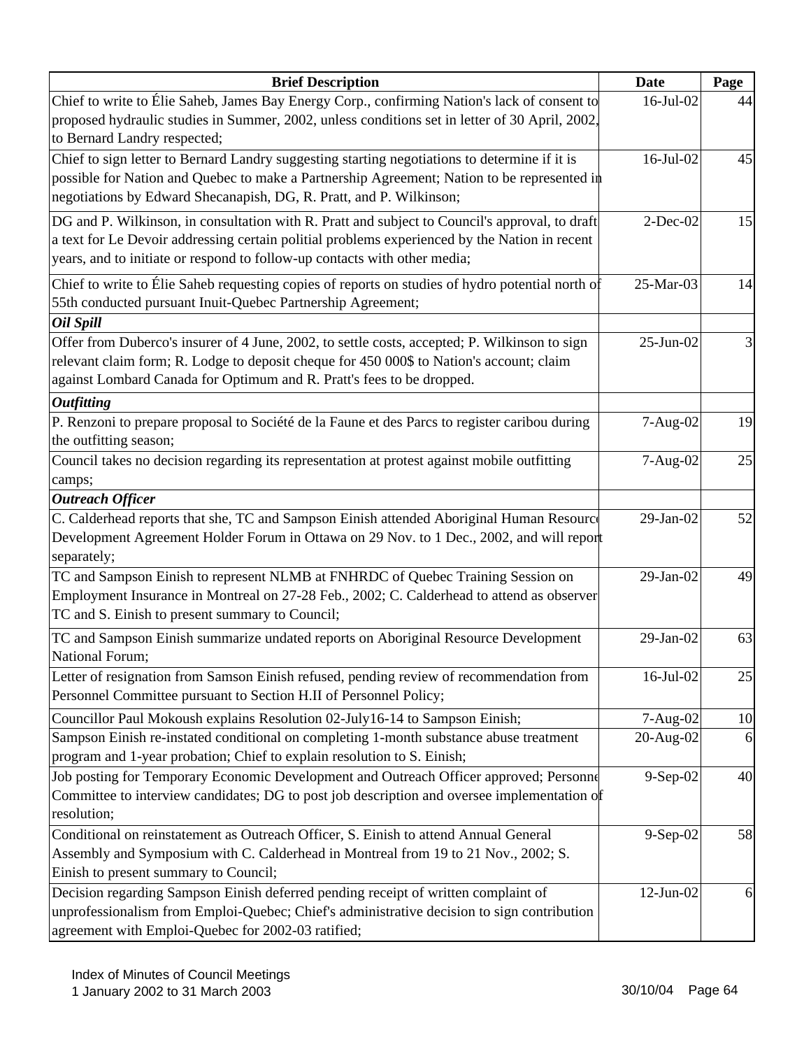| Brief Description | Date | Page |
|---|---|---|
| Chief to write to Élie Saheb, James Bay Energy Corp., confirming Nation's lack of consent to proposed hydraulic studies in Summer, 2002, unless conditions set in letter of 30 April, 2002, to Bernard Landry respected; | 16-Jul-02 | 44 |
| Chief to sign letter to Bernard Landry suggesting starting negotiations to determine if it is possible for Nation and Quebec to make a Partnership Agreement; Nation to be represented in negotiations by Edward Shecanapish, DG, R. Pratt, and P. Wilkinson; | 16-Jul-02 | 45 |
| DG and P. Wilkinson, in consultation with R. Pratt and subject to Council's approval, to draft a text for Le Devoir addressing certain politial problems experienced by the Nation in recent years, and to initiate or respond to follow-up contacts with other media; | 2-Dec-02 | 15 |
| Chief to write to Élie Saheb requesting copies of reports on studies of hydro potential north of 55th conducted pursuant Inuit-Quebec Partnership Agreement; | 25-Mar-03 | 14 |
| ***Oil Spill*** | | |
| Offer from Duberco's insurer of 4 June, 2002, to settle costs, accepted; P. Wilkinson to sign relevant claim form; R. Lodge to deposit cheque for 450 000$ to Nation's account; claim against Lombard Canada for Optimum and R. Pratt's fees to be dropped. | 25-Jun-02 | 3 |
| ***Outfitting*** | | |
| P. Renzoni to prepare proposal to Société de la Faune et des Parcs to register caribou during the outfitting season; | 7-Aug-02 | 19 |
| Council takes no decision regarding its representation at protest against mobile outfitting camps; | 7-Aug-02 | 25 |
| ***Outreach Officer*** | | |
| C. Calderhead reports that she, TC and Sampson Einish attended Aboriginal Human Resource Development Agreement Holder Forum in Ottawa on 29 Nov. to 1 Dec., 2002, and will report separately; | 29-Jan-02 | 52 |
| TC and Sampson Einish to represent NLMB at FNHRDC of Quebec Training Session on Employment Insurance in Montreal on 27-28 Feb., 2002; C. Calderhead to attend as observer TC and S. Einish to present summary to Council; | 29-Jan-02 | 49 |
| TC and Sampson Einish summarize undated reports on Aboriginal Resource Development National Forum; | 29-Jan-02 | 63 |
| Letter of resignation from Samson Einish refused, pending review of recommendation from Personnel Committee pursuant to Section H.II of Personnel Policy; | 16-Jul-02 | 25 |
| Councillor Paul Mokoush explains Resolution 02-July16-14 to Sampson Einish; | 7-Aug-02 | 10 |
| Sampson Einish re-instated conditional on completing 1-month substance abuse treatment program and 1-year probation; Chief to explain resolution to S. Einish; | 20-Aug-02 | 6 |
| Job posting for Temporary Economic Development and Outreach Officer approved; Personnel Committee to interview candidates; DG to post job description and oversee implementation of resolution; | 9-Sep-02 | 40 |
| Conditional on reinstatement as Outreach Officer, S. Einish to attend Annual General Assembly and Symposium with C. Calderhead in Montreal from 19 to 21 Nov., 2002; S. Einish to present summary to Council; | 9-Sep-02 | 58 |
| Decision regarding Sampson Einish deferred pending receipt of written complaint of unprofessionalism from Emploi-Quebec; Chief's administrative decision to sign contribution agreement with Emploi-Quebec for 2002-03 ratified; | 12-Jun-02 | 6 |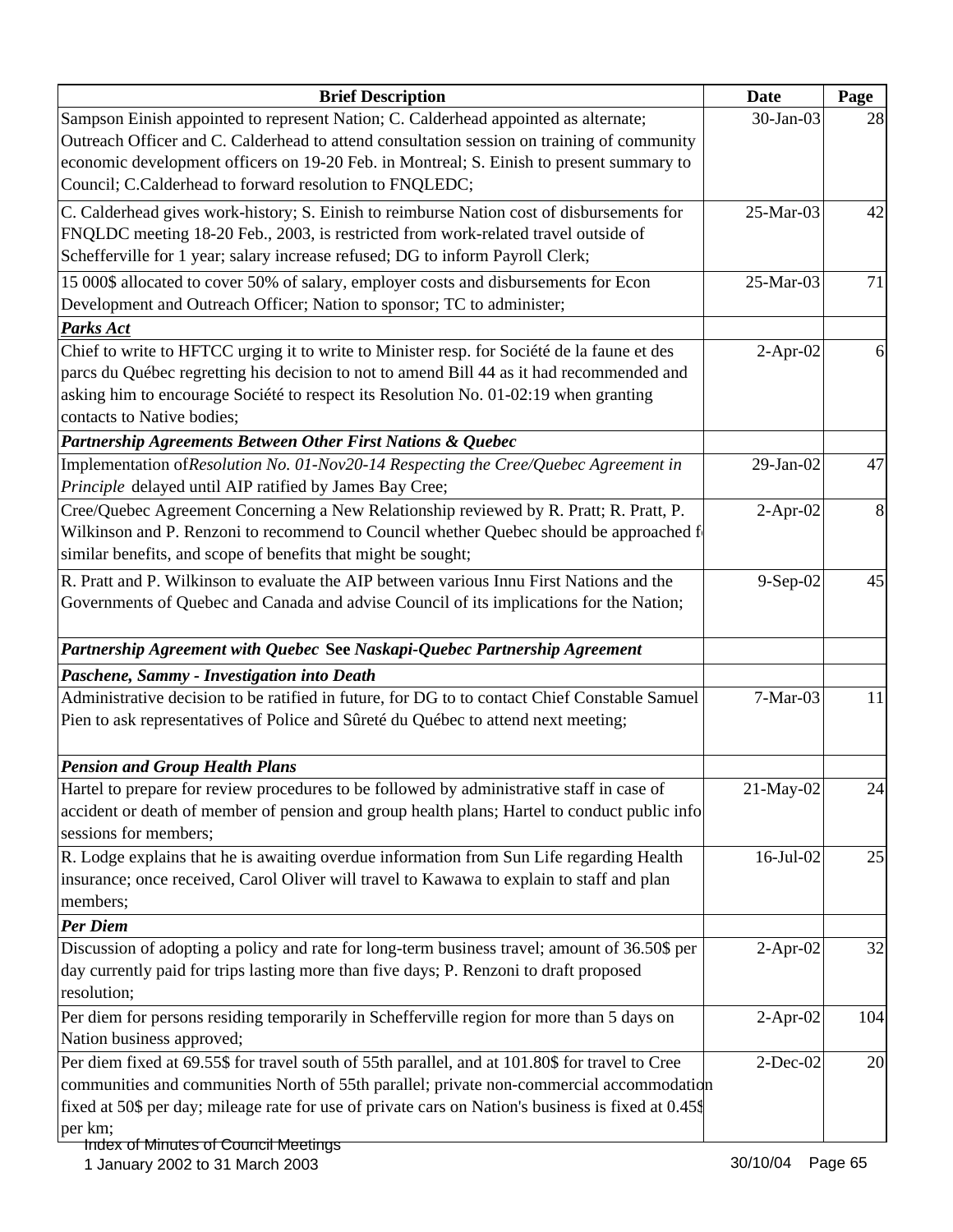| Brief Description | Date | Page |
|---|---|---|
| Sampson Einish appointed to represent Nation; C. Calderhead appointed as alternate; Outreach Officer and C. Calderhead to attend consultation session on training of community economic development officers on 19-20 Feb. in Montreal; S. Einish to present summary to Council; C.Calderhead to forward resolution to FNQLEDC; | 30-Jan-03 | 28 |
| C. Calderhead gives work-history; S. Einish to reimburse Nation cost of disbursements for FNQLDC meeting 18-20 Feb., 2003, is restricted from work-related travel outside of Schefferville for 1 year; salary increase refused; DG to inform Payroll Clerk; | 25-Mar-03 | 42 |
| 15 000$ allocated to cover 50% of salary, employer costs and disbursements for Econ Development and Outreach Officer; Nation to sponsor; TC to administer; | 25-Mar-03 | 71 |
| ***Parks Act*** | | |
| Chief to write to HFTCC urging it to write to Minister resp. for Société de la faune et des parcs du Québec regretting his decision to not to amend Bill 44 as it had recommended and asking him to encourage Société to respect its Resolution No. 01-02:19 when granting contacts to Native bodies; | 2-Apr-02 | 6 |
| ***Partnership Agreements Between Other First Nations & Quebec*** | | |
| Implementation of *Resolution No. 01-Nov20-14 Respecting the Cree/Quebec Agreement in Principle* delayed until AIP ratified by James Bay Cree; | 29-Jan-02 | 47 |
| Cree/Quebec Agreement Concerning a New Relationship reviewed by R. Pratt; R. Pratt, P. Wilkinson and P. Renzoni to recommend to Council whether Quebec should be approached f similar benefits, and scope of benefits that might be sought; | 2-Apr-02 | 8 |
| R. Pratt and P. Wilkinson to evaluate the AIP between various Innu First Nations and the Governments of Quebec and Canada and advise Council of its implications for the Nation; | 9-Sep-02 | 45 |
| ***Partnership Agreement with Quebec* See *Naskapi-Quebec Partnership Agreement*** | | |
| ***Paschene, Sammy - Investigation into Death*** | | |
| Administrative decision to be ratified in future, for DG to to contact Chief Constable Samuel Pien to ask representatives of Police and Sûreté du Québec to attend next meeting; | 7-Mar-03 | 11 |
| ***Pension and Group Health Plans*** | | |
| Hartel to prepare for review procedures to be followed by administrative staff in case of accident or death of member of pension and group health plans; Hartel to conduct public info sessions for members; | 21-May-02 | 24 |
| R. Lodge explains that he is awaiting overdue information from Sun Life regarding Health insurance; once received, Carol Oliver will travel to Kawawa to explain to staff and plan members; | 16-Jul-02 | 25 |
| ***Per Diem*** | | |
| Discussion of adopting a policy and rate for long-term business travel; amount of 36.50$ per day currently paid for trips lasting more than five days; P. Renzoni to draft proposed resolution; | 2-Apr-02 | 32 |
| Per diem for persons residing temporarily in Schefferville region for more than 5 days on Nation business approved; | 2-Apr-02 | 104 |
| Per diem fixed at 69.55$ for travel south of 55th parallel, and at 101.80$ for travel to Cree communities and communities North of 55th parallel; private non-commercial accommodation fixed at 50$ per day; mileage rate for use of private cars on Nation's business is fixed at 0.45$ per km; | 2-Dec-02 | 20 |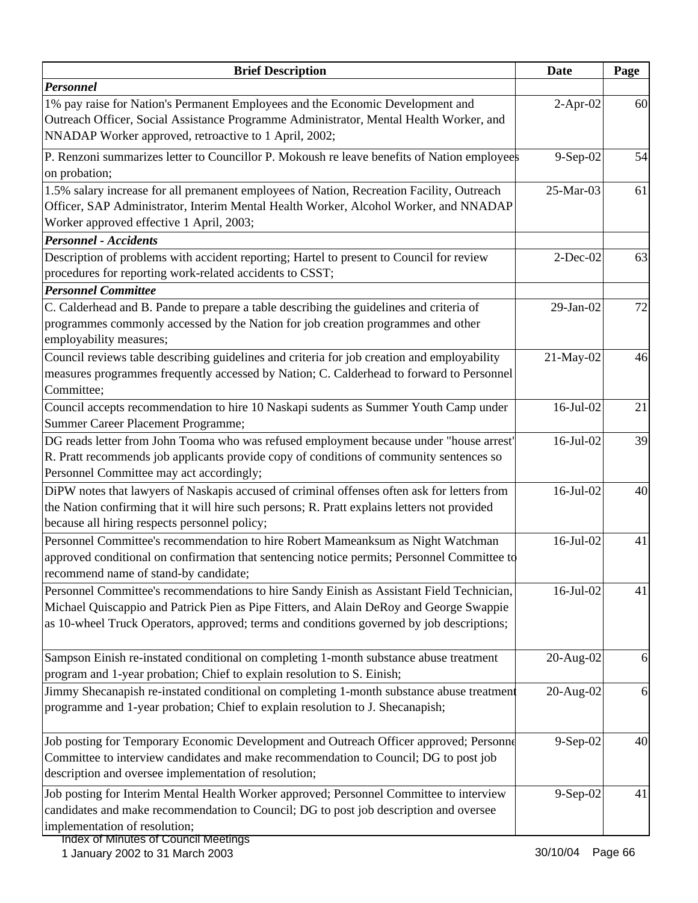| Brief Description | Date | Page |
|---|---|---|
| ***Personnel*** | | |
| 1% pay raise for Nation's Permanent Employees and the Economic Development and Outreach Officer, Social Assistance Programme Administrator, Mental Health Worker, and NNADAP Worker approved, retroactive to 1 April, 2002; | 2-Apr-02 | 60 |
| P. Renzoni summarizes letter to Councillor P. Mokoush re leave benefits of Nation employees on probation; | 9-Sep-02 | 54 |
| 1.5% salary increase for all premanent employees of Nation, Recreation Facility, Outreach Officer, SAP Administrator, Interim Mental Health Worker, Alcohol Worker, and NNADAP Worker approved effective 1 April, 2003; | 25-Mar-03 | 61 |
| ***Personnel - Accidents*** | | |
| Description of problems with accident reporting; Hartel to present to Council for review procedures for reporting work-related accidents to CSST; | 2-Dec-02 | 63 |
| ***Personnel Committee*** | | |
| C. Calderhead and B. Pande to prepare a table describing the guidelines and criteria of programmes commonly accessed by the Nation for job creation programmes and other employability measures; | 29-Jan-02 | 72 |
| Council reviews table describing guidelines and criteria for job creation and employability measures programmes frequently accessed by Nation; C. Calderhead to forward to Personnel Committee; | 21-May-02 | 46 |
| Council accepts recommendation to hire 10 Naskapi sudents as Summer Youth Camp under Summer Career Placement Programme; | 16-Jul-02 | 21 |
| DG reads letter from John Tooma who was refused employment because under "house arrest" R. Pratt recommends job applicants provide copy of conditions of community sentences so Personnel Committee may act accordingly; | 16-Jul-02 | 39 |
| DiPW notes that lawyers of Naskapis accused of criminal offenses often ask for letters from the Nation confirming that it will hire such persons; R. Pratt explains letters not provided because all hiring respects personnel policy; | 16-Jul-02 | 40 |
| Personnel Committee's recommendation to hire Robert Mameanksum as Night Watchman approved conditional on confirmation that sentencing notice permits; Personnel Committee to recommend name of stand-by candidate; | 16-Jul-02 | 41 |
| Personnel Committee's recommendations to hire Sandy Einish as Assistant Field Technician, Michael Quiscappio and Patrick Pien as Pipe Fitters, and Alain DeRoy and George Swappie as 10-wheel Truck Operators, approved; terms and conditions governed by job descriptions; | 16-Jul-02 | 41 |
| Sampson Einish re-instated conditional on completing 1-month substance abuse treatment program and 1-year probation; Chief to explain resolution to S. Einish; | 20-Aug-02 | 6 |
| Jimmy Shecanapish re-instated conditional on completing 1-month substance abuse treatment programme and 1-year probation; Chief to explain resolution to J. Shecanapish; | 20-Aug-02 | 6 |
| Job posting for Temporary Economic Development and Outreach Officer approved; Personnel Committee to interview candidates and make recommendation to Council; DG to post job description and oversee implementation of resolution; | 9-Sep-02 | 40 |
| Job posting for Interim Mental Health Worker approved; Personnel Committee to interview candidates and make recommendation to Council; DG to post job description and oversee implementation of resolution; | 9-Sep-02 | 41 |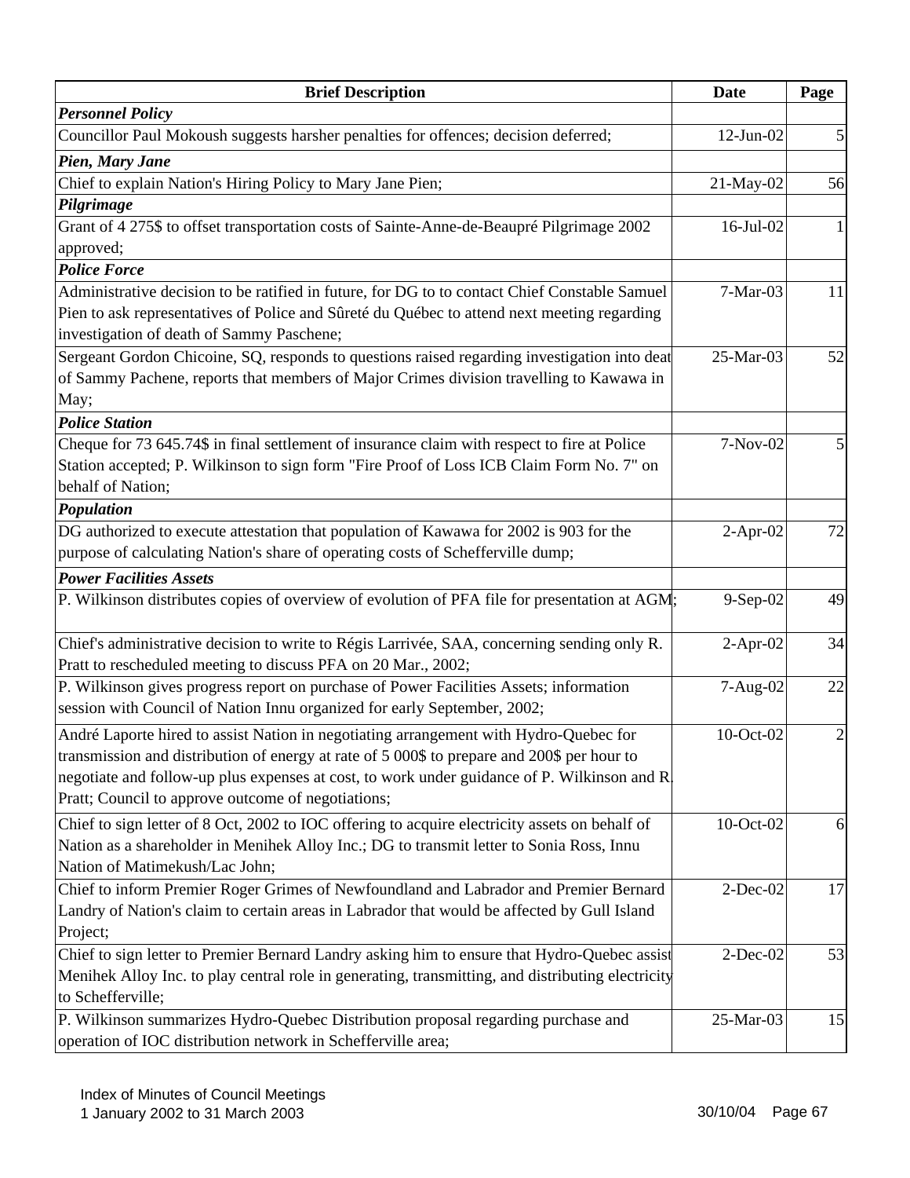| Brief Description | Date | Page |
|---|---|---|
| ***Personnel Policy*** | | |
| Councillor Paul Mokoush suggests harsher penalties for offences; decision deferred; | 12-Jun-02 | 5 |
| ***Pien, Mary Jane*** | | |
| Chief to explain Nation's Hiring Policy to Mary Jane Pien; | 21-May-02 | 56 |
| ***Pilgrimage*** | | |
| Grant of 4 275$ to offset transportation costs of Sainte-Anne-de-Beaupré Pilgrimage 2002 approved; | 16-Jul-02 | 1 |
| ***Police Force*** | | |
| Administrative decision to be ratified in future, for DG to to contact Chief Constable Samuel Pien to ask representatives of Police and Sûreté du Québec to attend next meeting regarding investigation of death of Sammy Paschene; | 7-Mar-03 | 11 |
| Sergeant Gordon Chicoine, SQ, responds to questions raised regarding investigation into deat of Sammy Pachene, reports that members of Major Crimes division travelling to Kawawa in May; | 25-Mar-03 | 52 |
| ***Police Station*** | | |
| Cheque for 73 645.74$ in final settlement of insurance claim with respect to fire at Police Station accepted; P. Wilkinson to sign form "Fire Proof of Loss ICB Claim Form No. 7" on behalf of Nation; | 7-Nov-02 | 5 |
| ***Population*** | | |
| DG authorized to execute attestation that population of Kawawa for 2002 is 903 for the purpose of calculating Nation's share of operating costs of Schefferville dump; | 2-Apr-02 | 72 |
| ***Power Facilities Assets*** | | |
| P. Wilkinson distributes copies of overview of evolution of PFA file for presentation at AGM; | 9-Sep-02 | 49 |
| Chief's administrative decision to write to Régis Larrivée, SAA, concerning sending only R. Pratt to rescheduled meeting to discuss PFA on 20 Mar., 2002; | 2-Apr-02 | 34 |
| P. Wilkinson gives progress report on purchase of Power Facilities Assets; information session with Council of Nation Innu organized for early September, 2002; | 7-Aug-02 | 22 |
| André Laporte hired to assist Nation in negotiating arrangement with Hydro-Quebec for transmission and distribution of energy at rate of 5 000$ to prepare and 200$ per hour to negotiate and follow-up plus expenses at cost, to work under guidance of P. Wilkinson and R. Pratt; Council to approve outcome of negotiations; | 10-Oct-02 | 2 |
| Chief to sign letter of 8 Oct, 2002 to IOC offering to acquire electricity assets on behalf of Nation as a shareholder in Menihek Alloy Inc.; DG to transmit letter to Sonia Ross, Innu Nation of Matimekush/Lac John; | 10-Oct-02 | 6 |
| Chief to inform Premier Roger Grimes of Newfoundland and Labrador and Premier Bernard Landry of Nation's claim to certain areas in Labrador that would be affected by Gull Island Project; | 2-Dec-02 | 17 |
| Chief to sign letter to Premier Bernard Landry asking him to ensure that Hydro-Quebec assist Menihek Alloy Inc. to play central role in generating, transmitting, and distributing electricity to Schefferville; | 2-Dec-02 | 53 |
| P. Wilkinson summarizes Hydro-Quebec Distribution proposal regarding purchase and operation of IOC distribution network in Schefferville area; | 25-Mar-03 | 15 |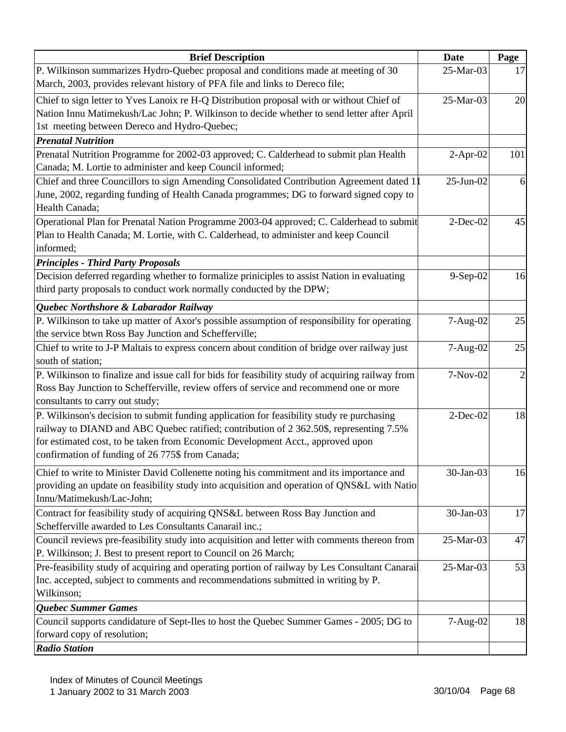| Brief Description | Date | Page |
|---|---|---|
| P. Wilkinson summarizes Hydro-Quebec proposal and conditions made at meeting of 30 March, 2003, provides relevant history of PFA file and links to Dereco file; | 25-Mar-03 | 17 |
| Chief to sign letter to Yves Lanoix re H-Q Distribution proposal with or without Chief of Nation Innu Matimekush/Lac John; P. Wilkinson to decide whether to send letter after April 1st meeting between Dereco and Hydro-Quebec; | 25-Mar-03 | 20 |
| ***Prenatal Nutrition*** | | |
| Prenatal Nutrition Programme for 2002-03 approved; C. Calderhead to submit plan Health Canada; M. Lortie to administer and keep Council informed; | 2-Apr-02 | 101 |
| Chief and three Councillors to sign Amending Consolidated Contribution Agreement dated 11 June, 2002, regarding funding of Health Canada programmes; DG to forward signed copy to Health Canada; | 25-Jun-02 | 6 |
| Operational Plan for Prenatal Nation Programme 2003-04 approved; C. Calderhead to submit Plan to Health Canada; M. Lortie, with C. Calderhead, to administer and keep Council informed; | 2-Dec-02 | 45 |
| ***Principles - Third Party Proposals*** | | |
| Decision deferred regarding whether to formalize priniciples to assist Nation in evaluating third party proposals to conduct work normally conducted by the DPW; | 9-Sep-02 | 16 |
| ***Quebec Northshore & Labarador Railway*** | | |
| P. Wilkinson to take up matter of Axor's possible assumption of responsibility for operating the service btwn Ross Bay Junction and Schefferville; | 7-Aug-02 | 25 |
| Chief to write to J-P Maltais to express concern about condition of bridge over railway just south of station; | 7-Aug-02 | 25 |
| P. Wilkinson to finalize and issue call for bids for feasibility study of acquiring railway from Ross Bay Junction to Schefferville, review offers of service and recommend one or more consultants to carry out study; | 7-Nov-02 | 2 |
| P. Wilkinson's decision to submit funding application for feasibility study re purchasing railway to DIAND and ABC Quebec ratified; contribution of 2 362.50$, representing 7.5% for estimated cost, to be taken from Economic Development Acct., approved upon confirmation of funding of 26 775$ from Canada; | 2-Dec-02 | 18 |
| Chief to write to Minister David Collenette noting his commitment and its importance and providing an update on feasibility study into acquisition and operation of QNS&L with Nation Innu/Matimekush/Lac-John; | 30-Jan-03 | 16 |
| Contract for feasibility study of acquiring QNS&L between Ross Bay Junction and Schefferville awarded to Les Consultants Canarail inc.; | 30-Jan-03 | 17 |
| Council reviews pre-feasibility study into acquisition and letter with comments thereon from P. Wilkinson; J. Best to present report to Council on 26 March; | 25-Mar-03 | 47 |
| Pre-feasibility study of acquiring and operating portion of railway by Les Consultant Canarail Inc. accepted, subject to comments and recommendations submitted in writing by P. Wilkinson; | 25-Mar-03 | 53 |
| ***Quebec Summer Games*** | | |
| Council supports candidature of Sept-Iles to host the Quebec Summer Games - 2005; DG to forward copy of resolution; | 7-Aug-02 | 18 |
| ***Radio Station*** | | |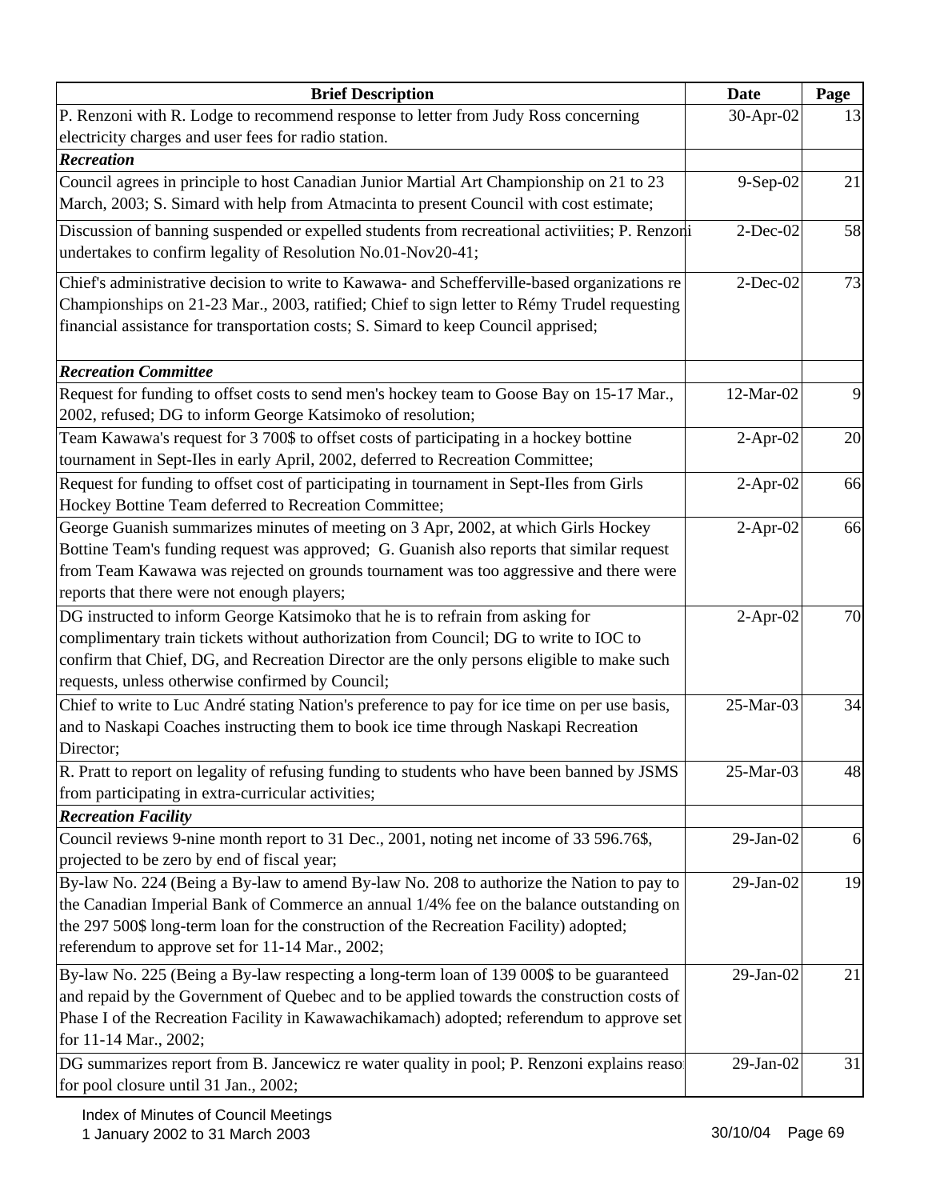| Brief Description | Date | Page |
|---|---|---|
| P. Renzoni with R. Lodge to recommend response to letter from Judy Ross concerning electricity charges and user fees for radio station. | 30-Apr-02 | 13 |
| ***Recreation*** | | |
| Council agrees in principle to host Canadian Junior Martial Art Championship on 21 to 23 March, 2003; S. Simard with help from Atmacinta to present Council with cost estimate; | 9-Sep-02 | 21 |
| Discussion of banning suspended or expelled students from recreational activiities; P. Renzoni undertakes to confirm legality of Resolution No.01-Nov20-41; | 2-Dec-02 | 58 |
| Chief's administrative decision to write to Kawawa- and Schefferville-based organizations re Championships on 21-23 Mar., 2003, ratified; Chief to sign letter to Rémy Trudel requesting financial assistance for transportation costs; S. Simard to keep Council apprised; | 2-Dec-02 | 73 |
| ***Recreation Committee*** | | |
| Request for funding to offset costs to send men's hockey team to Goose Bay on 15-17 Mar., 2002, refused; DG to inform George Katsimoko of resolution; | 12-Mar-02 | 9 |
| Team Kawawa's request for 3 700$ to offset costs of participating in a hockey bottine tournament in Sept-Iles in early April, 2002, deferred to Recreation Committee; | 2-Apr-02 | 20 |
| Request for funding to offset cost of participating in tournament in Sept-Iles from Girls Hockey Bottine Team deferred to Recreation Committee; | 2-Apr-02 | 66 |
| George Guanish summarizes minutes of meeting on 3 Apr, 2002, at which Girls Hockey Bottine Team's funding request was approved; G. Guanish also reports that similar request from Team Kawawa was rejected on grounds tournament was too aggressive and there were reports that there were not enough players; | 2-Apr-02 | 66 |
| DG instructed to inform George Katsimoko that he is to refrain from asking for complimentary train tickets without authorization from Council; DG to write to IOC to confirm that Chief, DG, and Recreation Director are the only persons eligible to make such requests, unless otherwise confirmed by Council; | 2-Apr-02 | 70 |
| Chief to write to Luc André stating Nation's preference to pay for ice time on per use basis, and to Naskapi Coaches instructing them to book ice time through Naskapi Recreation Director; | 25-Mar-03 | 34 |
| R. Pratt to report on legality of refusing funding to students who have been banned by JSMS from participating in extra-curricular activities; | 25-Mar-03 | 48 |
| ***Recreation Facility*** | | |
| Council reviews 9-nine month report to 31 Dec., 2001, noting net income of 33 596.76$, projected to be zero by end of fiscal year; | 29-Jan-02 | 6 |
| By-law No. 224 (Being a By-law to amend By-law No. 208 to authorize the Nation to pay to the Canadian Imperial Bank of Commerce an annual 1/4% fee on the balance outstanding on the 297 500$ long-term loan for the construction of the Recreation Facility) adopted; referendum to approve set for 11-14 Mar., 2002; | 29-Jan-02 | 19 |
| By-law No. 225 (Being a By-law respecting a long-term loan of 139 000$ to be guaranteed and repaid by the Government of Quebec and to be applied towards the construction costs of Phase I of the Recreation Facility in Kawawachikamach) adopted; referendum to approve set for 11-14 Mar., 2002; | 29-Jan-02 | 21 |
| DG summarizes report from B. Jancewicz re water quality in pool; P. Renzoni explains reaso for pool closure until 31 Jan., 2002; | 29-Jan-02 | 31 |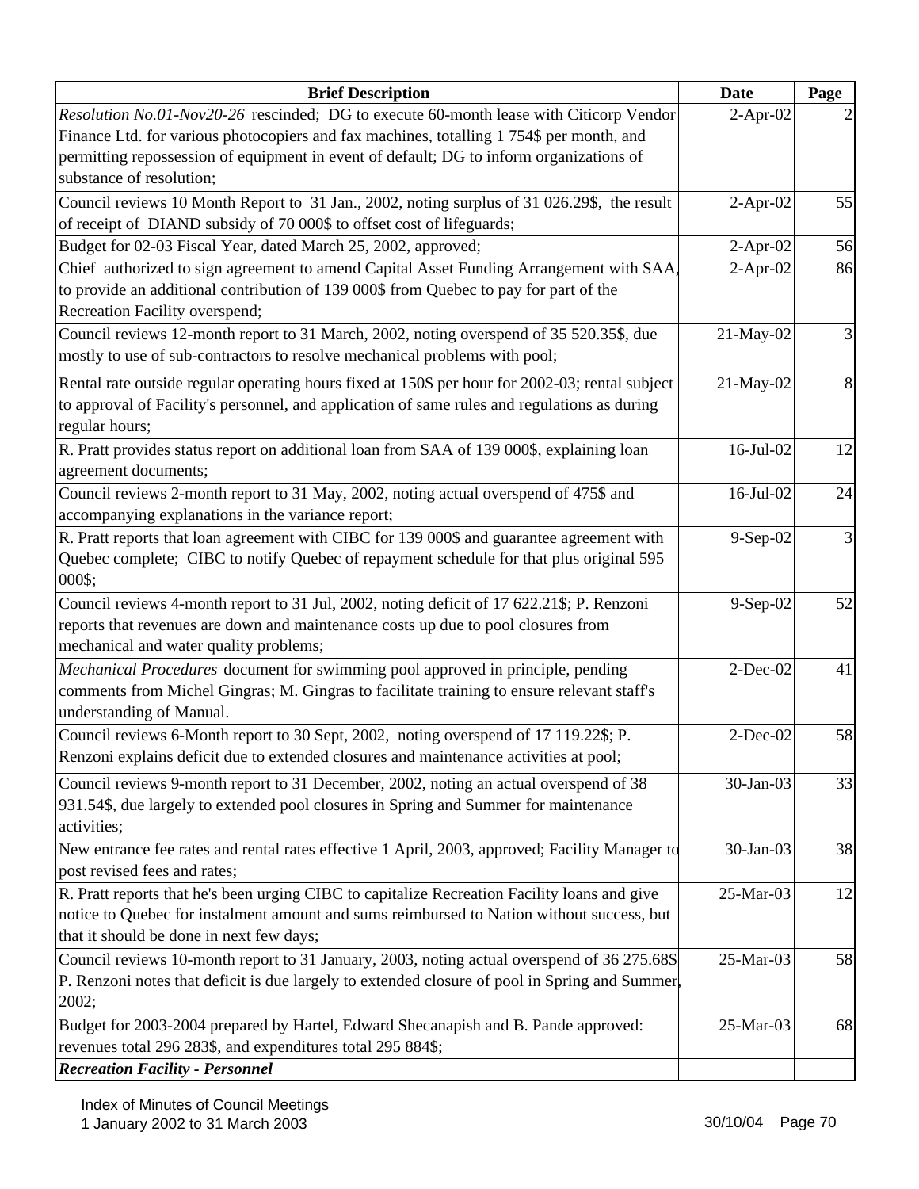| Brief Description | Date | Page |
| --- | --- | --- |
| *Resolution No.01-Nov20-26* rescinded; DG to execute 60-month lease with Citicorp Vendor Finance Ltd. for various photocopiers and fax machines, totalling 1 754$ per month, and permitting repossession of equipment in event of default; DG to inform organizations of substance of resolution; | 2-Apr-02 | 2 |
| Council reviews 10 Month Report to 31 Jan., 2002, noting surplus of 31 026.29$, the result of receipt of DIAND subsidy of 70 000$ to offset cost of lifeguards; | 2-Apr-02 | 55 |
| Budget for 02-03 Fiscal Year, dated March 25, 2002, approved; | 2-Apr-02 | 56 |
| Chief authorized to sign agreement to amend Capital Asset Funding Arrangement with SAA, to provide an additional contribution of 139 000$ from Quebec to pay for part of the Recreation Facility overspend; | 2-Apr-02 | 86 |
| Council reviews 12-month report to 31 March, 2002, noting overspend of 35 520.35$, due mostly to use of sub-contractors to resolve mechanical problems with pool; | 21-May-02 | 3 |
| Rental rate outside regular operating hours fixed at 150$ per hour for 2002-03; rental subject to approval of Facility's personnel, and application of same rules and regulations as during regular hours; | 21-May-02 | 8 |
| R. Pratt provides status report on additional loan from SAA of 139 000$, explaining loan agreement documents; | 16-Jul-02 | 12 |
| Council reviews 2-month report to 31 May, 2002, noting actual overspend of 475$ and accompanying explanations in the variance report; | 16-Jul-02 | 24 |
| R. Pratt reports that loan agreement with CIBC for 139 000$ and guarantee agreement with Quebec complete; CIBC to notify Quebec of repayment schedule for that plus original 595 000$; | 9-Sep-02 | 3 |
| Council reviews 4-month report to 31 Jul, 2002, noting deficit of 17 622.21$; P. Renzoni reports that revenues are down and maintenance costs up due to pool closures from mechanical and water quality problems; | 9-Sep-02 | 52 |
| *Mechanical Procedures* document for swimming pool approved in principle, pending comments from Michel Gingras; M. Gingras to facilitate training to ensure relevant staff's understanding of Manual. | 2-Dec-02 | 41 |
| Council reviews 6-Month report to 30 Sept, 2002, noting overspend of 17 119.22$; P. Renzoni explains deficit due to extended closures and maintenance activities at pool; | 2-Dec-02 | 58 |
| Council reviews 9-month report to 31 December, 2002, noting an actual overspend of 38 931.54$, due largely to extended pool closures in Spring and Summer for maintenance activities; | 30-Jan-03 | 33 |
| New entrance fee rates and rental rates effective 1 April, 2003, approved; Facility Manager to post revised fees and rates; | 30-Jan-03 | 38 |
| R. Pratt reports that he's been urging CIBC to capitalize Recreation Facility loans and give notice to Quebec for instalment amount and sums reimbursed to Nation without success, but that it should be done in next few days; | 25-Mar-03 | 12 |
| Council reviews 10-month report to 31 January, 2003, noting actual overspend of 36 275.68$ P. Renzoni notes that deficit is due largely to extended closure of pool in Spring and Summer, 2002; | 25-Mar-03 | 58 |
| Budget for 2003-2004 prepared by Hartel, Edward Shecanapish and B. Pande approved: revenues total 296 283$, and expenditures total 295 884$; | 25-Mar-03 | 68 |
| ***Recreation Facility - Personnel*** | | |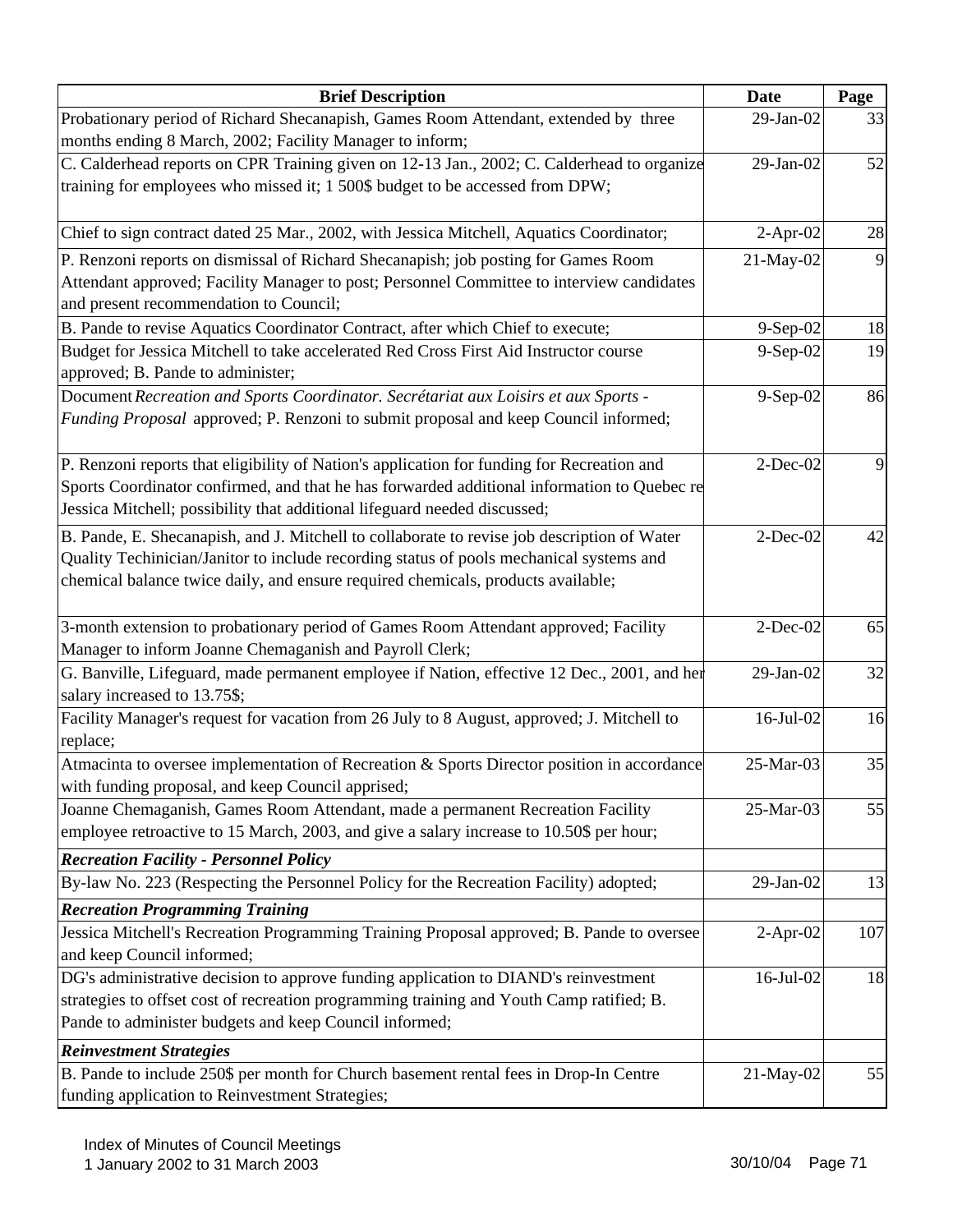| Brief Description | Date | Page |
|---|---|---|
| Probationary period of Richard Shecanapish, Games Room Attendant, extended by three months ending 8 March, 2002; Facility Manager to inform; | 29-Jan-02 | 33 |
| C. Calderhead reports on CPR Training given on 12-13 Jan., 2002; C. Calderhead to organize training for employees who missed it; 1 500$ budget to be accessed from DPW; | 29-Jan-02 | 52 |
| Chief to sign contract dated 25 Mar., 2002, with Jessica Mitchell, Aquatics Coordinator; | 2-Apr-02 | 28 |
| P. Renzoni reports on dismissal of Richard Shecanapish; job posting for Games Room Attendant approved; Facility Manager to post; Personnel Committee to interview candidates and present recommendation to Council; | 21-May-02 | 9 |
| B. Pande to revise Aquatics Coordinator Contract, after which Chief to execute; | 9-Sep-02 | 18 |
| Budget for Jessica Mitchell to take accelerated Red Cross First Aid Instructor course approved; B. Pande to administer; | 9-Sep-02 | 19 |
| Document *Recreation and Sports Coordinator. Secrétariat aux Loisirs et aux Sports - Funding Proposal* approved; P. Renzoni to submit proposal and keep Council informed; | 9-Sep-02 | 86 |
| P. Renzoni reports that eligibility of Nation's application for funding for Recreation and Sports Coordinator confirmed, and that he has forwarded additional information to Quebec re Jessica Mitchell; possibility that additional lifeguard needed discussed; | 2-Dec-02 | 9 |
| B. Pande, E. Shecanapish, and J. Mitchell to collaborate to revise job description of Water Quality Techinician/Janitor to include recording status of pools mechanical systems and chemical balance twice daily, and ensure required chemicals, products available; | 2-Dec-02 | 42 |
| 3-month extension to probationary period of Games Room Attendant approved; Facility Manager to inform Joanne Chemaganish and Payroll Clerk; | 2-Dec-02 | 65 |
| G. Banville, Lifeguard, made permanent employee if Nation, effective 12 Dec., 2001, and her salary increased to 13.75$; | 29-Jan-02 | 32 |
| Facility Manager's request for vacation from 26 July to 8 August, approved; J. Mitchell to replace; | 16-Jul-02 | 16 |
| Atmacinta to oversee implementation of Recreation & Sports Director position in accordance with funding proposal, and keep Council apprised; | 25-Mar-03 | 35 |
| Joanne Chemaganish, Games Room Attendant, made a permanent Recreation Facility employee retroactive to 15 March, 2003, and give a salary increase to 10.50$ per hour; | 25-Mar-03 | 55 |
| ***Recreation Facility - Personnel Policy*** | | |
| By-law No. 223 (Respecting the Personnel Policy for the Recreation Facility) adopted; | 29-Jan-02 | 13 |
| ***Recreation Programming Training*** | | |
| Jessica Mitchell's Recreation Programming Training Proposal approved; B. Pande to oversee and keep Council informed; | 2-Apr-02 | 107 |
| DG's administrative decision to approve funding application to DIAND's reinvestment strategies to offset cost of recreation programming training and Youth Camp ratified; B. Pande to administer budgets and keep Council informed; | 16-Jul-02 | 18 |
| ***Reinvestment Strategies*** | | |
| B. Pande to include 250$ per month for Church basement rental fees in Drop-In Centre funding application to Reinvestment Strategies; | 21-May-02 | 55 |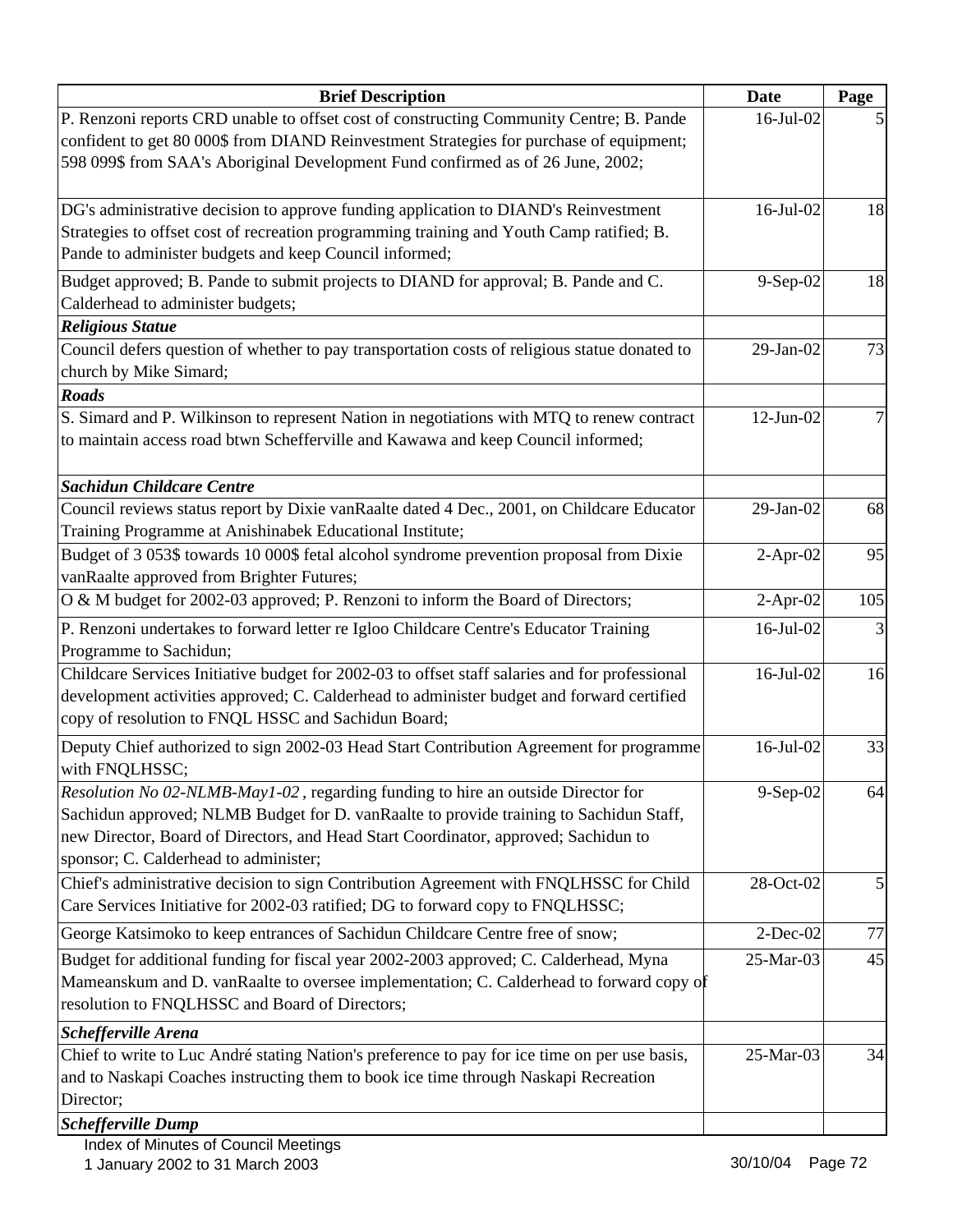| Brief Description | Date | Page |
|---|---|---|
| P. Renzoni reports CRD unable to offset cost of constructing Community Centre; B. Pande confident to get 80 000$ from DIAND Reinvestment Strategies for purchase of equipment; 598 099$ from SAA's Aboriginal Development Fund confirmed as of 26 June, 2002; | 16-Jul-02 | 5 |
| DG's administrative decision to approve funding application to DIAND's Reinvestment Strategies to offset cost of recreation programming training and Youth Camp ratified; B. Pande to administer budgets and keep Council informed; | 16-Jul-02 | 18 |
| Budget approved; B. Pande to submit projects to DIAND for approval; B. Pande and C. Calderhead to administer budgets; | 9-Sep-02 | 18 |
| ***Religious Statue*** | | |
| Council defers question of whether to pay transportation costs of religious statue donated to church by Mike Simard; | 29-Jan-02 | 73 |
| ***Roads*** | | |
| S. Simard and P. Wilkinson to represent Nation in negotiations with MTQ to renew contract to maintain access road btwn Schefferville and Kawawa and keep Council informed; | 12-Jun-02 | 7 |
| ***Sachidun Childcare Centre*** | | |
| Council reviews status report by Dixie vanRaalte dated 4 Dec., 2001, on Childcare Educator Training Programme at Anishinabek Educational Institute; | 29-Jan-02 | 68 |
| Budget of 3 053$ towards 10 000$ fetal alcohol syndrome prevention proposal from Dixie vanRaalte approved from Brighter Futures; | 2-Apr-02 | 95 |
| O & M budget for 2002-03 approved; P. Renzoni to inform the Board of Directors; | 2-Apr-02 | 105 |
| P. Renzoni undertakes to forward letter re Igloo Childcare Centre's Educator Training Programme to Sachidun; | 16-Jul-02 | 3 |
| Childcare Services Initiative budget for 2002-03 to offset staff salaries and for professional development activities approved; C. Calderhead to administer budget and forward certified copy of resolution to FNQL HSSC and Sachidun Board; | 16-Jul-02 | 16 |
| Deputy Chief authorized to sign 2002-03 Head Start Contribution Agreement for programme with FNQLHSSC; | 16-Jul-02 | 33 |
| *Resolution No 02-NLMB-May1-02*, regarding funding to hire an outside Director for Sachidun approved; NLMB Budget for D. vanRaalte to provide training to Sachidun Staff, new Director, Board of Directors, and Head Start Coordinator, approved; Sachidun to sponsor; C. Calderhead to administer; | 9-Sep-02 | 64 |
| Chief's administrative decision to sign Contribution Agreement with FNQLHSSC for Child Care Services Initiative for 2002-03 ratified; DG to forward copy to FNQLHSSC; | 28-Oct-02 | 5 |
| George Katsimoko to keep entrances of Sachidun Childcare Centre free of snow; | 2-Dec-02 | 77 |
| Budget for additional funding for fiscal year 2002-2003 approved; C. Calderhead, Myna Mameanskum and D. vanRaalte to oversee implementation; C. Calderhead to forward copy of resolution to FNQLHSSC and Board of Directors; | 25-Mar-03 | 45 |
| ***Schefferville Arena*** | | |
| Chief to write to Luc André stating Nation's preference to pay for ice time on per use basis, and to Naskapi Coaches instructing them to book ice time through Naskapi Recreation Director; | 25-Mar-03 | 34 |
| ***Schefferville Dump*** | | |

Index of Minutes of Council Meetings
1 January 2002 to 31 March 2003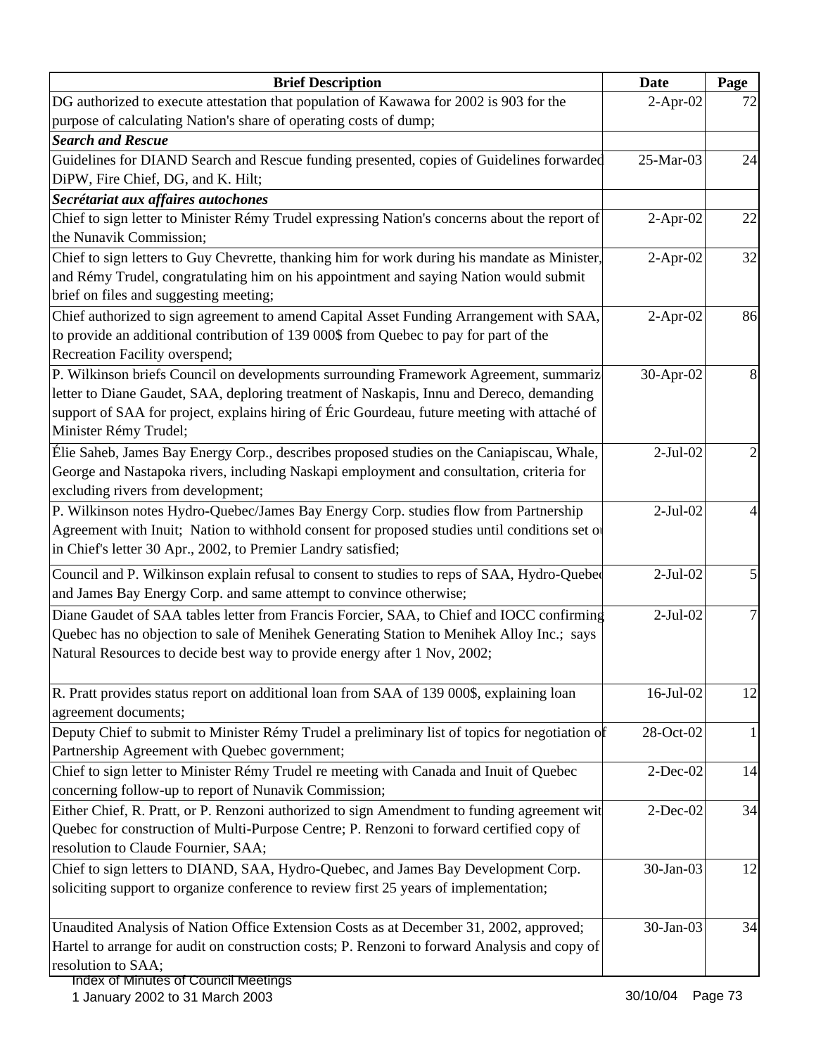| Brief Description | Date | Page |
|---|---|---|
| DG authorized to execute attestation that population of Kawawa for 2002 is 903 for the purpose of calculating Nation's share of operating costs of dump; | 2-Apr-02 | 72 |
| ***Search and Rescue*** | | |
| Guidelines for DIAND Search and Rescue funding presented, copies of Guidelines forwarded DiPW, Fire Chief, DG, and K. Hilt; | 25-Mar-03 | 24 |
| ***Secrétariat aux affaires autochones*** | | |
| Chief to sign letter to Minister Rémy Trudel expressing Nation's concerns about the report of the Nunavik Commission; | 2-Apr-02 | 22 |
| Chief to sign letters to Guy Chevrette, thanking him for work during his mandate as Minister, and Rémy Trudel, congratulating him on his appointment and saying Nation would submit brief on files and suggesting meeting; | 2-Apr-02 | 32 |
| Chief authorized to sign agreement to amend Capital Asset Funding Arrangement with SAA, to provide an additional contribution of 139 000$ from Quebec to pay for part of the Recreation Facility overspend; | 2-Apr-02 | 86 |
| P. Wilkinson briefs Council on developments surrounding Framework Agreement, summariz letter to Diane Gaudet, SAA, deploring treatment of Naskapis, Innu and Dereco, demanding support of SAA for project, explains hiring of Éric Gourdeau, future meeting with attaché of Minister Rémy Trudel; | 30-Apr-02 | 8 |
| Élie Saheb, James Bay Energy Corp., describes proposed studies on the Caniapiscau, Whale, George and Nastapoka rivers, including Naskapi employment and consultation, criteria for excluding rivers from development; | 2-Jul-02 | 2 |
| P. Wilkinson notes Hydro-Quebec/James Bay Energy Corp. studies flow from Partnership Agreement with Inuit; Nation to withhold consent for proposed studies until conditions set o in Chief's letter 30 Apr., 2002, to Premier Landry satisfied; | 2-Jul-02 | 4 |
| Council and P. Wilkinson explain refusal to consent to studies to reps of SAA, Hydro-Quebe and James Bay Energy Corp. and same attempt to convince otherwise; | 2-Jul-02 | 5 |
| Diane Gaudet of SAA tables letter from Francis Forcier, SAA, to Chief and IOCC confirming Quebec has no objection to sale of Menihek Generating Station to Menihek Alloy Inc.; says Natural Resources to decide best way to provide energy after 1 Nov, 2002; | 2-Jul-02 | 7 |
| R. Pratt provides status report on additional loan from SAA of 139 000$, explaining loan agreement documents; | 16-Jul-02 | 12 |
| Deputy Chief to submit to Minister Rémy Trudel a preliminary list of topics for negotiation of Partnership Agreement with Quebec government; | 28-Oct-02 | 1 |
| Chief to sign letter to Minister Rémy Trudel re meeting with Canada and Inuit of Quebec concerning follow-up to report of Nunavik Commission; | 2-Dec-02 | 14 |
| Either Chief, R. Pratt, or P. Renzoni authorized to sign Amendment to funding agreement wit Quebec for construction of Multi-Purpose Centre; P. Renzoni to forward certified copy of resolution to Claude Fournier, SAA; | 2-Dec-02 | 34 |
| Chief to sign letters to DIAND, SAA, Hydro-Quebec, and James Bay Development Corp. soliciting support to organize conference to review first 25 years of implementation; | 30-Jan-03 | 12 |
| Unaudited Analysis of Nation Office Extension Costs as at December 31, 2002, approved; Hartel to arrange for audit on construction costs; P. Renzoni to forward Analysis and copy of resolution to SAA; | 30-Jan-03 | 34 |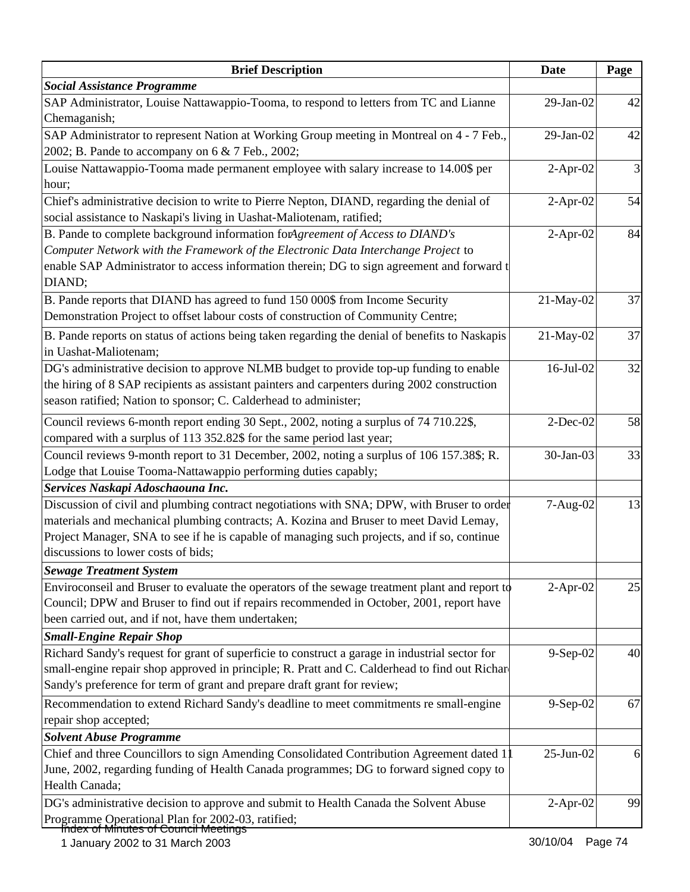| Brief Description | Date | Page |
|---|---|---|
| ***Social Assistance Programme*** | | |
| SAP Administrator, Louise Nattawappio-Tooma, to respond to letters from TC and Lianne Chemaganish; | 29-Jan-02 | 42 |
| SAP Administrator to represent Nation at Working Group meeting in Montreal on 4 - 7 Feb., 2002; B. Pande to accompany on 6 & 7 Feb., 2002; | 29-Jan-02 | 42 |
| Louise Nattawappio-Tooma made permanent employee with salary increase to 14.00$ per hour; | 2-Apr-02 | 3 |
| Chief's administrative decision to write to Pierre Nepton, DIAND, regarding the denial of social assistance to Naskapi's living in Uashat-Maliotenam, ratified; | 2-Apr-02 | 54 |
| B. Pande to complete background information for *Agreement of Access to DIAND's Computer Network with the Framework of the Electronic Data Interchange Project* to enable SAP Administrator to access information therein; DG to sign agreement and forward t DIAND; | 2-Apr-02 | 84 |
| B. Pande reports that DIAND has agreed to fund 150 000$ from Income Security Demonstration Project to offset labour costs of construction of Community Centre; | 21-May-02 | 37 |
| B. Pande reports on status of actions being taken regarding the denial of benefits to Naskapis in Uashat-Maliotenam; | 21-May-02 | 37 |
| DG's administrative decision to approve NLMB budget to provide top-up funding to enable the hiring of 8 SAP recipients as assistant painters and carpenters during 2002 construction season ratified; Nation to sponsor; C. Calderhead to administer; | 16-Jul-02 | 32 |
| Council reviews 6-month report ending 30 Sept., 2002, noting a surplus of 74 710.22$, compared with a surplus of 113 352.82$ for the same period last year; | 2-Dec-02 | 58 |
| Council reviews 9-month report to 31 December, 2002, noting a surplus of 106 157.38$; R. Lodge that Louise Tooma-Nattawappio performing duties capably; | 30-Jan-03 | 33 |
| ***Services Naskapi Adoschaouna Inc.*** | | |
| Discussion of civil and plumbing contract negotiations with SNA; DPW, with Bruser to order materials and mechanical plumbing contracts; A. Kozina and Bruser to meet David Lemay, Project Manager, SNA to see if he is capable of managing such projects, and if so, continue discussions to lower costs of bids; | 7-Aug-02 | 13 |
| ***Sewage Treatment System*** | | |
| Enviroconseil and Bruser to evaluate the operators of the sewage treatment plant and report to Council; DPW and Bruser to find out if repairs recommended in October, 2001, report have been carried out, and if not, have them undertaken; | 2-Apr-02 | 25 |
| ***Small-Engine Repair Shop*** | | |
| Richard Sandy's request for grant of superficie to construct a garage in industrial sector for small-engine repair shop approved in principle; R. Pratt and C. Calderhead to find out Richard Sandy's preference for term of grant and prepare draft grant for review; | 9-Sep-02 | 40 |
| Recommendation to extend Richard Sandy's deadline to meet commitments re small-engine repair shop accepted; | 9-Sep-02 | 67 |
| ***Solvent Abuse Programme*** | | |
| Chief and three Councillors to sign Amending Consolidated Contribution Agreement dated 11 June, 2002, regarding funding of Health Canada programmes; DG to forward signed copy to Health Canada; | 25-Jun-02 | 6 |
| DG's administrative decision to approve and submit to Health Canada the Solvent Abuse Programme Operational Plan for 2002-03, ratified; | 2-Apr-02 | 99 |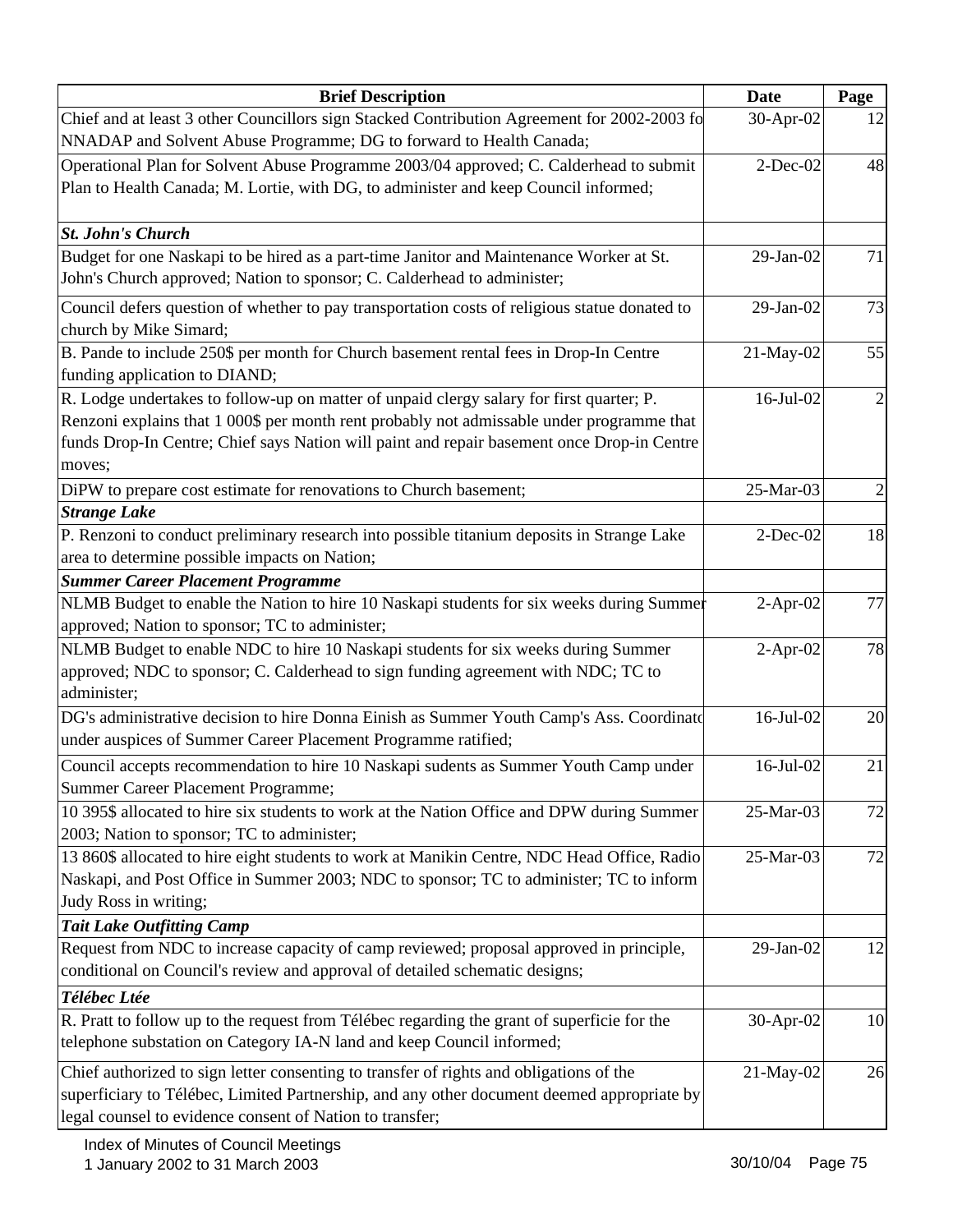| Brief Description | Date | Page |
|---|---|---|
| Chief and at least 3 other Councillors sign Stacked Contribution Agreement for 2002-2003 fo NNADAP and Solvent Abuse Programme; DG to forward to Health Canada; | 30-Apr-02 | 12 |
| Operational Plan for Solvent Abuse Programme 2003/04 approved; C. Calderhead to submit Plan to Health Canada; M. Lortie, with DG, to administer and keep Council informed; | 2-Dec-02 | 48 |
| ***St. John's Church*** | | |
| Budget for one Naskapi to be hired as a part-time Janitor and Maintenance Worker at St. John's Church approved; Nation to sponsor; C. Calderhead to administer; | 29-Jan-02 | 71 |
| Council defers question of whether to pay transportation costs of religious statue donated to church by Mike Simard; | 29-Jan-02 | 73 |
| B. Pande to include 250$ per month for Church basement rental fees in Drop-In Centre funding application to DIAND; | 21-May-02 | 55 |
| R. Lodge undertakes to follow-up on matter of unpaid clergy salary for first quarter; P. Renzoni explains that 1 000$ per month rent probably not admissable under programme that funds Drop-In Centre; Chief says Nation will paint and repair basement once Drop-in Centre moves; | 16-Jul-02 | 2 |
| DiPW to prepare cost estimate for renovations to Church basement; | 25-Mar-03 | 2 |
| ***Strange Lake*** | | |
| P. Renzoni to conduct preliminary research into possible titanium deposits in Strange Lake area to determine possible impacts on Nation; | 2-Dec-02 | 18 |
| ***Summer Career Placement Programme*** | | |
| NLMB Budget to enable the Nation to hire 10 Naskapi students for six weeks during Summer approved; Nation to sponsor; TC to administer; | 2-Apr-02 | 77 |
| NLMB Budget to enable NDC to hire 10 Naskapi students for six weeks during Summer approved; NDC to sponsor; C. Calderhead to sign funding agreement with NDC; TC to administer; | 2-Apr-02 | 78 |
| DG's administrative decision to hire Donna Einish as Summer Youth Camp's Ass. Coordinato under auspices of Summer Career Placement Programme ratified; | 16-Jul-02 | 20 |
| Council accepts recommendation to hire 10 Naskapi sudents as Summer Youth Camp under Summer Career Placement Programme; | 16-Jul-02 | 21 |
| 10 395$ allocated to hire six students to work at the Nation Office and DPW during Summer 2003; Nation to sponsor; TC to administer; | 25-Mar-03 | 72 |
| 13 860$ allocated to hire eight students to work at Manikin Centre, NDC Head Office, Radio Naskapi, and Post Office in Summer 2003; NDC to sponsor; TC to administer; TC to inform Judy Ross in writing; | 25-Mar-03 | 72 |
| ***Tait Lake Outfitting Camp*** | | |
| Request from NDC to increase capacity of camp reviewed; proposal approved in principle, conditional on Council's review and approval of detailed schematic designs; | 29-Jan-02 | 12 |
| ***Télébec Ltée*** | | |
| R. Pratt to follow up to the request from Télébec regarding the grant of superficie for the telephone substation on Category IA-N land and keep Council informed; | 30-Apr-02 | 10 |
| Chief authorized to sign letter consenting to transfer of rights and obligations of the superficiary to Télébec, Limited Partnership, and any other document deemed appropriate by legal counsel to evidence consent of Nation to transfer; | 21-May-02 | 26 |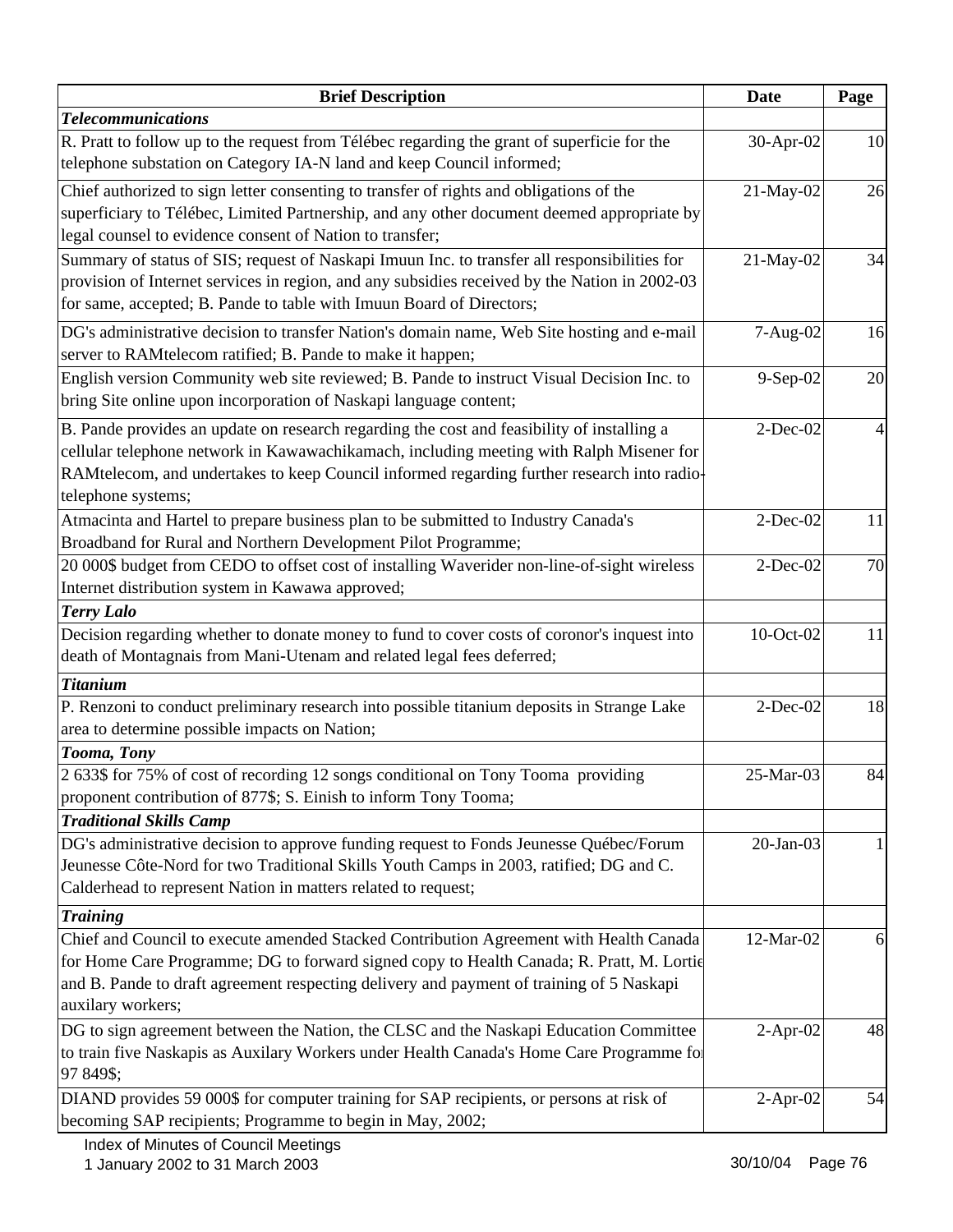| Brief Description | Date | Page |
|---|---|---|
| ***Telecommunications*** | | |
| R. Pratt to follow up to the request from Télébec regarding the grant of superficie for the telephone substation on Category IA-N land and keep Council informed; | 30-Apr-02 | 10 |
| Chief authorized to sign letter consenting to transfer of rights and obligations of the superficiary to Télébec, Limited Partnership, and any other document deemed appropriate by legal counsel to evidence consent of Nation to transfer; | 21-May-02 | 26 |
| Summary of status of SIS; request of Naskapi Imuun Inc. to transfer all responsibilities for provision of Internet services in region, and any subsidies received by the Nation in 2002-03 for same, accepted; B. Pande to table with Imuun Board of Directors; | 21-May-02 | 34 |
| DG's administrative decision to transfer Nation's domain name, Web Site hosting and e-mail server to RAMtelecom ratified; B. Pande to make it happen; | 7-Aug-02 | 16 |
| English version Community web site reviewed; B. Pande to instruct Visual Decision Inc. to bring Site online upon incorporation of Naskapi language content; | 9-Sep-02 | 20 |
| B. Pande provides an update on research regarding the cost and feasibility of installing a cellular telephone network in Kawawachikamach, including meeting with Ralph Misener for RAMtelecom, and undertakes to keep Council informed regarding further research into radio-telephone systems; | 2-Dec-02 | 4 |
| Atmacinta and Hartel to prepare business plan to be submitted to Industry Canada's Broadband for Rural and Northern Development Pilot Programme; | 2-Dec-02 | 11 |
| 20 000$ budget from CEDO to offset cost of installing Waverider non-line-of-sight wireless Internet distribution system in Kawawa approved; | 2-Dec-02 | 70 |
| ***Terry Lalo*** | | |
| Decision regarding whether to donate money to fund to cover costs of coronor's inquest into death of Montagnais from Mani-Utenam and related legal fees deferred; | 10-Oct-02 | 11 |
| ***Titanium*** | | |
| P. Renzoni to conduct preliminary research into possible titanium deposits in Strange Lake area to determine possible impacts on Nation; | 2-Dec-02 | 18 |
| ***Tooma, Tony*** | | |
| 2 633$ for 75% of cost of recording 12 songs conditional on Tony Tooma providing proponent contribution of 877$; S. Einish to inform Tony Tooma; | 25-Mar-03 | 84 |
| ***Traditional Skills Camp*** | | |
| DG's administrative decision to approve funding request to Fonds Jeunesse Québec/Forum Jeunesse Côte-Nord for two Traditional Skills Youth Camps in 2003, ratified; DG and C. Calderhead to represent Nation in matters related to request; | 20-Jan-03 | 1 |
| ***Training*** | | |
| Chief and Council to execute amended Stacked Contribution Agreement with Health Canada for Home Care Programme; DG to forward signed copy to Health Canada; R. Pratt, M. Lortie and B. Pande to draft agreement respecting delivery and payment of training of 5 Naskapi auxilary workers; | 12-Mar-02 | 6 |
| DG to sign agreement between the Nation, the CLSC and the Naskapi Education Committee to train five Naskapis as Auxilary Workers under Health Canada's Home Care Programme for 97 849$; | 2-Apr-02 | 48 |
| DIAND provides 59 000$ for computer training for SAP recipients, or persons at risk of becoming SAP recipients; Programme to begin in May, 2002; | 2-Apr-02 | 54 |

Index of Minutes of Council Meetings
1 January 2002 to 31 March 2003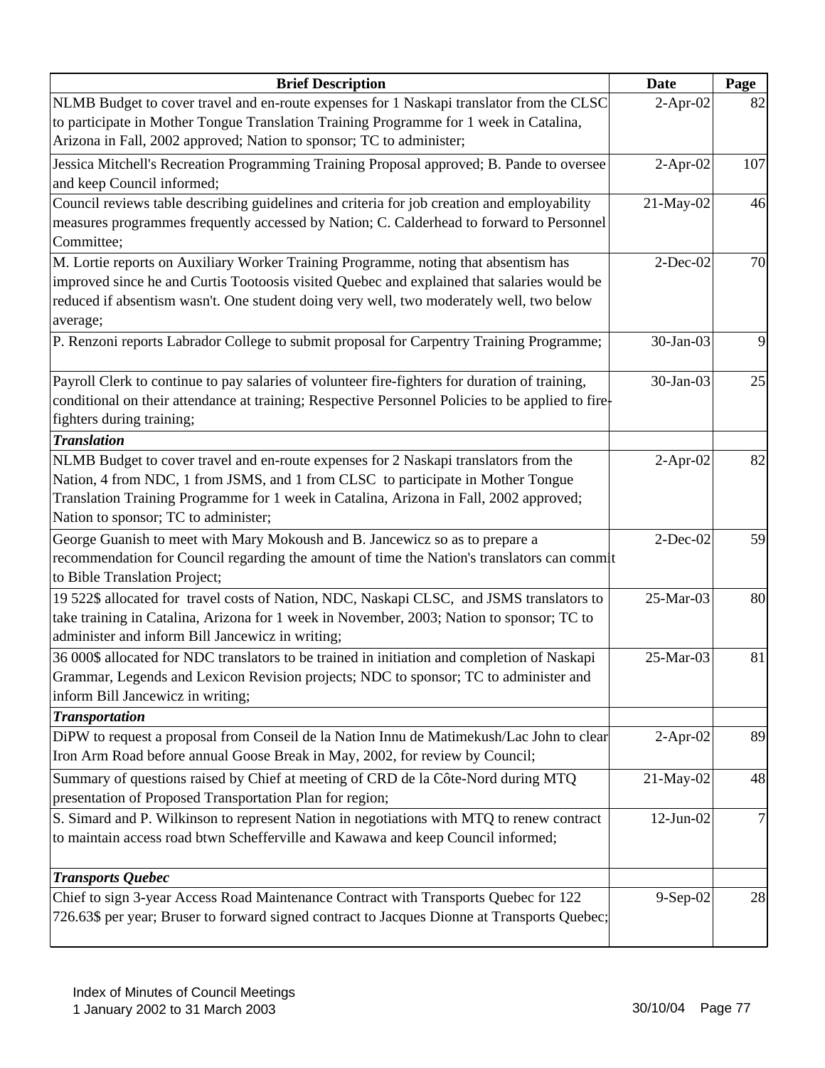| Brief Description | Date | Page |
|---|---|---|
| NLMB Budget to cover travel and en-route expenses for 1 Naskapi translator from the CLSC to participate in Mother Tongue Translation Training Programme for 1 week in Catalina, Arizona in Fall, 2002 approved; Nation to sponsor; TC to administer; | 2-Apr-02 | 82 |
| Jessica Mitchell's Recreation Programming Training Proposal approved; B. Pande to oversee and keep Council informed; | 2-Apr-02 | 107 |
| Council reviews table describing guidelines and criteria for job creation and employability measures programmes frequently accessed by Nation; C. Calderhead to forward to Personnel Committee; | 21-May-02 | 46 |
| M. Lortie reports on Auxiliary Worker Training Programme, noting that absentism has improved since he and Curtis Tootoosis visited Quebec and explained that salaries would be reduced if absentism wasn't. One student doing very well, two moderately well, two below average; | 2-Dec-02 | 70 |
| P. Renzoni reports Labrador College to submit proposal for Carpentry Training Programme; | 30-Jan-03 | 9 |
| Payroll Clerk to continue to pay salaries of volunteer fire-fighters for duration of training, conditional on their attendance at training; Respective Personnel Policies to be applied to fire-fighters during training; | 30-Jan-03 | 25 |
| ***Translation*** | | |
| NLMB Budget to cover travel and en-route expenses for 2 Naskapi translators from the Nation, 4 from NDC, 1 from JSMS, and 1 from CLSC to participate in Mother Tongue Translation Training Programme for 1 week in Catalina, Arizona in Fall, 2002 approved; Nation to sponsor; TC to administer; | 2-Apr-02 | 82 |
| George Guanish to meet with Mary Mokoush and B. Jancewicz so as to prepare a recommendation for Council regarding the amount of time the Nation's translators can commit to Bible Translation Project; | 2-Dec-02 | 59 |
| 19 522$ allocated for travel costs of Nation, NDC, Naskapi CLSC, and JSMS translators to take training in Catalina, Arizona for 1 week in November, 2003; Nation to sponsor; TC to administer and inform Bill Jancewicz in writing; | 25-Mar-03 | 80 |
| 36 000$ allocated for NDC translators to be trained in initiation and completion of Naskapi Grammar, Legends and Lexicon Revision projects; NDC to sponsor; TC to administer and inform Bill Jancewicz in writing; | 25-Mar-03 | 81 |
| ***Transportation*** | | |
| DiPW to request a proposal from Conseil de la Nation Innu de Matimekush/Lac John to clear Iron Arm Road before annual Goose Break in May, 2002, for review by Council; | 2-Apr-02 | 89 |
| Summary of questions raised by Chief at meeting of CRD de la Côte-Nord during MTQ presentation of Proposed Transportation Plan for region; | 21-May-02 | 48 |
| S. Simard and P. Wilkinson to represent Nation in negotiations with MTQ to renew contract to maintain access road btwn Schefferville and Kawawa and keep Council informed; | 12-Jun-02 | 7 |
| ***Transports Quebec*** | | |
| Chief to sign 3-year Access Road Maintenance Contract with Transports Quebec for 122 726.63$ per year; Bruser to forward signed contract to Jacques Dionne at Transports Quebec; | 9-Sep-02 | 28 |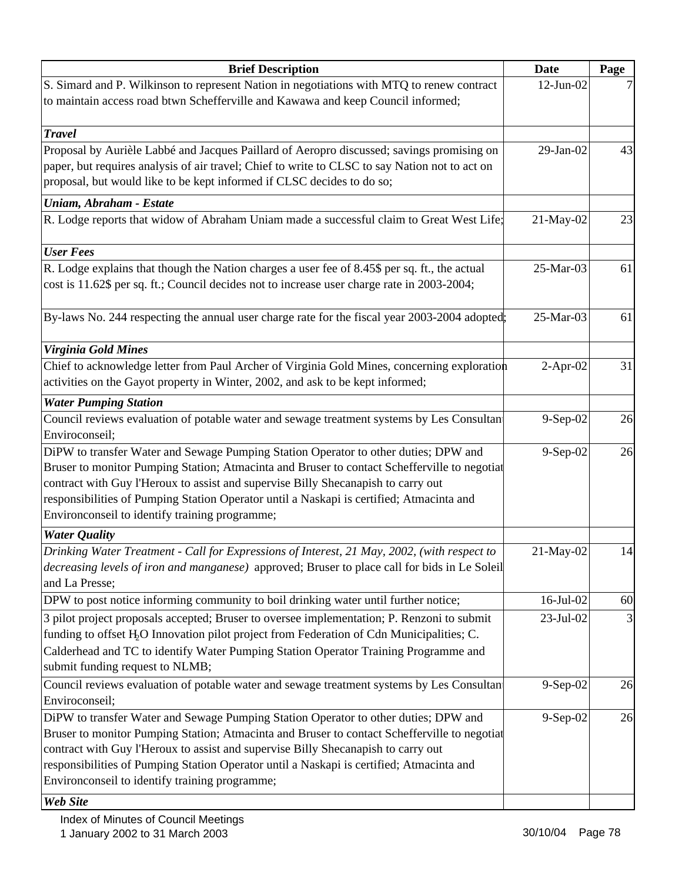| Brief Description | Date | Page |
|---|---|---|
| S. Simard and P. Wilkinson to represent Nation in negotiations with MTQ to renew contract to maintain access road btwn Schefferville and Kawawa and keep Council informed; | 12-Jun-02 | 7 |
| ***Travel*** | | |
| Proposal by Aurièle Labbé and Jacques Paillard of Aeropro discussed; savings promising on paper, but requires analysis of air travel; Chief to write to CLSC to say Nation not to act on proposal, but would like to be kept informed if CLSC decides to do so; | 29-Jan-02 | 43 |
| ***Uniam, Abraham - Estate*** | | |
| R. Lodge reports that widow of Abraham Uniam made a successful claim to Great West Life; | 21-May-02 | 23 |
| ***User Fees*** | | |
| R. Lodge explains that though the Nation charges a user fee of 8.45$ per sq. ft., the actual cost is 11.62$ per sq. ft.; Council decides not to increase user charge rate in 2003-2004; | 25-Mar-03 | 61 |
| By-laws No. 244 respecting the annual user charge rate for the fiscal year 2003-2004 adopted; | 25-Mar-03 | 61 |
| ***Virginia Gold Mines*** | | |
| Chief to acknowledge letter from Paul Archer of Virginia Gold Mines, concerning exploration activities on the Gayot property in Winter, 2002, and ask to be kept informed; | 2-Apr-02 | 31 |
| ***Water Pumping Station*** | | |
| Council reviews evaluation of potable water and sewage treatment systems by Les Consultant Enviroconseil; | 9-Sep-02 | 26 |
| DiPW to transfer Water and Sewage Pumping Station Operator to other duties; DPW and Bruser to monitor Pumping Station; Atmacinta and Bruser to contact Schefferville to negotiat contract with Guy l'Heroux to assist and supervise Billy Shecanapish to carry out responsibilities of Pumping Station Operator until a Naskapi is certified; Atmacinta and Environconseil to identify training programme; | 9-Sep-02 | 26 |
| ***Water Quality*** | | |
| *Drinking Water Treatment - Call for Expressions of Interest, 21 May, 2002, (with respect to decreasing levels of iron and manganese)* approved; Bruser to place call for bids in Le Soleil and La Presse; | 21-May-02 | 14 |
| DPW to post notice informing community to boil drinking water until further notice; | 16-Jul-02 | 60 |
| 3 pilot project proposals accepted; Bruser to oversee implementation; P. Renzoni to submit funding to offset $H_2O$ Innovation pilot project from Federation of Cdn Municipalities; C. Calderhead and TC to identify Water Pumping Station Operator Training Programme and submit funding request to NLMB; | 23-Jul-02 | 3 |
| Council reviews evaluation of potable water and sewage treatment systems by Les Consultant Enviroconseil; | 9-Sep-02 | 26 |
| DiPW to transfer Water and Sewage Pumping Station Operator to other duties; DPW and Bruser to monitor Pumping Station; Atmacinta and Bruser to contact Schefferville to negotiat contract with Guy l'Heroux to assist and supervise Billy Shecanapish to carry out responsibilities of Pumping Station Operator until a Naskapi is certified; Atmacinta and Environconseil to identify training programme; | 9-Sep-02 | 26 |
| ***Web Site*** | | |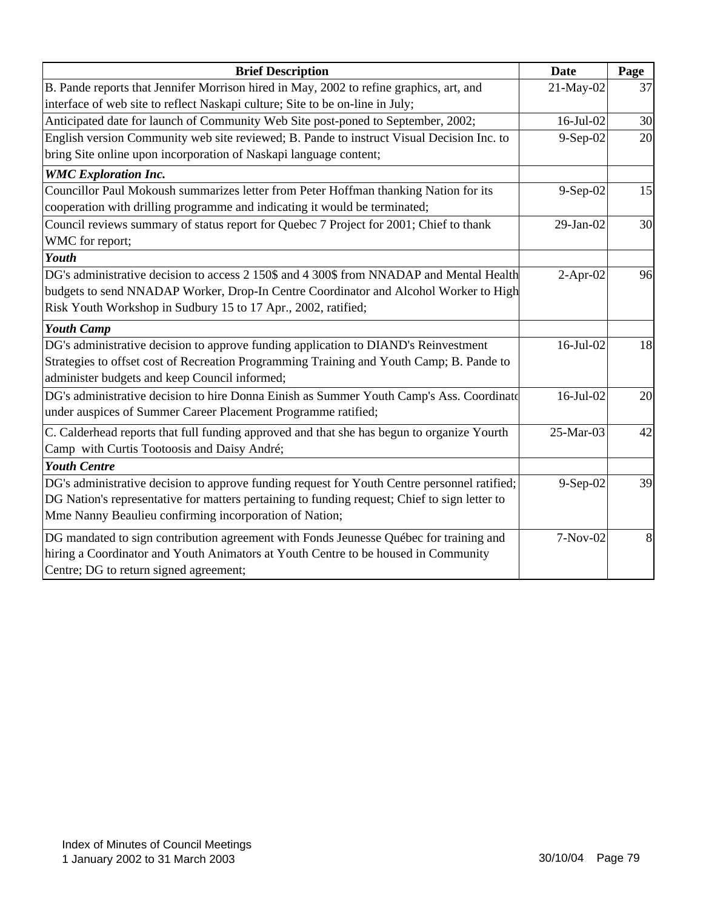| Brief Description | Date | Page |
|---|---|---|
| B. Pande reports that Jennifer Morrison hired in May, 2002 to refine graphics, art, and interface of web site to reflect Naskapi culture; Site to be on-line in July; | 21-May-02 | 37 |
| Anticipated date for launch of Community Web Site post-poned to September, 2002; | 16-Jul-02 | 30 |
| English version Community web site reviewed; B. Pande to instruct Visual Decision Inc. to bring Site online upon incorporation of Naskapi language content; | 9-Sep-02 | 20 |
| ***WMC Exploration Inc.*** | | |
| Councillor Paul Mokoush summarizes letter from Peter Hoffman thanking Nation for its cooperation with drilling programme and indicating it would be terminated; | 9-Sep-02 | 15 |
| Council reviews summary of status report for Quebec 7 Project for 2001; Chief to thank WMC for report; | 29-Jan-02 | 30 |
| ***Youth*** | | |
| DG's administrative decision to access 2 150$ and 4 300$ from NNADAP and Mental Health budgets to send NNADAP Worker, Drop-In Centre Coordinator and Alcohol Worker to High Risk Youth Workshop in Sudbury 15 to 17 Apr., 2002, ratified; | 2-Apr-02 | 96 |
| ***Youth Camp*** | | |
| DG's administrative decision to approve funding application to DIAND's Reinvestment Strategies to offset cost of Recreation Programming Training and Youth Camp; B. Pande to administer budgets and keep Council informed; | 16-Jul-02 | 18 |
| DG's administrative decision to hire Donna Einish as Summer Youth Camp's Ass. Coordinato under auspices of Summer Career Placement Programme ratified; | 16-Jul-02 | 20 |
| C. Calderhead reports that full funding approved and that she has begun to organize Yourth Camp with Curtis Tootoosis and Daisy André; | 25-Mar-03 | 42 |
| ***Youth Centre*** | | |
| DG's administrative decision to approve funding request for Youth Centre personnel ratified; DG Nation's representative for matters pertaining to funding request; Chief to sign letter to Mme Nanny Beaulieu confirming incorporation of Nation; | 9-Sep-02 | 39 |
| DG mandated to sign contribution agreement with Fonds Jeunesse Québec for training and hiring a Coordinator and Youth Animators at Youth Centre to be housed in Community Centre; DG to return signed agreement; | 7-Nov-02 | 8 |